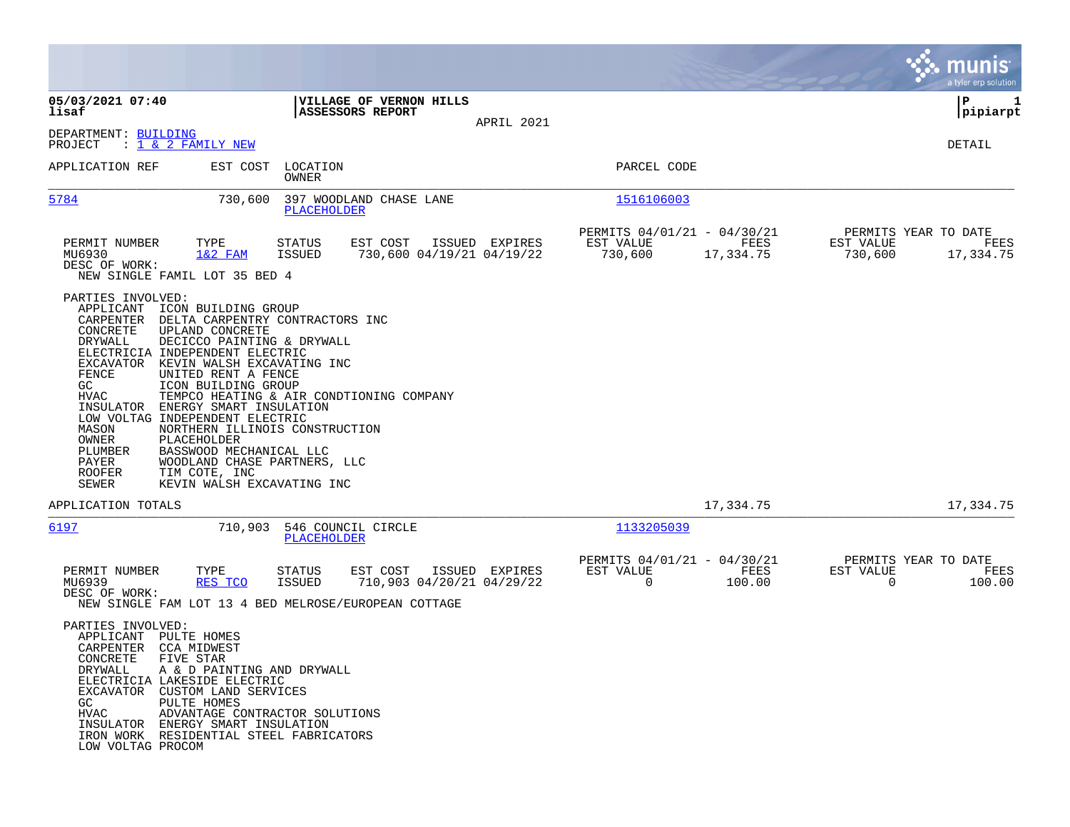05/03/2021 07:40
lisaf

**VILLAGE OF VERNON HILLS**
**ASSESSORS REPORT**

APRIL 2021

P 1
pipiarpt

DEPARTMENT: BUILDING
PROJECT : 1 & 2 FAMILY NEW

DETAIL

| APPLICATION REF | EST COST | LOCATION / OWNER | PARCEL CODE |
|---|---|---|---|
| 5784 | 730,600 | 397 WOODLAND CHASE LANE / PLACEHOLDER | 1516106003 |

| PERMIT NUMBER | TYPE | STATUS | EST COST | ISSUED | EXPIRES | PERMITS 04/01/21 - 04/30/21 EST VALUE | FEES | PERMITS YEAR TO DATE EST VALUE | FEES |
|---|---|---|---|---|---|---|---|---|---|
| MU6930 | 1&2 FAM | ISSUED | 730,600 | 04/19/21 | 04/19/22 | 730,600 | 17,334.75 | 730,600 | 17,334.75 |

DESC OF WORK:
NEW SINGLE FAMIL LOT 35 BED 4

PARTIES INVOLVED:

| Role | Party |
|---|---|
| APPLICANT | ICON BUILDING GROUP |
| CARPENTER | DELTA CARPENTRY CONTRACTORS INC |
| CONCRETE | UPLAND CONCRETE |
| DRYWALL | DECICCO PAINTING & DRYWALL |
| ELECTRICIA | INDEPENDENT ELECTRIC |
| EXCAVATOR | KEVIN WALSH EXCAVATING INC |
| FENCE | UNITED RENT A FENCE |
| GC | ICON BUILDING GROUP |
| HVAC | TEMPCO HEATING & AIR CONDTIONING COMPANY |
| INSULATOR | ENERGY SMART INSULATION |
| LOW VOLTAG | INDEPENDENT ELECTRIC |
| MASON | NORTHERN ILLINOIS CONSTRUCTION |
| OWNER | PLACEHOLDER |
| PLUMBER | BASSWOOD MECHANICAL LLC |
| PAYER | WOODLAND CHASE PARTNERS, LLC |
| ROOFER | TIM COTE, INC |
| SEWER | KEVIN WALSH EXCAVATING INC |

APPLICATION TOTALS: 17,334.75 | 17,334.75

| APPLICATION REF | EST COST | LOCATION / OWNER | PARCEL CODE |
|---|---|---|---|
| 6197 | 710,903 | 546 COUNCIL CIRCLE / PLACEHOLDER | 1133205039 |

| PERMIT NUMBER | TYPE | STATUS | EST COST | ISSUED | EXPIRES | PERMITS 04/01/21 - 04/30/21 EST VALUE | FEES | PERMITS YEAR TO DATE EST VALUE | FEES |
|---|---|---|---|---|---|---|---|---|---|
| MU6939 | RES TCO | ISSUED | 710,903 | 04/20/21 | 04/29/22 | 0 | 100.00 | 0 | 100.00 |

DESC OF WORK:
NEW SINGLE FAM LOT 13 4 BED MELROSE/EUROPEAN COTTAGE

PARTIES INVOLVED:

| Role | Party |
|---|---|
| APPLICANT | PULTE HOMES |
| CARPENTER | CCA MIDWEST |
| CONCRETE | FIVE STAR |
| DRYWALL | A & D PAINTING AND DRYWALL |
| ELECTRICIA | LAKESIDE ELECTRIC |
| EXCAVATOR | CUSTOM LAND SERVICES |
| GC | PULTE HOMES |
| HVAC | ADVANTAGE CONTRACTOR SOLUTIONS |
| INSULATOR | ENERGY SMART INSULATION |
| IRON WORK | RESIDENTIAL STEEL FABRICATORS |
| LOW VOLTAG | PROCOM |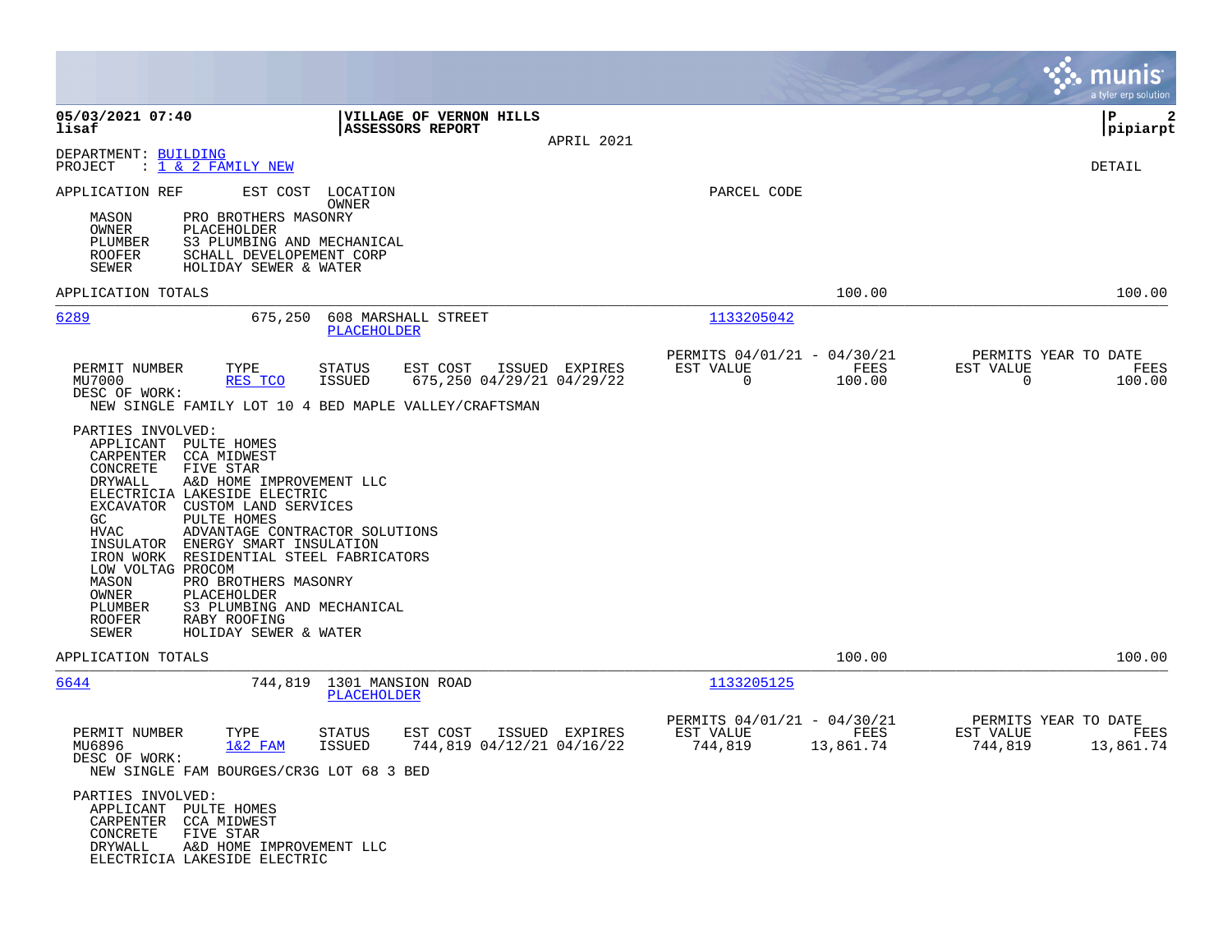**05/03/2021 07:40** **VILLAGE OF VERNON HILLS**
**lisaf** **ASSESSORS REPORT**
APRIL 2021

**P 2**
**pipiarpt**

DEPARTMENT: BUILDING
PROJECT : 1 & 2 FAMILY NEW

DETAIL

APPLICATION REF    EST COST    LOCATION
OWNER
PARCEL CODE

MASON    PRO BROTHERS MASONRY
OWNER    PLACEHOLDER
PLUMBER    S3 PLUMBING AND MECHANICAL
ROOFER    SCHALL DEVELOPEMENT CORP
SEWER    HOLIDAY SEWER & WATER

APPLICATION TOTALS    100.00    100.00

---

6289    675,250    608 MARSHALL STREET    1133205042
PLACEHOLDER

| PERMIT NUMBER | TYPE | STATUS | EST COST | ISSUED | EXPIRES | PERMITS 04/01/21 - 04/30/21 EST VALUE | FEES | PERMITS YEAR TO DATE EST VALUE | FEES |
|---|---|---|---|---|---|---|---|---|---|
| MU7000 | RES TCO | ISSUED | 675,250 | 04/29/21 | 04/29/22 | 0 | 100.00 | 0 | 100.00 |

DESC OF WORK:
NEW SINGLE FAMILY LOT 10 4 BED MAPLE VALLEY/CRAFTSMAN

PARTIES INVOLVED:
APPLICANT    PULTE HOMES
CARPENTER    CCA MIDWEST
CONCRETE    FIVE STAR
DRYWALL    A&D HOME IMPROVEMENT LLC
ELECTRICIA    LAKESIDE ELECTRIC
EXCAVATOR    CUSTOM LAND SERVICES
GC    PULTE HOMES
HVAC    ADVANTAGE CONTRACTOR SOLUTIONS
INSULATOR    ENERGY SMART INSULATION
IRON WORK    RESIDENTIAL STEEL FABRICATORS
LOW VOLTAG    PROCOM
MASON    PRO BROTHERS MASONRY
OWNER    PLACEHOLDER
PLUMBER    S3 PLUMBING AND MECHANICAL
ROOFER    RABY ROOFING
SEWER    HOLIDAY SEWER & WATER

APPLICATION TOTALS    100.00    100.00

---

6644    744,819    1301 MANSION ROAD    1133205125
PLACEHOLDER

| PERMIT NUMBER | TYPE | STATUS | EST COST | ISSUED | EXPIRES | PERMITS 04/01/21 - 04/30/21 EST VALUE | FEES | PERMITS YEAR TO DATE EST VALUE | FEES |
|---|---|---|---|---|---|---|---|---|---|
| MU6896 | 1&2 FAM | ISSUED | 744,819 | 04/12/21 | 04/16/22 | 744,819 | 13,861.74 | 744,819 | 13,861.74 |

DESC OF WORK:
NEW SINGLE FAM BOURGES/CR3G LOT 68 3 BED

PARTIES INVOLVED:
APPLICANT    PULTE HOMES
CARPENTER    CCA MIDWEST
CONCRETE    FIVE STAR
DRYWALL    A&D HOME IMPROVEMENT LLC
ELECTRICIA    LAKESIDE ELECTRIC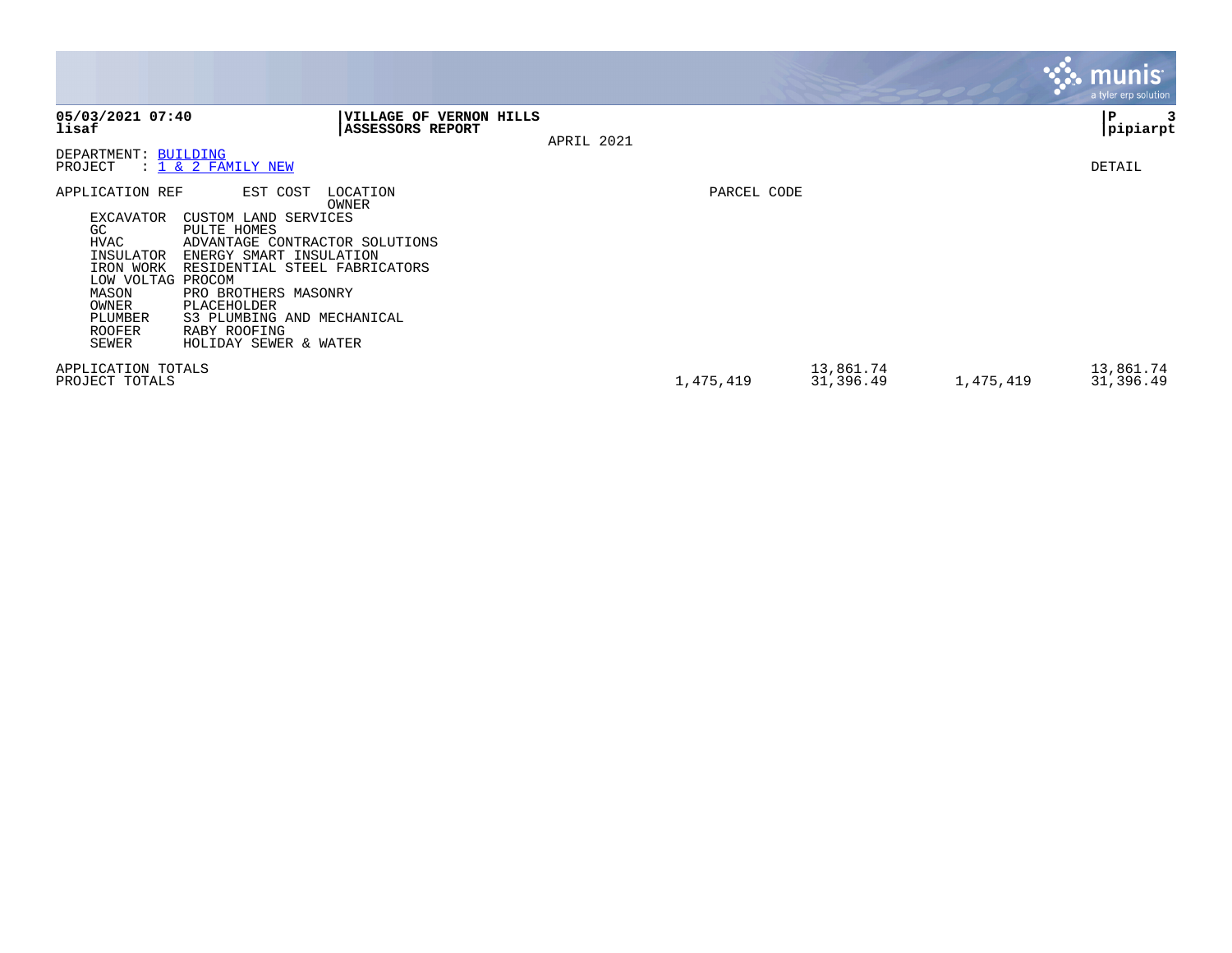**05/03/2021 07:40**
**lisaf**

**VILLAGE OF VERNON HILLS**
**ASSESSORS REPORT**

APRIL 2021

**P 3**
**pipiarpt**

DEPARTMENT: BUILDING
PROJECT : 1 & 2 FAMILY NEW

DETAIL

| APPLICATION REF | EST COST | LOCATION / OWNER | PARCEL CODE | | | |
|---|---|---|---|---|---|---|
| EXCAVATOR | CUSTOM LAND SERVICES | | | | | |
| GC | PULTE HOMES | | | | | |
| HVAC | ADVANTAGE CONTRACTOR SOLUTIONS | | | | | |
| INSULATOR | ENERGY SMART INSULATION | | | | | |
| IRON WORK | RESIDENTIAL STEEL FABRICATORS | | | | | |
| LOW VOLTAG | PROCOM | | | | | |
| MASON | PRO BROTHERS MASONRY | | | | | |
| OWNER | PLACEHOLDER | | | | | |
| PLUMBER | S3 PLUMBING AND MECHANICAL | | | | | |
| ROOFER | RABY ROOFING | | | | | |
| SEWER | HOLIDAY SEWER & WATER | | | | | |
| APPLICATION TOTALS | | | | 13,861.74 | | 13,861.74 |
| PROJECT TOTALS | | | 1,475,419 | 31,396.49 | 1,475,419 | 31,396.49 |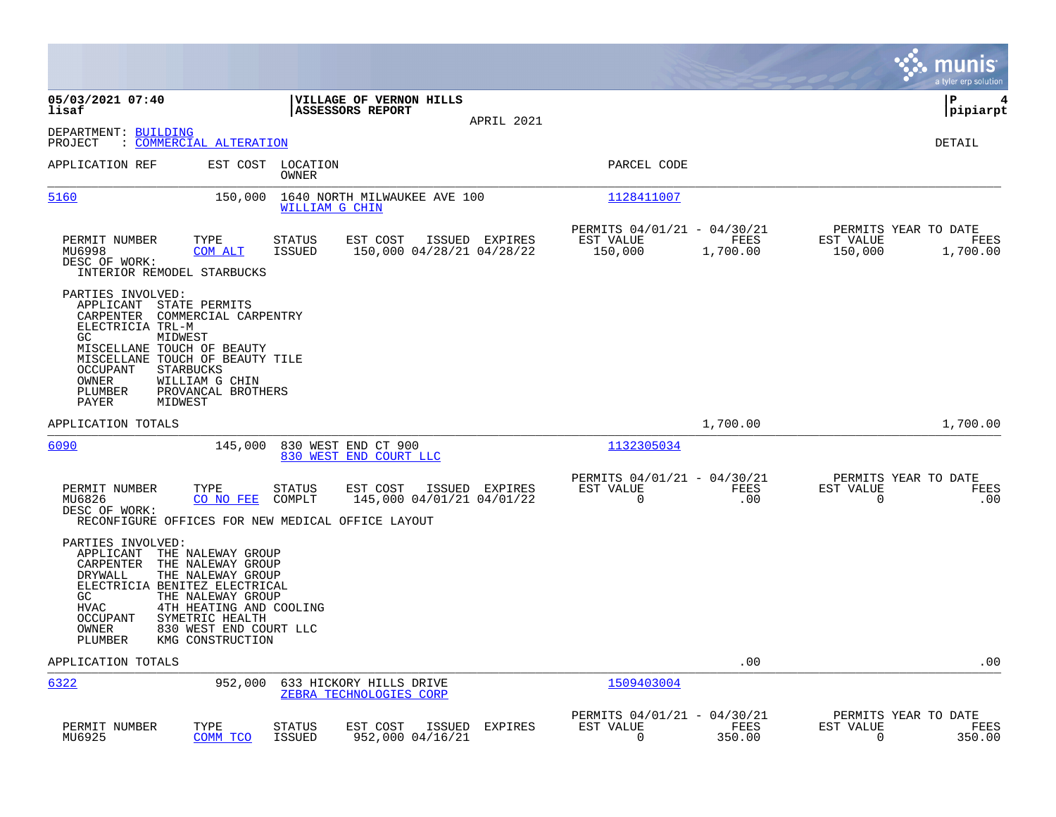05/03/2021 07:40 lisaf | VILLAGE OF VERNON HILLS ASSESSORS REPORT | APRIL 2021 | pipiarpt

DEPARTMENT: BUILDING
PROJECT : COMMERCIAL ALTERATION

DETAIL

| APPLICATION REF | EST COST | LOCATION / OWNER | PARCEL CODE |
|---|---|---|---|
| 5160 | 150,000 | 1640 NORTH MILWAUKEE AVE 100 / WILLIAM G CHIN | 1128411007 |

| PERMIT NUMBER | TYPE | STATUS | EST COST | ISSUED | EXPIRES | PERMITS 04/01/21 - 04/30/21 EST VALUE | FEES | PERMITS YEAR TO DATE EST VALUE | FEES |
|---|---|---|---|---|---|---|---|---|---|
| MU6998 | COM ALT | ISSUED | 150,000 | 04/28/21 | 04/28/22 | 150,000 | 1,700.00 | 150,000 | 1,700.00 |

DESC OF WORK:
INTERIOR REMODEL STARBUCKS

PARTIES INVOLVED:
- APPLICANT STATE PERMITS
- CARPENTER COMMERCIAL CARPENTRY
- ELECTRICIA TRL-M
- GC MIDWEST
- MISCELLANE TOUCH OF BEAUTY
- MISCELLANE TOUCH OF BEAUTY TILE
- OCCUPANT STARBUCKS
- OWNER WILLIAM G CHIN
- PLUMBER PROVANCAL BROTHERS
- PAYER MIDWEST

APPLICATION TOTALS 1,700.00 1,700.00

| APPLICATION REF | EST COST | LOCATION / OWNER | PARCEL CODE |
|---|---|---|---|
| 6090 | 145,000 | 830 WEST END CT 900 / 830 WEST END COURT LLC | 1132305034 |

| PERMIT NUMBER | TYPE | STATUS | EST COST | ISSUED | EXPIRES | PERMITS 04/01/21 - 04/30/21 EST VALUE | FEES | PERMITS YEAR TO DATE EST VALUE | FEES |
|---|---|---|---|---|---|---|---|---|---|
| MU6826 | CO NO FEE | COMPLT | 145,000 | 04/01/21 | 04/01/22 | 0 | .00 | 0 | .00 |

DESC OF WORK:
RECONFIGURE OFFICES FOR NEW MEDICAL OFFICE LAYOUT

PARTIES INVOLVED:
- APPLICANT THE NALEWAY GROUP
- CARPENTER THE NALEWAY GROUP
- DRYWALL THE NALEWAY GROUP
- ELECTRICIA BENITEZ ELECTRICAL
- GC THE NALEWAY GROUP
- HVAC 4TH HEATING AND COOLING
- OCCUPANT SYMETRIC HEALTH
- OWNER 830 WEST END COURT LLC
- PLUMBER KMG CONSTRUCTION

APPLICATION TOTALS .00 .00

| APPLICATION REF | EST COST | LOCATION / OWNER | PARCEL CODE |
|---|---|---|---|
| 6322 | 952,000 | 633 HICKORY HILLS DRIVE / ZEBRA TECHNOLOGIES CORP | 1509403004 |

| PERMIT NUMBER | TYPE | STATUS | EST COST | ISSUED | EXPIRES | PERMITS 04/01/21 - 04/30/21 EST VALUE | FEES | PERMITS YEAR TO DATE EST VALUE | FEES |
|---|---|---|---|---|---|---|---|---|---|
| MU6925 | COMM TCO | ISSUED | 952,000 | 04/16/21 | | 0 | 350.00 | 0 | 350.00 |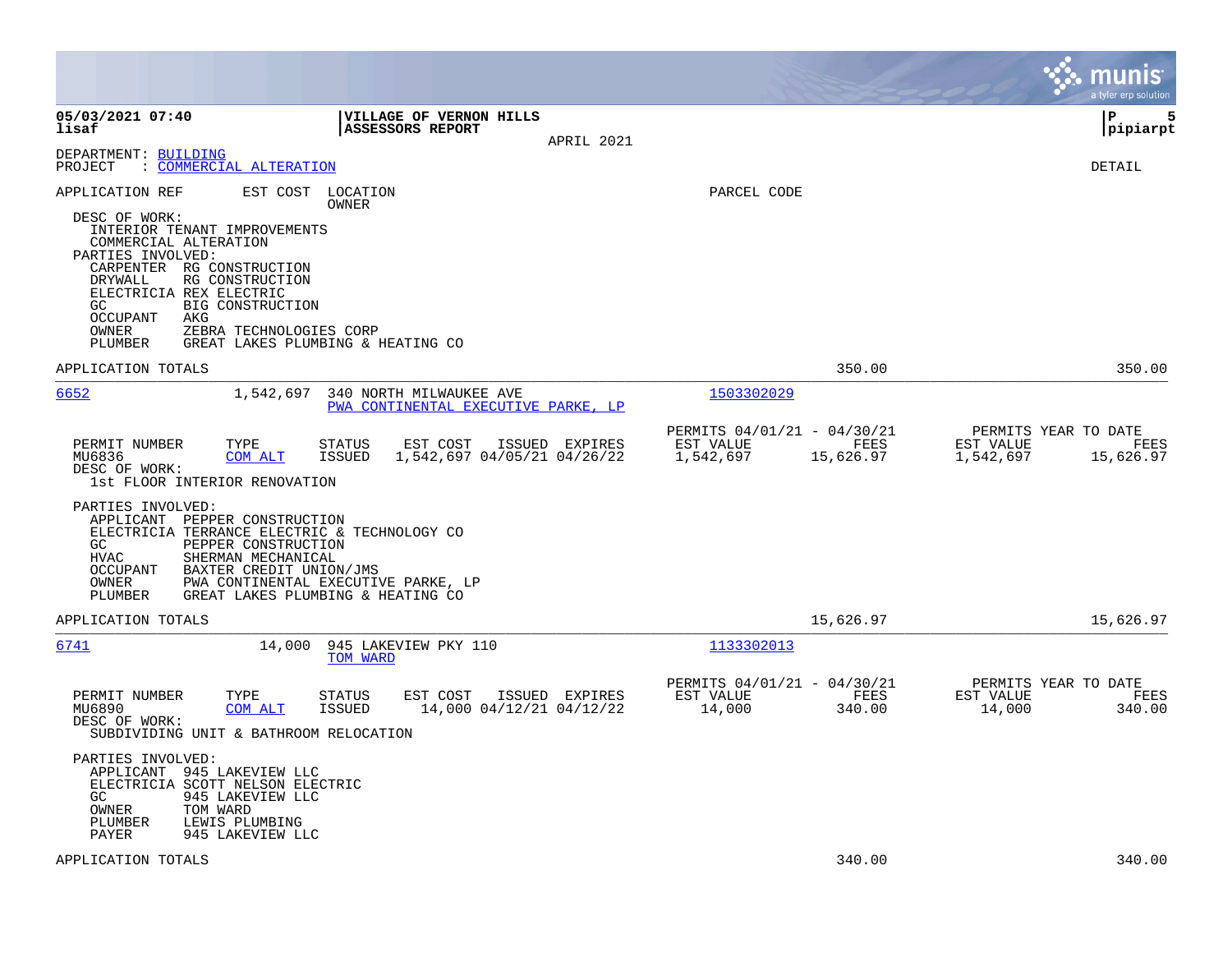**05/03/2021 07:40** | **VILLAGE OF VERNON HILLS** | **P 5**
**lisaf** | **ASSESSORS REPORT** | **pipiarpt**

APRIL 2021

DEPARTMENT: BUILDING
PROJECT : COMMERCIAL ALTERATION

DETAIL

APPLICATION REF | EST COST | LOCATION / OWNER | PARCEL CODE

DESC OF WORK:
INTERIOR TENANT IMPROVEMENTS
COMMERCIAL ALTERATION

PARTIES INVOLVED:

| Role | Party |
|---|---|
| CARPENTER | RG CONSTRUCTION |
| DRYWALL | RG CONSTRUCTION |
| ELECTRICIA | REX ELECTRIC |
| GC | BIG CONSTRUCTION |
| OCCUPANT | AKG |
| OWNER | ZEBRA TECHNOLOGIES CORP |
| PLUMBER | GREAT LAKES PLUMBING & HEATING CO |

APPLICATION TOTALS — 350.00 — 350.00

---

**6652** — 1,542,697 — 340 NORTH MILWAUKEE AVE — PWA CONTINENTAL EXECUTIVE PARKE, LP — 1503302029

| PERMIT NUMBER | TYPE | STATUS | EST COST | ISSUED | EXPIRES | PERMITS 04/01/21 - 04/30/21 EST VALUE | FEES | PERMITS YEAR TO DATE EST VALUE | FEES |
|---|---|---|---|---|---|---|---|---|---|
| MU6836 | COM ALT | ISSUED | 1,542,697 | 04/05/21 | 04/26/22 | 1,542,697 | 15,626.97 | 1,542,697 | 15,626.97 |

DESC OF WORK:
1st FLOOR INTERIOR RENOVATION

PARTIES INVOLVED:

| Role | Party |
|---|---|
| APPLICANT | PEPPER CONSTRUCTION |
| ELECTRICIA | TERRANCE ELECTRIC & TECHNOLOGY CO |
| GC | PEPPER CONSTRUCTION |
| HVAC | SHERMAN MECHANICAL |
| OCCUPANT | BAXTER CREDIT UNION/JMS |
| OWNER | PWA CONTINENTAL EXECUTIVE PARKE, LP |
| PLUMBER | GREAT LAKES PLUMBING & HEATING CO |

APPLICATION TOTALS — 15,626.97 — 15,626.97

---

**6741** — 14,000 — 945 LAKEVIEW PKY 110 — TOM WARD — 1133302013

| PERMIT NUMBER | TYPE | STATUS | EST COST | ISSUED | EXPIRES | PERMITS 04/01/21 - 04/30/21 EST VALUE | FEES | PERMITS YEAR TO DATE EST VALUE | FEES |
|---|---|---|---|---|---|---|---|---|---|
| MU6890 | COM ALT | ISSUED | 14,000 | 04/12/21 | 04/12/22 | 14,000 | 340.00 | 14,000 | 340.00 |

DESC OF WORK:
SUBDIVIDING UNIT & BATHROOM RELOCATION

PARTIES INVOLVED:

| Role | Party |
|---|---|
| APPLICANT | 945 LAKEVIEW LLC |
| ELECTRICIA | SCOTT NELSON ELECTRIC |
| GC | 945 LAKEVIEW LLC |
| OWNER | TOM WARD |
| PLUMBER | LEWIS PLUMBING |
| PAYER | 945 LAKEVIEW LLC |

APPLICATION TOTALS — 340.00 — 340.00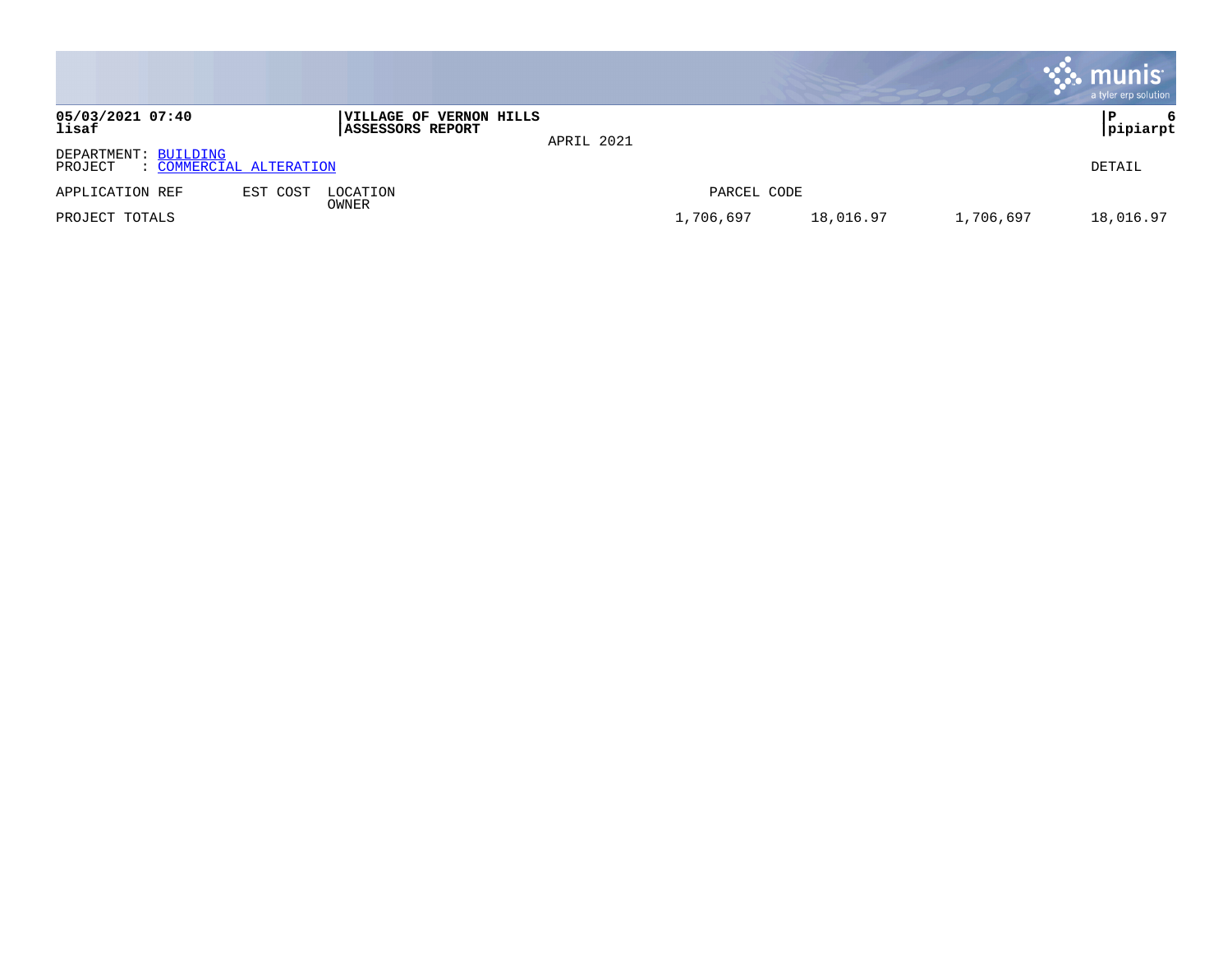**05/03/2021 07:40**
**lisaf**

**VILLAGE OF VERNON HILLS**
**ASSESSORS REPORT**

APRIL 2021

**P 6**
**pipiarpt**

DEPARTMENT: BUILDING
PROJECT : COMMERCIAL ALTERATION

DETAIL

| APPLICATION REF | EST COST | LOCATION<br>OWNER | PARCEL CODE | | | |
|---|---|---|---|---|---|---|
| PROJECT TOTALS | | | 1,706,697 | 18,016.97 | 1,706,697 | 18,016.97 |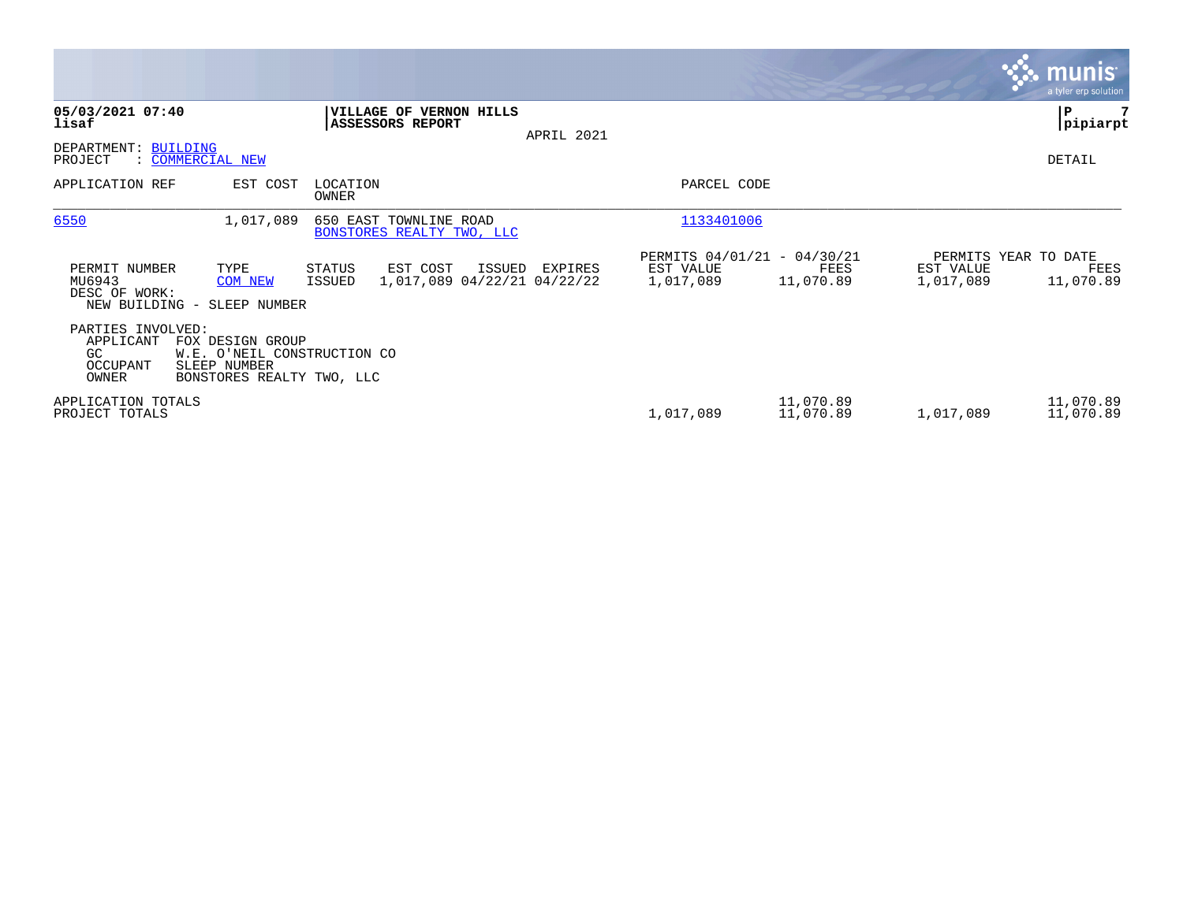**05/03/2021 07:40**
**lisaf**

**VILLAGE OF VERNON HILLS**
**ASSESSORS REPORT**

APRIL 2021

**pipiarpt**

DEPARTMENT: BUILDING
PROJECT : COMMERCIAL NEW

DETAIL

| APPLICATION REF | EST COST | LOCATION / OWNER | PARCEL CODE |
|---|---|---|---|
| 6550 | 1,017,089 | 650 EAST TOWNLINE ROAD / BONSTORES REALTY TWO, LLC | 1133401006 |

| PERMIT NUMBER | TYPE | STATUS | EST COST | ISSUED | EXPIRES | PERMITS 04/01/21 - 04/30/21 EST VALUE | FEES | PERMITS YEAR TO DATE EST VALUE | FEES |
|---|---|---|---|---|---|---|---|---|---|
| MU6943 | COM NEW | ISSUED | 1,017,089 | 04/22/21 | 04/22/22 | 1,017,089 | 11,070.89 | 1,017,089 | 11,070.89 |

DESC OF WORK:
NEW BUILDING - SLEEP NUMBER

PARTIES INVOLVED:

| Role | Name |
|---|---|
| APPLICANT | FOX DESIGN GROUP |
| GC | W.E. O'NEIL CONSTRUCTION CO |
| OCCUPANT | SLEEP NUMBER |
| OWNER | BONSTORES REALTY TWO, LLC |

| | EST VALUE | FEES | EST VALUE | FEES |
|---|---|---|---|---|
| APPLICATION TOTALS | | 11,070.89 | | 11,070.89 |
| PROJECT TOTALS | 1,017,089 | 11,070.89 | 1,017,089 | 11,070.89 |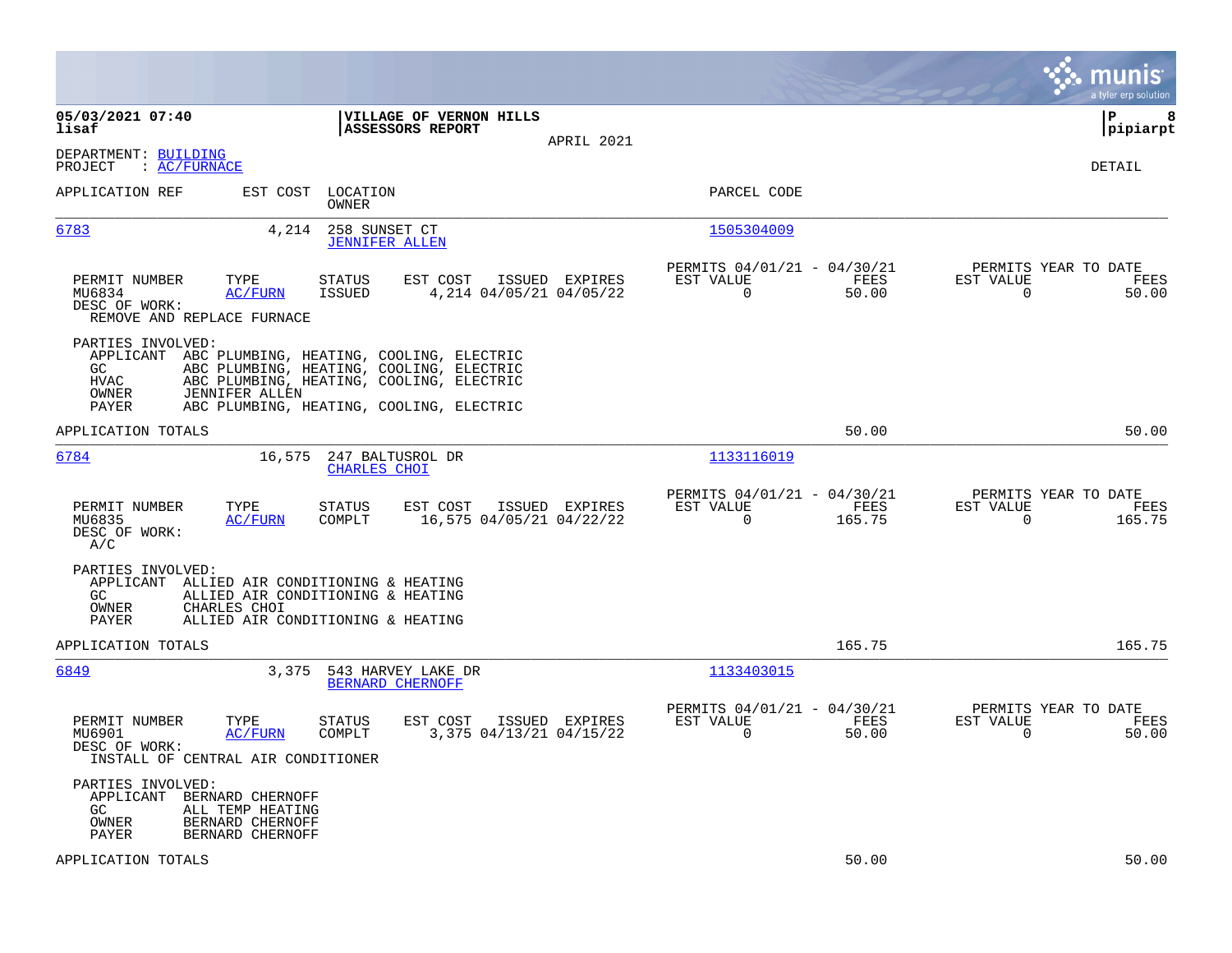**05/03/2021 07:40**
**lisaf**

**VILLAGE OF VERNON HILLS**
**ASSESSORS REPORT**

APRIL 2021

**P 8**
**pipiarpt**

DEPARTMENT: BUILDING
PROJECT : AC/FURNACE

DETAIL

| APPLICATION REF | EST COST | LOCATION / OWNER | PARCEL CODE |
|---|---|---|---|
| 6783 | 4,214 | 258 SUNSET CT / JENNIFER ALLEN | 1505304009 |

| PERMIT NUMBER | TYPE | STATUS | EST COST | ISSUED | EXPIRES | PERMITS 04/01/21 - 04/30/21 EST VALUE | FEES | PERMITS YEAR TO DATE EST VALUE | FEES |
|---|---|---|---|---|---|---|---|---|---|
| MU6834 | AC/FURN | ISSUED | 4,214 | 04/05/21 | 04/05/22 | 0 | 50.00 | 0 | 50.00 |

DESC OF WORK:
REMOVE AND REPLACE FURNACE

PARTIES INVOLVED:
- APPLICANT ABC PLUMBING, HEATING, COOLING, ELECTRIC
- GC ABC PLUMBING, HEATING, COOLING, ELECTRIC
- HVAC ABC PLUMBING, HEATING, COOLING, ELECTRIC
- OWNER JENNIFER ALLEN
- PAYER ABC PLUMBING, HEATING, COOLING, ELECTRIC

APPLICATION TOTALS 50.00 50.00

| APPLICATION REF | EST COST | LOCATION / OWNER | PARCEL CODE |
|---|---|---|---|
| 6784 | 16,575 | 247 BALTUSROL DR / CHARLES CHOI | 1133116019 |

| PERMIT NUMBER | TYPE | STATUS | EST COST | ISSUED | EXPIRES | PERMITS 04/01/21 - 04/30/21 EST VALUE | FEES | PERMITS YEAR TO DATE EST VALUE | FEES |
|---|---|---|---|---|---|---|---|---|---|
| MU6835 | AC/FURN | COMPLT | 16,575 | 04/05/21 | 04/22/22 | 0 | 165.75 | 0 | 165.75 |

DESC OF WORK:
A/C

PARTIES INVOLVED:
- APPLICANT ALLIED AIR CONDITIONING & HEATING
- GC ALLIED AIR CONDITIONING & HEATING
- OWNER CHARLES CHOI
- PAYER ALLIED AIR CONDITIONING & HEATING

APPLICATION TOTALS 165.75 165.75

| APPLICATION REF | EST COST | LOCATION / OWNER | PARCEL CODE |
|---|---|---|---|
| 6849 | 3,375 | 543 HARVEY LAKE DR / BERNARD CHERNOFF | 1133403015 |

| PERMIT NUMBER | TYPE | STATUS | EST COST | ISSUED | EXPIRES | PERMITS 04/01/21 - 04/30/21 EST VALUE | FEES | PERMITS YEAR TO DATE EST VALUE | FEES |
|---|---|---|---|---|---|---|---|---|---|
| MU6901 | AC/FURN | COMPLT | 3,375 | 04/13/21 | 04/15/22 | 0 | 50.00 | 0 | 50.00 |

DESC OF WORK:
INSTALL OF CENTRAL AIR CONDITIONER

PARTIES INVOLVED:
- APPLICANT BERNARD CHERNOFF
- GC ALL TEMP HEATING
- OWNER BERNARD CHERNOFF
- PAYER BERNARD CHERNOFF

APPLICATION TOTALS 50.00 50.00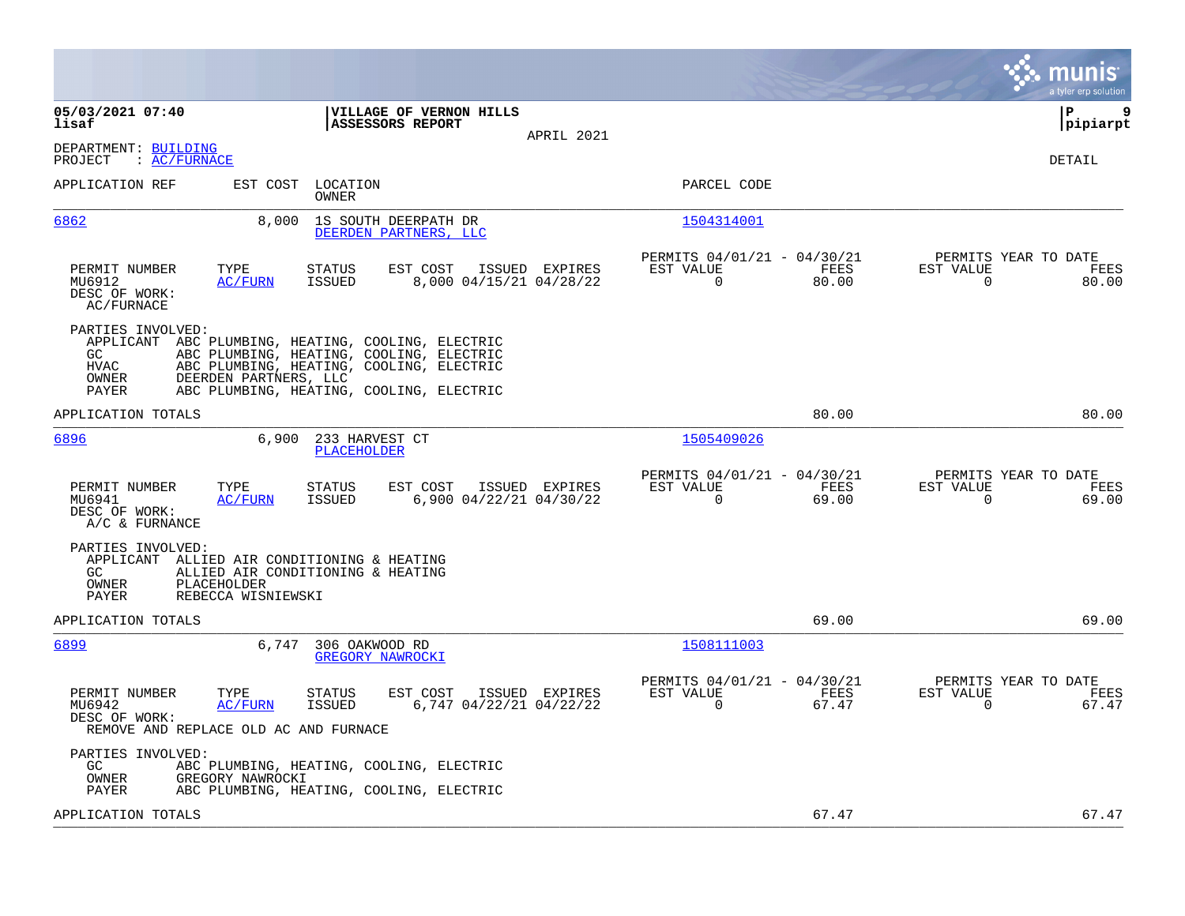**05/03/2021 07:40**
**lisaf**

**VILLAGE OF VERNON HILLS**
**ASSESSORS REPORT**

APRIL 2021

**P 9**
**pipiarpt**

DEPARTMENT: BUILDING
PROJECT : AC/FURNACE

DETAIL

| APPLICATION REF | EST COST | LOCATION / OWNER | PARCEL CODE |
|---|---|---|---|
| 6862 | 8,000 | 1S SOUTH DEERPATH DR / DEERDEN PARTNERS, LLC | 1504314001 |

| PERMIT NUMBER | TYPE | STATUS | EST COST | ISSUED | EXPIRES | PERMITS 04/01/21 - 04/30/21 EST VALUE | FEES | PERMITS YEAR TO DATE EST VALUE | FEES |
|---|---|---|---|---|---|---|---|---|---|
| MU6912 | AC/FURN | ISSUED | 8,000 | 04/15/21 | 04/28/22 | 0 | 80.00 | 0 | 80.00 |

DESC OF WORK:
AC/FURNACE

PARTIES INVOLVED:
- APPLICANT ABC PLUMBING, HEATING, COOLING, ELECTRIC
- GC ABC PLUMBING, HEATING, COOLING, ELECTRIC
- HVAC ABC PLUMBING, HEATING, COOLING, ELECTRIC
- OWNER DEERDEN PARTNERS, LLC
- PAYER ABC PLUMBING, HEATING, COOLING, ELECTRIC

APPLICATION TOTALS 80.00 80.00

| APPLICATION REF | EST COST | LOCATION / OWNER | PARCEL CODE |
|---|---|---|---|
| 6896 | 6,900 | 233 HARVEST CT / PLACEHOLDER | 1505409026 |

| PERMIT NUMBER | TYPE | STATUS | EST COST | ISSUED | EXPIRES | PERMITS 04/01/21 - 04/30/21 EST VALUE | FEES | PERMITS YEAR TO DATE EST VALUE | FEES |
|---|---|---|---|---|---|---|---|---|---|
| MU6941 | AC/FURN | ISSUED | 6,900 | 04/22/21 | 04/30/22 | 0 | 69.00 | 0 | 69.00 |

DESC OF WORK:
A/C & FURNANCE

PARTIES INVOLVED:
- APPLICANT ALLIED AIR CONDITIONING & HEATING
- GC ALLIED AIR CONDITIONING & HEATING
- OWNER PLACEHOLDER
- PAYER REBECCA WISNIEWSKI

APPLICATION TOTALS 69.00 69.00

| APPLICATION REF | EST COST | LOCATION / OWNER | PARCEL CODE |
|---|---|---|---|
| 6899 | 6,747 | 306 OAKWOOD RD / GREGORY NAWROCKI | 1508111003 |

| PERMIT NUMBER | TYPE | STATUS | EST COST | ISSUED | EXPIRES | PERMITS 04/01/21 - 04/30/21 EST VALUE | FEES | PERMITS YEAR TO DATE EST VALUE | FEES |
|---|---|---|---|---|---|---|---|---|---|
| MU6942 | AC/FURN | ISSUED | 6,747 | 04/22/21 | 04/22/22 | 0 | 67.47 | 0 | 67.47 |

DESC OF WORK:
REMOVE AND REPLACE OLD AC AND FURNACE

PARTIES INVOLVED:
- GC ABC PLUMBING, HEATING, COOLING, ELECTRIC
- OWNER GREGORY NAWROCKI
- PAYER ABC PLUMBING, HEATING, COOLING, ELECTRIC

APPLICATION TOTALS 67.47 67.47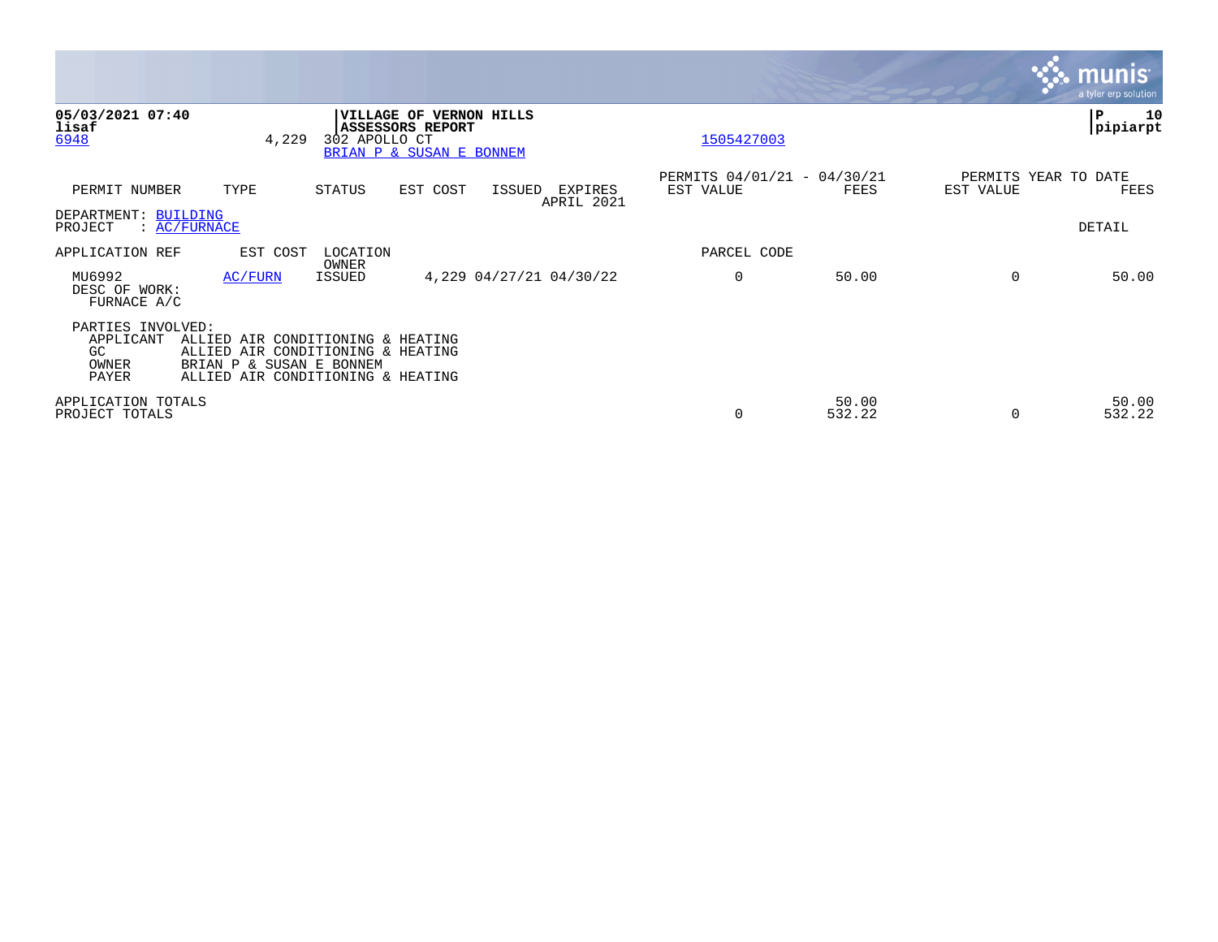**05/03/2021 07:40**
**lisaf**
6948 4,229 302 APOLLO CT

**VILLAGE OF VERNON HILLS**
**ASSESSORS REPORT**

BRIAN P & SUSAN E BONNEM

1505427003

**P 10**
**pipiarpt**

| PERMIT NUMBER | TYPE | STATUS | EST COST | ISSUED | EXPIRES APRIL 2021 | PERMITS 04/01/21 - 04/30/21 EST VALUE | FEES | PERMITS YEAR TO DATE EST VALUE | FEES |
|---|---|---|---|---|---|---|---|---|---|

DEPARTMENT: BUILDING
PROJECT : AC/FURNACE

DETAIL

| APPLICATION REF | EST COST | LOCATION OWNER | | | | PARCEL CODE | | | |
|---|---|---|---|---|---|---|---|---|---|
| MU6992 | AC/FURN | ISSUED | 4,229 | 04/27/21 | 04/30/22 | 0 | 50.00 | 0 | 50.00 |

DESC OF WORK:
FURNACE A/C

PARTIES INVOLVED:
APPLICANT ALLIED AIR CONDITIONING & HEATING
GC ALLIED AIR CONDITIONING & HEATING
OWNER BRIAN P & SUSAN E BONNEM
PAYER ALLIED AIR CONDITIONING & HEATING

| | EST VALUE | FEES | EST VALUE | FEES |
|---|---|---|---|---|
| APPLICATION TOTALS | | 50.00 | | 50.00 |
| PROJECT TOTALS | 0 | 532.22 | 0 | 532.22 |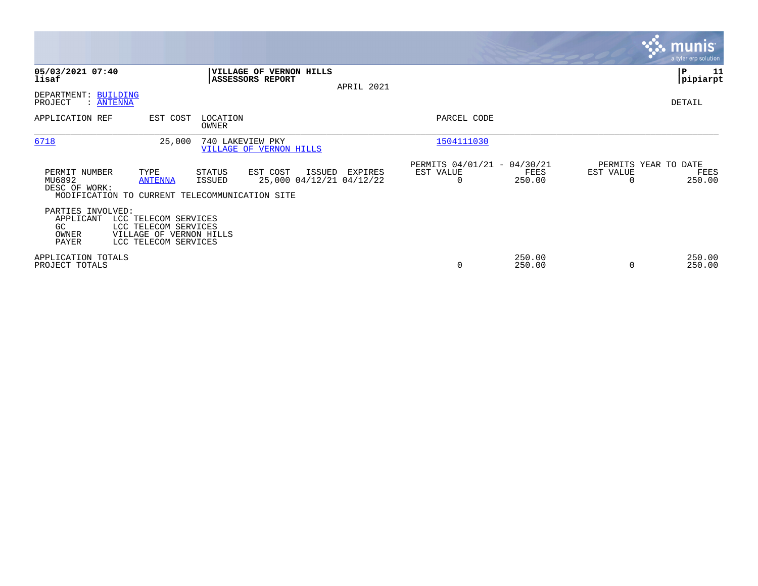**05/03/2021 07:40**
**lisaf**

**VILLAGE OF VERNON HILLS**
**ASSESSORS REPORT**

APRIL 2021

**P 11**
**pipiarpt**

DEPARTMENT: BUILDING
PROJECT : ANTENNA

DETAIL

| APPLICATION REF | EST COST | LOCATION / OWNER | PARCEL CODE |
|---|---|---|---|
| 6718 | 25,000 | 740 LAKEVIEW PKY / VILLAGE OF VERNON HILLS | 1504111030 |

| PERMIT NUMBER | TYPE | STATUS | EST COST | ISSUED | EXPIRES | PERMITS 04/01/21 - 04/30/21 EST VALUE | FEES | PERMITS YEAR TO DATE EST VALUE | FEES |
|---|---|---|---|---|---|---|---|---|---|
| MU6892 | ANTENNA | ISSUED | 25,000 | 04/12/21 | 04/12/22 | 0 | 250.00 | 0 | 250.00 |

DESC OF WORK:
MODIFICATION TO CURRENT TELECOMMUNICATION SITE

PARTIES INVOLVED:

| | |
|---|---|
| APPLICANT | LCC TELECOM SERVICES |
| GC | LCC TELECOM SERVICES |
| OWNER | VILLAGE OF VERNON HILLS |
| PAYER | LCC TELECOM SERVICES |

| | EST VALUE | FEES | EST VALUE | FEES |
|---|---|---|---|---|
| APPLICATION TOTALS | | 250.00 | | 250.00 |
| PROJECT TOTALS | 0 | 250.00 | 0 | 250.00 |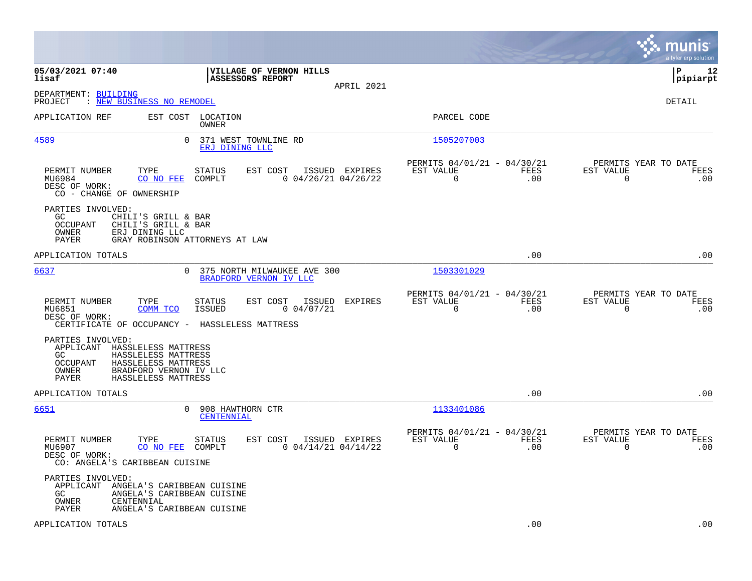**VILLAGE OF VERNON HILLS**
**ASSESSORS REPORT**

APRIL 2021

DEPARTMENT: BUILDING
PROJECT : NEW BUSINESS NO REMODEL

DETAIL

| APPLICATION REF | EST COST | LOCATION / OWNER | PARCEL CODE |
|---|---|---|---|
| 4589 | 0 | 371 WEST TOWNLINE RD / ERJ DINING LLC | 1505207003 |

| PERMIT NUMBER | TYPE | STATUS | EST COST | ISSUED | EXPIRES | PERMITS 04/01/21 - 04/30/21 EST VALUE | FEES | PERMITS YEAR TO DATE EST VALUE | FEES |
|---|---|---|---|---|---|---|---|---|---|
| MU6984 | CO NO FEE | COMPLT | 0 | 04/26/21 | 04/26/22 | 0 | .00 | 0 | .00 |

DESC OF WORK:
CO - CHANGE OF OWNERSHIP

PARTIES INVOLVED:
- GC: CHILI'S GRILL & BAR
- OCCUPANT: CHILI'S GRILL & BAR
- OWNER: ERJ DINING LLC
- PAYER: GRAY ROBINSON ATTORNEYS AT LAW

APPLICATION TOTALS .00 .00

| APPLICATION REF | EST COST | LOCATION / OWNER | PARCEL CODE |
|---|---|---|---|
| 6637 | 0 | 375 NORTH MILWAUKEE AVE 300 / BRADFORD VERNON IV LLC | 1503301029 |

| PERMIT NUMBER | TYPE | STATUS | EST COST | ISSUED | EXPIRES | PERMITS 04/01/21 - 04/30/21 EST VALUE | FEES | PERMITS YEAR TO DATE EST VALUE | FEES |
|---|---|---|---|---|---|---|---|---|---|
| MU6851 | COMM TCO | ISSUED | 0 | 04/07/21 | | 0 | .00 | 0 | .00 |

DESC OF WORK:
CERTIFICATE OF OCCUPANCY - HASSLELESS MATTRESS

PARTIES INVOLVED:
- APPLICANT: HASSLELESS MATTRESS
- GC: HASSLELESS MATTRESS
- OCCUPANT: HASSLELESS MATTRESS
- OWNER: BRADFORD VERNON IV LLC
- PAYER: HASSLELESS MATTRESS

APPLICATION TOTALS .00 .00

| APPLICATION REF | EST COST | LOCATION / OWNER | PARCEL CODE |
|---|---|---|---|
| 6651 | 0 | 908 HAWTHORN CTR / CENTENNIAL | 1133401086 |

| PERMIT NUMBER | TYPE | STATUS | EST COST | ISSUED | EXPIRES | PERMITS 04/01/21 - 04/30/21 EST VALUE | FEES | PERMITS YEAR TO DATE EST VALUE | FEES |
|---|---|---|---|---|---|---|---|---|---|
| MU6907 | CO NO FEE | COMPLT | 0 | 04/14/21 | 04/14/22 | 0 | .00 | 0 | .00 |

DESC OF WORK:
CO: ANGELA'S CARIBBEAN CUISINE

PARTIES INVOLVED:
- APPLICANT: ANGELA'S CARIBBEAN CUISINE
- GC: ANGELA'S CARIBBEAN CUISINE
- OWNER: CENTENNIAL
- PAYER: ANGELA'S CARIBBEAN CUISINE

APPLICATION TOTALS .00 .00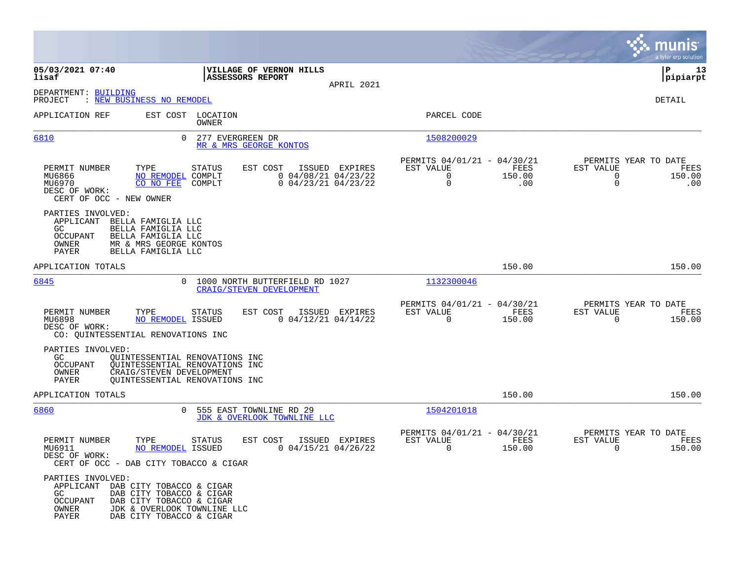05/03/2021 07:40
lisaf

**VILLAGE OF VERNON HILLS**
**ASSESSORS REPORT**

APRIL 2021

P 13
pipiarpt

DEPARTMENT: BUILDING
PROJECT : NEW BUSINESS NO REMODEL

DETAIL

| APPLICATION REF | EST COST | LOCATION / OWNER | PARCEL CODE |
|---|---|---|---|
| 6810 | 0 | 277 EVERGREEN DR / MR & MRS GEORGE KONTOS | 1508200029 |

| PERMIT NUMBER | TYPE | STATUS | EST COST | ISSUED | EXPIRES | PERMITS 04/01/21 - 04/30/21 EST VALUE | FEES | PERMITS YEAR TO DATE EST VALUE | FEES |
|---|---|---|---|---|---|---|---|---|---|
| MU6866 | NO REMODEL | COMPLT | 0 | 04/08/21 | 04/23/22 | 0 | 150.00 | 0 | 150.00 |
| MU6970 | CO NO FEE | COMPLT | 0 | 04/23/21 | 04/23/22 | 0 | .00 | 0 | .00 |

DESC OF WORK:
CERT OF OCC - NEW OWNER

PARTIES INVOLVED:
- APPLICANT BELLA FAMIGLIA LLC
- GC BELLA FAMIGLIA LLC
- OCCUPANT BELLA FAMIGLIA LLC
- OWNER MR & MRS GEORGE KONTOS
- PAYER BELLA FAMIGLIA LLC

APPLICATION TOTALS 150.00 150.00

| APPLICATION REF | EST COST | LOCATION / OWNER | PARCEL CODE |
|---|---|---|---|
| 6845 | 0 | 1000 NORTH BUTTERFIELD RD 1027 / CRAIG/STEVEN DEVELOPMENT | 1132300046 |

| PERMIT NUMBER | TYPE | STATUS | EST COST | ISSUED | EXPIRES | PERMITS 04/01/21 - 04/30/21 EST VALUE | FEES | PERMITS YEAR TO DATE EST VALUE | FEES |
|---|---|---|---|---|---|---|---|---|---|
| MU6898 | NO REMODEL | ISSUED | 0 | 04/12/21 | 04/14/22 | 0 | 150.00 | 0 | 150.00 |

DESC OF WORK:
CO: QUINTESSENTIAL RENOVATIONS INC

PARTIES INVOLVED:
- GC QUINTESSENTIAL RENOVATIONS INC
- OCCUPANT QUINTESSENTIAL RENOVATIONS INC
- OWNER CRAIG/STEVEN DEVELOPMENT
- PAYER QUINTESSENTIAL RENOVATIONS INC

APPLICATION TOTALS 150.00 150.00

| APPLICATION REF | EST COST | LOCATION / OWNER | PARCEL CODE |
|---|---|---|---|
| 6860 | 0 | 555 EAST TOWNLINE RD 29 / JDK & OVERLOOK TOWNLINE LLC | 1504201018 |

| PERMIT NUMBER | TYPE | STATUS | EST COST | ISSUED | EXPIRES | PERMITS 04/01/21 - 04/30/21 EST VALUE | FEES | PERMITS YEAR TO DATE EST VALUE | FEES |
|---|---|---|---|---|---|---|---|---|---|
| MU6911 | NO REMODEL | ISSUED | 0 | 04/15/21 | 04/26/22 | 0 | 150.00 | 0 | 150.00 |

DESC OF WORK:
CERT OF OCC - DAB CITY TOBACCO & CIGAR

PARTIES INVOLVED:
- APPLICANT DAB CITY TOBACCO & CIGAR
- GC DAB CITY TOBACCO & CIGAR
- OCCUPANT DAB CITY TOBACCO & CIGAR
- OWNER JDK & OVERLOOK TOWNLINE LLC
- PAYER DAB CITY TOBACCO & CIGAR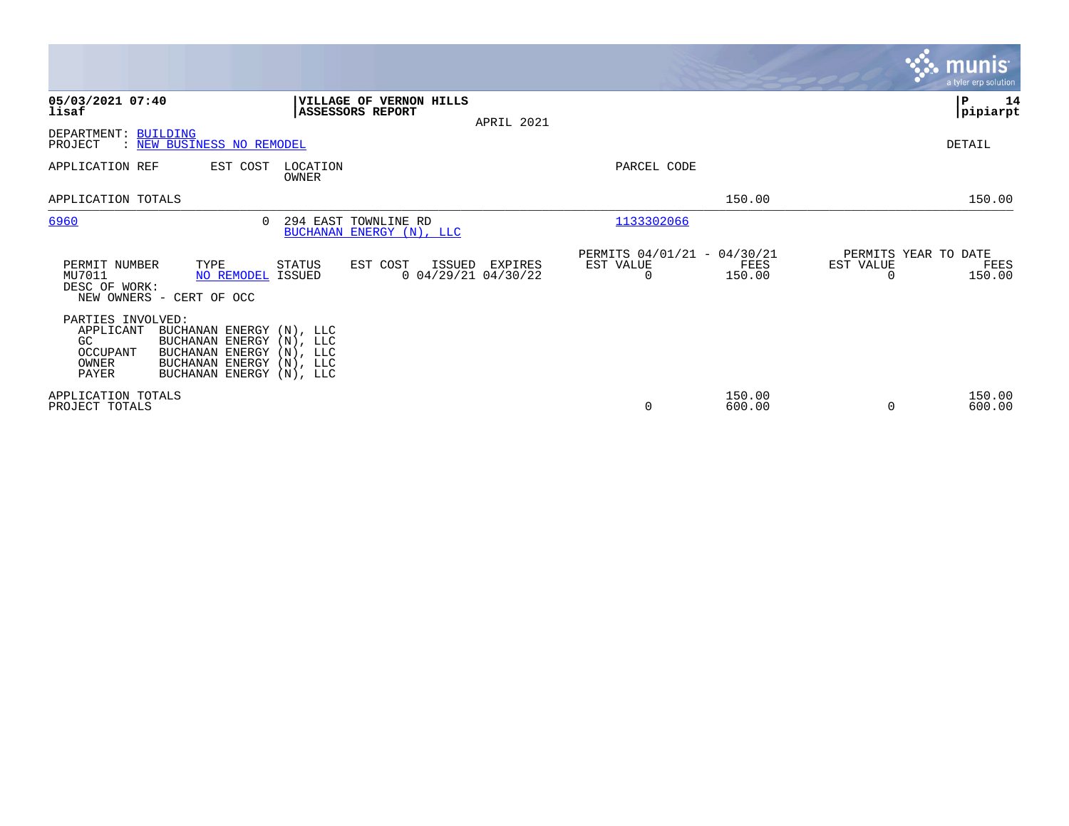**05/03/2021 07:40**
**lisaf**

**VILLAGE OF VERNON HILLS**
**ASSESSORS REPORT**

APRIL 2021

**P 14**
**pipiarpt**

DEPARTMENT: BUILDING
PROJECT : NEW BUSINESS NO REMODEL

DETAIL

| APPLICATION REF | EST COST | LOCATION / OWNER | PARCEL CODE | | |
|---|---|---|---|---|---|
| APPLICATION TOTALS | | | | 150.00 | 150.00 |
| 6960 | 0 | 294 EAST TOWNLINE RD / BUCHANAN ENERGY (N), LLC | 1133302066 | | |

| PERMIT NUMBER | TYPE | STATUS | EST COST | ISSUED | EXPIRES | PERMITS 04/01/21 - 04/30/21 EST VALUE | FEES | PERMITS YEAR TO DATE EST VALUE | FEES |
|---|---|---|---|---|---|---|---|---|---|
| MU7011 | NO REMODEL | ISSUED | 0 | 04/29/21 | 04/30/22 | 0 | 150.00 | 0 | 150.00 |

DESC OF WORK:
NEW OWNERS - CERT OF OCC

PARTIES INVOLVED:

| Role | Name |
|---|---|
| APPLICANT | BUCHANAN ENERGY (N), LLC |
| GC | BUCHANAN ENERGY (N), LLC |
| OCCUPANT | BUCHANAN ENERGY (N), LLC |
| OWNER | BUCHANAN ENERGY (N), LLC |
| PAYER | BUCHANAN ENERGY (N), LLC |

| | EST VALUE | FEES | YTD EST VALUE | YTD FEES |
|---|---|---|---|---|
| APPLICATION TOTALS | | 150.00 | | 150.00 |
| PROJECT TOTALS | 0 | 600.00 | 0 | 600.00 |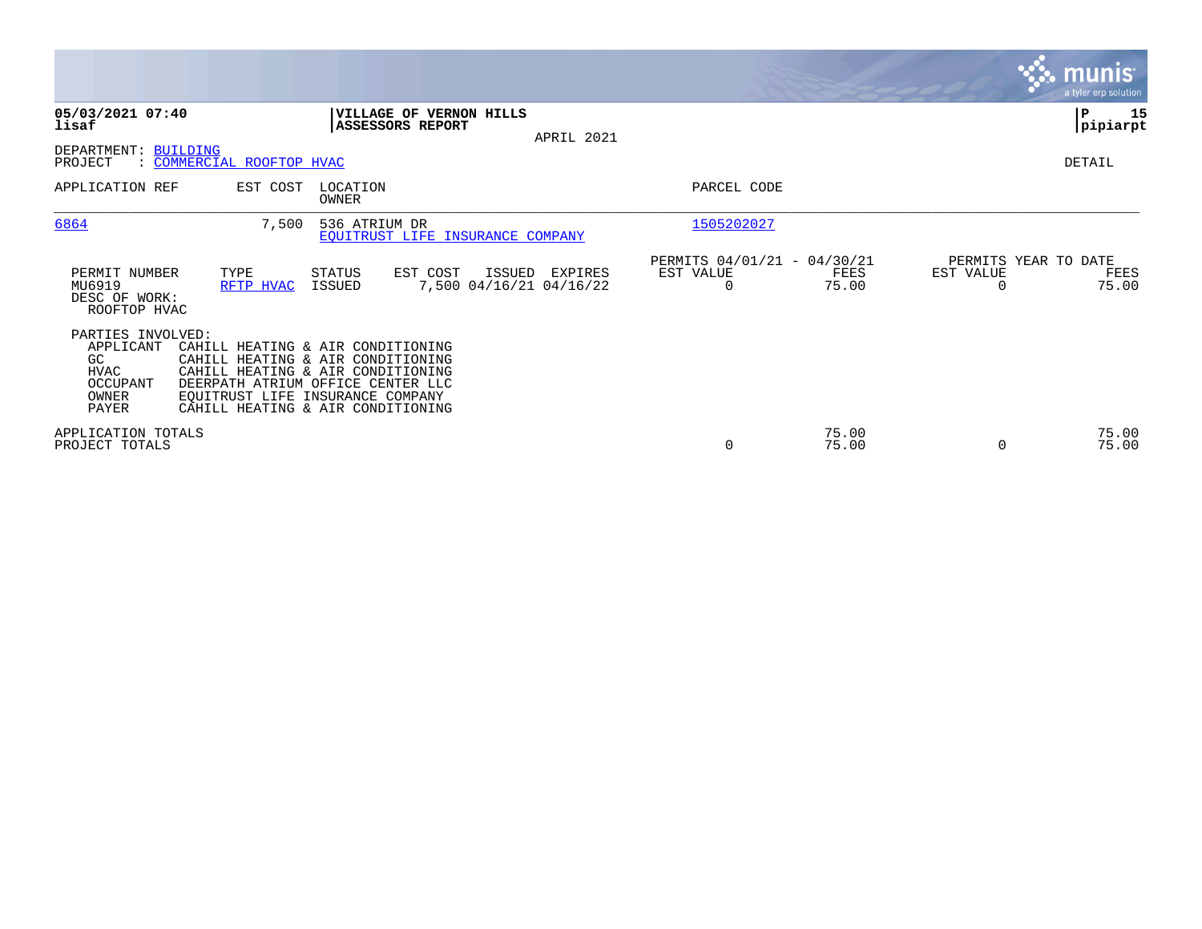**05/03/2021 07:40**
**lisaf**

**VILLAGE OF VERNON HILLS**
**ASSESSORS REPORT**

APRIL 2021

**P 15**
**pipiarpt**

DEPARTMENT: BUILDING
PROJECT : COMMERCIAL ROOFTOP HVAC

DETAIL

| APPLICATION REF | EST COST | LOCATION / OWNER | PARCEL CODE |
|---|---|---|---|
| 6864 | 7,500 | 536 ATRIUM DR / EQUITRUST LIFE INSURANCE COMPANY | 1505202027 |

| PERMIT NUMBER | TYPE | STATUS | EST COST | ISSUED | EXPIRES | PERMITS 04/01/21 - 04/30/21 EST VALUE | FEES | PERMITS YEAR TO DATE EST VALUE | FEES |
|---|---|---|---|---|---|---|---|---|---|
| MU6919 | RFTP HVAC | ISSUED | 7,500 | 04/16/21 | 04/16/22 | 0 | 75.00 | 0 | 75.00 |

DESC OF WORK:
ROOFTOP HVAC

PARTIES INVOLVED:

| | |
|---|---|
| APPLICANT | CAHILL HEATING & AIR CONDITIONING |
| GC | CAHILL HEATING & AIR CONDITIONING |
| HVAC | CAHILL HEATING & AIR CONDITIONING |
| OCCUPANT | DEERPATH ATRIUM OFFICE CENTER LLC |
| OWNER | EQUITRUST LIFE INSURANCE COMPANY |
| PAYER | CAHILL HEATING & AIR CONDITIONING |

| | EST VALUE | FEES | YTD EST VALUE | YTD FEES |
|---|---|---|---|---|
| APPLICATION TOTALS | | 75.00 | | 75.00 |
| PROJECT TOTALS | 0 | 75.00 | 0 | 75.00 |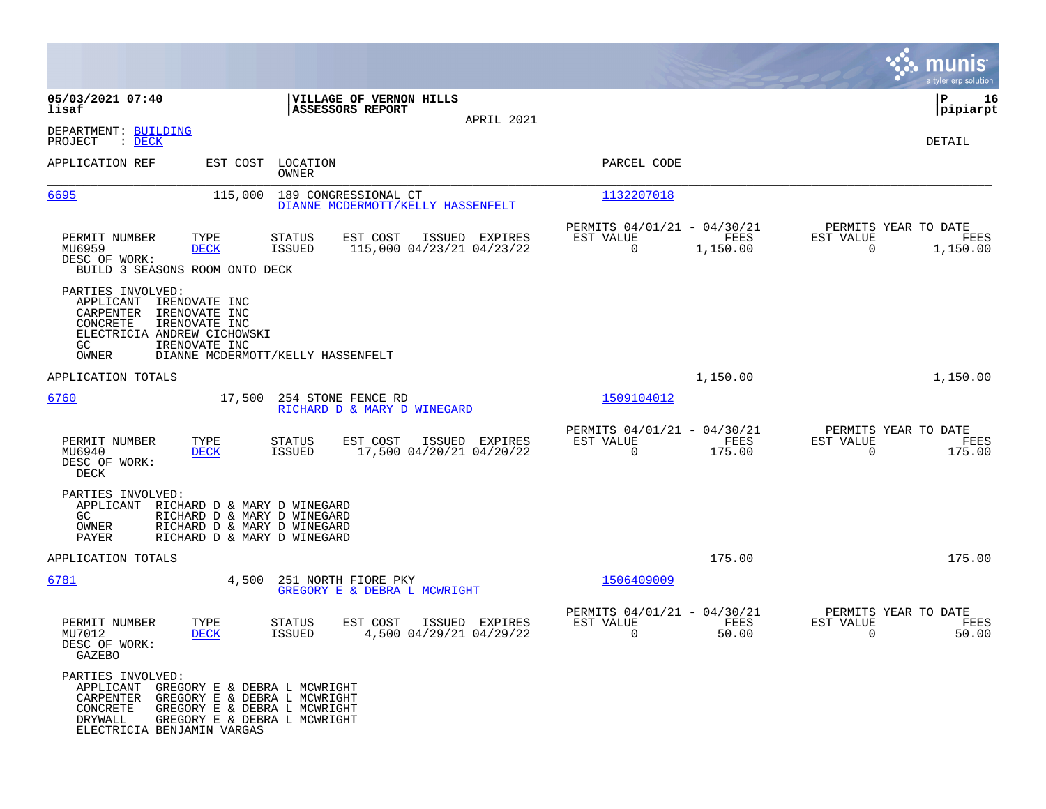**05/03/2021 07:40**
**lisaf**

**VILLAGE OF VERNON HILLS**
**ASSESSORS REPORT**
APRIL 2021

**P 16**
**pipiarpt**

DEPARTMENT: BUILDING
PROJECT : DECK

DETAIL

| APPLICATION REF | EST COST | LOCATION / OWNER | PARCEL CODE |
|---|---|---|---|
| 6695 | 115,000 | 189 CONGRESSIONAL CT / DIANNE MCDERMOTT/KELLY HASSENFELT | 1132207018 |

| PERMIT NUMBER | TYPE | STATUS | EST COST | ISSUED | EXPIRES | PERMITS 04/01/21 - 04/30/21 EST VALUE | FEES | PERMITS YEAR TO DATE EST VALUE | FEES |
|---|---|---|---|---|---|---|---|---|---|
| MU6959 | DECK | ISSUED | 115,000 | 04/23/21 | 04/23/22 | 0 | 1,150.00 | 0 | 1,150.00 |

DESC OF WORK:
BUILD 3 SEASONS ROOM ONTO DECK

PARTIES INVOLVED:
- APPLICANT IRENOVATE INC
- CARPENTER IRENOVATE INC
- CONCRETE IRENOVATE INC
- ELECTRICIA ANDREW CICHOWSKI
- GC IRENOVATE INC
- OWNER DIANNE MCDERMOTT/KELLY HASSENFELT

APPLICATION TOTALS 1,150.00 1,150.00

| APPLICATION REF | EST COST | LOCATION / OWNER | PARCEL CODE |
|---|---|---|---|
| 6760 | 17,500 | 254 STONE FENCE RD / RICHARD D & MARY D WINEGARD | 1509104012 |

| PERMIT NUMBER | TYPE | STATUS | EST COST | ISSUED | EXPIRES | PERMITS 04/01/21 - 04/30/21 EST VALUE | FEES | PERMITS YEAR TO DATE EST VALUE | FEES |
|---|---|---|---|---|---|---|---|---|---|
| MU6940 | DECK | ISSUED | 17,500 | 04/20/21 | 04/20/22 | 0 | 175.00 | 0 | 175.00 |

DESC OF WORK:
DECK

PARTIES INVOLVED:
- APPLICANT RICHARD D & MARY D WINEGARD
- GC RICHARD D & MARY D WINEGARD
- OWNER RICHARD D & MARY D WINEGARD
- PAYER RICHARD D & MARY D WINEGARD

APPLICATION TOTALS 175.00 175.00

| APPLICATION REF | EST COST | LOCATION / OWNER | PARCEL CODE |
|---|---|---|---|
| 6781 | 4,500 | 251 NORTH FIORE PKY / GREGORY E & DEBRA L MCWRIGHT | 1506409009 |

| PERMIT NUMBER | TYPE | STATUS | EST COST | ISSUED | EXPIRES | PERMITS 04/01/21 - 04/30/21 EST VALUE | FEES | PERMITS YEAR TO DATE EST VALUE | FEES |
|---|---|---|---|---|---|---|---|---|---|
| MU7012 | DECK | ISSUED | 4,500 | 04/29/21 | 04/29/22 | 0 | 50.00 | 0 | 50.00 |

DESC OF WORK:
GAZEBO

PARTIES INVOLVED:
- APPLICANT GREGORY E & DEBRA L MCWRIGHT
- CARPENTER GREGORY E & DEBRA L MCWRIGHT
- CONCRETE GREGORY E & DEBRA L MCWRIGHT
- DRYWALL GREGORY E & DEBRA L MCWRIGHT
- ELECTRICIA BENJAMIN VARGAS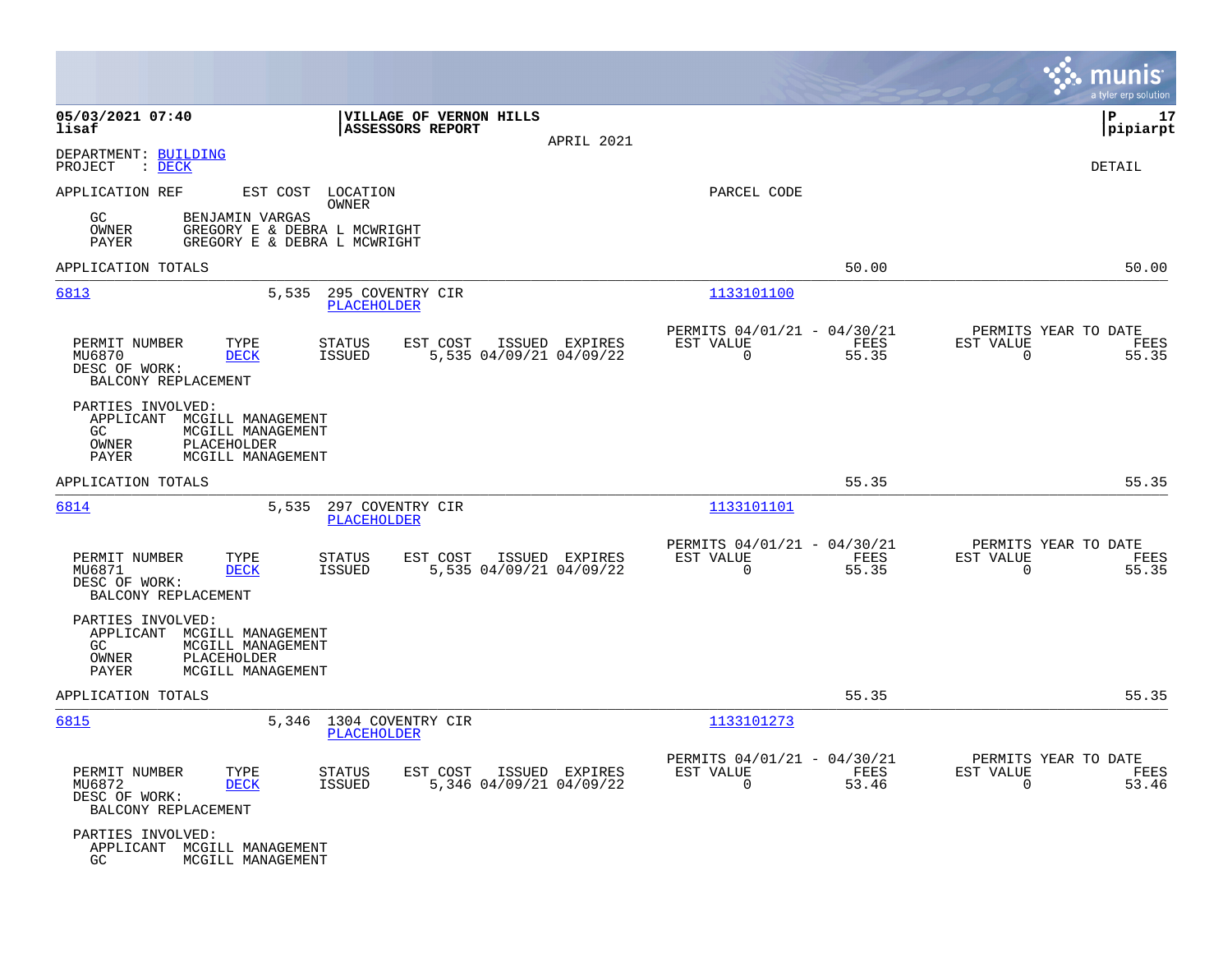**05/03/2021 07:40**
**lisaf**

**VILLAGE OF VERNON HILLS**
**ASSESSORS REPORT**

APRIL 2021

**P 17**
**pipiarpt**

DEPARTMENT: BUILDING
PROJECT : DECK

DETAIL

APPLICATION REF | EST COST | LOCATION / OWNER | PARCEL CODE

GC BENJAMIN VARGAS
OWNER GREGORY E & DEBRA L MCWRIGHT
PAYER GREGORY E & DEBRA L MCWRIGHT

APPLICATION TOTALS 50.00 50.00

---

**6813** 5,535 295 COVENTRY CIR / PLACEHOLDER — PARCEL CODE 1133101100

| PERMIT NUMBER | TYPE | STATUS | EST COST | ISSUED | EXPIRES | PERMITS 04/01/21 - 04/30/21 EST VALUE | FEES | PERMITS YEAR TO DATE EST VALUE | FEES |
|---|---|---|---|---|---|---|---|---|---|
| MU6870 | DECK | ISSUED | 5,535 | 04/09/21 | 04/09/22 | 0 | 55.35 | 0 | 55.35 |

DESC OF WORK:
BALCONY REPLACEMENT

PARTIES INVOLVED:
APPLICANT MCGILL MANAGEMENT
GC MCGILL MANAGEMENT
OWNER PLACEHOLDER
PAYER MCGILL MANAGEMENT

APPLICATION TOTALS 55.35 55.35

---

**6814** 5,535 297 COVENTRY CIR / PLACEHOLDER — PARCEL CODE 1133101101

| PERMIT NUMBER | TYPE | STATUS | EST COST | ISSUED | EXPIRES | PERMITS 04/01/21 - 04/30/21 EST VALUE | FEES | PERMITS YEAR TO DATE EST VALUE | FEES |
|---|---|---|---|---|---|---|---|---|---|
| MU6871 | DECK | ISSUED | 5,535 | 04/09/21 | 04/09/22 | 0 | 55.35 | 0 | 55.35 |

DESC OF WORK:
BALCONY REPLACEMENT

PARTIES INVOLVED:
APPLICANT MCGILL MANAGEMENT
GC MCGILL MANAGEMENT
OWNER PLACEHOLDER
PAYER MCGILL MANAGEMENT

APPLICATION TOTALS 55.35 55.35

---

**6815** 5,346 1304 COVENTRY CIR / PLACEHOLDER — PARCEL CODE 1133101273

| PERMIT NUMBER | TYPE | STATUS | EST COST | ISSUED | EXPIRES | PERMITS 04/01/21 - 04/30/21 EST VALUE | FEES | PERMITS YEAR TO DATE EST VALUE | FEES |
|---|---|---|---|---|---|---|---|---|---|
| MU6872 | DECK | ISSUED | 5,346 | 04/09/21 | 04/09/22 | 0 | 53.46 | 0 | 53.46 |

DESC OF WORK:
BALCONY REPLACEMENT

PARTIES INVOLVED:
APPLICANT MCGILL MANAGEMENT
GC MCGILL MANAGEMENT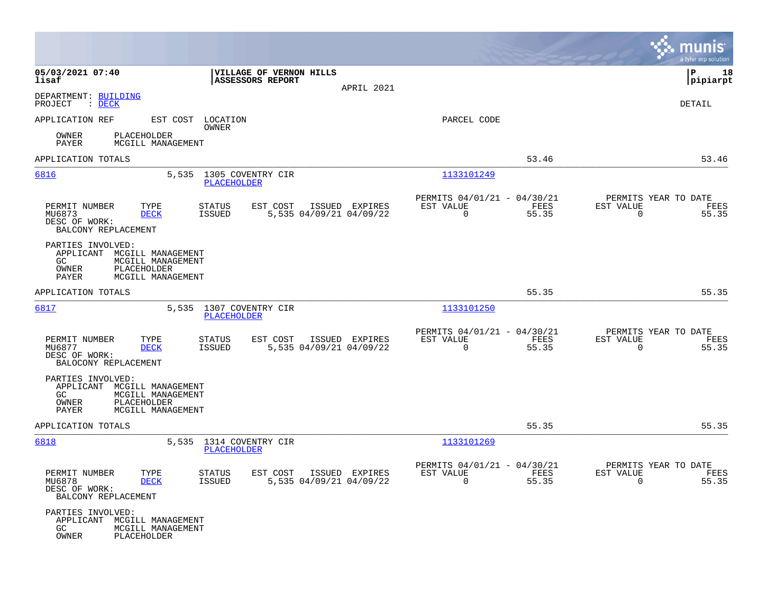05/03/2021 07:40 lisaf

**VILLAGE OF VERNON HILLS**
**ASSESSORS REPORT**

APRIL 2021

P 18
pipiarpt

DEPARTMENT: BUILDING
PROJECT : DECK

DETAIL

APPLICATION REF    EST COST    LOCATION    OWNER    PARCEL CODE

OWNER PLACEHOLDER
PAYER MCGILL MANAGEMENT

APPLICATION TOTALS    53.46    53.46

---

**6816**    5,535    1305 COVENTRY CIR    PLACEHOLDER    1133101249

| PERMIT NUMBER | TYPE | STATUS | EST COST | ISSUED | EXPIRES | PERMITS 04/01/21 - 04/30/21 EST VALUE | FEES | PERMITS YEAR TO DATE EST VALUE | FEES |
|---|---|---|---|---|---|---|---|---|---|
| MU6873 | DECK | ISSUED | 5,535 | 04/09/21 | 04/09/22 | 0 | 55.35 | 0 | 55.35 |

DESC OF WORK:
BALCONY REPLACEMENT

PARTIES INVOLVED:
APPLICANT MCGILL MANAGEMENT
GC MCGILL MANAGEMENT
OWNER PLACEHOLDER
PAYER MCGILL MANAGEMENT

APPLICATION TOTALS    55.35    55.35

---

**6817**    5,535    1307 COVENTRY CIR    PLACEHOLDER    1133101250

| PERMIT NUMBER | TYPE | STATUS | EST COST | ISSUED | EXPIRES | PERMITS 04/01/21 - 04/30/21 EST VALUE | FEES | PERMITS YEAR TO DATE EST VALUE | FEES |
|---|---|---|---|---|---|---|---|---|---|
| MU6877 | DECK | ISSUED | 5,535 | 04/09/21 | 04/09/22 | 0 | 55.35 | 0 | 55.35 |

DESC OF WORK:
BALOCONY REPLACEMENT

PARTIES INVOLVED:
APPLICANT MCGILL MANAGEMENT
GC MCGILL MANAGEMENT
OWNER PLACEHOLDER
PAYER MCGILL MANAGEMENT

APPLICATION TOTALS    55.35    55.35

---

**6818**    5,535    1314 COVENTRY CIR    PLACEHOLDER    1133101269

| PERMIT NUMBER | TYPE | STATUS | EST COST | ISSUED | EXPIRES | PERMITS 04/01/21 - 04/30/21 EST VALUE | FEES | PERMITS YEAR TO DATE EST VALUE | FEES |
|---|---|---|---|---|---|---|---|---|---|
| MU6878 | DECK | ISSUED | 5,535 | 04/09/21 | 04/09/22 | 0 | 55.35 | 0 | 55.35 |

DESC OF WORK:
BALCONY REPLACEMENT

PARTIES INVOLVED:
APPLICANT MCGILL MANAGEMENT
GC MCGILL MANAGEMENT
OWNER PLACEHOLDER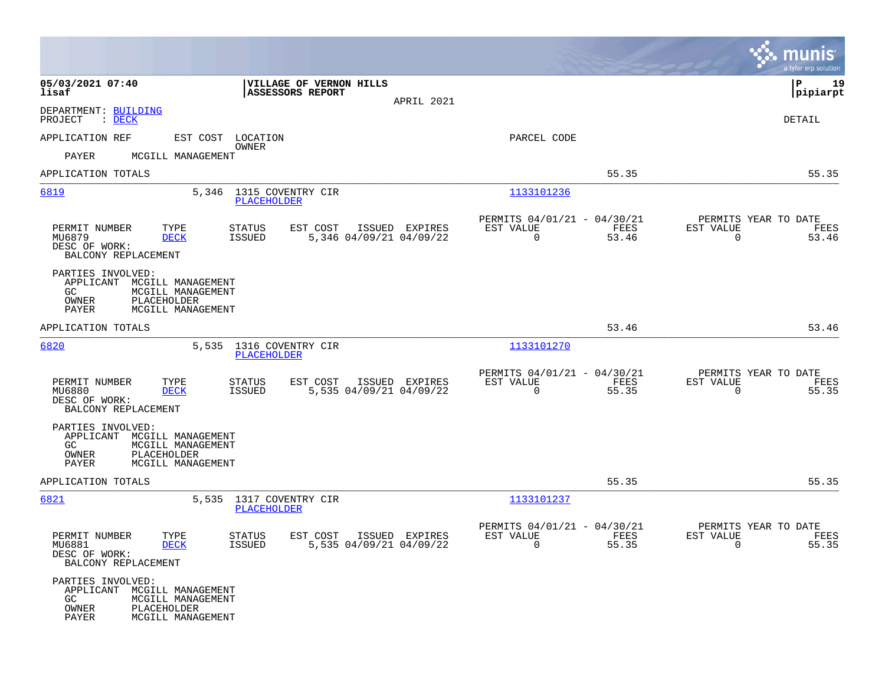**05/03/2021 07:40** | **VILLAGE OF VERNON HILLS** | **P 19**
**lisaf** | **ASSESSORS REPORT** | **pipiarpt**

APRIL 2021

DEPARTMENT: BUILDING
PROJECT : DECK

DETAIL

APPLICATION REF EST COST LOCATION PARCEL CODE
OWNER
PAYER MCGILL MANAGEMENT

APPLICATION TOTALS 55.35 55.35

---

**6819** 5,346 1315 COVENTRY CIR 1133101236
PLACEHOLDER

| PERMIT NUMBER | TYPE | STATUS | EST COST | ISSUED | EXPIRES | PERMITS 04/01/21 - 04/30/21 EST VALUE | FEES | PERMITS YEAR TO DATE EST VALUE | FEES |
|---|---|---|---|---|---|---|---|---|---|
| MU6879 | DECK | ISSUED | 5,346 | 04/09/21 | 04/09/22 | 0 | 53.46 | 0 | 53.46 |

DESC OF WORK:
BALCONY REPLACEMENT

PARTIES INVOLVED:
APPLICANT MCGILL MANAGEMENT
GC MCGILL MANAGEMENT
OWNER PLACEHOLDER
PAYER MCGILL MANAGEMENT

APPLICATION TOTALS 53.46 53.46

---

**6820** 5,535 1316 COVENTRY CIR 1133101270
PLACEHOLDER

| PERMIT NUMBER | TYPE | STATUS | EST COST | ISSUED | EXPIRES | PERMITS 04/01/21 - 04/30/21 EST VALUE | FEES | PERMITS YEAR TO DATE EST VALUE | FEES |
|---|---|---|---|---|---|---|---|---|---|
| MU6880 | DECK | ISSUED | 5,535 | 04/09/21 | 04/09/22 | 0 | 55.35 | 0 | 55.35 |

DESC OF WORK:
BALCONY REPLACEMENT

PARTIES INVOLVED:
APPLICANT MCGILL MANAGEMENT
GC MCGILL MANAGEMENT
OWNER PLACEHOLDER
PAYER MCGILL MANAGEMENT

APPLICATION TOTALS 55.35 55.35

---

**6821** 5,535 1317 COVENTRY CIR 1133101237
PLACEHOLDER

| PERMIT NUMBER | TYPE | STATUS | EST COST | ISSUED | EXPIRES | PERMITS 04/01/21 - 04/30/21 EST VALUE | FEES | PERMITS YEAR TO DATE EST VALUE | FEES |
|---|---|---|---|---|---|---|---|---|---|
| MU6881 | DECK | ISSUED | 5,535 | 04/09/21 | 04/09/22 | 0 | 55.35 | 0 | 55.35 |

DESC OF WORK:
BALCONY REPLACEMENT

PARTIES INVOLVED:
APPLICANT MCGILL MANAGEMENT
GC MCGILL MANAGEMENT
OWNER PLACEHOLDER
PAYER MCGILL MANAGEMENT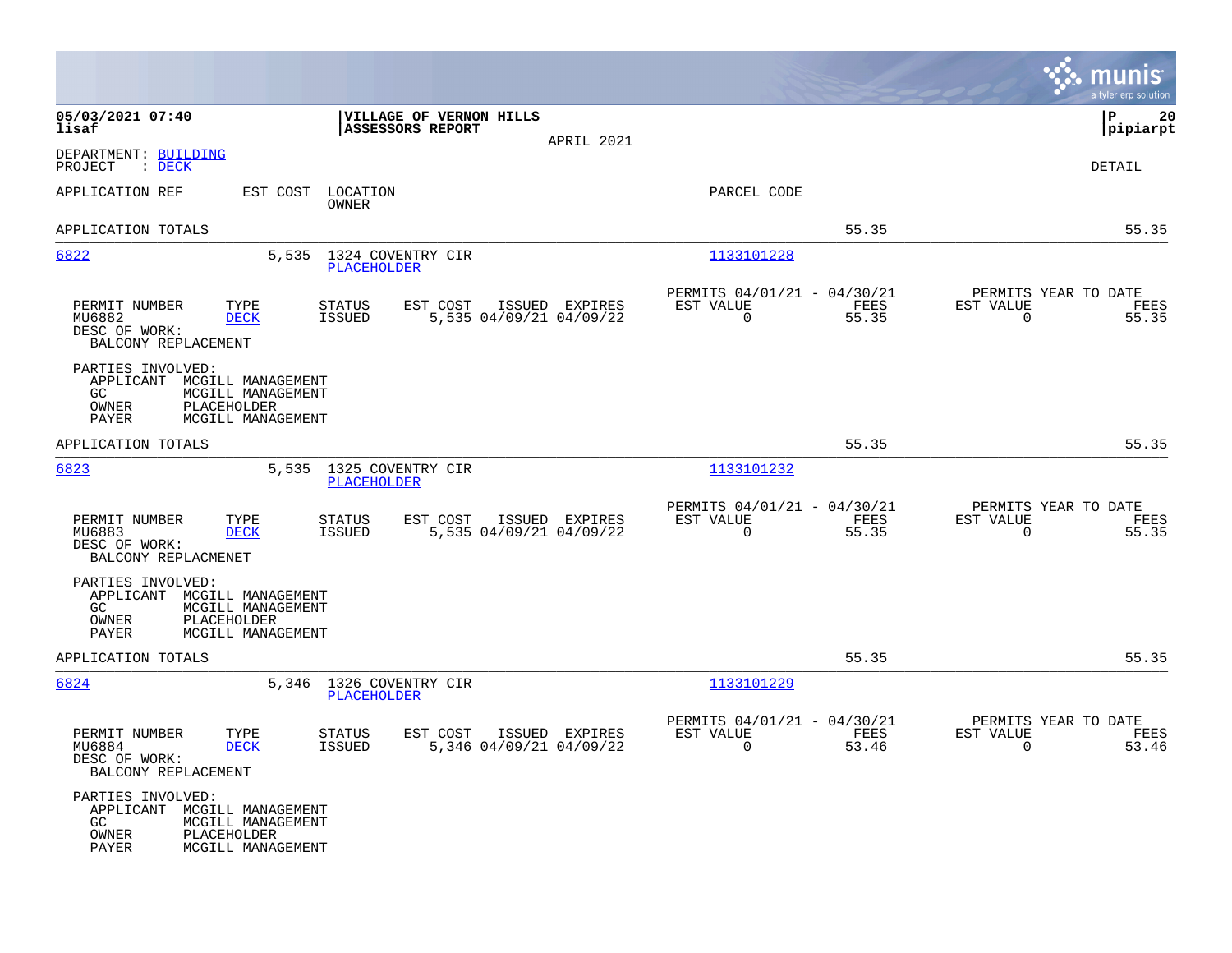**05/03/2021 07:40**
**lisaf**

**VILLAGE OF VERNON HILLS**
**ASSESSORS REPORT**

APRIL 2021

**P 20**
**pipiarpt**

DEPARTMENT: BUILDING
PROJECT : DECK

DETAIL

| APPLICATION REF | EST COST | LOCATION / OWNER | PARCEL CODE | | |
|---|---|---|---|---|---|
| APPLICATION TOTALS | | | | 55.35 | 55.35 |
| 6822 | 5,535 | 1324 COVENTRY CIR / PLACEHOLDER | 1133101228 | | |

| PERMIT NUMBER | TYPE | STATUS | EST COST | ISSUED | EXPIRES | PERMITS 04/01/21 - 04/30/21 EST VALUE | FEES | PERMITS YEAR TO DATE EST VALUE | FEES |
|---|---|---|---|---|---|---|---|---|---|
| MU6882 | DECK | ISSUED | 5,535 | 04/09/21 | 04/09/22 | 0 | 55.35 | 0 | 55.35 |

DESC OF WORK:
BALCONY REPLACEMENT

PARTIES INVOLVED:
APPLICANT MCGILL MANAGEMENT
GC MCGILL MANAGEMENT
OWNER PLACEHOLDER
PAYER MCGILL MANAGEMENT

| | | | | | |
|---|---|---|---|---|---|
| APPLICATION TOTALS | | | | 55.35 | 55.35 |
| 6823 | 5,535 | 1325 COVENTRY CIR / PLACEHOLDER | 1133101232 | | |

| PERMIT NUMBER | TYPE | STATUS | EST COST | ISSUED | EXPIRES | PERMITS 04/01/21 - 04/30/21 EST VALUE | FEES | PERMITS YEAR TO DATE EST VALUE | FEES |
|---|---|---|---|---|---|---|---|---|---|
| MU6883 | DECK | ISSUED | 5,535 | 04/09/21 | 04/09/22 | 0 | 55.35 | 0 | 55.35 |

DESC OF WORK:
BALCONY REPLACMENET

PARTIES INVOLVED:
APPLICANT MCGILL MANAGEMENT
GC MCGILL MANAGEMENT
OWNER PLACEHOLDER
PAYER MCGILL MANAGEMENT

| | | | | | |
|---|---|---|---|---|---|
| APPLICATION TOTALS | | | | 55.35 | 55.35 |
| 6824 | 5,346 | 1326 COVENTRY CIR / PLACEHOLDER | 1133101229 | | |

| PERMIT NUMBER | TYPE | STATUS | EST COST | ISSUED | EXPIRES | PERMITS 04/01/21 - 04/30/21 EST VALUE | FEES | PERMITS YEAR TO DATE EST VALUE | FEES |
|---|---|---|---|---|---|---|---|---|---|
| MU6884 | DECK | ISSUED | 5,346 | 04/09/21 | 04/09/22 | 0 | 53.46 | 0 | 53.46 |

DESC OF WORK:
BALCONY REPLACEMENT

PARTIES INVOLVED:
APPLICANT MCGILL MANAGEMENT
GC MCGILL MANAGEMENT
OWNER PLACEHOLDER
PAYER MCGILL MANAGEMENT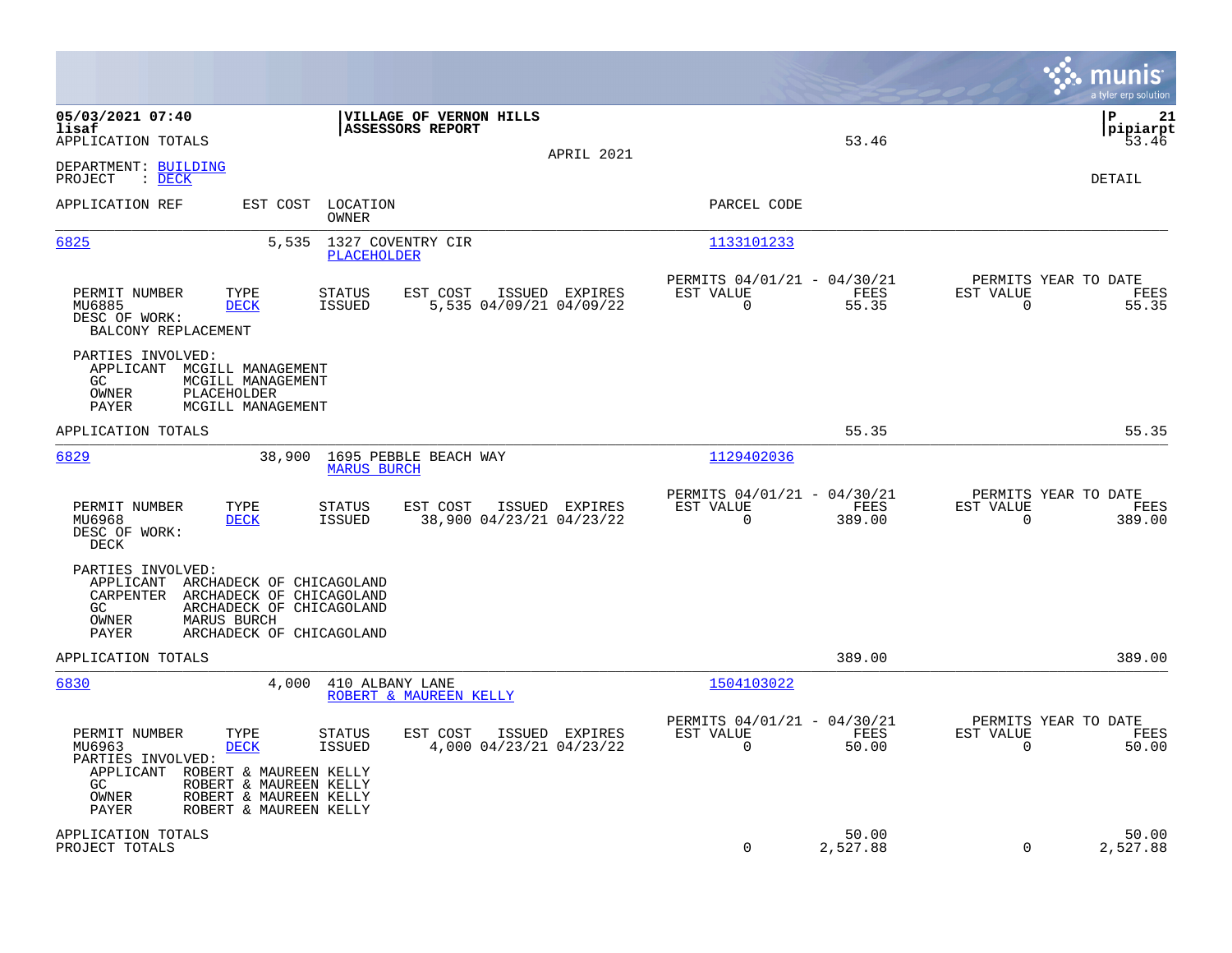05/03/2021 07:40 | VILLAGE OF VERNON HILLS | ASSESSORS REPORT

lisaf

APPLICATION TOTALS 53.46 53.46

APRIL 2021

pipiarpt

DEPARTMENT: BUILDING
PROJECT : DECK

DETAIL

| APPLICATION REF | EST COST | LOCATION / OWNER | PARCEL CODE |
|---|---|---|---|
| 6825 | 5,535 | 1327 COVENTRY CIR / PLACEHOLDER | 1133101233 |

| PERMIT NUMBER | TYPE | STATUS | EST COST | ISSUED | EXPIRES | PERMITS 04/01/21 - 04/30/21 EST VALUE | FEES | PERMITS YEAR TO DATE EST VALUE | FEES |
|---|---|---|---|---|---|---|---|---|---|
| MU6885 | DECK | ISSUED | 5,535 | 04/09/21 | 04/09/22 | 0 | 55.35 | 0 | 55.35 |

DESC OF WORK:
BALCONY REPLACEMENT

PARTIES INVOLVED:
- APPLICANT MCGILL MANAGEMENT
- GC MCGILL MANAGEMENT
- OWNER PLACEHOLDER
- PAYER MCGILL MANAGEMENT

APPLICATION TOTALS 55.35 55.35

| APPLICATION REF | EST COST | LOCATION / OWNER | PARCEL CODE |
|---|---|---|---|
| 6829 | 38,900 | 1695 PEBBLE BEACH WAY / MARUS BURCH | 1129402036 |

| PERMIT NUMBER | TYPE | STATUS | EST COST | ISSUED | EXPIRES | PERMITS 04/01/21 - 04/30/21 EST VALUE | FEES | PERMITS YEAR TO DATE EST VALUE | FEES |
|---|---|---|---|---|---|---|---|---|---|
| MU6968 | DECK | ISSUED | 38,900 | 04/23/21 | 04/23/22 | 0 | 389.00 | 0 | 389.00 |

DESC OF WORK:
DECK

PARTIES INVOLVED:
- APPLICANT ARCHADECK OF CHICAGOLAND
- CARPENTER ARCHADECK OF CHICAGOLAND
- GC ARCHADECK OF CHICAGOLAND
- OWNER MARUS BURCH
- PAYER ARCHADECK OF CHICAGOLAND

APPLICATION TOTALS 389.00 389.00

| APPLICATION REF | EST COST | LOCATION / OWNER | PARCEL CODE |
|---|---|---|---|
| 6830 | 4,000 | 410 ALBANY LANE / ROBERT & MAUREEN KELLY | 1504103022 |

| PERMIT NUMBER | TYPE | STATUS | EST COST | ISSUED | EXPIRES | PERMITS 04/01/21 - 04/30/21 EST VALUE | FEES | PERMITS YEAR TO DATE EST VALUE | FEES |
|---|---|---|---|---|---|---|---|---|---|
| MU6963 | DECK | ISSUED | 4,000 | 04/23/21 | 04/23/22 | 0 | 50.00 | 0 | 50.00 |

PARTIES INVOLVED:
- APPLICANT ROBERT & MAUREEN KELLY
- GC ROBERT & MAUREEN KELLY
- OWNER ROBERT & MAUREEN KELLY
- PAYER ROBERT & MAUREEN KELLY

| | EST VALUE | FEES | EST VALUE | FEES |
|---|---|---|---|---|
| APPLICATION TOTALS | | 50.00 | | 50.00 |
| PROJECT TOTALS | 0 | 2,527.88 | 0 | 2,527.88 |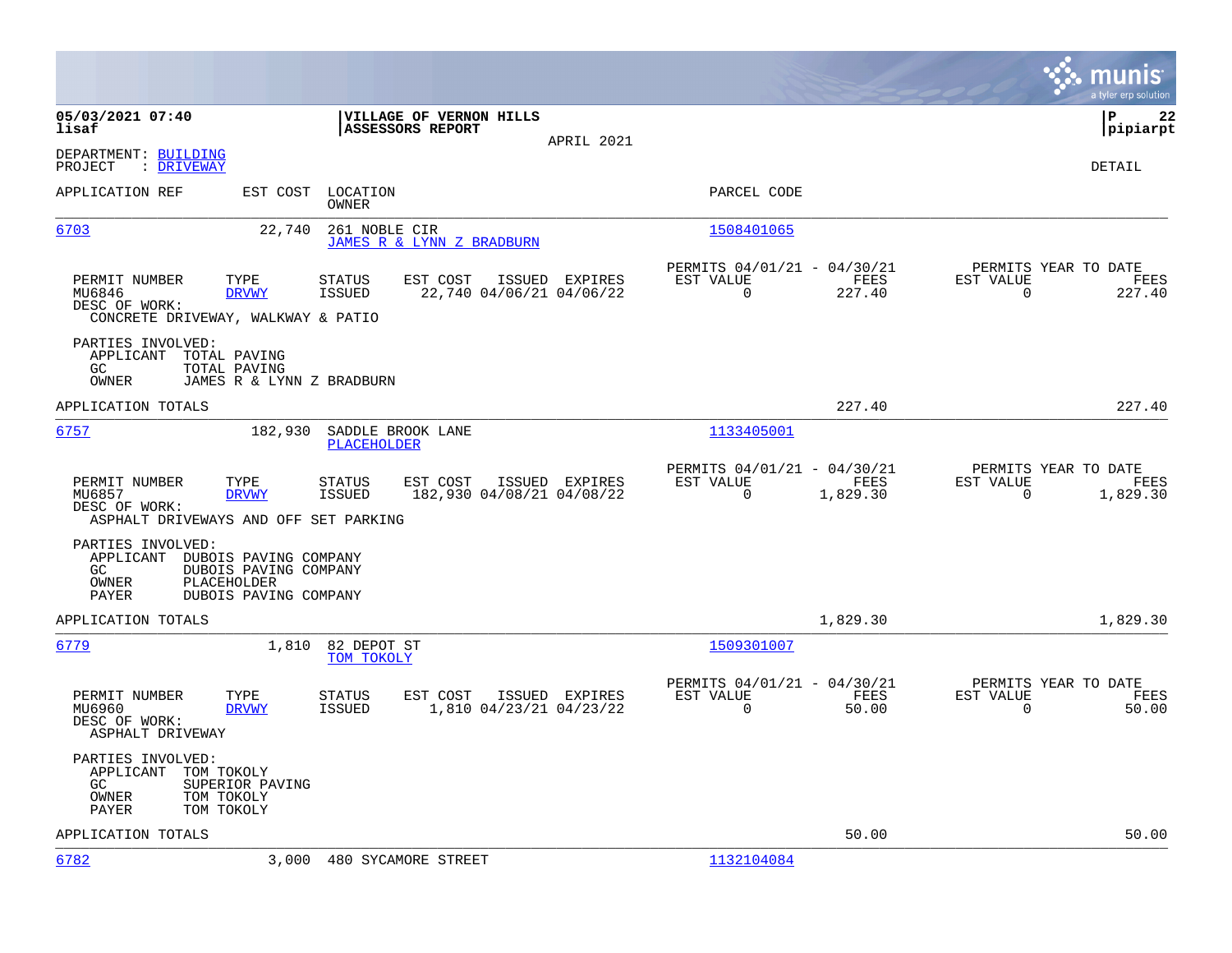**05/03/2021 07:40**
**lisaf**

**VILLAGE OF VERNON HILLS**
**ASSESSORS REPORT**

APRIL 2021

**P 22**
**pipiarpt**

DEPARTMENT: BUILDING
PROJECT : DRIVEWAY

DETAIL

| APPLICATION REF | EST COST | LOCATION / OWNER | PARCEL CODE |
|---|---|---|---|
| 6703 | 22,740 | 261 NOBLE CIR / JAMES R & LYNN Z BRADBURN | 1508401065 |

| PERMIT NUMBER | TYPE | STATUS | EST COST | ISSUED | EXPIRES | PERMITS 04/01/21 - 04/30/21 EST VALUE | FEES | PERMITS YEAR TO DATE EST VALUE | FEES |
|---|---|---|---|---|---|---|---|---|---|
| MU6846 | DRVWY | ISSUED | 22,740 | 04/06/21 | 04/06/22 | 0 | 227.40 | 0 | 227.40 |

DESC OF WORK:
CONCRETE DRIVEWAY, WALKWAY & PATIO

PARTIES INVOLVED:
APPLICANT TOTAL PAVING
GC TOTAL PAVING
OWNER JAMES R & LYNN Z BRADBURN

APPLICATION TOTALS 227.40 227.40

| APPLICATION REF | EST COST | LOCATION / OWNER | PARCEL CODE |
|---|---|---|---|
| 6757 | 182,930 | SADDLE BROOK LANE / PLACEHOLDER | 1133405001 |

| PERMIT NUMBER | TYPE | STATUS | EST COST | ISSUED | EXPIRES | PERMITS 04/01/21 - 04/30/21 EST VALUE | FEES | PERMITS YEAR TO DATE EST VALUE | FEES |
|---|---|---|---|---|---|---|---|---|---|
| MU6857 | DRVWY | ISSUED | 182,930 | 04/08/21 | 04/08/22 | 0 | 1,829.30 | 0 | 1,829.30 |

DESC OF WORK:
ASPHALT DRIVEWAYS AND OFF SET PARKING

PARTIES INVOLVED:
APPLICANT DUBOIS PAVING COMPANY
GC DUBOIS PAVING COMPANY
OWNER PLACEHOLDER
PAYER DUBOIS PAVING COMPANY

APPLICATION TOTALS 1,829.30 1,829.30

| APPLICATION REF | EST COST | LOCATION / OWNER | PARCEL CODE |
|---|---|---|---|
| 6779 | 1,810 | 82 DEPOT ST / TOM TOKOLY | 1509301007 |

| PERMIT NUMBER | TYPE | STATUS | EST COST | ISSUED | EXPIRES | PERMITS 04/01/21 - 04/30/21 EST VALUE | FEES | PERMITS YEAR TO DATE EST VALUE | FEES |
|---|---|---|---|---|---|---|---|---|---|
| MU6960 | DRVWY | ISSUED | 1,810 | 04/23/21 | 04/23/22 | 0 | 50.00 | 0 | 50.00 |

DESC OF WORK:
ASPHALT DRIVEWAY

PARTIES INVOLVED:
APPLICANT TOM TOKOLY
GC SUPERIOR PAVING
OWNER TOM TOKOLY
PAYER TOM TOKOLY

APPLICATION TOTALS 50.00 50.00

| APPLICATION REF | EST COST | LOCATION / OWNER | PARCEL CODE |
|---|---|---|---|
| 6782 | 3,000 | 480 SYCAMORE STREET | 1132104084 |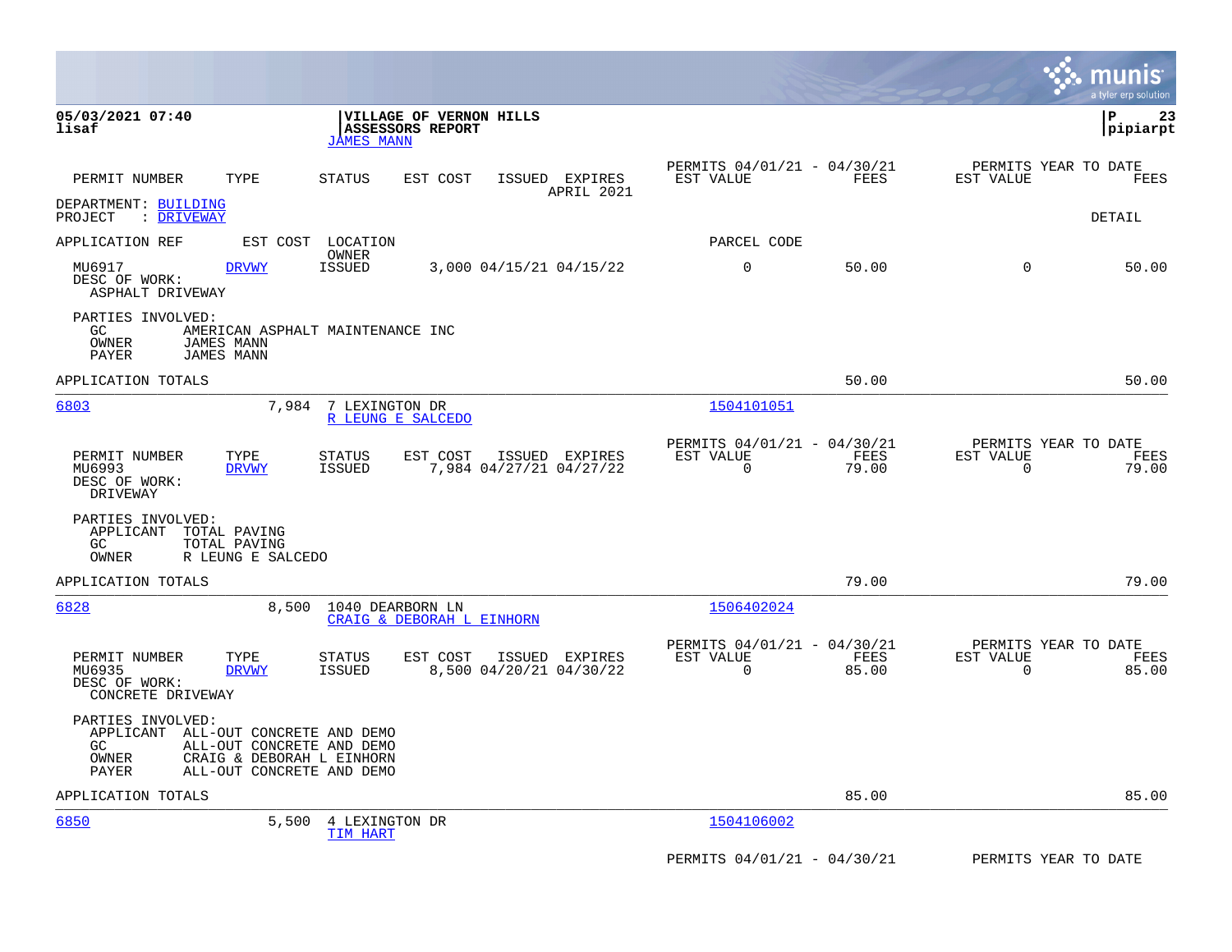**05/03/2021 07:40**
**lisaf**

**VILLAGE OF VERNON HILLS**
**ASSESSORS REPORT**
JAMES MANN

**P 23**
**pipiarpt**

| PERMIT NUMBER | TYPE | STATUS | EST COST | ISSUED | EXPIRES | PERMITS 04/01/21 - 04/30/21 EST VALUE | FEES | PERMITS YEAR TO DATE EST VALUE | FEES |
|---|---|---|---|---|---|---|---|---|---|
| | | | | | APRIL 2021 | | | | |

DEPARTMENT: BUILDING
PROJECT : DRIVEWAY

DETAIL

APPLICATION REF EST COST LOCATION OWNER PARCEL CODE

| PERMIT NUMBER | TYPE | STATUS | EST COST | ISSUED | EXPIRES | EST VALUE | FEES | EST VALUE | FEES |
|---|---|---|---|---|---|---|---|---|---|
| MU6917 | DRVWY | ISSUED | 3,000 | 04/15/21 | 04/15/22 | 0 | 50.00 | 0 | 50.00 |

DESC OF WORK:
ASPHALT DRIVEWAY

PARTIES INVOLVED:
GC AMERICAN ASPHALT MAINTENANCE INC
OWNER JAMES MANN
PAYER JAMES MANN

APPLICATION TOTALS 50.00 50.00

---

6803 7,984 7 LEXINGTON DR 1504101051
R LEUNG E SALCEDO

| PERMIT NUMBER | TYPE | STATUS | EST COST | ISSUED | EXPIRES | PERMITS 04/01/21 - 04/30/21 EST VALUE | FEES | PERMITS YEAR TO DATE EST VALUE | FEES |
|---|---|---|---|---|---|---|---|---|---|
| MU6993 | DRVWY | ISSUED | 7,984 | 04/27/21 | 04/27/22 | 0 | 79.00 | 0 | 79.00 |

DESC OF WORK:
DRIVEWAY

PARTIES INVOLVED:
APPLICANT TOTAL PAVING
GC TOTAL PAVING
OWNER R LEUNG E SALCEDO

APPLICATION TOTALS 79.00 79.00

---

6828 8,500 1040 DEARBORN LN 1506402024
CRAIG & DEBORAH L EINHORN

| PERMIT NUMBER | TYPE | STATUS | EST COST | ISSUED | EXPIRES | PERMITS 04/01/21 - 04/30/21 EST VALUE | FEES | PERMITS YEAR TO DATE EST VALUE | FEES |
|---|---|---|---|---|---|---|---|---|---|
| MU6935 | DRVWY | ISSUED | 8,500 | 04/20/21 | 04/30/22 | 0 | 85.00 | 0 | 85.00 |

DESC OF WORK:
CONCRETE DRIVEWAY

PARTIES INVOLVED:
APPLICANT ALL-OUT CONCRETE AND DEMO
GC ALL-OUT CONCRETE AND DEMO
OWNER CRAIG & DEBORAH L EINHORN
PAYER ALL-OUT CONCRETE AND DEMO

APPLICATION TOTALS 85.00 85.00

---

6850 5,500 4 LEXINGTON DR 1504106002
TIM HART

PERMITS 04/01/21 - 04/30/21 PERMITS YEAR TO DATE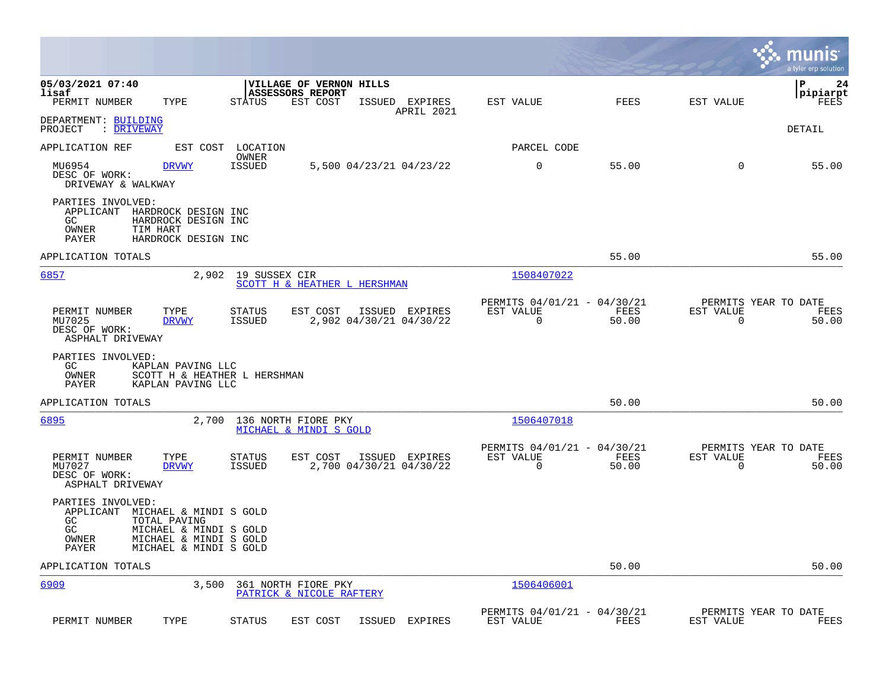05/03/2021 07:40 | VILLAGE OF VERNON HILLS | P 24
lisaf | ASSESSORS REPORT | pipiarpt

PERMIT NUMBER TYPE STATUS EST COST ISSUED EXPIRES EST VALUE FEES EST VALUE FEES

APRIL 2021

DEPARTMENT: BUILDING
PROJECT : DRIVEWAY

DETAIL

APPLICATION REF EST COST LOCATION / OWNER PARCEL CODE

| PERMIT NUMBER | TYPE | STATUS | EST COST | ISSUED | EXPIRES | EST VALUE | FEES | EST VALUE | FEES |
|---|---|---|---|---|---|---|---|---|---|
| MU6954 | DRVWY | ISSUED | 5,500 | 04/23/21 | 04/23/22 | 0 | 55.00 | 0 | 55.00 |

DESC OF WORK:
DRIVEWAY & WALKWAY

PARTIES INVOLVED:
APPLICANT HARDROCK DESIGN INC
GC HARDROCK DESIGN INC
OWNER TIM HART
PAYER HARDROCK DESIGN INC

APPLICATION TOTALS 55.00 55.00

---

6857 2,902 19 SUSSEX CIR 1508407022
SCOTT H & HEATHER L HERSHMAN

| PERMIT NUMBER | TYPE | STATUS | EST COST | ISSUED | EXPIRES | PERMITS 04/01/21 - 04/30/21 EST VALUE | FEES | PERMITS YEAR TO DATE EST VALUE | FEES |
|---|---|---|---|---|---|---|---|---|---|
| MU7025 | DRVWY | ISSUED | 2,902 | 04/30/21 | 04/30/22 | 0 | 50.00 | 0 | 50.00 |

DESC OF WORK:
ASPHALT DRIVEWAY

PARTIES INVOLVED:
GC KAPLAN PAVING LLC
OWNER SCOTT H & HEATHER L HERSHMAN
PAYER KAPLAN PAVING LLC

APPLICATION TOTALS 50.00 50.00

---

6895 2,700 136 NORTH FIORE PKY 1506407018
MICHAEL & MINDI S GOLD

| PERMIT NUMBER | TYPE | STATUS | EST COST | ISSUED | EXPIRES | PERMITS 04/01/21 - 04/30/21 EST VALUE | FEES | PERMITS YEAR TO DATE EST VALUE | FEES |
|---|---|---|---|---|---|---|---|---|---|
| MU7027 | DRVWY | ISSUED | 2,700 | 04/30/21 | 04/30/22 | 0 | 50.00 | 0 | 50.00 |

DESC OF WORK:
ASPHALT DRIVEWAY

PARTIES INVOLVED:
APPLICANT MICHAEL & MINDI S GOLD
GC TOTAL PAVING
GC MICHAEL & MINDI S GOLD
OWNER MICHAEL & MINDI S GOLD
PAYER MICHAEL & MINDI S GOLD

APPLICATION TOTALS 50.00 50.00

---

6909 3,500 361 NORTH FIORE PKY 1506406001
PATRICK & NICOLE RAFTERY

| PERMIT NUMBER | TYPE | STATUS | EST COST | ISSUED | EXPIRES | PERMITS 04/01/21 - 04/30/21 EST VALUE | FEES | PERMITS YEAR TO DATE EST VALUE | FEES |
|---|---|---|---|---|---|---|---|---|---|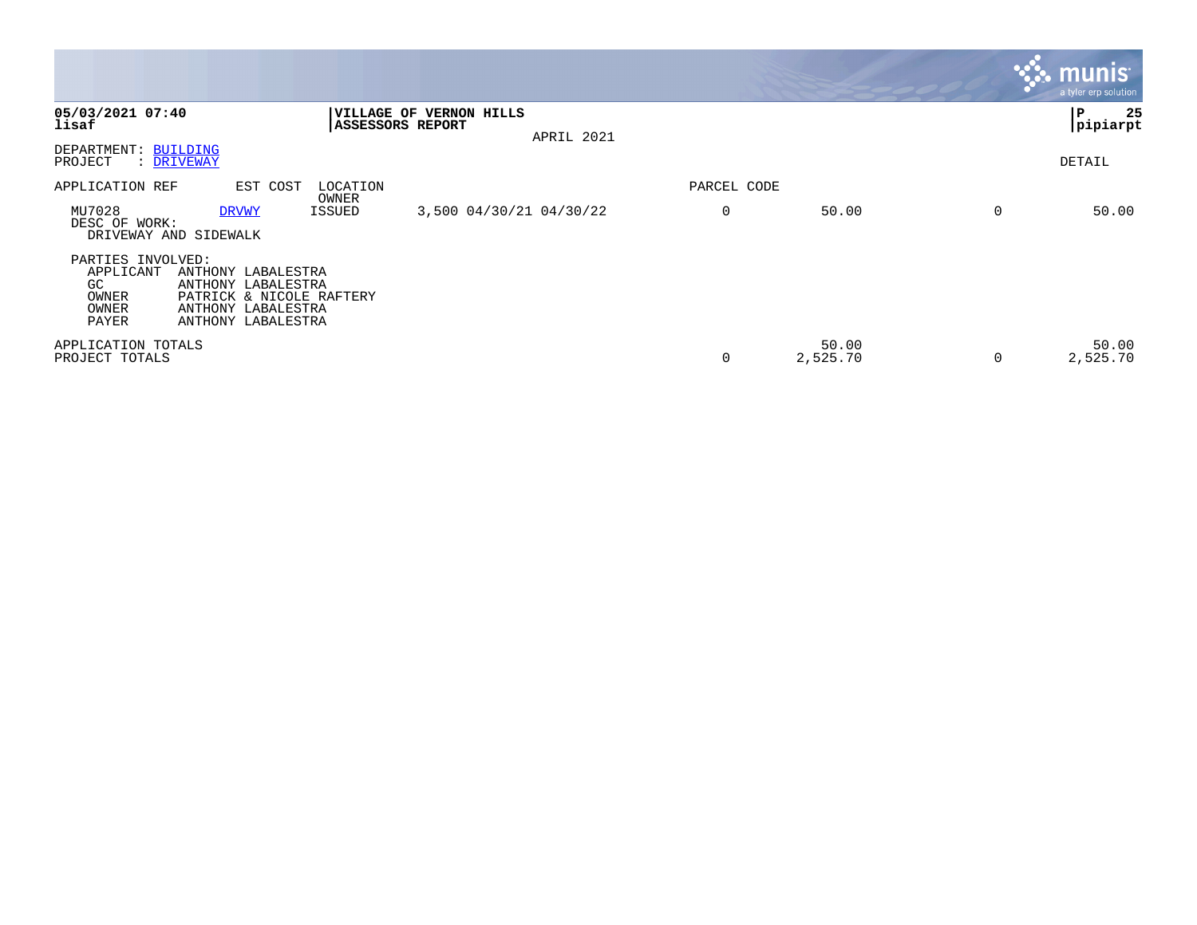**05/03/2021 07:40**
**lisaf**

**VILLAGE OF VERNON HILLS**
**ASSESSORS REPORT**

APRIL 2021

**P 25**
**pipiarpt**

DEPARTMENT: BUILDING
PROJECT : DRIVEWAY

DETAIL

| APPLICATION REF | EST COST | LOCATION OWNER | | PARCEL CODE | | | |
|---|---|---|---|---|---|---|---|
| MU7028 | DRVWY | ISSUED | 3,500 04/30/21 04/30/22 | 0 | 50.00 | 0 | 50.00 |

DESC OF WORK:
DRIVEWAY AND SIDEWALK

PARTIES INVOLVED:

| | |
|---|---|
| APPLICANT | ANTHONY LABALESTRA |
| GC | ANTHONY LABALESTRA |
| OWNER | PATRICK & NICOLE RAFTERY |
| OWNER | ANTHONY LABALESTRA |
| PAYER | ANTHONY LABALESTRA |

| | | | | |
|---|---|---|---|---|
| APPLICATION TOTALS | | 50.00 | | 50.00 |
| PROJECT TOTALS | 0 | 2,525.70 | 0 | 2,525.70 |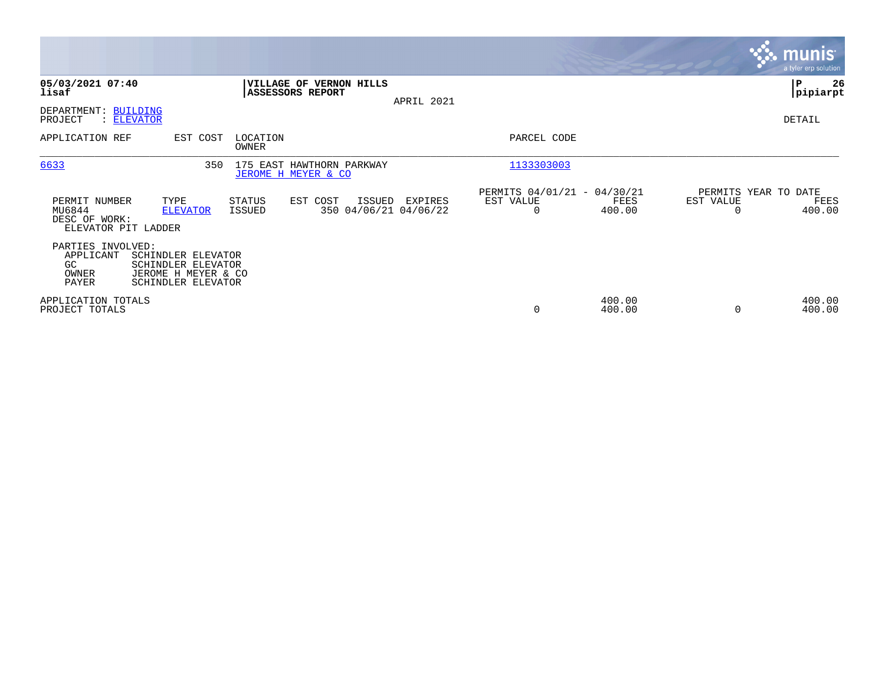**05/03/2021 07:40**
**lisaf**

**VILLAGE OF VERNON HILLS**
**ASSESSORS REPORT**

APRIL 2021

**P 26**
**pipiarpt**

DEPARTMENT: BUILDING
PROJECT : ELEVATOR

DETAIL

| APPLICATION REF | EST COST | LOCATION / OWNER | PARCEL CODE |
|---|---|---|---|
| 6633 | 350 | 175 EAST HAWTHORN PARKWAY / JEROME H MEYER & CO | 1133303003 |

| PERMIT NUMBER | TYPE | STATUS | EST COST | ISSUED | EXPIRES | PERMITS 04/01/21 - 04/30/21 EST VALUE | FEES | PERMITS YEAR TO DATE EST VALUE | FEES |
|---|---|---|---|---|---|---|---|---|---|
| MU6844 | ELEVATOR | ISSUED | 350 | 04/06/21 | 04/06/22 | 0 | 400.00 | 0 | 400.00 |

DESC OF WORK:
ELEVATOR PIT LADDER

PARTIES INVOLVED:

| | |
|---|---|
| APPLICANT | SCHINDLER ELEVATOR |
| GC | SCHINDLER ELEVATOR |
| OWNER | JEROME H MEYER & CO |
| PAYER | SCHINDLER ELEVATOR |

| | EST VALUE | FEES | EST VALUE | FEES |
|---|---|---|---|---|
| APPLICATION TOTALS | | 400.00 | | 400.00 |
| PROJECT TOTALS | 0 | 400.00 | 0 | 400.00 |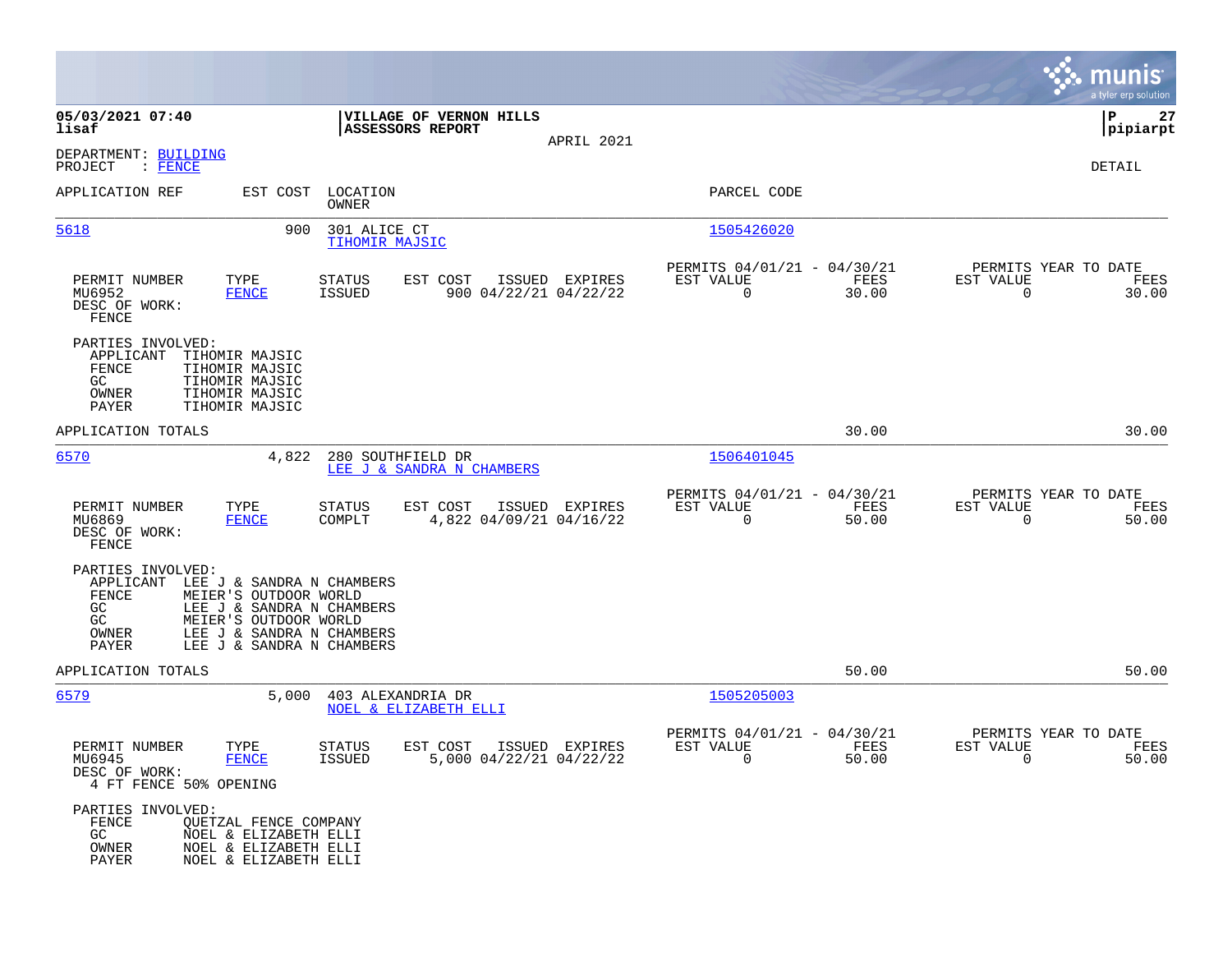05/03/2021 07:40
lisaf

**VILLAGE OF VERNON HILLS**
**ASSESSORS REPORT**

APRIL 2021

P 27
pipiarpt

DEPARTMENT: BUILDING
PROJECT : FENCE

DETAIL

| APPLICATION REF | EST COST | LOCATION / OWNER | PARCEL CODE |
|---|---|---|---|
| 5618 | 900 | 301 ALICE CT / TIHOMIR MAJSIC | 1505426020 |

| PERMIT NUMBER | TYPE | STATUS | EST COST | ISSUED | EXPIRES | PERMITS 04/01/21 - 04/30/21 EST VALUE | FEES | PERMITS YEAR TO DATE EST VALUE | FEES |
|---|---|---|---|---|---|---|---|---|---|
| MU6952 | FENCE | ISSUED | 900 | 04/22/21 | 04/22/22 | 0 | 30.00 | 0 | 30.00 |

DESC OF WORK:
FENCE

PARTIES INVOLVED:
- APPLICANT TIHOMIR MAJSIC
- FENCE TIHOMIR MAJSIC
- GC TIHOMIR MAJSIC
- OWNER TIHOMIR MAJSIC
- PAYER TIHOMIR MAJSIC

APPLICATION TOTALS: 30.00 | 30.00

| APPLICATION REF | EST COST | LOCATION / OWNER | PARCEL CODE |
|---|---|---|---|
| 6570 | 4,822 | 280 SOUTHFIELD DR / LEE J & SANDRA N CHAMBERS | 1506401045 |

| PERMIT NUMBER | TYPE | STATUS | EST COST | ISSUED | EXPIRES | PERMITS 04/01/21 - 04/30/21 EST VALUE | FEES | PERMITS YEAR TO DATE EST VALUE | FEES |
|---|---|---|---|---|---|---|---|---|---|
| MU6869 | FENCE | COMPLT | 4,822 | 04/09/21 | 04/16/22 | 0 | 50.00 | 0 | 50.00 |

DESC OF WORK:
FENCE

PARTIES INVOLVED:
- APPLICANT LEE J & SANDRA N CHAMBERS
- FENCE MEIER'S OUTDOOR WORLD
- GC LEE J & SANDRA N CHAMBERS
- GC MEIER'S OUTDOOR WORLD
- OWNER LEE J & SANDRA N CHAMBERS
- PAYER LEE J & SANDRA N CHAMBERS

APPLICATION TOTALS: 50.00 | 50.00

| APPLICATION REF | EST COST | LOCATION / OWNER | PARCEL CODE |
|---|---|---|---|
| 6579 | 5,000 | 403 ALEXANDRIA DR / NOEL & ELIZABETH ELLI | 1505205003 |

| PERMIT NUMBER | TYPE | STATUS | EST COST | ISSUED | EXPIRES | PERMITS 04/01/21 - 04/30/21 EST VALUE | FEES | PERMITS YEAR TO DATE EST VALUE | FEES |
|---|---|---|---|---|---|---|---|---|---|
| MU6945 | FENCE | ISSUED | 5,000 | 04/22/21 | 04/22/22 | 0 | 50.00 | 0 | 50.00 |

DESC OF WORK:
4 FT FENCE 50% OPENING

PARTIES INVOLVED:
- FENCE QUETZAL FENCE COMPANY
- GC NOEL & ELIZABETH ELLI
- OWNER NOEL & ELIZABETH ELLI
- PAYER NOEL & ELIZABETH ELLI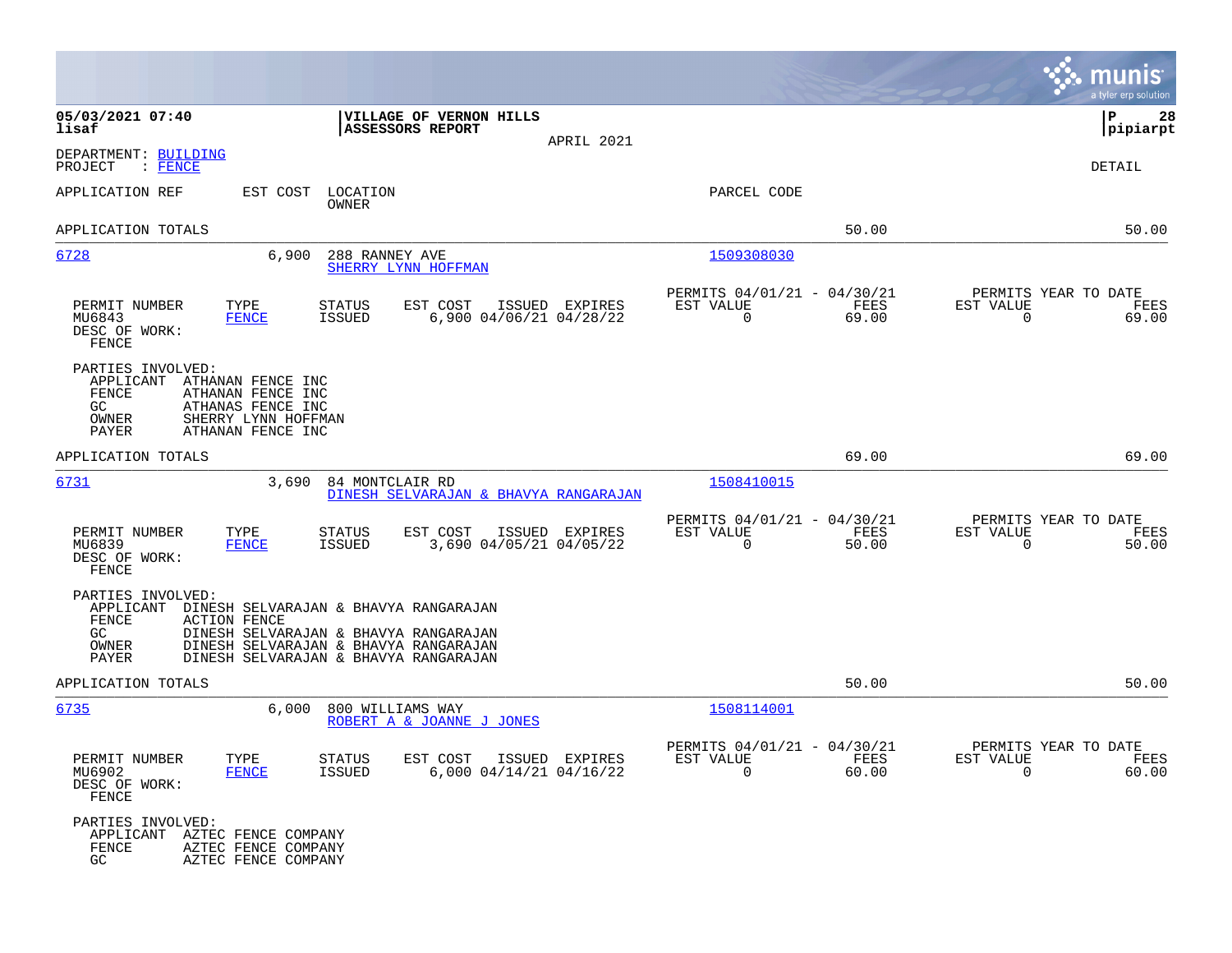05/03/2021 07:40 | VILLAGE OF VERNON HILLS | P 28
lisaf | ASSESSORS REPORT | pipiarpt
APRIL 2021

DEPARTMENT: BUILDING
PROJECT : FENCE

DETAIL

APPLICATION REF | EST COST | LOCATION OWNER | PARCEL CODE

APPLICATION TOTALS 50.00 50.00

---

**6728** | 6,900 | 288 RANNEY AVE | 1509308030
SHERRY LYNN HOFFMAN

| PERMIT NUMBER | TYPE | STATUS | EST COST | ISSUED | EXPIRES | PERMITS 04/01/21 - 04/30/21 EST VALUE | FEES | PERMITS YEAR TO DATE EST VALUE | FEES |
|---|---|---|---|---|---|---|---|---|---|
| MU6843 | FENCE | ISSUED | 6,900 | 04/06/21 | 04/28/22 | 0 | 69.00 | 0 | 69.00 |

DESC OF WORK:
FENCE

PARTIES INVOLVED:
- APPLICANT ATHANAN FENCE INC
- FENCE ATHANAN FENCE INC
- GC ATHANAS FENCE INC
- OWNER SHERRY LYNN HOFFMAN
- PAYER ATHANAN FENCE INC

APPLICATION TOTALS 69.00 69.00

---

**6731** | 3,690 | 84 MONTCLAIR RD | 1508410015
DINESH SELVARAJAN & BHAVYA RANGARAJAN

| PERMIT NUMBER | TYPE | STATUS | EST COST | ISSUED | EXPIRES | PERMITS 04/01/21 - 04/30/21 EST VALUE | FEES | PERMITS YEAR TO DATE EST VALUE | FEES |
|---|---|---|---|---|---|---|---|---|---|
| MU6839 | FENCE | ISSUED | 3,690 | 04/05/21 | 04/05/22 | 0 | 50.00 | 0 | 50.00 |

DESC OF WORK:
FENCE

PARTIES INVOLVED:
- APPLICANT DINESH SELVARAJAN & BHAVYA RANGARAJAN
- FENCE ACTION FENCE
- GC DINESH SELVARAJAN & BHAVYA RANGARAJAN
- OWNER DINESH SELVARAJAN & BHAVYA RANGARAJAN
- PAYER DINESH SELVARAJAN & BHAVYA RANGARAJAN

APPLICATION TOTALS 50.00 50.00

---

**6735** | 6,000 | 800 WILLIAMS WAY | 1508114001
ROBERT A & JOANNE J JONES

| PERMIT NUMBER | TYPE | STATUS | EST COST | ISSUED | EXPIRES | PERMITS 04/01/21 - 04/30/21 EST VALUE | FEES | PERMITS YEAR TO DATE EST VALUE | FEES |
|---|---|---|---|---|---|---|---|---|---|
| MU6902 | FENCE | ISSUED | 6,000 | 04/14/21 | 04/16/22 | 0 | 60.00 | 0 | 60.00 |

DESC OF WORK:
FENCE

PARTIES INVOLVED:
- APPLICANT AZTEC FENCE COMPANY
- FENCE AZTEC FENCE COMPANY
- GC AZTEC FENCE COMPANY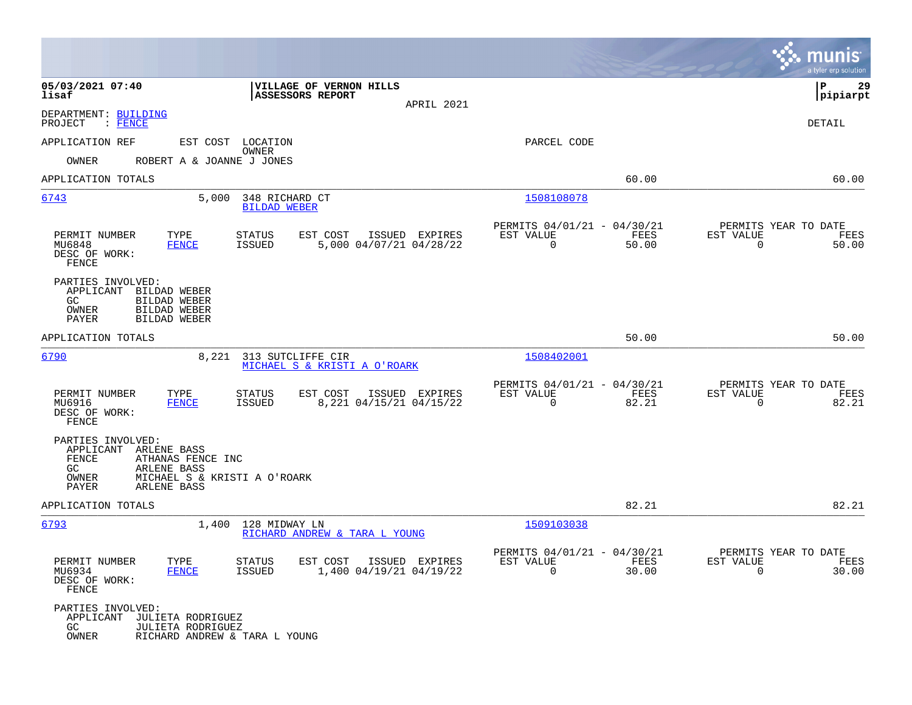05/03/2021 07:40 | VILLAGE OF VERNON HILLS | P 29
lisaf | ASSESSORS REPORT | pipiarpt
APRIL 2021

DEPARTMENT: BUILDING
PROJECT : FENCE

DETAIL

APPLICATION REF    EST COST    LOCATION    PARCEL CODE
OWNER

OWNER    ROBERT A & JOANNE J JONES

APPLICATION TOTALS    60.00    60.00

---

**6743**    5,000    348 RICHARD CT    1508108078
BILDAD WEBER

| PERMIT NUMBER | TYPE | STATUS | EST COST | ISSUED | EXPIRES | PERMITS 04/01/21 - 04/30/21 EST VALUE | FEES | PERMITS YEAR TO DATE EST VALUE | FEES |
|---|---|---|---|---|---|---|---|---|---|
| MU6848 | FENCE | ISSUED | 5,000 | 04/07/21 | 04/28/22 | 0 | 50.00 | 0 | 50.00 |

DESC OF WORK:
FENCE

PARTIES INVOLVED:
APPLICANT    BILDAD WEBER
GC    BILDAD WEBER
OWNER    BILDAD WEBER
PAYER    BILDAD WEBER

APPLICATION TOTALS    50.00    50.00

---

**6790**    8,221    313 SUTCLIFFE CIR    1508402001
MICHAEL S & KRISTI A O'ROARK

| PERMIT NUMBER | TYPE | STATUS | EST COST | ISSUED | EXPIRES | PERMITS 04/01/21 - 04/30/21 EST VALUE | FEES | PERMITS YEAR TO DATE EST VALUE | FEES |
|---|---|---|---|---|---|---|---|---|---|
| MU6916 | FENCE | ISSUED | 8,221 | 04/15/21 | 04/15/22 | 0 | 82.21 | 0 | 82.21 |

DESC OF WORK:
FENCE

PARTIES INVOLVED:
APPLICANT    ARLENE BASS
FENCE    ATHANAS FENCE INC
GC    ARLENE BASS
OWNER    MICHAEL S & KRISTI A O'ROARK
PAYER    ARLENE BASS

APPLICATION TOTALS    82.21    82.21

---

**6793**    1,400    128 MIDWAY LN    1509103038
RICHARD ANDREW & TARA L YOUNG

| PERMIT NUMBER | TYPE | STATUS | EST COST | ISSUED | EXPIRES | PERMITS 04/01/21 - 04/30/21 EST VALUE | FEES | PERMITS YEAR TO DATE EST VALUE | FEES |
|---|---|---|---|---|---|---|---|---|---|
| MU6934 | FENCE | ISSUED | 1,400 | 04/19/21 | 04/19/22 | 0 | 30.00 | 0 | 30.00 |

DESC OF WORK:
FENCE

PARTIES INVOLVED:
APPLICANT    JULIETA RODRIGUEZ
GC    JULIETA RODRIGUEZ
OWNER    RICHARD ANDREW & TARA L YOUNG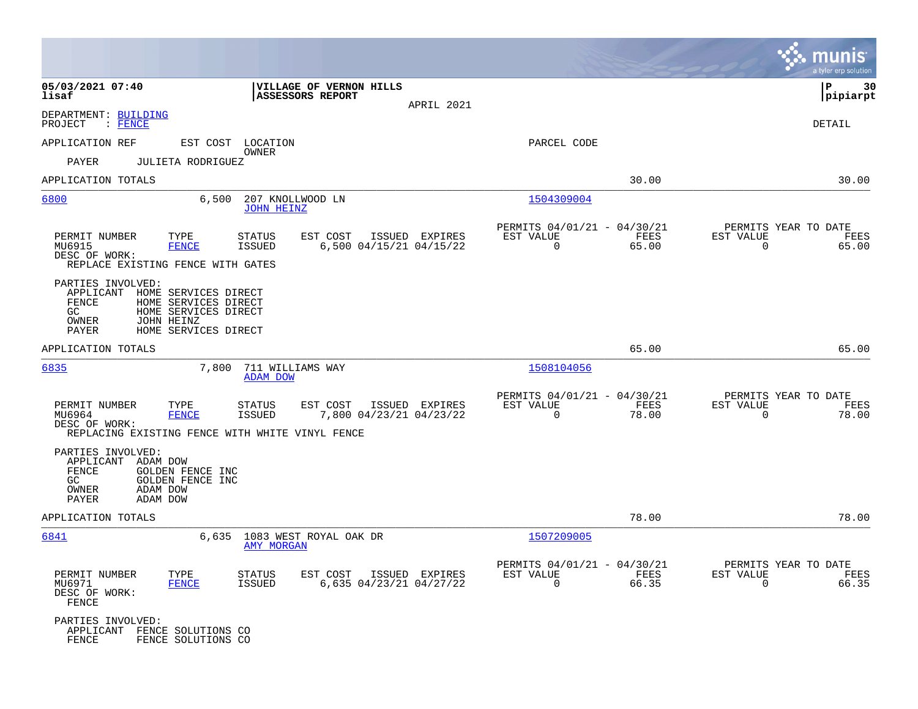**05/03/2021 07:40**
**lisaf**

**VILLAGE OF VERNON HILLS**
**ASSESSORS REPORT**

APRIL 2021

**P 30**
**pipiarpt**

DEPARTMENT: BUILDING
PROJECT : FENCE

DETAIL

| APPLICATION REF | EST COST | LOCATION / OWNER | PARCEL CODE | | |
|---|---|---|---|---|---|
| PAYER | JULIETA RODRIGUEZ | | | | |
| APPLICATION TOTALS | | | | 30.00 | 30.00 |

---

**6800** | 6,500 | 207 KNOLLWOOD LN | JOHN HEINZ | 1504309004

| PERMIT NUMBER | TYPE | STATUS | EST COST | ISSUED | EXPIRES | PERMITS 04/01/21 - 04/30/21 EST VALUE | FEES | PERMITS YEAR TO DATE EST VALUE | FEES |
|---|---|---|---|---|---|---|---|---|---|
| MU6915 | FENCE | ISSUED | 6,500 | 04/15/21 | 04/15/22 | 0 | 65.00 | 0 | 65.00 |

DESC OF WORK:
REPLACE EXISTING FENCE WITH GATES

PARTIES INVOLVED:
- APPLICANT HOME SERVICES DIRECT
- FENCE HOME SERVICES DIRECT
- GC HOME SERVICES DIRECT
- OWNER JOHN HEINZ
- PAYER HOME SERVICES DIRECT

APPLICATION TOTALS 65.00 65.00

---

**6835** | 7,800 | 711 WILLIAMS WAY | ADAM DOW | 1508104056

| PERMIT NUMBER | TYPE | STATUS | EST COST | ISSUED | EXPIRES | PERMITS 04/01/21 - 04/30/21 EST VALUE | FEES | PERMITS YEAR TO DATE EST VALUE | FEES |
|---|---|---|---|---|---|---|---|---|---|
| MU6964 | FENCE | ISSUED | 7,800 | 04/23/21 | 04/23/22 | 0 | 78.00 | 0 | 78.00 |

DESC OF WORK:
REPLACING EXISTING FENCE WITH WHITE VINYL FENCE

PARTIES INVOLVED:
- APPLICANT ADAM DOW
- FENCE GOLDEN FENCE INC
- GC GOLDEN FENCE INC
- OWNER ADAM DOW
- PAYER ADAM DOW

APPLICATION TOTALS 78.00 78.00

---

**6841** | 6,635 | 1083 WEST ROYAL OAK DR | AMY MORGAN | 1507209005

| PERMIT NUMBER | TYPE | STATUS | EST COST | ISSUED | EXPIRES | PERMITS 04/01/21 - 04/30/21 EST VALUE | FEES | PERMITS YEAR TO DATE EST VALUE | FEES |
|---|---|---|---|---|---|---|---|---|---|
| MU6971 | FENCE | ISSUED | 6,635 | 04/23/21 | 04/27/22 | 0 | 66.35 | 0 | 66.35 |

DESC OF WORK:
FENCE

PARTIES INVOLVED:
- APPLICANT FENCE SOLUTIONS CO
- FENCE FENCE SOLUTIONS CO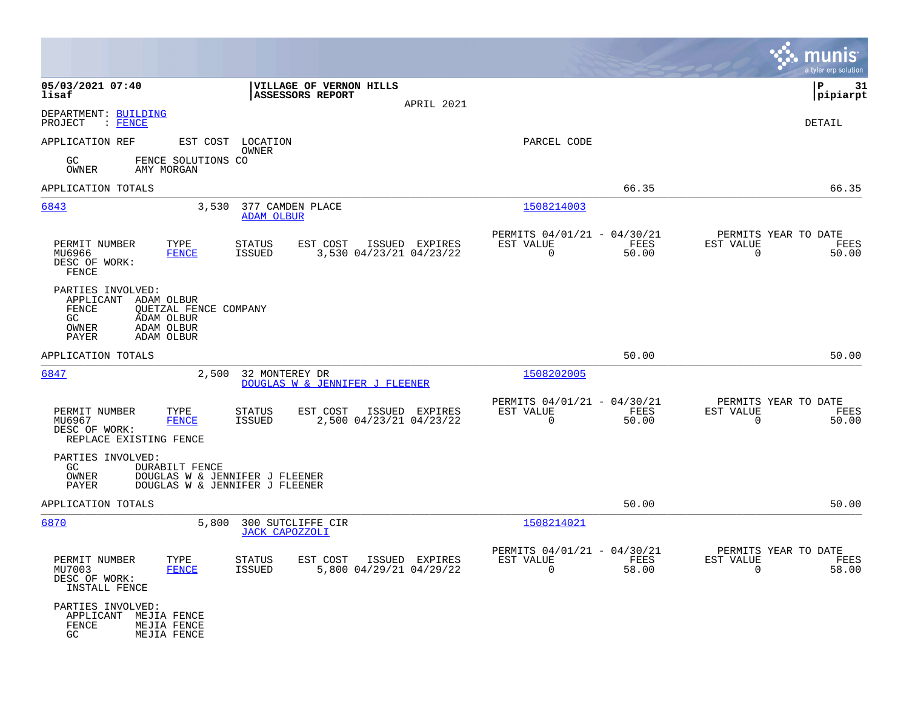05/03/2021 07:40
lisaf

**VILLAGE OF VERNON HILLS**
**ASSESSORS REPORT**
APRIL 2021

P 31
pipiarpt

DEPARTMENT: BUILDING
PROJECT : FENCE

DETAIL

APPLICATION REF    EST COST    LOCATION / OWNER    PARCEL CODE

GC    FENCE SOLUTIONS CO
OWNER    AMY MORGAN

APPLICATION TOTALS    66.35    66.35

---

**6843**    3,530    377 CAMDEN PLACE
ADAM OLBUR    1508214003

| PERMIT NUMBER | TYPE | STATUS | EST COST | ISSUED | EXPIRES | PERMITS 04/01/21 - 04/30/21 EST VALUE | FEES | PERMITS YEAR TO DATE EST VALUE | FEES |
|---|---|---|---|---|---|---|---|---|---|
| MU6966 | FENCE | ISSUED | 3,530 | 04/23/21 | 04/23/22 | 0 | 50.00 | 0 | 50.00 |

DESC OF WORK:
FENCE

PARTIES INVOLVED:
APPLICANT    ADAM OLBUR
FENCE    QUETZAL FENCE COMPANY
GC    ADAM OLBUR
OWNER    ADAM OLBUR
PAYER    ADAM OLBUR

APPLICATION TOTALS    50.00    50.00

---

**6847**    2,500    32 MONTEREY DR
DOUGLAS W & JENNIFER J FLEENER    1508202005

| PERMIT NUMBER | TYPE | STATUS | EST COST | ISSUED | EXPIRES | PERMITS 04/01/21 - 04/30/21 EST VALUE | FEES | PERMITS YEAR TO DATE EST VALUE | FEES |
|---|---|---|---|---|---|---|---|---|---|
| MU6967 | FENCE | ISSUED | 2,500 | 04/23/21 | 04/23/22 | 0 | 50.00 | 0 | 50.00 |

DESC OF WORK:
REPLACE EXISTING FENCE

PARTIES INVOLVED:
GC    DURABILT FENCE
OWNER    DOUGLAS W & JENNIFER J FLEENER
PAYER    DOUGLAS W & JENNIFER J FLEENER

APPLICATION TOTALS    50.00    50.00

---

**6870**    5,800    300 SUTCLIFFE CIR
JACK CAPOZZOLI    1508214021

| PERMIT NUMBER | TYPE | STATUS | EST COST | ISSUED | EXPIRES | PERMITS 04/01/21 - 04/30/21 EST VALUE | FEES | PERMITS YEAR TO DATE EST VALUE | FEES |
|---|---|---|---|---|---|---|---|---|---|
| MU7003 | FENCE | ISSUED | 5,800 | 04/29/21 | 04/29/22 | 0 | 58.00 | 0 | 58.00 |

DESC OF WORK:
INSTALL FENCE

PARTIES INVOLVED:
APPLICANT    MEJIA FENCE
FENCE    MEJIA FENCE
GC    MEJIA FENCE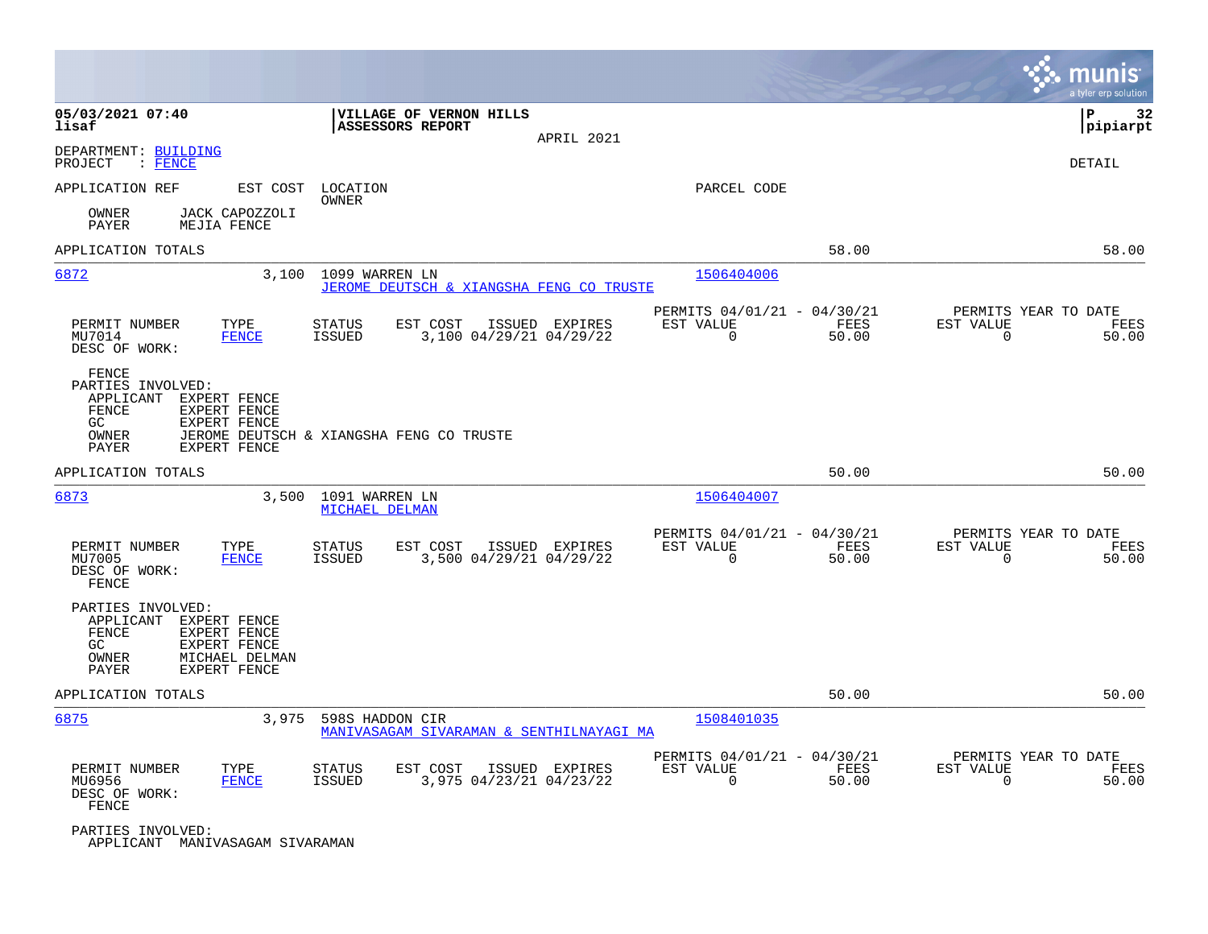**05/03/2021 07:40** | **VILLAGE OF VERNON HILLS** | **P 32**
**lisaf** | **ASSESSORS REPORT** | **pipiarpt**

APRIL 2021

DEPARTMENT: BUILDING
PROJECT : FENCE

DETAIL

APPLICATION REF    EST COST    LOCATION    PARCEL CODE
OWNER

OWNER    JACK CAPOZZOLI
PAYER    MEJIA FENCE

APPLICATION TOTALS    58.00    58.00

---

**6872**    3,100    1099 WARREN LN    1506404006
JEROME DEUTSCH & XIANGSHA FENG CO TRUSTE

| PERMIT NUMBER | TYPE | STATUS | EST COST | ISSUED | EXPIRES | PERMITS 04/01/21 - 04/30/21 EST VALUE | FEES | PERMITS YEAR TO DATE EST VALUE | FEES |
|---|---|---|---|---|---|---|---|---|---|
| MU7014 | FENCE | ISSUED | 3,100 | 04/29/21 | 04/29/22 | 0 | 50.00 | 0 | 50.00 |

DESC OF WORK:
FENCE

PARTIES INVOLVED:
APPLICANT    EXPERT FENCE
FENCE    EXPERT FENCE
GC    EXPERT FENCE
OWNER    JEROME DEUTSCH & XIANGSHA FENG CO TRUSTE
PAYER    EXPERT FENCE

APPLICATION TOTALS    50.00    50.00

---

**6873**    3,500    1091 WARREN LN    1506404007
MICHAEL DELMAN

| PERMIT NUMBER | TYPE | STATUS | EST COST | ISSUED | EXPIRES | PERMITS 04/01/21 - 04/30/21 EST VALUE | FEES | PERMITS YEAR TO DATE EST VALUE | FEES |
|---|---|---|---|---|---|---|---|---|---|
| MU7005 | FENCE | ISSUED | 3,500 | 04/29/21 | 04/29/22 | 0 | 50.00 | 0 | 50.00 |

DESC OF WORK:
FENCE

PARTIES INVOLVED:
APPLICANT    EXPERT FENCE
FENCE    EXPERT FENCE
GC    EXPERT FENCE
OWNER    MICHAEL DELMAN
PAYER    EXPERT FENCE

APPLICATION TOTALS    50.00    50.00

---

**6875**    3,975    598S HADDON CIR    1508401035
MANIVASAGAM SIVARAMAN & SENTHILNAYAGI MA

| PERMIT NUMBER | TYPE | STATUS | EST COST | ISSUED | EXPIRES | PERMITS 04/01/21 - 04/30/21 EST VALUE | FEES | PERMITS YEAR TO DATE EST VALUE | FEES |
|---|---|---|---|---|---|---|---|---|---|
| MU6956 | FENCE | ISSUED | 3,975 | 04/23/21 | 04/23/22 | 0 | 50.00 | 0 | 50.00 |

DESC OF WORK:
FENCE

PARTIES INVOLVED:
APPLICANT    MANIVASAGAM SIVARAMAN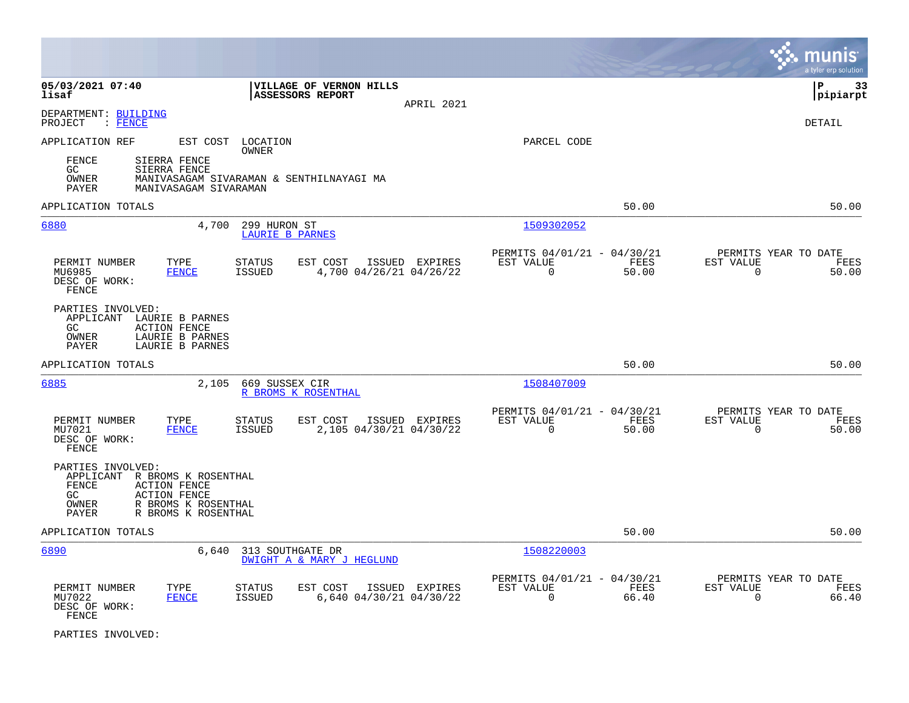**05/03/2021 07:40**
**lisaf**

**VILLAGE OF VERNON HILLS**
**ASSESSORS REPORT**

APRIL 2021

**P 33**
**pipiarpt**

DEPARTMENT: BUILDING
PROJECT : FENCE

DETAIL

| APPLICATION REF | EST COST | LOCATION / OWNER | PARCEL CODE |
|---|---|---|---|

FENCE SIERRA FENCE
GC SIERRA FENCE
OWNER MANIVASAGAM SIVARAMAN & SENTHILNAYAGI MA
PAYER MANIVASAGAM SIVARAMAN

APPLICATION TOTALS — 50.00 — 50.00

---

**6880** — 4,700 — 299 HURON ST — LAURIE B PARNES — 1509302052

| PERMIT NUMBER | TYPE | STATUS | EST COST | ISSUED | EXPIRES | PERMITS 04/01/21 - 04/30/21 EST VALUE | FEES | PERMITS YEAR TO DATE EST VALUE | FEES |
|---|---|---|---|---|---|---|---|---|---|
| MU6985 | FENCE | ISSUED | 4,700 | 04/26/21 | 04/26/22 | 0 | 50.00 | 0 | 50.00 |

DESC OF WORK:
FENCE

PARTIES INVOLVED:
APPLICANT LAURIE B PARNES
GC ACTION FENCE
OWNER LAURIE B PARNES
PAYER LAURIE B PARNES

APPLICATION TOTALS — 50.00 — 50.00

---

**6885** — 2,105 — 669 SUSSEX CIR — R BROMS K ROSENTHAL — 1508407009

| PERMIT NUMBER | TYPE | STATUS | EST COST | ISSUED | EXPIRES | PERMITS 04/01/21 - 04/30/21 EST VALUE | FEES | PERMITS YEAR TO DATE EST VALUE | FEES |
|---|---|---|---|---|---|---|---|---|---|
| MU7021 | FENCE | ISSUED | 2,105 | 04/30/21 | 04/30/22 | 0 | 50.00 | 0 | 50.00 |

DESC OF WORK:
FENCE

PARTIES INVOLVED:
APPLICANT R BROMS K ROSENTHAL
FENCE ACTION FENCE
GC ACTION FENCE
OWNER R BROMS K ROSENTHAL
PAYER R BROMS K ROSENTHAL

APPLICATION TOTALS — 50.00 — 50.00

---

**6890** — 6,640 — 313 SOUTHGATE DR — DWIGHT A & MARY J HEGLUND — 1508220003

| PERMIT NUMBER | TYPE | STATUS | EST COST | ISSUED | EXPIRES | PERMITS 04/01/21 - 04/30/21 EST VALUE | FEES | PERMITS YEAR TO DATE EST VALUE | FEES |
|---|---|---|---|---|---|---|---|---|---|
| MU7022 | FENCE | ISSUED | 6,640 | 04/30/21 | 04/30/22 | 0 | 66.40 | 0 | 66.40 |

DESC OF WORK:
FENCE

PARTIES INVOLVED: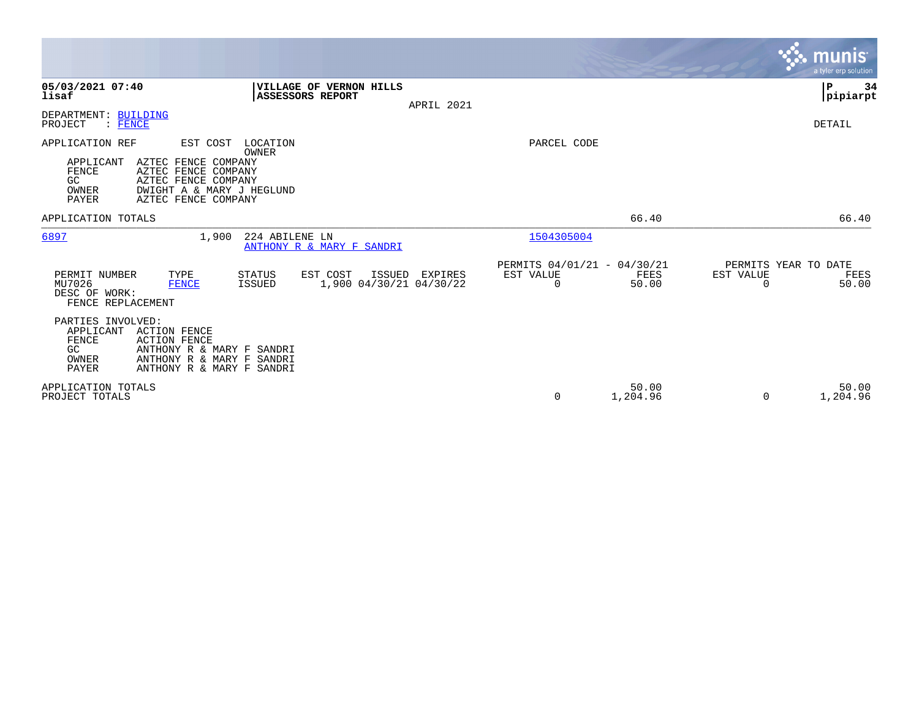**05/03/2021 07:40**
**lisaf**

**VILLAGE OF VERNON HILLS**
**ASSESSORS REPORT**

APRIL 2021

**P 34**
**pipiarpt**

DEPARTMENT: BUILDING
PROJECT : FENCE

DETAIL

APPLICATION REF &nbsp;&nbsp; EST COST &nbsp;&nbsp; LOCATION / OWNER &nbsp;&nbsp; PARCEL CODE

| Role | Party |
|---|---|
| APPLICANT | AZTEC FENCE COMPANY |
| FENCE | AZTEC FENCE COMPANY |
| GC | AZTEC FENCE COMPANY |
| OWNER | DWIGHT A & MARY J HEGLUND |
| PAYER | AZTEC FENCE COMPANY |

APPLICATION TOTALS &nbsp;&nbsp; 66.40 &nbsp;&nbsp; 66.40

---

| APPLICATION REF | EST COST | LOCATION / OWNER | PARCEL CODE |
|---|---|---|---|
| 6897 | 1,900 | 224 ABILENE LN<br>ANTHONY R & MARY F SANDRI | 1504305004 |

| PERMIT NUMBER | TYPE | STATUS | EST COST | ISSUED | EXPIRES | PERMITS 04/01/21 - 04/30/21 EST VALUE | FEES | PERMITS YEAR TO DATE EST VALUE | FEES |
|---|---|---|---|---|---|---|---|---|---|
| MU7026 | FENCE | ISSUED | 1,900 | 04/30/21 | 04/30/22 | 0 | 50.00 | 0 | 50.00 |

DESC OF WORK:
FENCE REPLACEMENT

PARTIES INVOLVED:

| Role | Party |
|---|---|
| APPLICANT | ACTION FENCE |
| FENCE | ACTION FENCE |
| GC | ANTHONY R & MARY F SANDRI |
| OWNER | ANTHONY R & MARY F SANDRI |
| PAYER | ANTHONY R & MARY F SANDRI |

| | EST VALUE | FEES | EST VALUE | FEES |
|---|---|---|---|---|
| APPLICATION TOTALS | | 50.00 | | 50.00 |
| PROJECT TOTALS | 0 | 1,204.96 | 0 | 1,204.96 |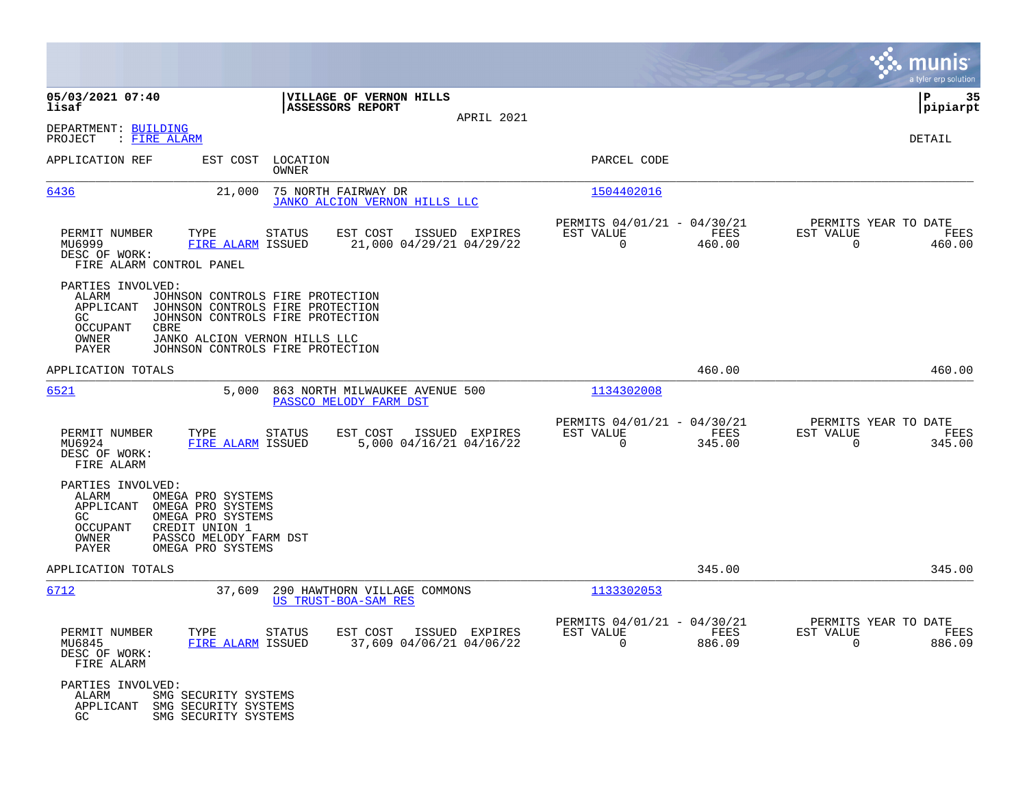05/03/2021 07:40
lisaf

**VILLAGE OF VERNON HILLS**
**ASSESSORS REPORT**

APRIL 2021

P 35
pipiarpt

DEPARTMENT: BUILDING
PROJECT : FIRE ALARM

DETAIL

| APPLICATION REF | EST COST | LOCATION / OWNER | PARCEL CODE |
|---|---|---|---|
| 6436 | 21,000 | 75 NORTH FAIRWAY DR / JANKO ALCION VERNON HILLS LLC | 1504402016 |

| PERMIT NUMBER | TYPE | STATUS | EST COST | ISSUED | EXPIRES | PERMITS 04/01/21 - 04/30/21 EST VALUE | FEES | PERMITS YEAR TO DATE EST VALUE | FEES |
|---|---|---|---|---|---|---|---|---|---|
| MU6999 | FIRE ALARM | ISSUED | 21,000 | 04/29/21 | 04/29/22 | 0 | 460.00 | 0 | 460.00 |

DESC OF WORK:
FIRE ALARM CONTROL PANEL

PARTIES INVOLVED:
- ALARM: JOHNSON CONTROLS FIRE PROTECTION
- APPLICANT: JOHNSON CONTROLS FIRE PROTECTION
- GC: JOHNSON CONTROLS FIRE PROTECTION
- OCCUPANT: CBRE
- OWNER: JANKO ALCION VERNON HILLS LLC
- PAYER: JOHNSON CONTROLS FIRE PROTECTION

APPLICATION TOTALS: 460.00 | 460.00

| APPLICATION REF | EST COST | LOCATION / OWNER | PARCEL CODE |
|---|---|---|---|
| 6521 | 5,000 | 863 NORTH MILWAUKEE AVENUE 500 / PASSCO MELODY FARM DST | 1134302008 |

| PERMIT NUMBER | TYPE | STATUS | EST COST | ISSUED | EXPIRES | PERMITS 04/01/21 - 04/30/21 EST VALUE | FEES | PERMITS YEAR TO DATE EST VALUE | FEES |
|---|---|---|---|---|---|---|---|---|---|
| MU6924 | FIRE ALARM | ISSUED | 5,000 | 04/16/21 | 04/16/22 | 0 | 345.00 | 0 | 345.00 |

DESC OF WORK:
FIRE ALARM

PARTIES INVOLVED:
- ALARM: OMEGA PRO SYSTEMS
- APPLICANT: OMEGA PRO SYSTEMS
- GC: OMEGA PRO SYSTEMS
- OCCUPANT: CREDIT UNION 1
- OWNER: PASSCO MELODY FARM DST
- PAYER: OMEGA PRO SYSTEMS

APPLICATION TOTALS: 345.00 | 345.00

| APPLICATION REF | EST COST | LOCATION / OWNER | PARCEL CODE |
|---|---|---|---|
| 6712 | 37,609 | 290 HAWTHORN VILLAGE COMMONS / US TRUST-BOA-SAM RES | 1133302053 |

| PERMIT NUMBER | TYPE | STATUS | EST COST | ISSUED | EXPIRES | PERMITS 04/01/21 - 04/30/21 EST VALUE | FEES | PERMITS YEAR TO DATE EST VALUE | FEES |
|---|---|---|---|---|---|---|---|---|---|
| MU6845 | FIRE ALARM | ISSUED | 37,609 | 04/06/21 | 04/06/22 | 0 | 886.09 | 0 | 886.09 |

DESC OF WORK:
FIRE ALARM

PARTIES INVOLVED:
- ALARM: SMG SECURITY SYSTEMS
- APPLICANT: SMG SECURITY SYSTEMS
- GC: SMG SECURITY SYSTEMS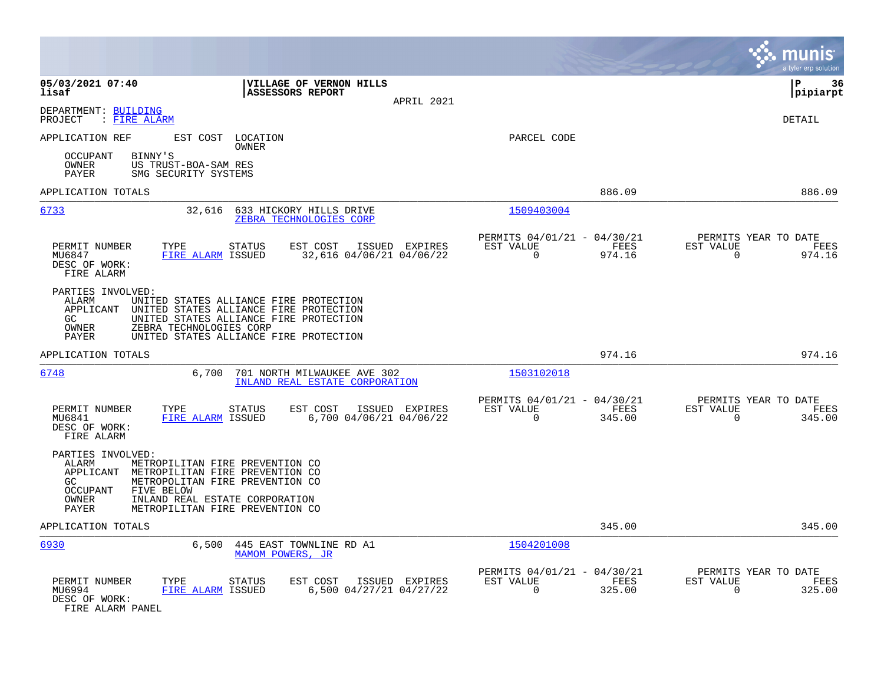**VILLAGE OF VERNON HILLS**
**ASSESSORS REPORT**

APRIL 2021

DEPARTMENT: BUILDING
PROJECT : FIRE ALARM

DETAIL

APPLICATION REF | EST COST | LOCATION / OWNER | PARCEL CODE

OCCUPANT BINNY'S
OWNER US TRUST-BOA-SAM RES
PAYER SMG SECURITY SYSTEMS

APPLICATION TOTALS 886.09 886.09

---

**6733** — 32,616 — 633 HICKORY HILLS DRIVE — ZEBRA TECHNOLOGIES CORP — Parcel 1509403004

| PERMIT NUMBER | TYPE | STATUS | EST COST | ISSUED | EXPIRES | PERMITS 04/01/21 - 04/30/21 EST VALUE | FEES | PERMITS YEAR TO DATE EST VALUE | FEES |
|---|---|---|---|---|---|---|---|---|---|
| MU6847 | FIRE ALARM | ISSUED | 32,616 | 04/06/21 | 04/06/22 | 0 | 974.16 | 0 | 974.16 |

DESC OF WORK:
FIRE ALARM

PARTIES INVOLVED:
ALARM UNITED STATES ALLIANCE FIRE PROTECTION
APPLICANT UNITED STATES ALLIANCE FIRE PROTECTION
GC UNITED STATES ALLIANCE FIRE PROTECTION
OWNER ZEBRA TECHNOLOGIES CORP
PAYER UNITED STATES ALLIANCE FIRE PROTECTION

APPLICATION TOTALS 974.16 974.16

---

**6748** — 6,700 — 701 NORTH MILWAUKEE AVE 302 — INLAND REAL ESTATE CORPORATION — Parcel 1503102018

| PERMIT NUMBER | TYPE | STATUS | EST COST | ISSUED | EXPIRES | PERMITS 04/01/21 - 04/30/21 EST VALUE | FEES | PERMITS YEAR TO DATE EST VALUE | FEES |
|---|---|---|---|---|---|---|---|---|---|
| MU6841 | FIRE ALARM | ISSUED | 6,700 | 04/06/21 | 04/06/22 | 0 | 345.00 | 0 | 345.00 |

DESC OF WORK:
FIRE ALARM

PARTIES INVOLVED:
ALARM METROPILITAN FIRE PREVENTION CO
APPLICANT METROPILITAN FIRE PREVENTION CO
GC METROPOLITAN FIRE PREVENTION CO
OCCUPANT FIVE BELOW
OWNER INLAND REAL ESTATE CORPORATION
PAYER METROPILITAN FIRE PREVENTION CO

APPLICATION TOTALS 345.00 345.00

---

**6930** — 6,500 — 445 EAST TOWNLINE RD A1 — MAMOM POWERS, JR — Parcel 1504201008

| PERMIT NUMBER | TYPE | STATUS | EST COST | ISSUED | EXPIRES | PERMITS 04/01/21 - 04/30/21 EST VALUE | FEES | PERMITS YEAR TO DATE EST VALUE | FEES |
|---|---|---|---|---|---|---|---|---|---|
| MU6994 | FIRE ALARM | ISSUED | 6,500 | 04/27/21 | 04/27/22 | 0 | 325.00 | 0 | 325.00 |

DESC OF WORK:
FIRE ALARM PANEL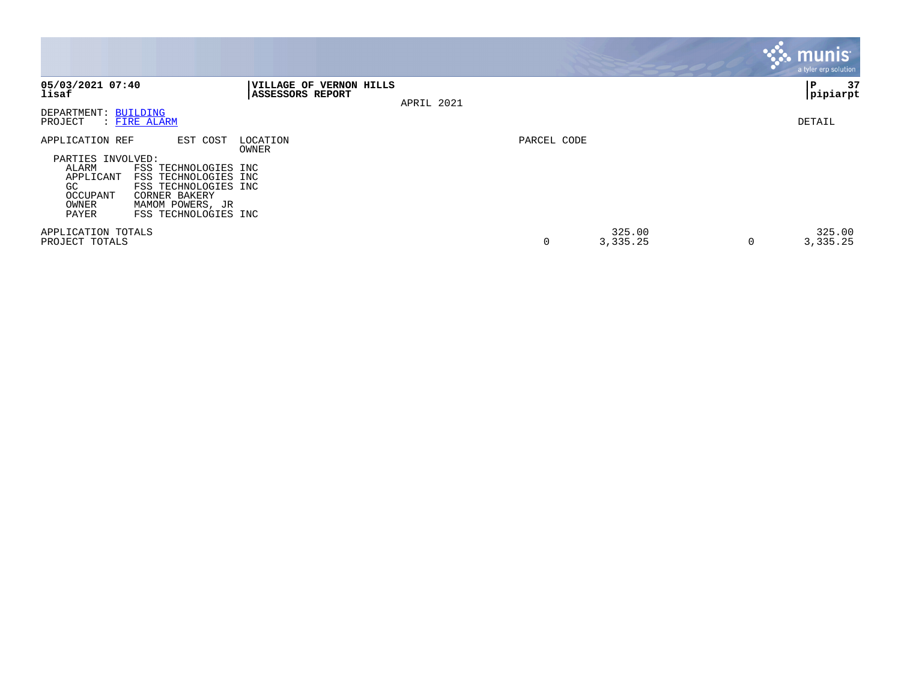**05/03/2021 07:40**
**lisaf**

**VILLAGE OF VERNON HILLS**
**ASSESSORS REPORT**

APRIL 2021

**P 37**
**pipiarpt**

DEPARTMENT: BUILDING
PROJECT : FIRE ALARM

DETAIL

| APPLICATION REF | EST COST | LOCATION / OWNER | PARCEL CODE | | | |
|---|---|---|---|---|---|---|

PARTIES INVOLVED:

| | |
|---|---|
| ALARM | FSS TECHNOLOGIES INC |
| APPLICANT | FSS TECHNOLOGIES INC |
| GC | FSS TECHNOLOGIES INC |
| OCCUPANT | CORNER BAKERY |
| OWNER | MAMOM POWERS, JR |
| PAYER | FSS TECHNOLOGIES INC |

| | | | | |
|---|---|---|---|---|
| APPLICATION TOTALS | | 325.00 | | 325.00 |
| PROJECT TOTALS | 0 | 3,335.25 | 0 | 3,335.25 |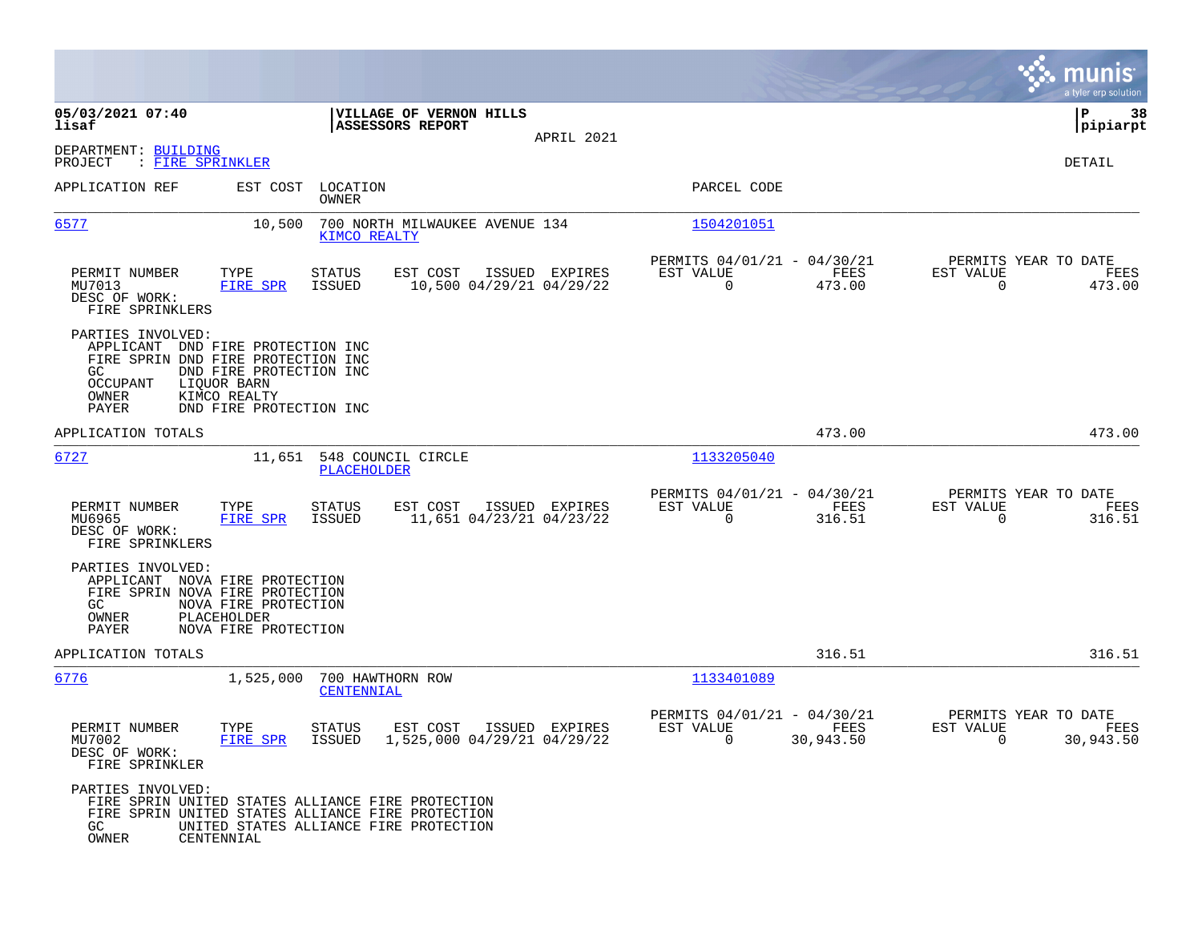**05/03/2021 07:40**
**lisaf**

**VILLAGE OF VERNON HILLS**
**ASSESSORS REPORT**

APRIL 2021

**P 38**
**pipiarpt**

DEPARTMENT: BUILDING
PROJECT : FIRE SPRINKLER

DETAIL

| APPLICATION REF | EST COST | LOCATION / OWNER | PARCEL CODE |
|---|---|---|---|
| 6577 | 10,500 | 700 NORTH MILWAUKEE AVENUE 134 / KIMCO REALTY | 1504201051 |

| PERMIT NUMBER | TYPE | STATUS | EST COST | ISSUED | EXPIRES | PERMITS 04/01/21 - 04/30/21 EST VALUE | FEES | PERMITS YEAR TO DATE EST VALUE | FEES |
|---|---|---|---|---|---|---|---|---|---|
| MU7013 | FIRE SPR | ISSUED | 10,500 | 04/29/21 | 04/29/22 | 0 | 473.00 | 0 | 473.00 |

DESC OF WORK:
FIRE SPRINKLERS

PARTIES INVOLVED:
- APPLICANT DND FIRE PROTECTION INC
- FIRE SPRIN DND FIRE PROTECTION INC
- GC DND FIRE PROTECTION INC
- OCCUPANT LIQUOR BARN
- OWNER KIMCO REALTY
- PAYER DND FIRE PROTECTION INC

APPLICATION TOTALS: 473.00 | 473.00

| APPLICATION REF | EST COST | LOCATION / OWNER | PARCEL CODE |
|---|---|---|---|
| 6727 | 11,651 | 548 COUNCIL CIRCLE / PLACEHOLDER | 1133205040 |

| PERMIT NUMBER | TYPE | STATUS | EST COST | ISSUED | EXPIRES | PERMITS 04/01/21 - 04/30/21 EST VALUE | FEES | PERMITS YEAR TO DATE EST VALUE | FEES |
|---|---|---|---|---|---|---|---|---|---|
| MU6965 | FIRE SPR | ISSUED | 11,651 | 04/23/21 | 04/23/22 | 0 | 316.51 | 0 | 316.51 |

DESC OF WORK:
FIRE SPRINKLERS

PARTIES INVOLVED:
- APPLICANT NOVA FIRE PROTECTION
- FIRE SPRIN NOVA FIRE PROTECTION
- GC NOVA FIRE PROTECTION
- OWNER PLACEHOLDER
- PAYER NOVA FIRE PROTECTION

APPLICATION TOTALS: 316.51 | 316.51

| APPLICATION REF | EST COST | LOCATION / OWNER | PARCEL CODE |
|---|---|---|---|
| 6776 | 1,525,000 | 700 HAWTHORN ROW / CENTENNIAL | 1133401089 |

| PERMIT NUMBER | TYPE | STATUS | EST COST | ISSUED | EXPIRES | PERMITS 04/01/21 - 04/30/21 EST VALUE | FEES | PERMITS YEAR TO DATE EST VALUE | FEES |
|---|---|---|---|---|---|---|---|---|---|
| MU7002 | FIRE SPR | ISSUED | 1,525,000 | 04/29/21 | 04/29/22 | 0 | 30,943.50 | 0 | 30,943.50 |

DESC OF WORK:
FIRE SPRINKLER

PARTIES INVOLVED:
- FIRE SPRIN UNITED STATES ALLIANCE FIRE PROTECTION
- FIRE SPRIN UNITED STATES ALLIANCE FIRE PROTECTION
- GC UNITED STATES ALLIANCE FIRE PROTECTION
- OWNER CENTENNIAL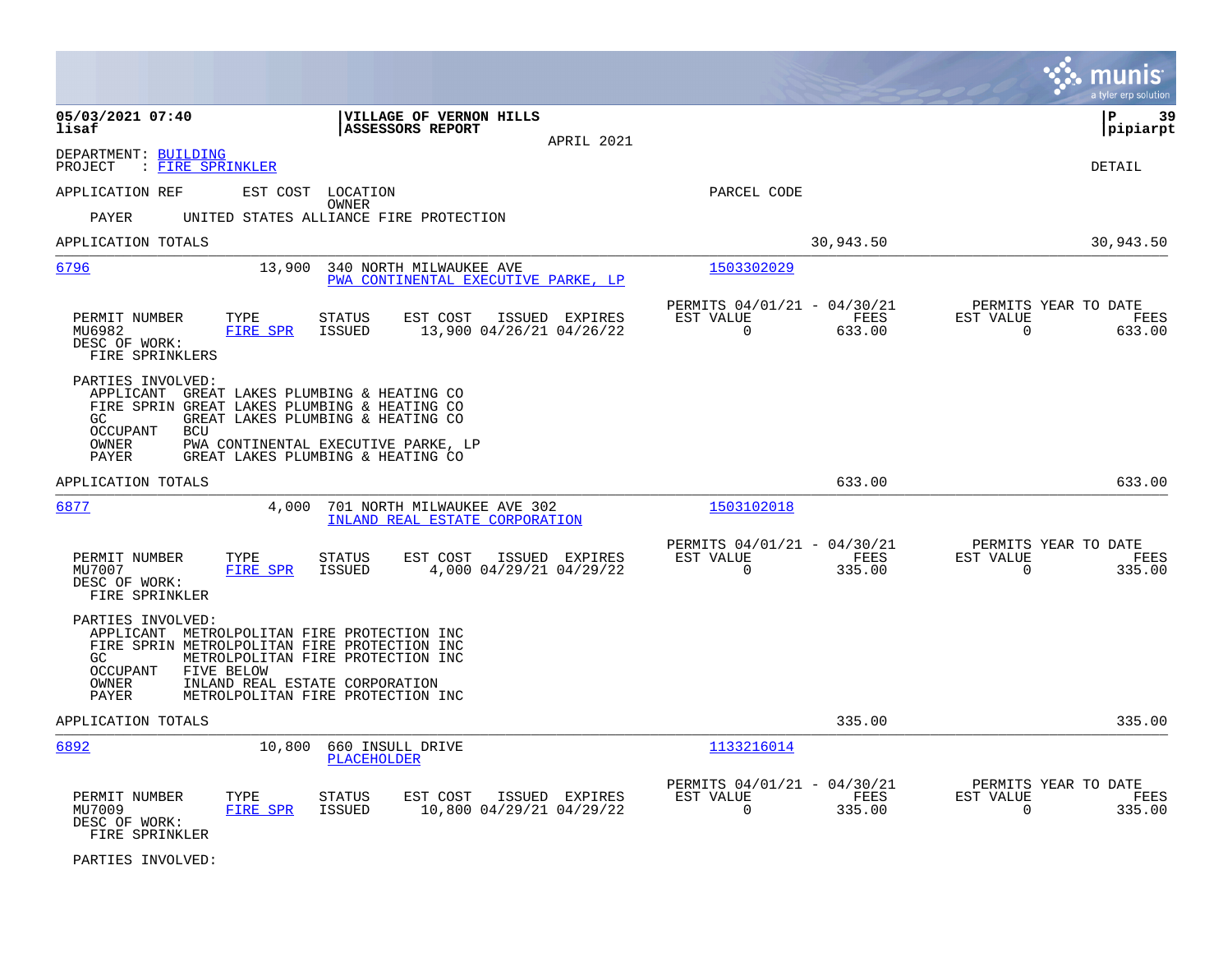**05/03/2021 07:40** — **VILLAGE OF VERNON HILLS** — **ASSESSORS REPORT** — APRIL 2021

**lisaf** — **pipiarpt**

DEPARTMENT: BUILDING
PROJECT : FIRE SPRINKLER

DETAIL

APPLICATION REF    EST COST    LOCATION / OWNER    PARCEL CODE

PAYER    UNITED STATES ALLIANCE FIRE PROTECTION

APPLICATION TOTALS    30,943.50    30,943.50

---

**6796**    13,900    340 NORTH MILWAUKEE AVE    1503302029
PWA CONTINENTAL EXECUTIVE PARKE, LP

| PERMIT NUMBER | TYPE | STATUS | EST COST | ISSUED | EXPIRES | PERMITS 04/01/21 - 04/30/21 EST VALUE | FEES | PERMITS YEAR TO DATE EST VALUE | FEES |
|---|---|---|---|---|---|---|---|---|---|
| MU6982 | FIRE SPR | ISSUED | 13,900 | 04/26/21 | 04/26/22 | 0 | 633.00 | 0 | 633.00 |

DESC OF WORK:
FIRE SPRINKLERS

PARTIES INVOLVED:
- APPLICANT GREAT LAKES PLUMBING & HEATING CO
- FIRE SPRIN GREAT LAKES PLUMBING & HEATING CO
- GC GREAT LAKES PLUMBING & HEATING CO
- OCCUPANT BCU
- OWNER PWA CONTINENTAL EXECUTIVE PARKE, LP
- PAYER GREAT LAKES PLUMBING & HEATING CO

APPLICATION TOTALS    633.00    633.00

---

**6877**    4,000    701 NORTH MILWAUKEE AVE 302    1503102018
INLAND REAL ESTATE CORPORATION

| PERMIT NUMBER | TYPE | STATUS | EST COST | ISSUED | EXPIRES | PERMITS 04/01/21 - 04/30/21 EST VALUE | FEES | PERMITS YEAR TO DATE EST VALUE | FEES |
|---|---|---|---|---|---|---|---|---|---|
| MU7007 | FIRE SPR | ISSUED | 4,000 | 04/29/21 | 04/29/22 | 0 | 335.00 | 0 | 335.00 |

DESC OF WORK:
FIRE SPRINKLER

PARTIES INVOLVED:
- APPLICANT METROLPOLITAN FIRE PROTECTION INC
- FIRE SPRIN METROLPOLITAN FIRE PROTECTION INC
- GC METROLPOLITAN FIRE PROTECTION INC
- OCCUPANT FIVE BELOW
- OWNER INLAND REAL ESTATE CORPORATION
- PAYER METROLPOLITAN FIRE PROTECTION INC

APPLICATION TOTALS    335.00    335.00

---

**6892**    10,800    660 INSULL DRIVE    1133216014
PLACEHOLDER

| PERMIT NUMBER | TYPE | STATUS | EST COST | ISSUED | EXPIRES | PERMITS 04/01/21 - 04/30/21 EST VALUE | FEES | PERMITS YEAR TO DATE EST VALUE | FEES |
|---|---|---|---|---|---|---|---|---|---|
| MU7009 | FIRE SPR | ISSUED | 10,800 | 04/29/21 | 04/29/22 | 0 | 335.00 | 0 | 335.00 |

DESC OF WORK:
FIRE SPRINKLER

PARTIES INVOLVED: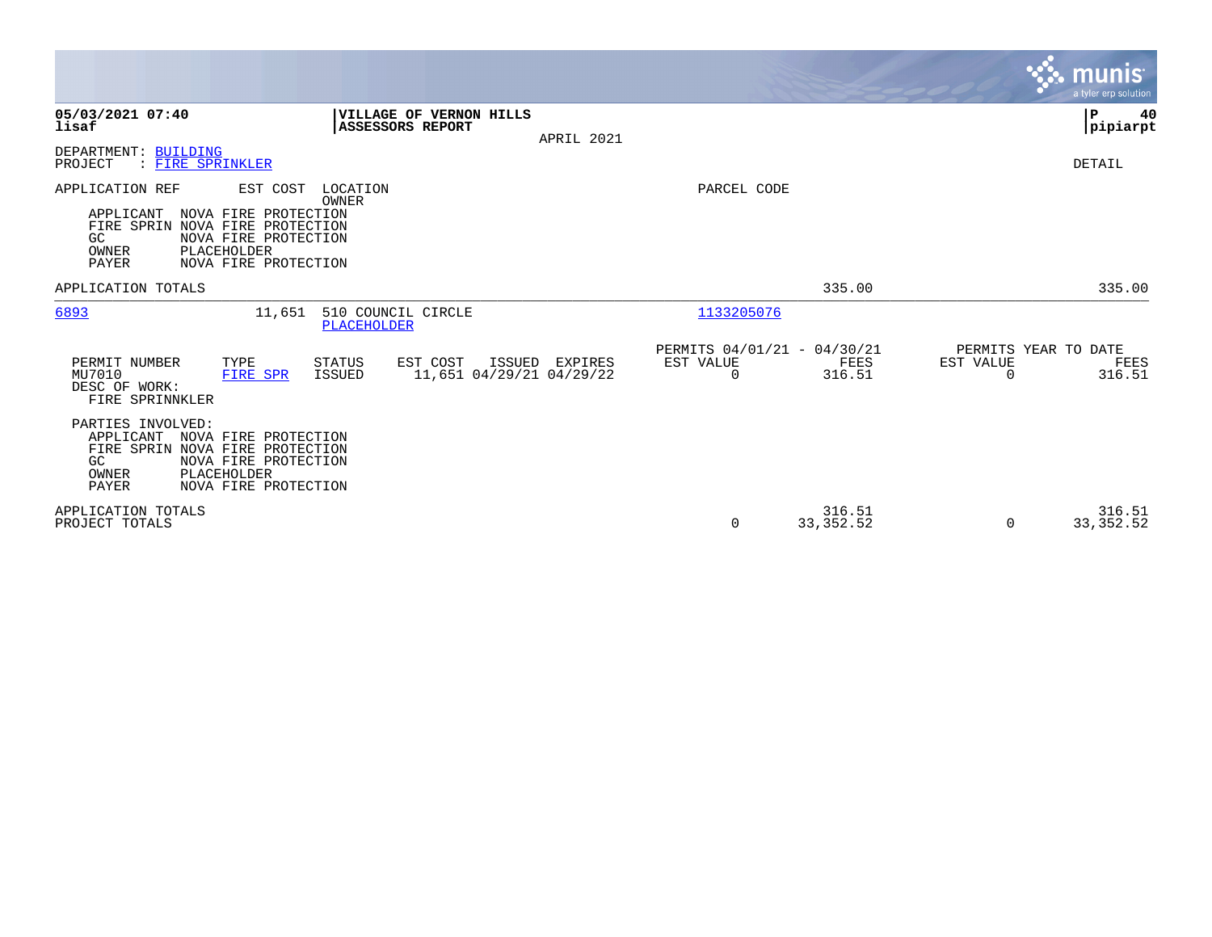**05/03/2021 07:40**
**lisaf**

**VILLAGE OF VERNON HILLS**
**ASSESSORS REPORT**

APRIL 2021

**P 40**
**pipiarpt**

DEPARTMENT: BUILDING
PROJECT : FIRE SPRINKLER

DETAIL

APPLICATION REF    EST COST    LOCATION    PARCEL CODE
OWNER

APPLICANT NOVA FIRE PROTECTION
FIRE SPRIN NOVA FIRE PROTECTION
GC NOVA FIRE PROTECTION
OWNER PLACEHOLDER
PAYER NOVA FIRE PROTECTION

| APPLICATION TOTALS | | | 335.00 | | 335.00 |
|---|---|---|---|---|---|

---

6893    11,651    510 COUNCIL CIRCLE    1133205076
PLACEHOLDER

| PERMIT NUMBER | TYPE | STATUS | EST COST | ISSUED | EXPIRES | PERMITS 04/01/21 - 04/30/21 EST VALUE | FEES | PERMITS YEAR TO DATE EST VALUE | FEES |
|---|---|---|---|---|---|---|---|---|---|
| MU7010 | FIRE SPR | ISSUED | 11,651 | 04/29/21 | 04/29/22 | 0 | 316.51 | 0 | 316.51 |

DESC OF WORK:
FIRE SPRINNKLER

PARTIES INVOLVED:
APPLICANT NOVA FIRE PROTECTION
FIRE SPRIN NOVA FIRE PROTECTION
GC NOVA FIRE PROTECTION
OWNER PLACEHOLDER
PAYER NOVA FIRE PROTECTION

| | EST VALUE | FEES | EST VALUE | FEES |
|---|---|---|---|---|
| APPLICATION TOTALS | | 316.51 | | 316.51 |
| PROJECT TOTALS | 0 | 33,352.52 | 0 | 33,352.52 |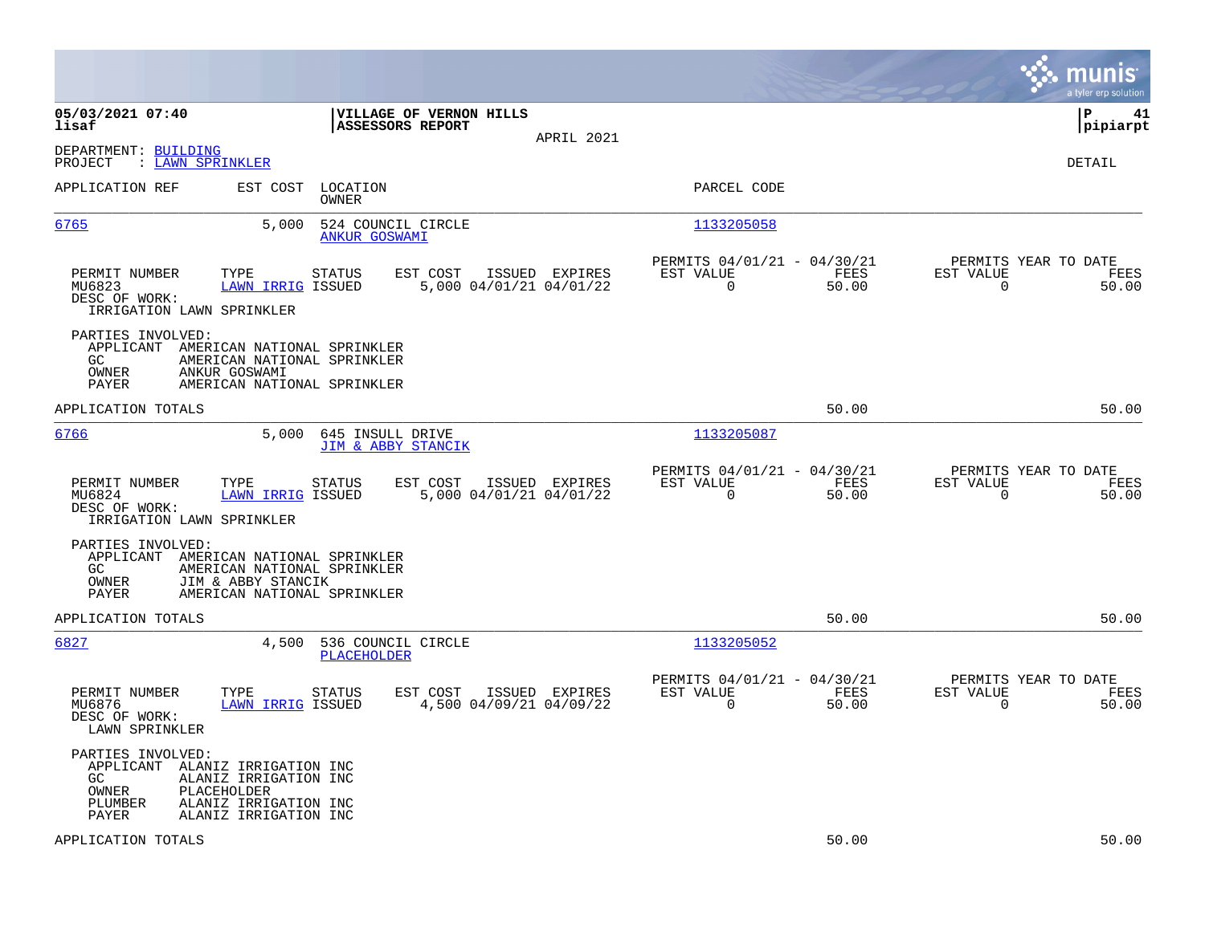**05/03/2021 07:40**
**lisaf**

**VILLAGE OF VERNON HILLS**
**ASSESSORS REPORT**

APRIL 2021

**P 41**
**pipiarpt**

DEPARTMENT: BUILDING
PROJECT : LAWN SPRINKLER

DETAIL

| APPLICATION REF | EST COST | LOCATION / OWNER | PARCEL CODE |
|---|---|---|---|
| 6765 | 5,000 | 524 COUNCIL CIRCLE / ANKUR GOSWAMI | 1133205058 |

| PERMIT NUMBER | TYPE | STATUS | EST COST | ISSUED | EXPIRES | PERMITS 04/01/21 - 04/30/21 EST VALUE | FEES | PERMITS YEAR TO DATE EST VALUE | FEES |
|---|---|---|---|---|---|---|---|---|---|
| MU6823 | LAWN IRRIG | ISSUED | 5,000 | 04/01/21 | 04/01/22 | 0 | 50.00 | 0 | 50.00 |

DESC OF WORK:
IRRIGATION LAWN SPRINKLER

PARTIES INVOLVED:
- APPLICANT AMERICAN NATIONAL SPRINKLER
- GC AMERICAN NATIONAL SPRINKLER
- OWNER ANKUR GOSWAMI
- PAYER AMERICAN NATIONAL SPRINKLER

APPLICATION TOTALS 50.00 50.00

| APPLICATION REF | EST COST | LOCATION / OWNER | PARCEL CODE |
|---|---|---|---|
| 6766 | 5,000 | 645 INSULL DRIVE / JIM & ABBY STANCIK | 1133205087 |

| PERMIT NUMBER | TYPE | STATUS | EST COST | ISSUED | EXPIRES | PERMITS 04/01/21 - 04/30/21 EST VALUE | FEES | PERMITS YEAR TO DATE EST VALUE | FEES |
|---|---|---|---|---|---|---|---|---|---|
| MU6824 | LAWN IRRIG | ISSUED | 5,000 | 04/01/21 | 04/01/22 | 0 | 50.00 | 0 | 50.00 |

DESC OF WORK:
IRRIGATION LAWN SPRINKLER

PARTIES INVOLVED:
- APPLICANT AMERICAN NATIONAL SPRINKLER
- GC AMERICAN NATIONAL SPRINKLER
- OWNER JIM & ABBY STANCIK
- PAYER AMERICAN NATIONAL SPRINKLER

APPLICATION TOTALS 50.00 50.00

| APPLICATION REF | EST COST | LOCATION / OWNER | PARCEL CODE |
|---|---|---|---|
| 6827 | 4,500 | 536 COUNCIL CIRCLE / PLACEHOLDER | 1133205052 |

| PERMIT NUMBER | TYPE | STATUS | EST COST | ISSUED | EXPIRES | PERMITS 04/01/21 - 04/30/21 EST VALUE | FEES | PERMITS YEAR TO DATE EST VALUE | FEES |
|---|---|---|---|---|---|---|---|---|---|
| MU6876 | LAWN IRRIG | ISSUED | 4,500 | 04/09/21 | 04/09/22 | 0 | 50.00 | 0 | 50.00 |

DESC OF WORK:
LAWN SPRINKLER

PARTIES INVOLVED:
- APPLICANT ALANIZ IRRIGATION INC
- GC ALANIZ IRRIGATION INC
- OWNER PLACEHOLDER
- PLUMBER ALANIZ IRRIGATION INC
- PAYER ALANIZ IRRIGATION INC

APPLICATION TOTALS 50.00 50.00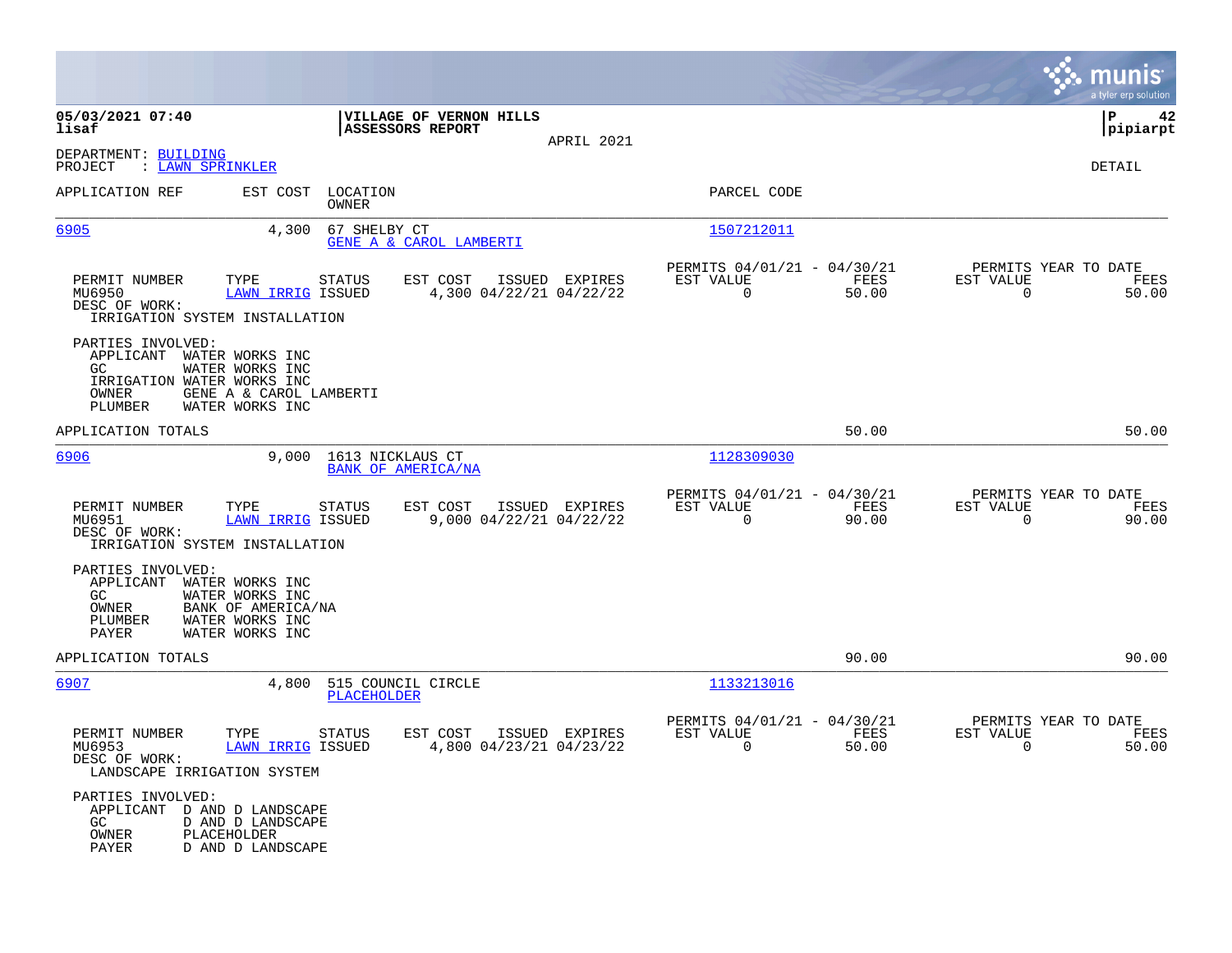**VILLAGE OF VERNON HILLS**
**ASSESSORS REPORT**
APRIL 2021

05/03/2021 07:40
lisaf

P 42
pipiarpt

DEPARTMENT: BUILDING
PROJECT : LAWN SPRINKLER

DETAIL

| APPLICATION REF | EST COST | LOCATION / OWNER | PARCEL CODE |
|---|---|---|---|
| 6905 | 4,300 | 67 SHELBY CT / GENE A & CAROL LAMBERTI | 1507212011 |

| PERMIT NUMBER | TYPE | STATUS | EST COST | ISSUED | EXPIRES | PERMITS 04/01/21 - 04/30/21 EST VALUE | FEES | PERMITS YEAR TO DATE EST VALUE | FEES |
|---|---|---|---|---|---|---|---|---|---|
| MU6950 | LAWN IRRIG | ISSUED | 4,300 | 04/22/21 | 04/22/22 | 0 | 50.00 | 0 | 50.00 |

DESC OF WORK:
IRRIGATION SYSTEM INSTALLATION

PARTIES INVOLVED:
- APPLICANT WATER WORKS INC
- GC WATER WORKS INC
- IRRIGATION WATER WORKS INC
- OWNER GENE A & CAROL LAMBERTI
- PLUMBER WATER WORKS INC

APPLICATION TOTALS 50.00 50.00

| APPLICATION REF | EST COST | LOCATION / OWNER | PARCEL CODE |
|---|---|---|---|
| 6906 | 9,000 | 1613 NICKLAUS CT / BANK OF AMERICA/NA | 1128309030 |

| PERMIT NUMBER | TYPE | STATUS | EST COST | ISSUED | EXPIRES | PERMITS 04/01/21 - 04/30/21 EST VALUE | FEES | PERMITS YEAR TO DATE EST VALUE | FEES |
|---|---|---|---|---|---|---|---|---|---|
| MU6951 | LAWN IRRIG | ISSUED | 9,000 | 04/22/21 | 04/22/22 | 0 | 90.00 | 0 | 90.00 |

DESC OF WORK:
IRRIGATION SYSTEM INSTALLATION

PARTIES INVOLVED:
- APPLICANT WATER WORKS INC
- GC WATER WORKS INC
- OWNER BANK OF AMERICA/NA
- PLUMBER WATER WORKS INC
- PAYER WATER WORKS INC

APPLICATION TOTALS 90.00 90.00

| APPLICATION REF | EST COST | LOCATION / OWNER | PARCEL CODE |
|---|---|---|---|
| 6907 | 4,800 | 515 COUNCIL CIRCLE / PLACEHOLDER | 1133213016 |

| PERMIT NUMBER | TYPE | STATUS | EST COST | ISSUED | EXPIRES | PERMITS 04/01/21 - 04/30/21 EST VALUE | FEES | PERMITS YEAR TO DATE EST VALUE | FEES |
|---|---|---|---|---|---|---|---|---|---|
| MU6953 | LAWN IRRIG | ISSUED | 4,800 | 04/23/21 | 04/23/22 | 0 | 50.00 | 0 | 50.00 |

DESC OF WORK:
LANDSCAPE IRRIGATION SYSTEM

PARTIES INVOLVED:
- APPLICANT D AND D LANDSCAPE
- GC D AND D LANDSCAPE
- OWNER PLACEHOLDER
- PAYER D AND D LANDSCAPE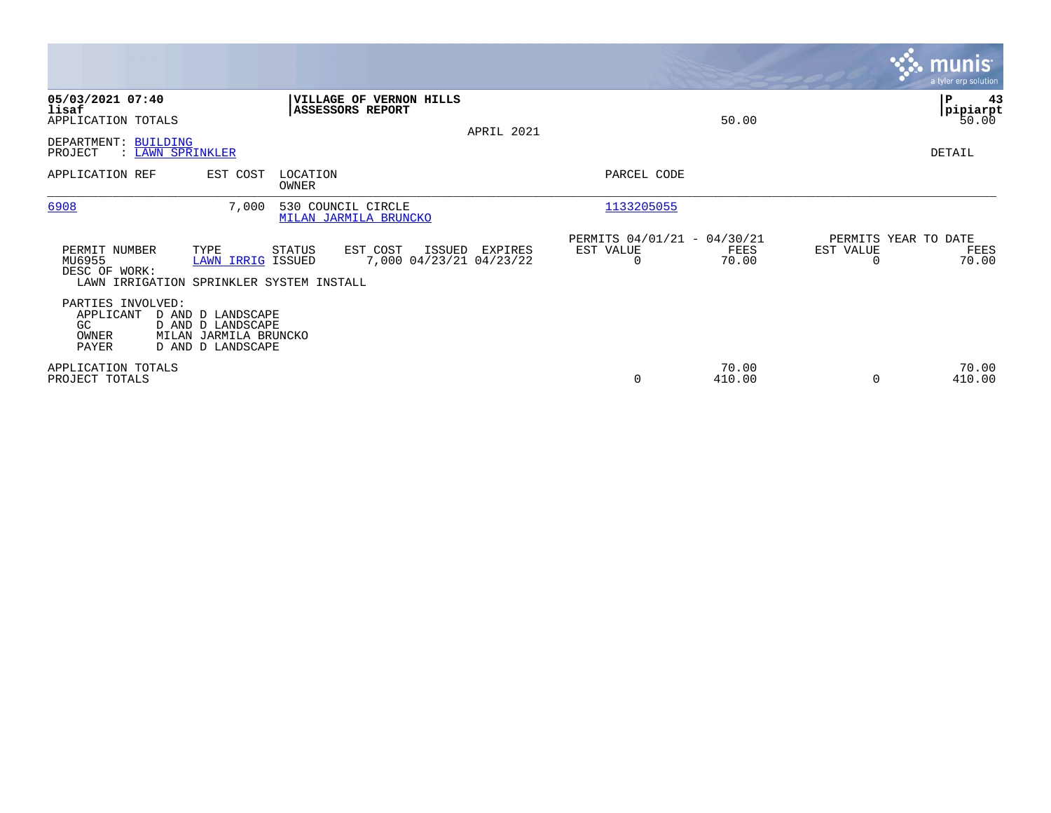**05/03/2021 07:40**
**lisaf**
APPLICATION TOTALS 50.00

**VILLAGE OF VERNON HILLS**
**ASSESSORS REPORT**

APRIL 2021

P 43
pipiarpt
50.00

DEPARTMENT: BUILDING
PROJECT : LAWN SPRINKLER

DETAIL

| APPLICATION REF | EST COST | LOCATION / OWNER | PARCEL CODE |
|---|---|---|---|
| 6908 | 7,000 | 530 COUNCIL CIRCLE / MILAN JARMILA BRUNCKO | 1133205055 |

| PERMIT NUMBER | TYPE | STATUS | EST COST | ISSUED | EXPIRES | PERMITS 04/01/21 - 04/30/21 EST VALUE | FEES | PERMITS YEAR TO DATE EST VALUE | FEES |
|---|---|---|---|---|---|---|---|---|---|
| MU6955 | LAWN IRRIG | ISSUED | 7,000 | 04/23/21 | 04/23/22 | 0 | 70.00 | 0 | 70.00 |

DESC OF WORK:
LAWN IRRIGATION SPRINKLER SYSTEM INSTALL

PARTIES INVOLVED:

| Role | Name |
|---|---|
| APPLICANT | D AND D LANDSCAPE |
| GC | D AND D LANDSCAPE |
| OWNER | MILAN JARMILA BRUNCKO |
| PAYER | D AND D LANDSCAPE |

| | EST VALUE | FEES | YTD EST VALUE | YTD FEES |
|---|---|---|---|---|
| APPLICATION TOTALS | | 70.00 | | 70.00 |
| PROJECT TOTALS | 0 | 410.00 | 0 | 410.00 |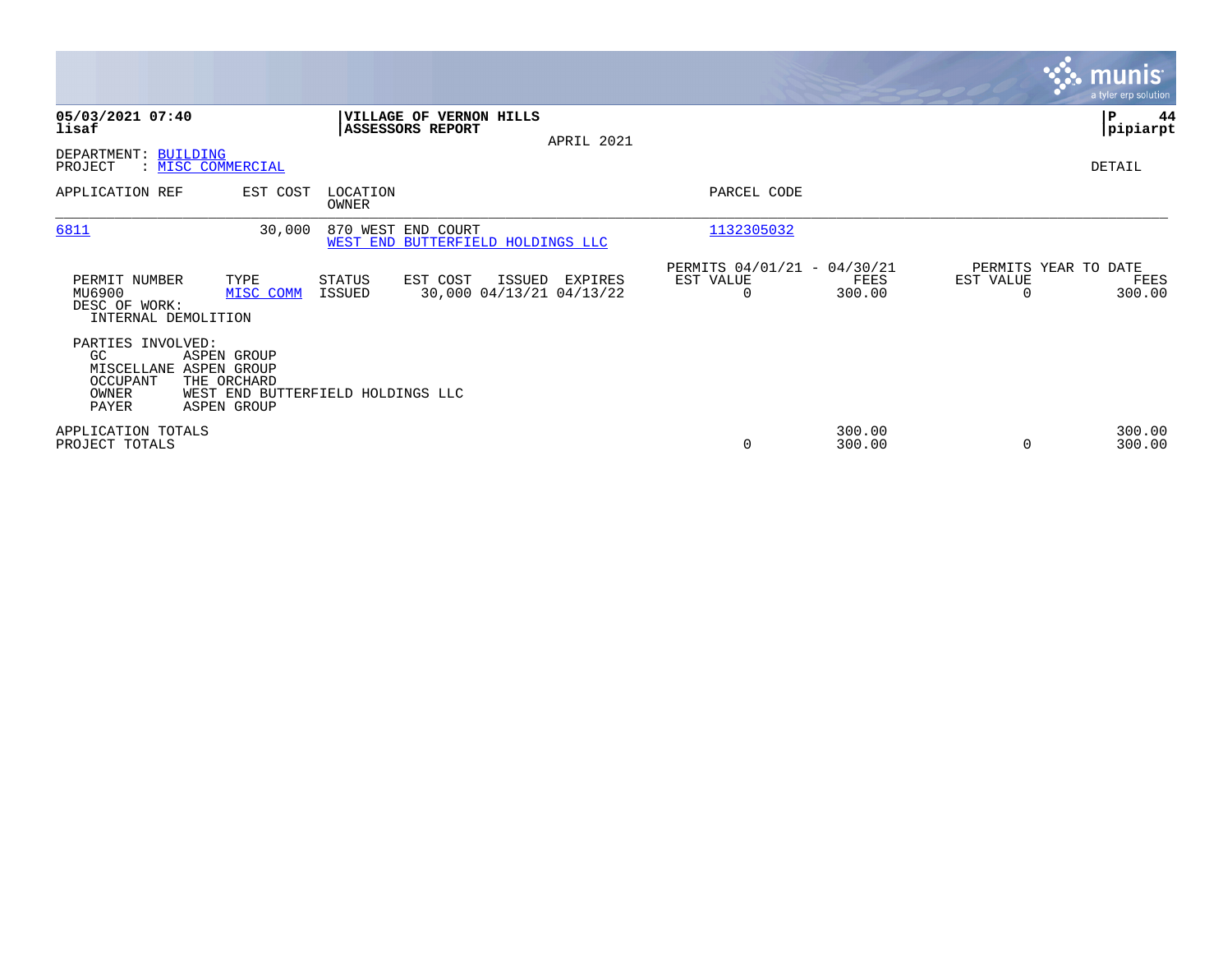**05/03/2021 07:40**
**lisaf**

**VILLAGE OF VERNON HILLS**
**ASSESSORS REPORT**

APRIL 2021

**P 44**
**pipiarpt**

DEPARTMENT: BUILDING
PROJECT : MISC COMMERCIAL

DETAIL

| APPLICATION REF | EST COST | LOCATION / OWNER | PARCEL CODE |
|---|---|---|---|
| 6811 | 30,000 | 870 WEST END COURT / WEST END BUTTERFIELD HOLDINGS LLC | 1132305032 |

| PERMIT NUMBER | TYPE | STATUS | EST COST | ISSUED | EXPIRES | PERMITS 04/01/21 - 04/30/21 EST VALUE | FEES | PERMITS YEAR TO DATE EST VALUE | FEES |
|---|---|---|---|---|---|---|---|---|---|
| MU6900 | MISC COMM | ISSUED | 30,000 | 04/13/21 | 04/13/22 | 0 | 300.00 | 0 | 300.00 |

DESC OF WORK:
INTERNAL DEMOLITION

PARTIES INVOLVED:

| | |
|---|---|
| GC | ASPEN GROUP |
| MISCELLANE | ASPEN GROUP |
| OCCUPANT | THE ORCHARD |
| OWNER | WEST END BUTTERFIELD HOLDINGS LLC |
| PAYER | ASPEN GROUP |

| | EST VALUE | FEES | EST VALUE | FEES |
|---|---|---|---|---|
| APPLICATION TOTALS | | 300.00 | | 300.00 |
| PROJECT TOTALS | 0 | 300.00 | 0 | 300.00 |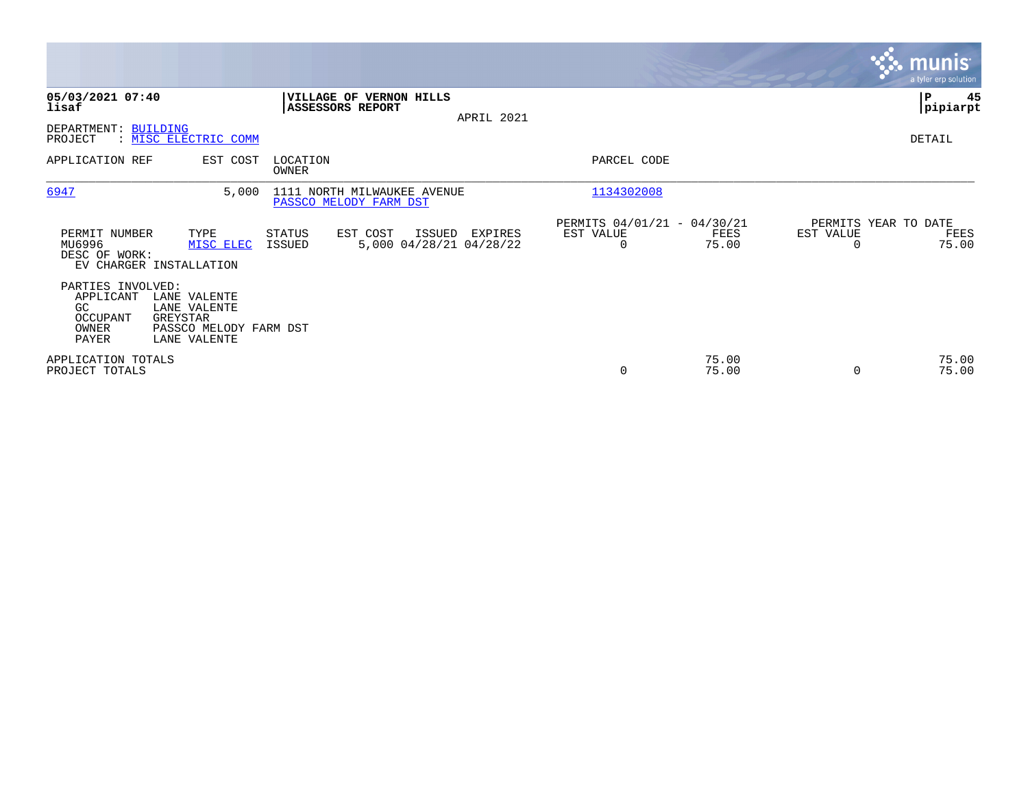**05/03/2021 07:40**
**lisaf**

**VILLAGE OF VERNON HILLS**
**ASSESSORS REPORT**
APRIL 2021

**P 45**
**pipiarpt**

DEPARTMENT: BUILDING
PROJECT : MISC ELECTRIC COMM

DETAIL

| APPLICATION REF | EST COST | LOCATION / OWNER | PARCEL CODE |
|---|---|---|---|
| 6947 | 5,000 | 1111 NORTH MILWAUKEE AVENUE / PASSCO MELODY FARM DST | 1134302008 |

| PERMIT NUMBER | TYPE | STATUS | EST COST | ISSUED | EXPIRES | PERMITS 04/01/21 - 04/30/21 EST VALUE | FEES | PERMITS YEAR TO DATE EST VALUE | FEES |
|---|---|---|---|---|---|---|---|---|---|
| MU6996 | MISC ELEC | ISSUED | 5,000 | 04/28/21 | 04/28/22 | 0 | 75.00 | 0 | 75.00 |

DESC OF WORK:
EV CHARGER INSTALLATION

PARTIES INVOLVED:

| | |
|---|---|
| APPLICANT | LANE VALENTE |
| GC | LANE VALENTE |
| OCCUPANT | GREYSTAR |
| OWNER | PASSCO MELODY FARM DST |
| PAYER | LANE VALENTE |

| | EST VALUE | FEES | EST VALUE | FEES |
|---|---|---|---|---|
| APPLICATION TOTALS | | 75.00 | | 75.00 |
| PROJECT TOTALS | 0 | 75.00 | 0 | 75.00 |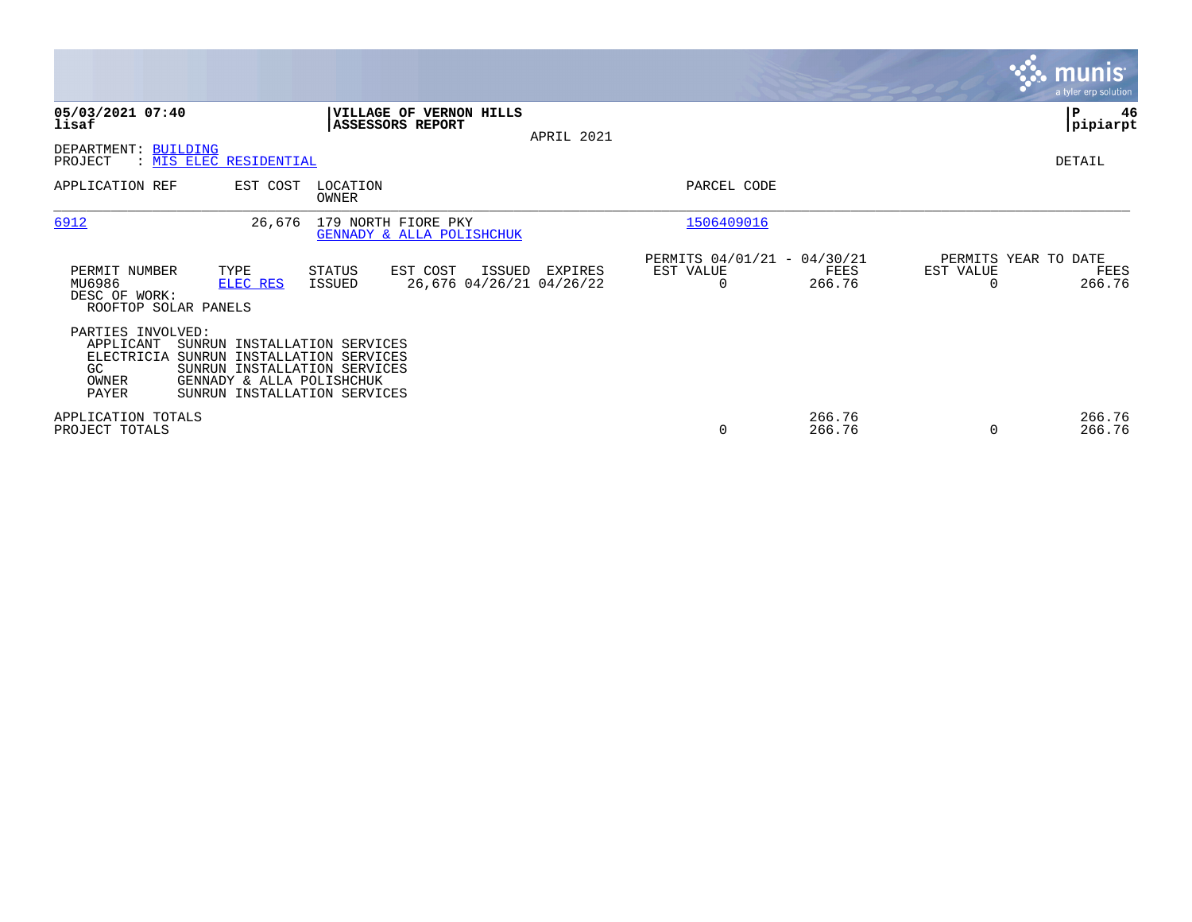**05/03/2021 07:40**
**lisaf**

**VILLAGE OF VERNON HILLS**
**ASSESSORS REPORT**

APRIL 2021

**P 46**
**pipiarpt**

DEPARTMENT: BUILDING
PROJECT : MIS ELEC RESIDENTIAL

DETAIL

| APPLICATION REF | EST COST | LOCATION / OWNER | PARCEL CODE |
|---|---|---|---|
| 6912 | 26,676 | 179 NORTH FIORE PKY / GENNADY & ALLA POLISHCHUK | 1506409016 |

| PERMIT NUMBER | TYPE | STATUS | EST COST | ISSUED | EXPIRES | PERMITS 04/01/21 - 04/30/21 EST VALUE | FEES | PERMITS YEAR TO DATE EST VALUE | FEES |
|---|---|---|---|---|---|---|---|---|---|
| MU6986 | ELEC RES | ISSUED | 26,676 | 04/26/21 | 04/26/22 | 0 | 266.76 | 0 | 266.76 |

DESC OF WORK:
ROOFTOP SOLAR PANELS

PARTIES INVOLVED:

| | |
|---|---|
| APPLICANT | SUNRUN INSTALLATION SERVICES |
| ELECTRICIA | SUNRUN INSTALLATION SERVICES |
| GC | SUNRUN INSTALLATION SERVICES |
| OWNER | GENNADY & ALLA POLISHCHUK |
| PAYER | SUNRUN INSTALLATION SERVICES |

| | EST VALUE | FEES | EST VALUE | FEES |
|---|---|---|---|---|
| APPLICATION TOTALS | | 266.76 | | 266.76 |
| PROJECT TOTALS | 0 | 266.76 | 0 | 266.76 |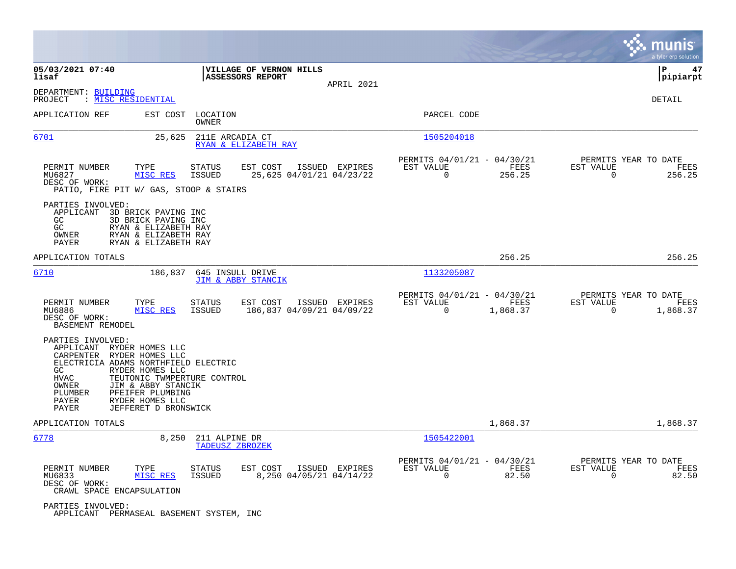**05/03/2021 07:40**
**lisaf**

**VILLAGE OF VERNON HILLS**
**ASSESSORS REPORT**

APRIL 2021

**P 47**
**pipiarpt**

DEPARTMENT: BUILDING
PROJECT : MISC RESIDENTIAL

DETAIL

| APPLICATION REF | EST COST | LOCATION / OWNER | PARCEL CODE |
|---|---|---|---|
| 6701 | 25,625 | 211E ARCADIA CT / RYAN & ELIZABETH RAY | 1505204018 |

| PERMIT NUMBER | TYPE | STATUS | EST COST | ISSUED | EXPIRES | PERMITS 04/01/21 - 04/30/21 EST VALUE | FEES | PERMITS YEAR TO DATE EST VALUE | FEES |
|---|---|---|---|---|---|---|---|---|---|
| MU6827 | MISC RES | ISSUED | 25,625 | 04/01/21 | 04/23/22 | 0 | 256.25 | 0 | 256.25 |

DESC OF WORK:
PATIO, FIRE PIT W/ GAS, STOOP & STAIRS

PARTIES INVOLVED:

| Role | Name |
|---|---|
| APPLICANT | 3D BRICK PAVING INC |
| GC | 3D BRICK PAVING INC |
| GC | RYAN & ELIZABETH RAY |
| OWNER | RYAN & ELIZABETH RAY |
| PAYER | RYAN & ELIZABETH RAY |

APPLICATION TOTALS: 256.25 | 256.25

| APPLICATION REF | EST COST | LOCATION / OWNER | PARCEL CODE |
|---|---|---|---|
| 6710 | 186,837 | 645 INSULL DRIVE / JIM & ABBY STANCIK | 1133205087 |

| PERMIT NUMBER | TYPE | STATUS | EST COST | ISSUED | EXPIRES | PERMITS 04/01/21 - 04/30/21 EST VALUE | FEES | PERMITS YEAR TO DATE EST VALUE | FEES |
|---|---|---|---|---|---|---|---|---|---|
| MU6886 | MISC RES | ISSUED | 186,837 | 04/09/21 | 04/09/22 | 0 | 1,868.37 | 0 | 1,868.37 |

DESC OF WORK:
BASEMENT REMODEL

PARTIES INVOLVED:

| Role | Name |
|---|---|
| APPLICANT | RYDER HOMES LLC |
| CARPENTER | RYDER HOMES LLC |
| ELECTRICIA | ADAMS NORTHFIELD ELECTRIC |
| GC | RYDER HOMES LLC |
| HVAC | TEUTONIC TWMPERTURE CONTROL |
| OWNER | JIM & ABBY STANCIK |
| PLUMBER | PFEIFER PLUMBING |
| PAYER | RYDER HOMES LLC |
| PAYER | JEFFERET D BRONSWICK |

APPLICATION TOTALS: 1,868.37 | 1,868.37

| APPLICATION REF | EST COST | LOCATION / OWNER | PARCEL CODE |
|---|---|---|---|
| 6778 | 8,250 | 211 ALPINE DR / TADEUSZ ZBROZEK | 1505422001 |

| PERMIT NUMBER | TYPE | STATUS | EST COST | ISSUED | EXPIRES | PERMITS 04/01/21 - 04/30/21 EST VALUE | FEES | PERMITS YEAR TO DATE EST VALUE | FEES |
|---|---|---|---|---|---|---|---|---|---|
| MU6833 | MISC RES | ISSUED | 8,250 | 04/05/21 | 04/14/22 | 0 | 82.50 | 0 | 82.50 |

DESC OF WORK:
CRAWL SPACE ENCAPSULATION

PARTIES INVOLVED:

| Role | Name |
|---|---|
| APPLICANT | PERMASEAL BASEMENT SYSTEM, INC |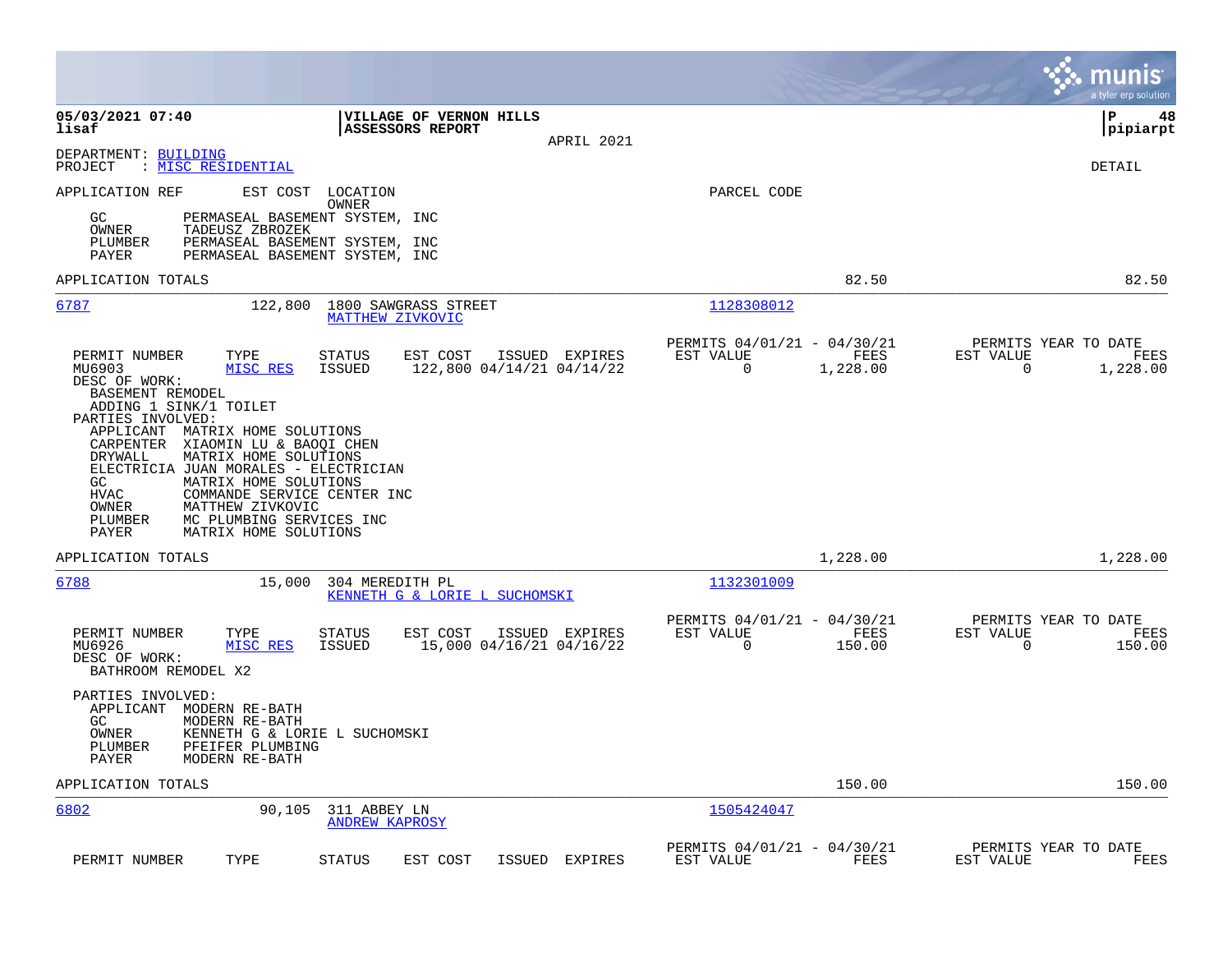05/03/2021 07:40
lisaf

VILLAGE OF VERNON HILLS
ASSESSORS REPORT

APRIL 2021

DEPARTMENT: BUILDING
PROJECT : MISC RESIDENTIAL

DETAIL

APPLICATION REF | EST COST | LOCATION / OWNER | PARCEL CODE

GC PERMASEAL BASEMENT SYSTEM, INC
OWNER TADEUSZ ZBROZEK
PLUMBER PERMASEAL BASEMENT SYSTEM, INC
PAYER PERMASEAL BASEMENT SYSTEM, INC

APPLICATION TOTALS 82.50 82.50

---

**6787** 122,800 1800 SAWGRASS STREET
MATTHEW ZIVKOVIC
1128308012

| PERMIT NUMBER | TYPE | STATUS | EST COST | ISSUED | EXPIRES | PERMITS 04/01/21 - 04/30/21 EST VALUE | FEES | PERMITS YEAR TO DATE EST VALUE | FEES |
|---|---|---|---|---|---|---|---|---|---|
| MU6903 | MISC RES | ISSUED | 122,800 | 04/14/21 | 04/14/22 | 0 | 1,228.00 | 0 | 1,228.00 |

DESC OF WORK:
BASEMENT REMODEL
ADDING 1 SINK/1 TOILET

PARTIES INVOLVED:
APPLICANT MATRIX HOME SOLUTIONS
CARPENTER XIAOMIN LU & BAOQI CHEN
DRYWALL MATRIX HOME SOLUTIONS
ELECTRICIA JUAN MORALES - ELECTRICIAN
GC MATRIX HOME SOLUTIONS
HVAC COMMANDE SERVICE CENTER INC
OWNER MATTHEW ZIVKOVIC
PLUMBER MC PLUMBING SERVICES INC
PAYER MATRIX HOME SOLUTIONS

APPLICATION TOTALS 1,228.00 1,228.00

---

**6788** 15,000 304 MEREDITH PL
KENNETH G & LORIE L SUCHOMSKI
1132301009

| PERMIT NUMBER | TYPE | STATUS | EST COST | ISSUED | EXPIRES | PERMITS 04/01/21 - 04/30/21 EST VALUE | FEES | PERMITS YEAR TO DATE EST VALUE | FEES |
|---|---|---|---|---|---|---|---|---|---|
| MU6926 | MISC RES | ISSUED | 15,000 | 04/16/21 | 04/16/22 | 0 | 150.00 | 0 | 150.00 |

DESC OF WORK:
BATHROOM REMODEL X2

PARTIES INVOLVED:
APPLICANT MODERN RE-BATH
GC MODERN RE-BATH
OWNER KENNETH G & LORIE L SUCHOMSKI
PLUMBER PFEIFER PLUMBING
PAYER MODERN RE-BATH

APPLICATION TOTALS 150.00 150.00

---

**6802** 90,105 311 ABBEY LN
ANDREW KAPROSY
1505424047

| PERMIT NUMBER | TYPE | STATUS | EST COST | ISSUED | EXPIRES | PERMITS 04/01/21 - 04/30/21 EST VALUE | FEES | PERMITS YEAR TO DATE EST VALUE | FEES |
|---|---|---|---|---|---|---|---|---|---|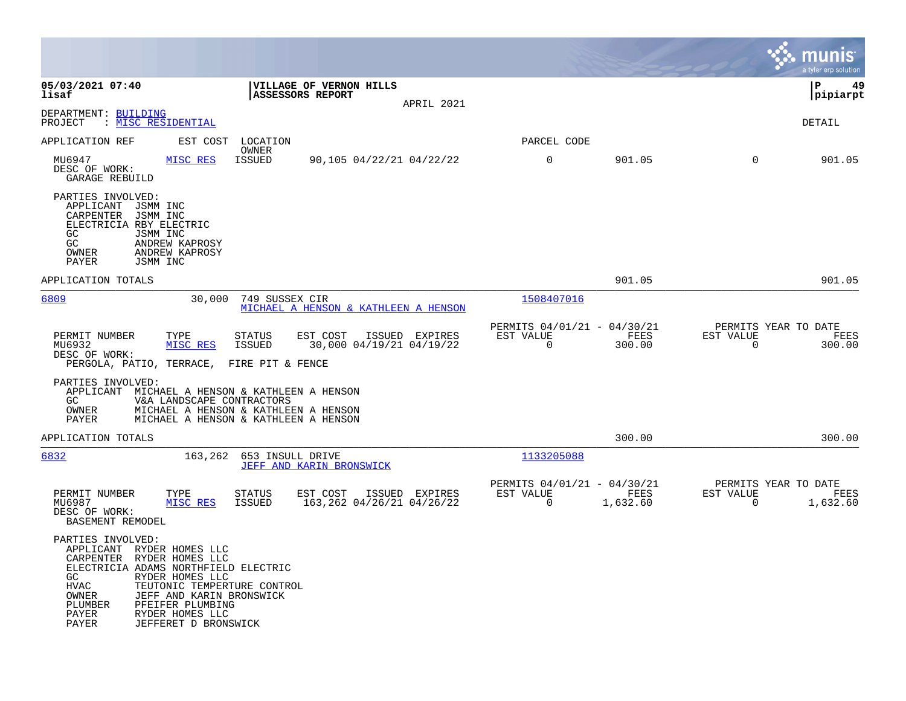**05/03/2021 07:40**
**lisaf**

**VILLAGE OF VERNON HILLS**
**ASSESSORS REPORT**

APRIL 2021

**P 49**
**pipiarpt**

DEPARTMENT: BUILDING
PROJECT : MISC RESIDENTIAL

DETAIL

| APPLICATION REF | EST COST | LOCATION / OWNER | | PARCEL CODE | | | |
|---|---|---|---|---|---|---|---|
| MU6947 | MISC RES | ISSUED | 90,105 04/22/21 04/22/22 | 0 | 901.05 | 0 | 901.05 |

DESC OF WORK:
GARAGE REBUILD

PARTIES INVOLVED:

| | |
|---|---|
| APPLICANT | JSMM INC |
| CARPENTER | JSMM INC |
| ELECTRICIA | RBY ELECTRIC |
| GC | JSMM INC |
| GC | ANDREW KAPROSY |
| OWNER | ANDREW KAPROSY |
| PAYER | JSMM INC |

APPLICATION TOTALS 901.05 901.05

---

**6809** 30,000 749 SUSSEX CIR — MICHAEL A HENSON & KATHLEEN A HENSON — Parcel 1508407016

| PERMIT NUMBER | TYPE | STATUS | EST COST | ISSUED | EXPIRES | PERMITS 04/01/21 - 04/30/21 EST VALUE | FEES | PERMITS YEAR TO DATE EST VALUE | FEES |
|---|---|---|---|---|---|---|---|---|---|
| MU6932 | MISC RES | ISSUED | 30,000 | 04/19/21 | 04/19/22 | 0 | 300.00 | 0 | 300.00 |

DESC OF WORK:
PERGOLA, PATIO, TERRACE, FIRE PIT & FENCE

PARTIES INVOLVED:

| | |
|---|---|
| APPLICANT | MICHAEL A HENSON & KATHLEEN A HENSON |
| GC | V&A LANDSCAPE CONTRACTORS |
| OWNER | MICHAEL A HENSON & KATHLEEN A HENSON |
| PAYER | MICHAEL A HENSON & KATHLEEN A HENSON |

APPLICATION TOTALS 300.00 300.00

---

**6832** 163,262 653 INSULL DRIVE — JEFF AND KARIN BRONSWICK — Parcel 1133205088

| PERMIT NUMBER | TYPE | STATUS | EST COST | ISSUED | EXPIRES | PERMITS 04/01/21 - 04/30/21 EST VALUE | FEES | PERMITS YEAR TO DATE EST VALUE | FEES |
|---|---|---|---|---|---|---|---|---|---|
| MU6987 | MISC RES | ISSUED | 163,262 | 04/26/21 | 04/26/22 | 0 | 1,632.60 | 0 | 1,632.60 |

DESC OF WORK:
BASEMENT REMODEL

PARTIES INVOLVED:

| | |
|---|---|
| APPLICANT | RYDER HOMES LLC |
| CARPENTER | RYDER HOMES LLC |
| ELECTRICIA | ADAMS NORTHFIELD ELECTRIC |
| GC | RYDER HOMES LLC |
| HVAC | TEUTONIC TEMPERTURE CONTROL |
| OWNER | JEFF AND KARIN BRONSWICK |
| PLUMBER | PFEIFER PLUMBING |
| PAYER | RYDER HOMES LLC |
| PAYER | JEFFERET D BRONSWICK |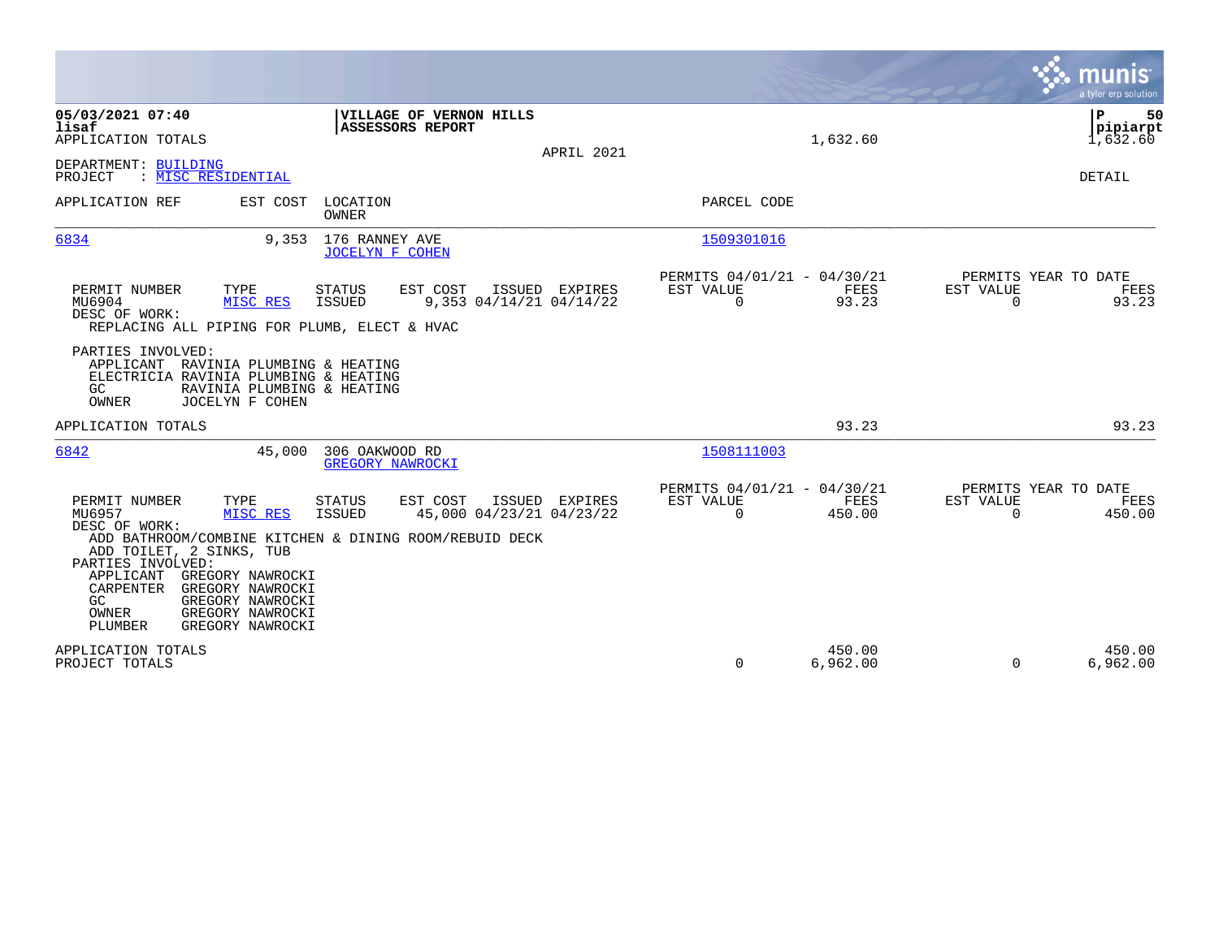**05/03/2021 07:40**
**lisaf**
APPLICATION TOTALS 1,632.60 1,632.60

**VILLAGE OF VERNON HILLS**
**ASSESSORS REPORT**

APRIL 2021

P 50
pipiarpt

DEPARTMENT: BUILDING
PROJECT : MISC RESIDENTIAL

DETAIL

| APPLICATION REF | EST COST | LOCATION / OWNER | PARCEL CODE |
|---|---|---|---|
| 6834 | 9,353 | 176 RANNEY AVE / JOCELYN F COHEN | 1509301016 |

| PERMIT NUMBER | TYPE | STATUS | EST COST | ISSUED | EXPIRES | PERMITS 04/01/21 - 04/30/21 EST VALUE | FEES | PERMITS YEAR TO DATE EST VALUE | FEES |
|---|---|---|---|---|---|---|---|---|---|
| MU6904 | MISC RES | ISSUED | 9,353 | 04/14/21 | 04/14/22 | 0 | 93.23 | 0 | 93.23 |

DESC OF WORK:
REPLACING ALL PIPING FOR PLUMB, ELECT & HVAC

PARTIES INVOLVED:
- APPLICANT RAVINIA PLUMBING & HEATING
- ELECTRICIA RAVINIA PLUMBING & HEATING
- GC RAVINIA PLUMBING & HEATING
- OWNER JOCELYN F COHEN

APPLICATION TOTALS 93.23 93.23

| APPLICATION REF | EST COST | LOCATION / OWNER | PARCEL CODE |
|---|---|---|---|
| 6842 | 45,000 | 306 OAKWOOD RD / GREGORY NAWROCKI | 1508111003 |

| PERMIT NUMBER | TYPE | STATUS | EST COST | ISSUED | EXPIRES | PERMITS 04/01/21 - 04/30/21 EST VALUE | FEES | PERMITS YEAR TO DATE EST VALUE | FEES |
|---|---|---|---|---|---|---|---|---|---|
| MU6957 | MISC RES | ISSUED | 45,000 | 04/23/21 | 04/23/22 | 0 | 450.00 | 0 | 450.00 |

DESC OF WORK:
ADD BATHROOM/COMBINE KITCHEN & DINING ROOM/REBUID DECK
ADD TOILET, 2 SINKS, TUB

PARTIES INVOLVED:
- APPLICANT GREGORY NAWROCKI
- CARPENTER GREGORY NAWROCKI
- GC GREGORY NAWROCKI
- OWNER GREGORY NAWROCKI
- PLUMBER GREGORY NAWROCKI

| | EST VALUE | FEES | EST VALUE | FEES |
|---|---|---|---|---|
| APPLICATION TOTALS | | 450.00 | | 450.00 |
| PROJECT TOTALS | 0 | 6,962.00 | 0 | 6,962.00 |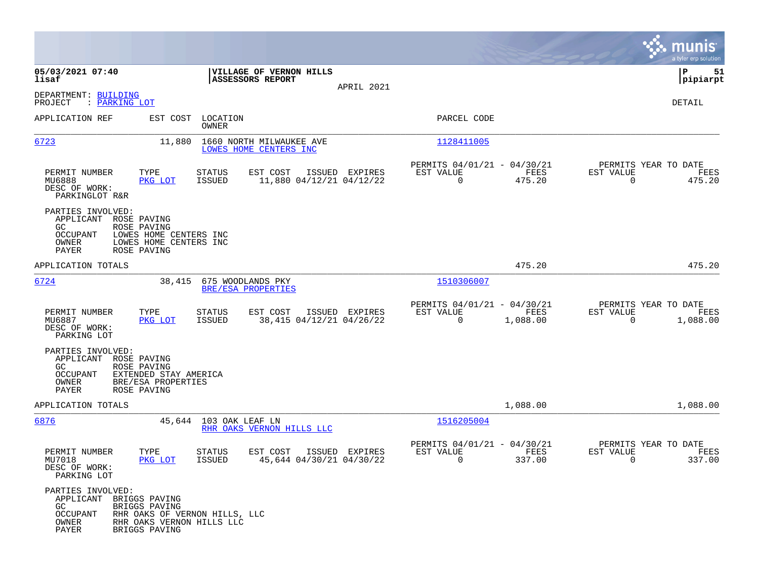**05/03/2021 07:40**
**lisaf**

**VILLAGE OF VERNON HILLS**
**ASSESSORS REPORT**

APRIL 2021

**P 51**
**pipiarpt**

DEPARTMENT: BUILDING
PROJECT : PARKING LOT

DETAIL

| APPLICATION REF | EST COST | LOCATION / OWNER | PARCEL CODE |
|---|---|---|---|
| 6723 | 11,880 | 1660 NORTH MILWAUKEE AVE / LOWES HOME CENTERS INC | 1128411005 |

| PERMIT NUMBER | TYPE | STATUS | EST COST | ISSUED | EXPIRES | PERMITS 04/01/21 - 04/30/21 EST VALUE | FEES | PERMITS YEAR TO DATE EST VALUE | FEES |
|---|---|---|---|---|---|---|---|---|---|
| MU6888 | PKG LOT | ISSUED | 11,880 | 04/12/21 | 04/12/22 | 0 | 475.20 | 0 | 475.20 |

DESC OF WORK:
PARKINGLOT R&R

PARTIES INVOLVED:
- APPLICANT ROSE PAVING
- GC ROSE PAVING
- OCCUPANT LOWES HOME CENTERS INC
- OWNER LOWES HOME CENTERS INC
- PAYER ROSE PAVING

APPLICATION TOTALS 475.20 475.20

| APPLICATION REF | EST COST | LOCATION / OWNER | PARCEL CODE |
|---|---|---|---|
| 6724 | 38,415 | 675 WOODLANDS PKY / BRE/ESA PROPERTIES | 1510306007 |

| PERMIT NUMBER | TYPE | STATUS | EST COST | ISSUED | EXPIRES | PERMITS 04/01/21 - 04/30/21 EST VALUE | FEES | PERMITS YEAR TO DATE EST VALUE | FEES |
|---|---|---|---|---|---|---|---|---|---|
| MU6887 | PKG LOT | ISSUED | 38,415 | 04/12/21 | 04/26/22 | 0 | 1,088.00 | 0 | 1,088.00 |

DESC OF WORK:
PARKING LOT

PARTIES INVOLVED:
- APPLICANT ROSE PAVING
- GC ROSE PAVING
- OCCUPANT EXTENDED STAY AMERICA
- OWNER BRE/ESA PROPERTIES
- PAYER ROSE PAVING

APPLICATION TOTALS 1,088.00 1,088.00

| APPLICATION REF | EST COST | LOCATION / OWNER | PARCEL CODE |
|---|---|---|---|
| 6876 | 45,644 | 103 OAK LEAF LN / RHR OAKS VERNON HILLS LLC | 1516205004 |

| PERMIT NUMBER | TYPE | STATUS | EST COST | ISSUED | EXPIRES | PERMITS 04/01/21 - 04/30/21 EST VALUE | FEES | PERMITS YEAR TO DATE EST VALUE | FEES |
|---|---|---|---|---|---|---|---|---|---|
| MU7018 | PKG LOT | ISSUED | 45,644 | 04/30/21 | 04/30/22 | 0 | 337.00 | 0 | 337.00 |

DESC OF WORK:
PARKING LOT

PARTIES INVOLVED:
- APPLICANT BRIGGS PAVING
- GC BRIGGS PAVING
- OCCUPANT RHR OAKS OF VERNON HILLS, LLC
- OWNER RHR OAKS VERNON HILLS LLC
- PAYER BRIGGS PAVING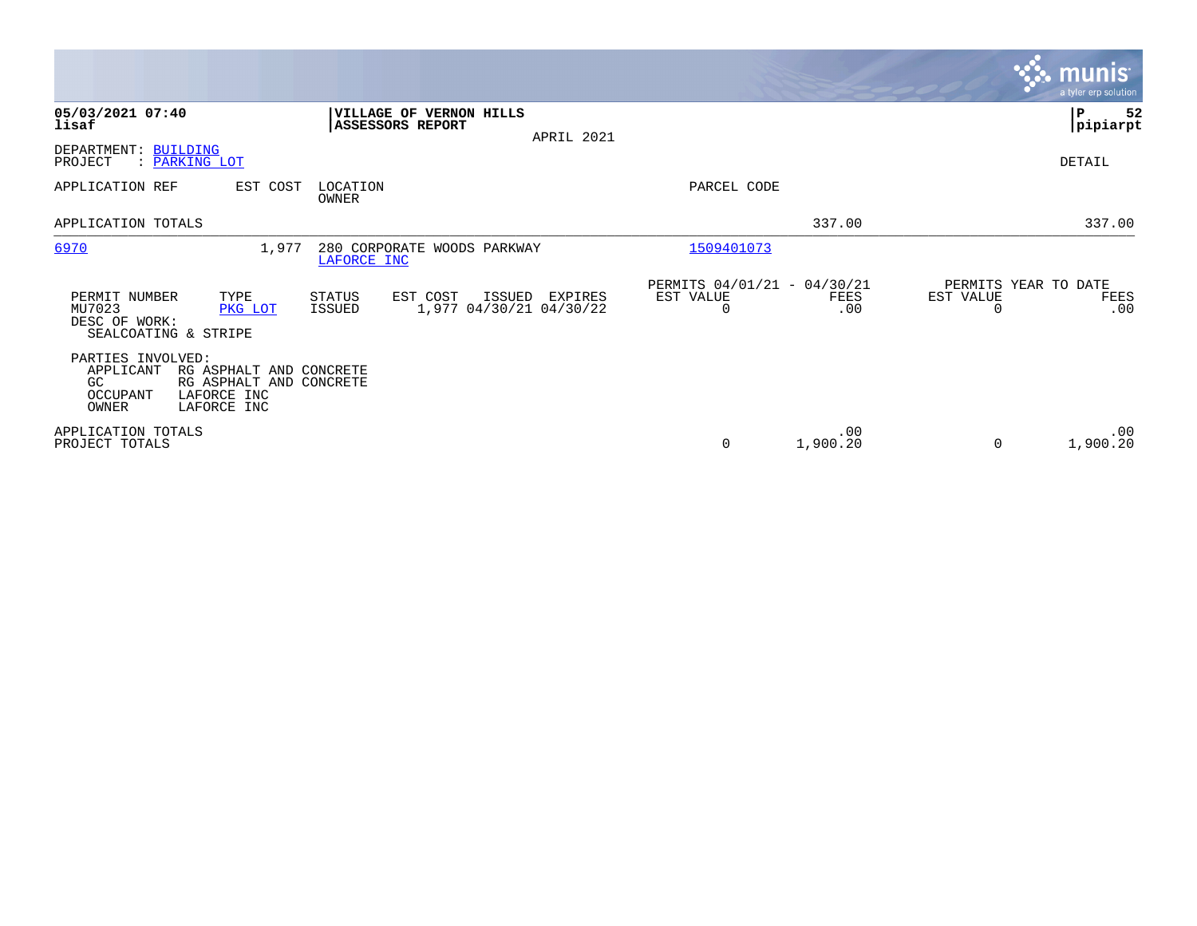**05/03/2021 07:40**
**lisaf**

**VILLAGE OF VERNON HILLS**
**ASSESSORS REPORT**

APRIL 2021

**P 52**
**pipiarpt**

DEPARTMENT: BUILDING
PROJECT : PARKING LOT

DETAIL

| APPLICATION REF | EST COST | LOCATION / OWNER | PARCEL CODE | | |
|---|---|---|---|---|---|
| APPLICATION TOTALS | | | | 337.00 | 337.00 |
| 6970 | 1,977 | 280 CORPORATE WOODS PARKWAY / LAFORCE INC | 1509401073 | | |

| PERMIT NUMBER | TYPE | STATUS | EST COST | ISSUED | EXPIRES | PERMITS 04/01/21 - 04/30/21 EST VALUE | FEES | PERMITS YEAR TO DATE EST VALUE | FEES |
|---|---|---|---|---|---|---|---|---|---|
| MU7023 | PKG LOT | ISSUED | 1,977 | 04/30/21 | 04/30/22 | 0 | .00 | 0 | .00 |

DESC OF WORK:
SEALCOATING & STRIPE

PARTIES INVOLVED:

| | |
|---|---|
| APPLICANT | RG ASPHALT AND CONCRETE |
| GC | RG ASPHALT AND CONCRETE |
| OCCUPANT | LAFORCE INC |
| OWNER | LAFORCE INC |

| | EST VALUE | FEES | EST VALUE | FEES |
|---|---|---|---|---|
| APPLICATION TOTALS | | .00 | | .00 |
| PROJECT TOTALS | 0 | 1,900.20 | 0 | 1,900.20 |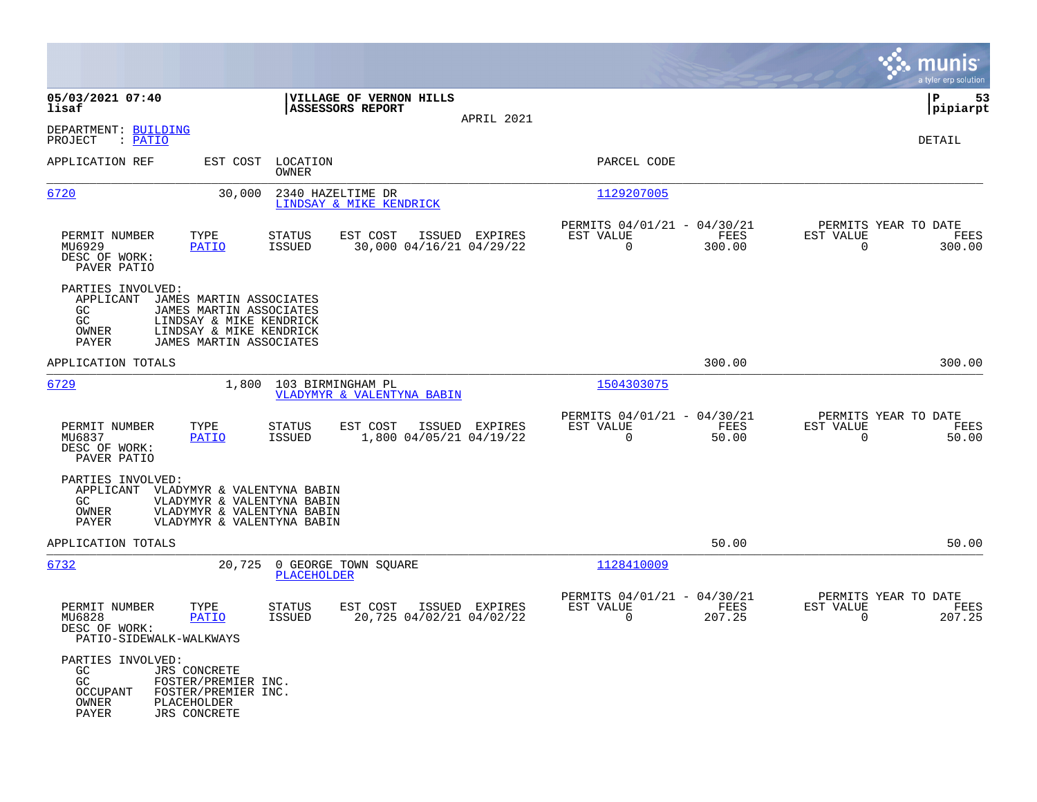**05/03/2021 07:40**
**lisaf**

**VILLAGE OF VERNON HILLS**
**ASSESSORS REPORT**

APRIL 2021

**P**
**pipiarpt**

DEPARTMENT: BUILDING
PROJECT : PATIO

DETAIL

| APPLICATION REF | EST COST | LOCATION / OWNER | PARCEL CODE |
|---|---|---|---|
| 6720 | 30,000 | 2340 HAZELTIME DR / LINDSAY & MIKE KENDRICK | 1129207005 |

| PERMIT NUMBER | TYPE | STATUS | EST COST | ISSUED | EXPIRES | PERMITS 04/01/21 - 04/30/21 EST VALUE | FEES | PERMITS YEAR TO DATE EST VALUE | FEES |
|---|---|---|---|---|---|---|---|---|---|
| MU6929 | PATIO | ISSUED | 30,000 | 04/16/21 | 04/29/22 | 0 | 300.00 | 0 | 300.00 |

DESC OF WORK:
PAVER PATIO

PARTIES INVOLVED:
- APPLICANT JAMES MARTIN ASSOCIATES
- GC JAMES MARTIN ASSOCIATES
- GC LINDSAY & MIKE KENDRICK
- OWNER LINDSAY & MIKE KENDRICK
- PAYER JAMES MARTIN ASSOCIATES

APPLICATION TOTALS 300.00 300.00

| APPLICATION REF | EST COST | LOCATION / OWNER | PARCEL CODE |
|---|---|---|---|
| 6729 | 1,800 | 103 BIRMINGHAM PL / VLADYMYR & VALENTYNA BABIN | 1504303075 |

| PERMIT NUMBER | TYPE | STATUS | EST COST | ISSUED | EXPIRES | PERMITS 04/01/21 - 04/30/21 EST VALUE | FEES | PERMITS YEAR TO DATE EST VALUE | FEES |
|---|---|---|---|---|---|---|---|---|---|
| MU6837 | PATIO | ISSUED | 1,800 | 04/05/21 | 04/19/22 | 0 | 50.00 | 0 | 50.00 |

DESC OF WORK:
PAVER PATIO

PARTIES INVOLVED:
- APPLICANT VLADYMYR & VALENTYNA BABIN
- GC VLADYMYR & VALENTYNA BABIN
- OWNER VLADYMYR & VALENTYNA BABIN
- PAYER VLADYMYR & VALENTYNA BABIN

APPLICATION TOTALS 50.00 50.00

| APPLICATION REF | EST COST | LOCATION / OWNER | PARCEL CODE |
|---|---|---|---|
| 6732 | 20,725 | 0 GEORGE TOWN SQUARE / PLACEHOLDER | 1128410009 |

| PERMIT NUMBER | TYPE | STATUS | EST COST | ISSUED | EXPIRES | PERMITS 04/01/21 - 04/30/21 EST VALUE | FEES | PERMITS YEAR TO DATE EST VALUE | FEES |
|---|---|---|---|---|---|---|---|---|---|
| MU6828 | PATIO | ISSUED | 20,725 | 04/02/21 | 04/02/22 | 0 | 207.25 | 0 | 207.25 |

DESC OF WORK:
PATIO-SIDEWALK-WALKWAYS

PARTIES INVOLVED:
- GC JRS CONCRETE
- GC FOSTER/PREMIER INC.
- OCCUPANT FOSTER/PREMIER INC.
- OWNER PLACEHOLDER
- PAYER JRS CONCRETE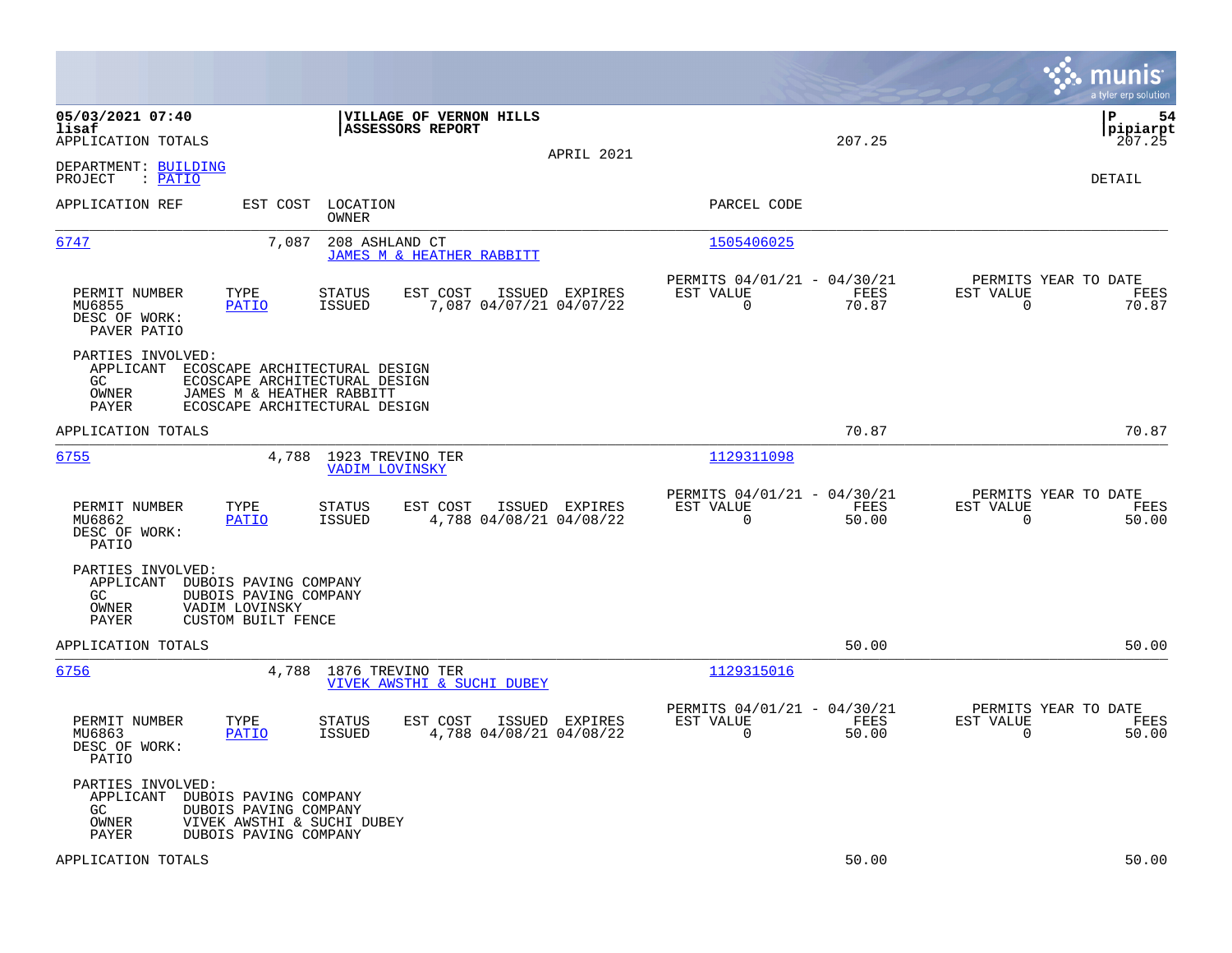**05/03/2021 07:40**
**lisaf**
APPLICATION TOTALS

**VILLAGE OF VERNON HILLS**
**ASSESSORS REPORT**

APRIL 2021

207.25

**P** 54
**pipiarpt**
207.25

DEPARTMENT: BUILDING
PROJECT : PATIO

DETAIL

| APPLICATION REF | EST COST | LOCATION / OWNER | PARCEL CODE |
|---|---|---|---|
| 6747 | 7,087 | 208 ASHLAND CT / JAMES M & HEATHER RABBITT | 1505406025 |

| PERMIT NUMBER | TYPE | STATUS | EST COST | ISSUED | EXPIRES | PERMITS 04/01/21 - 04/30/21 EST VALUE | FEES | PERMITS YEAR TO DATE EST VALUE | FEES |
|---|---|---|---|---|---|---|---|---|---|
| MU6855 | PATIO | ISSUED | 7,087 | 04/07/21 | 04/07/22 | 0 | 70.87 | 0 | 70.87 |

DESC OF WORK:
PAVER PATIO

PARTIES INVOLVED:
- APPLICANT ECOSCAPE ARCHITECTURAL DESIGN
- GC ECOSCAPE ARCHITECTURAL DESIGN
- OWNER JAMES M & HEATHER RABBITT
- PAYER ECOSCAPE ARCHITECTURAL DESIGN

APPLICATION TOTALS 70.87 70.87

| APPLICATION REF | EST COST | LOCATION / OWNER | PARCEL CODE |
|---|---|---|---|
| 6755 | 4,788 | 1923 TREVINO TER / VADIM LOVINSKY | 1129311098 |

| PERMIT NUMBER | TYPE | STATUS | EST COST | ISSUED | EXPIRES | PERMITS 04/01/21 - 04/30/21 EST VALUE | FEES | PERMITS YEAR TO DATE EST VALUE | FEES |
|---|---|---|---|---|---|---|---|---|---|
| MU6862 | PATIO | ISSUED | 4,788 | 04/08/21 | 04/08/22 | 0 | 50.00 | 0 | 50.00 |

DESC OF WORK:
PATIO

PARTIES INVOLVED:
- APPLICANT DUBOIS PAVING COMPANY
- GC DUBOIS PAVING COMPANY
- OWNER VADIM LOVINSKY
- PAYER CUSTOM BUILT FENCE

APPLICATION TOTALS 50.00 50.00

| APPLICATION REF | EST COST | LOCATION / OWNER | PARCEL CODE |
|---|---|---|---|
| 6756 | 4,788 | 1876 TREVINO TER / VIVEK AWSTHI & SUCHI DUBEY | 1129315016 |

| PERMIT NUMBER | TYPE | STATUS | EST COST | ISSUED | EXPIRES | PERMITS 04/01/21 - 04/30/21 EST VALUE | FEES | PERMITS YEAR TO DATE EST VALUE | FEES |
|---|---|---|---|---|---|---|---|---|---|
| MU6863 | PATIO | ISSUED | 4,788 | 04/08/21 | 04/08/22 | 0 | 50.00 | 0 | 50.00 |

DESC OF WORK:
PATIO

PARTIES INVOLVED:
- APPLICANT DUBOIS PAVING COMPANY
- GC DUBOIS PAVING COMPANY
- OWNER VIVEK AWSTHI & SUCHI DUBEY
- PAYER DUBOIS PAVING COMPANY

APPLICATION TOTALS 50.00 50.00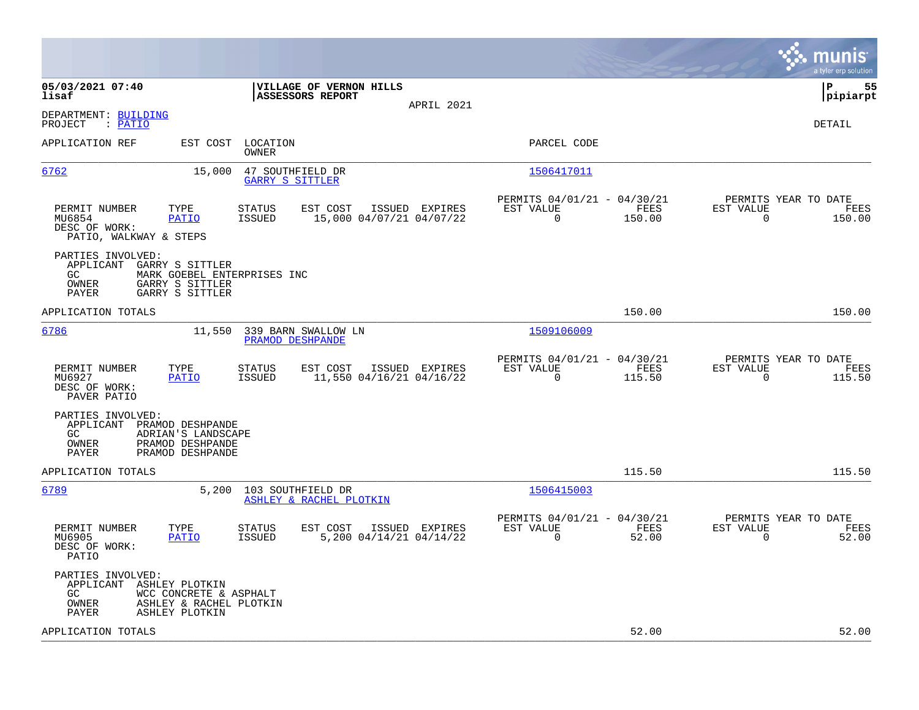**05/03/2021 07:40**
**lisaf**

**VILLAGE OF VERNON HILLS**
**ASSESSORS REPORT**

APRIL 2021

**P 55**
**pipiarpt**

DEPARTMENT: BUILDING
PROJECT : PATIO

DETAIL

| APPLICATION REF | EST COST | LOCATION / OWNER | PARCEL CODE |
|---|---|---|---|
| 6762 | 15,000 | 47 SOUTHFIELD DR / GARRY S SITTLER | 1506417011 |

| PERMIT NUMBER | TYPE | STATUS | EST COST | ISSUED | EXPIRES | PERMITS 04/01/21 - 04/30/21 EST VALUE | FEES | PERMITS YEAR TO DATE EST VALUE | FEES |
|---|---|---|---|---|---|---|---|---|---|
| MU6854 | PATIO | ISSUED | 15,000 | 04/07/21 | 04/07/22 | 0 | 150.00 | 0 | 150.00 |

DESC OF WORK:
PATIO, WALKWAY & STEPS

PARTIES INVOLVED:
APPLICANT GARRY S SITTLER
GC MARK GOEBEL ENTERPRISES INC
OWNER GARRY S SITTLER
PAYER GARRY S SITTLER

APPLICATION TOTALS 150.00 150.00

| APPLICATION REF | EST COST | LOCATION / OWNER | PARCEL CODE |
|---|---|---|---|
| 6786 | 11,550 | 339 BARN SWALLOW LN / PRAMOD DESHPANDE | 1509106009 |

| PERMIT NUMBER | TYPE | STATUS | EST COST | ISSUED | EXPIRES | PERMITS 04/01/21 - 04/30/21 EST VALUE | FEES | PERMITS YEAR TO DATE EST VALUE | FEES |
|---|---|---|---|---|---|---|---|---|---|
| MU6927 | PATIO | ISSUED | 11,550 | 04/16/21 | 04/16/22 | 0 | 115.50 | 0 | 115.50 |

DESC OF WORK:
PAVER PATIO

PARTIES INVOLVED:
APPLICANT PRAMOD DESHPANDE
GC ADRIAN'S LANDSCAPE
OWNER PRAMOD DESHPANDE
PAYER PRAMOD DESHPANDE

APPLICATION TOTALS 115.50 115.50

| APPLICATION REF | EST COST | LOCATION / OWNER | PARCEL CODE |
|---|---|---|---|
| 6789 | 5,200 | 103 SOUTHFIELD DR / ASHLEY & RACHEL PLOTKIN | 1506415003 |

| PERMIT NUMBER | TYPE | STATUS | EST COST | ISSUED | EXPIRES | PERMITS 04/01/21 - 04/30/21 EST VALUE | FEES | PERMITS YEAR TO DATE EST VALUE | FEES |
|---|---|---|---|---|---|---|---|---|---|
| MU6905 | PATIO | ISSUED | 5,200 | 04/14/21 | 04/14/22 | 0 | 52.00 | 0 | 52.00 |

DESC OF WORK:
PATIO

PARTIES INVOLVED:
APPLICANT ASHLEY PLOTKIN
GC WCC CONCRETE & ASPHALT
OWNER ASHLEY & RACHEL PLOTKIN
PAYER ASHLEY PLOTKIN

APPLICATION TOTALS 52.00 52.00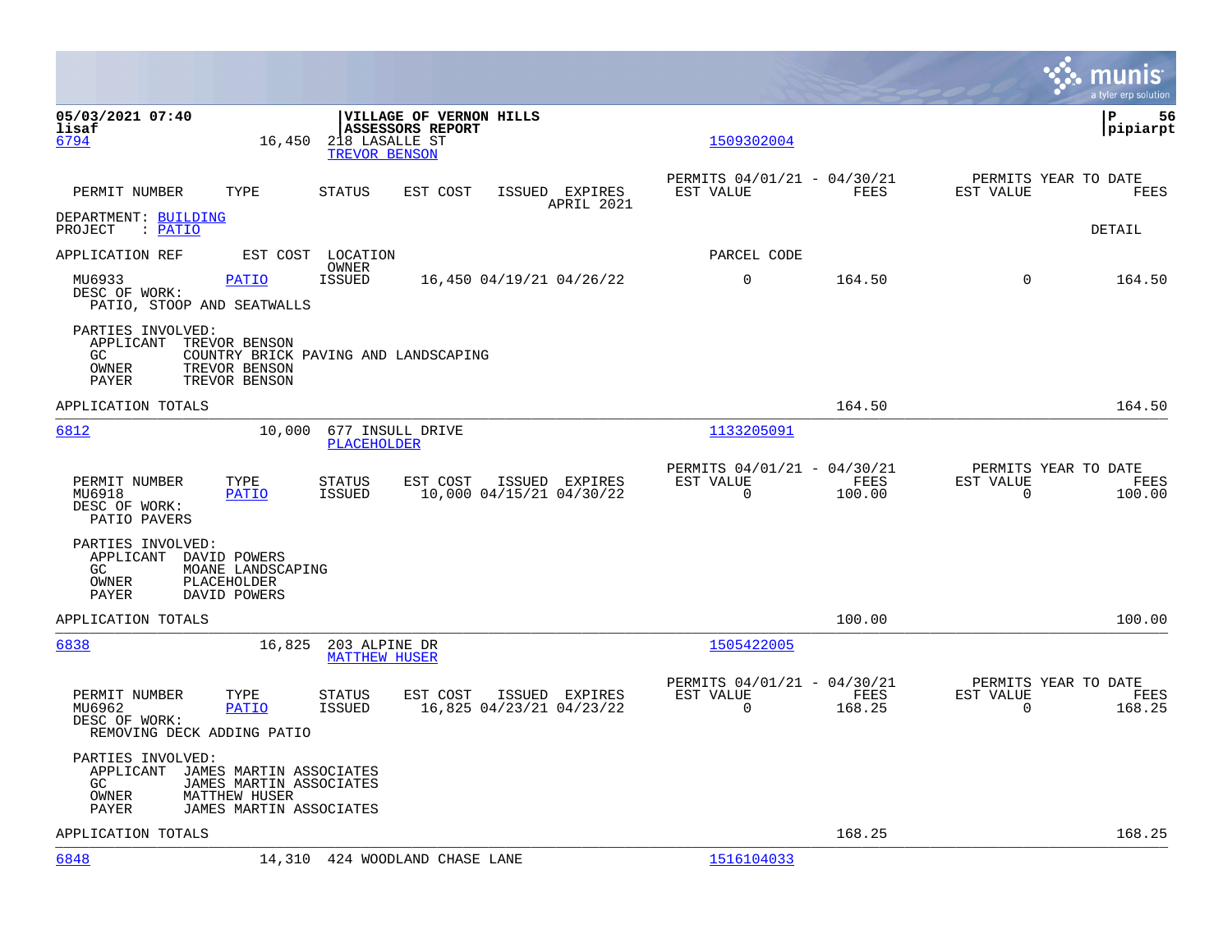05/03/2021 07:40
lisaf

**VILLAGE OF VERNON HILLS**
**ASSESSORS REPORT**

P 56
pipiarpt

| | | | | | | PERMITS 04/01/21 - 04/30/21 | | PERMITS YEAR TO DATE | |
|---|---|---|---|---|---|---|---|---|---|
| PERMIT NUMBER | TYPE | STATUS | EST COST | ISSUED | EXPIRES | EST VALUE | FEES | EST VALUE | FEES |

6794 — 16,450 — 218 LASALLE ST — TREVOR BENSON — 1509302004

APRIL 2021

DEPARTMENT: BUILDING
PROJECT : PATIO

DETAIL

| APPLICATION REF | EST COST | LOCATION / OWNER | | | PARCEL CODE | | | |
|---|---|---|---|---|---|---|---|---|
| MU6933 | PATIO | ISSUED | 16,450 | 04/19/21 04/26/22 | 0 | 164.50 | 0 | 164.50 |

DESC OF WORK:
PATIO, STOOP AND SEATWALLS

PARTIES INVOLVED:
- APPLICANT TREVOR BENSON
- GC COUNTRY BRICK PAVING AND LANDSCAPING
- OWNER TREVOR BENSON
- PAYER TREVOR BENSON

APPLICATION TOTALS — 164.50 — 164.50

---

6812 — 10,000 — 677 INSULL DRIVE — PLACEHOLDER — 1133205091

| PERMIT NUMBER | TYPE | STATUS | EST COST | ISSUED | EXPIRES | EST VALUE (04/01/21 - 04/30/21) | FEES | EST VALUE (YEAR TO DATE) | FEES |
|---|---|---|---|---|---|---|---|---|---|
| MU6918 | PATIO | ISSUED | 10,000 | 04/15/21 | 04/30/22 | 0 | 100.00 | 0 | 100.00 |

DESC OF WORK:
PATIO PAVERS

PARTIES INVOLVED:
- APPLICANT DAVID POWERS
- GC MOANE LANDSCAPING
- OWNER PLACEHOLDER
- PAYER DAVID POWERS

APPLICATION TOTALS — 100.00 — 100.00

---

6838 — 16,825 — 203 ALPINE DR — MATTHEW HUSER — 1505422005

| PERMIT NUMBER | TYPE | STATUS | EST COST | ISSUED | EXPIRES | EST VALUE (04/01/21 - 04/30/21) | FEES | EST VALUE (YEAR TO DATE) | FEES |
|---|---|---|---|---|---|---|---|---|---|
| MU6962 | PATIO | ISSUED | 16,825 | 04/23/21 | 04/23/22 | 0 | 168.25 | 0 | 168.25 |

DESC OF WORK:
REMOVING DECK ADDING PATIO

PARTIES INVOLVED:
- APPLICANT JAMES MARTIN ASSOCIATES
- GC JAMES MARTIN ASSOCIATES
- OWNER MATTHEW HUSER
- PAYER JAMES MARTIN ASSOCIATES

APPLICATION TOTALS — 168.25 — 168.25

---

6848 — 14,310 — 424 WOODLAND CHASE LANE — 1516104033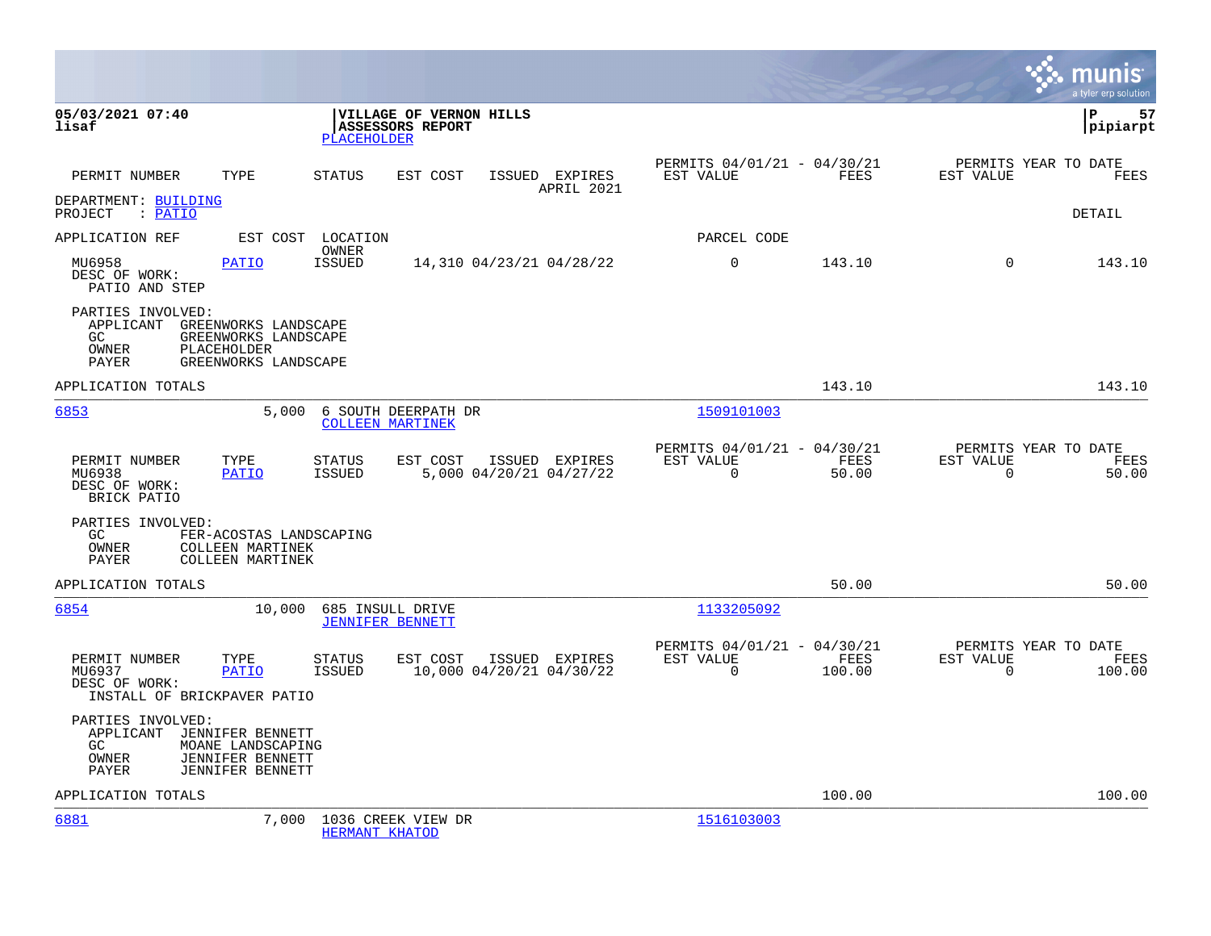**05/03/2021 07:40**
**lisaf**

**VILLAGE OF VERNON HILLS**
**ASSESSORS REPORT**
PLACEHOLDER

**P 57**
**pipiarpt**

| PERMIT NUMBER | TYPE | STATUS | EST COST | ISSUED | EXPIRES | PERMITS 04/01/21 - 04/30/21 EST VALUE | FEES | PERMITS YEAR TO DATE EST VALUE | FEES |
|---|---|---|---|---|---|---|---|---|---|

APRIL 2021

DEPARTMENT: BUILDING
PROJECT : PATIO

DETAIL

| APPLICATION REF | EST COST | LOCATION / OWNER | | PARCEL CODE | | | |
|---|---|---|---|---|---|---|---|
| MU6958 | PATIO | ISSUED | 14,310 04/23/21 04/28/22 | 0 | 143.10 | 0 | 143.10 |

DESC OF WORK:
PATIO AND STEP

PARTIES INVOLVED:
- APPLICANT GREENWORKS LANDSCAPE
- GC GREENWORKS LANDSCAPE
- OWNER PLACEHOLDER
- PAYER GREENWORKS LANDSCAPE

APPLICATION TOTALS — 143.10 — 143.10

---

**6853** — 5,000 — 6 SOUTH DEERPATH DR — COLLEEN MARTINEK — 1509101003

| PERMIT NUMBER | TYPE | STATUS | EST COST | ISSUED | EXPIRES | PERMITS 04/01/21 - 04/30/21 EST VALUE | FEES | PERMITS YEAR TO DATE EST VALUE | FEES |
|---|---|---|---|---|---|---|---|---|---|
| MU6938 | PATIO | ISSUED | 5,000 | 04/20/21 | 04/27/22 | 0 | 50.00 | 0 | 50.00 |

DESC OF WORK:
BRICK PATIO

PARTIES INVOLVED:
- GC FER-ACOSTAS LANDSCAPING
- OWNER COLLEEN MARTINEK
- PAYER COLLEEN MARTINEK

APPLICATION TOTALS — 50.00 — 50.00

---

**6854** — 10,000 — 685 INSULL DRIVE — JENNIFER BENNETT — 1133205092

| PERMIT NUMBER | TYPE | STATUS | EST COST | ISSUED | EXPIRES | PERMITS 04/01/21 - 04/30/21 EST VALUE | FEES | PERMITS YEAR TO DATE EST VALUE | FEES |
|---|---|---|---|---|---|---|---|---|---|
| MU6937 | PATIO | ISSUED | 10,000 | 04/20/21 | 04/30/22 | 0 | 100.00 | 0 | 100.00 |

DESC OF WORK:
INSTALL OF BRICKPAVER PATIO

PARTIES INVOLVED:
- APPLICANT JENNIFER BENNETT
- GC MOANE LANDSCAPING
- OWNER JENNIFER BENNETT
- PAYER JENNIFER BENNETT

APPLICATION TOTALS — 100.00 — 100.00

---

**6881** — 7,000 — 1036 CREEK VIEW DR — HERMANT KHATOD — 1516103003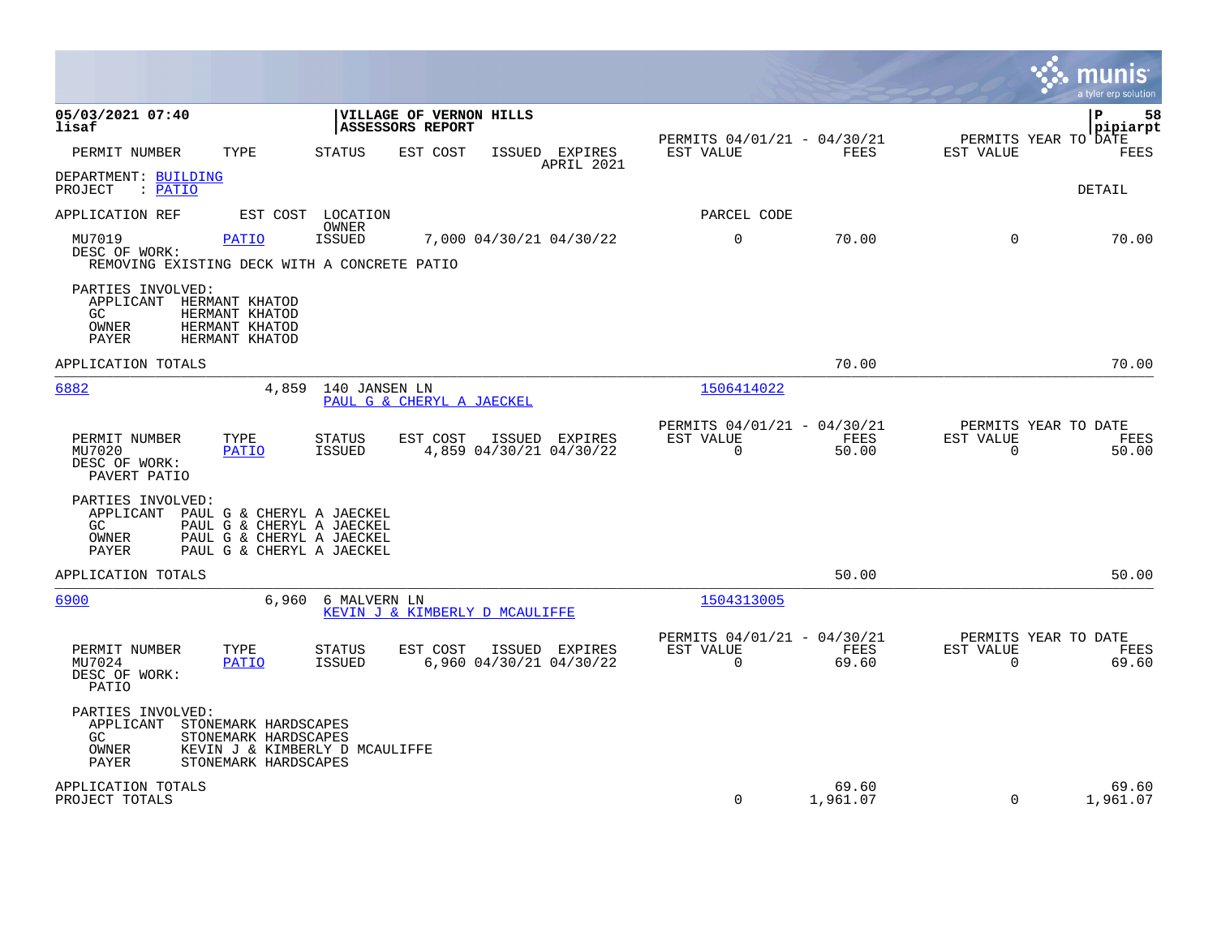**05/03/2021 07:40**
**lisaf**

**VILLAGE OF VERNON HILLS**
**ASSESSORS REPORT**

**pipiarpt**

| PERMIT NUMBER | TYPE | STATUS | EST COST | ISSUED | EXPIRES | PERMITS 04/01/21 - 04/30/21 EST VALUE | FEES | PERMITS YEAR TO DATE EST VALUE | FEES |
|---|---|---|---|---|---|---|---|---|---|

APRIL 2021

DEPARTMENT: BUILDING
PROJECT : PATIO

DETAIL

| APPLICATION REF | EST COST | LOCATION / OWNER | | | | PARCEL CODE | | | |
|---|---|---|---|---|---|---|---|---|---|
| MU7019 | PATIO | ISSUED | 7,000 | 04/30/21 | 04/30/22 | 0 | 70.00 | 0 | 70.00 |

DESC OF WORK:
REMOVING EXISTING DECK WITH A CONCRETE PATIO

PARTIES INVOLVED:
APPLICANT HERMANT KHATOD
GC HERMANT KHATOD
OWNER HERMANT KHATOD
PAYER HERMANT KHATOD

APPLICATION TOTALS 70.00 70.00

---

6882 4,859 140 JANSEN LN 1506414022
PAUL G & CHERYL A JAECKEL

| PERMIT NUMBER | TYPE | STATUS | EST COST | ISSUED | EXPIRES | PERMITS 04/01/21 - 04/30/21 EST VALUE | FEES | PERMITS YEAR TO DATE EST VALUE | FEES |
|---|---|---|---|---|---|---|---|---|---|
| MU7020 | PATIO | ISSUED | 4,859 | 04/30/21 | 04/30/22 | 0 | 50.00 | 0 | 50.00 |

DESC OF WORK:
PAVERT PATIO

PARTIES INVOLVED:
APPLICANT PAUL G & CHERYL A JAECKEL
GC PAUL G & CHERYL A JAECKEL
OWNER PAUL G & CHERYL A JAECKEL
PAYER PAUL G & CHERYL A JAECKEL

APPLICATION TOTALS 50.00 50.00

---

6900 6,960 6 MALVERN LN 1504313005
KEVIN J & KIMBERLY D MCAULIFFE

| PERMIT NUMBER | TYPE | STATUS | EST COST | ISSUED | EXPIRES | PERMITS 04/01/21 - 04/30/21 EST VALUE | FEES | PERMITS YEAR TO DATE EST VALUE | FEES |
|---|---|---|---|---|---|---|---|---|---|
| MU7024 | PATIO | ISSUED | 6,960 | 04/30/21 | 04/30/22 | 0 | 69.60 | 0 | 69.60 |

DESC OF WORK:
PATIO

PARTIES INVOLVED:
APPLICANT STONEMARK HARDSCAPES
GC STONEMARK HARDSCAPES
OWNER KEVIN J & KIMBERLY D MCAULIFFE
PAYER STONEMARK HARDSCAPES

| | EST VALUE | FEES | YTD EST VALUE | YTD FEES |
|---|---|---|---|---|
| APPLICATION TOTALS | | 69.60 | | 69.60 |
| PROJECT TOTALS | 0 | 1,961.07 | 0 | 1,961.07 |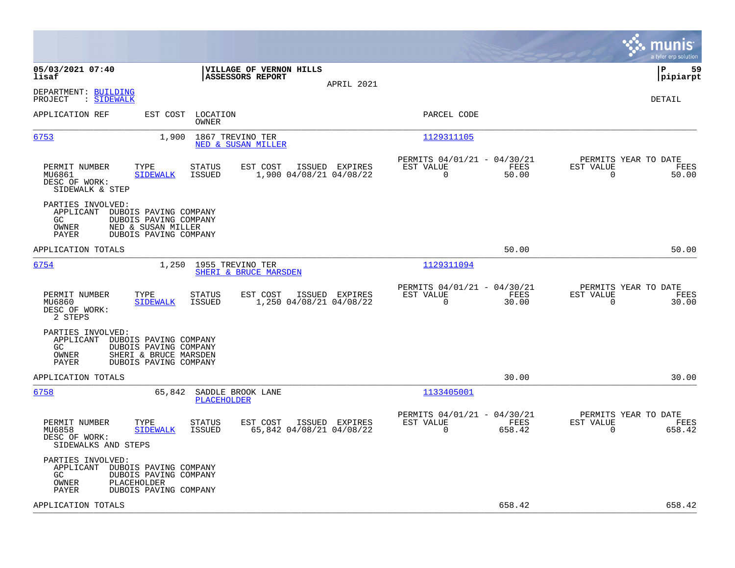**05/03/2021 07:40**
**lisaf**

**VILLAGE OF VERNON HILLS**
**ASSESSORS REPORT**

APRIL 2021

**P 59**
**pipiarpt**

DEPARTMENT: BUILDING
PROJECT : SIDEWALK

DETAIL

| APPLICATION REF | EST COST | LOCATION / OWNER | PARCEL CODE |
|---|---|---|---|
| 6753 | 1,900 | 1867 TREVINO TER / NED & SUSAN MILLER | 1129311105 |

| PERMIT NUMBER | TYPE | STATUS | EST COST | ISSUED | EXPIRES | PERMITS 04/01/21 - 04/30/21 EST VALUE | FEES | PERMITS YEAR TO DATE EST VALUE | FEES |
|---|---|---|---|---|---|---|---|---|---|
| MU6861 | SIDEWALK | ISSUED | 1,900 | 04/08/21 | 04/08/22 | 0 | 50.00 | 0 | 50.00 |

DESC OF WORK:
SIDEWALK & STEP

PARTIES INVOLVED:
APPLICANT DUBOIS PAVING COMPANY
GC DUBOIS PAVING COMPANY
OWNER NED & SUSAN MILLER
PAYER DUBOIS PAVING COMPANY

APPLICATION TOTALS 50.00 50.00

| APPLICATION REF | EST COST | LOCATION / OWNER | PARCEL CODE |
|---|---|---|---|
| 6754 | 1,250 | 1955 TREVINO TER / SHERI & BRUCE MARSDEN | 1129311094 |

| PERMIT NUMBER | TYPE | STATUS | EST COST | ISSUED | EXPIRES | PERMITS 04/01/21 - 04/30/21 EST VALUE | FEES | PERMITS YEAR TO DATE EST VALUE | FEES |
|---|---|---|---|---|---|---|---|---|---|
| MU6860 | SIDEWALK | ISSUED | 1,250 | 04/08/21 | 04/08/22 | 0 | 30.00 | 0 | 30.00 |

DESC OF WORK:
2 STEPS

PARTIES INVOLVED:
APPLICANT DUBOIS PAVING COMPANY
GC DUBOIS PAVING COMPANY
OWNER SHERI & BRUCE MARSDEN
PAYER DUBOIS PAVING COMPANY

APPLICATION TOTALS 30.00 30.00

| APPLICATION REF | EST COST | LOCATION / OWNER | PARCEL CODE |
|---|---|---|---|
| 6758 | 65,842 | SADDLE BROOK LANE / PLACEHOLDER | 1133405001 |

| PERMIT NUMBER | TYPE | STATUS | EST COST | ISSUED | EXPIRES | PERMITS 04/01/21 - 04/30/21 EST VALUE | FEES | PERMITS YEAR TO DATE EST VALUE | FEES |
|---|---|---|---|---|---|---|---|---|---|
| MU6858 | SIDEWALK | ISSUED | 65,842 | 04/08/21 | 04/08/22 | 0 | 658.42 | 0 | 658.42 |

DESC OF WORK:
SIDEWALKS AND STEPS

PARTIES INVOLVED:
APPLICANT DUBOIS PAVING COMPANY
GC DUBOIS PAVING COMPANY
OWNER PLACEHOLDER
PAYER DUBOIS PAVING COMPANY

APPLICATION TOTALS 658.42 658.42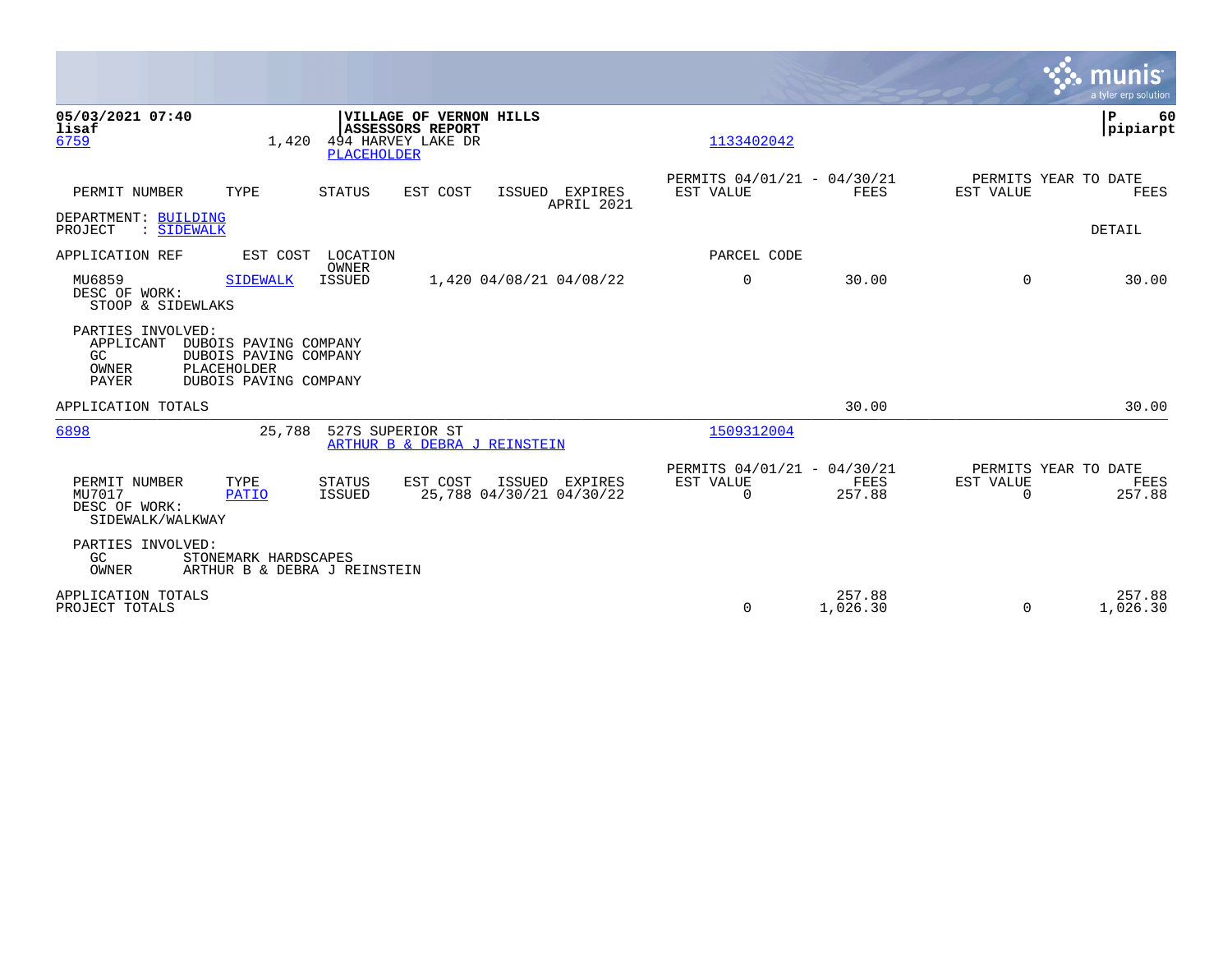05/03/2021 07:40
lisaf

**VILLAGE OF VERNON HILLS**
**ASSESSORS REPORT**

P 60
pipiarpt

6759 | 1,420 | 494 HARVEY LAKE DR | PLACEHOLDER | 1133402042

| PERMIT NUMBER | TYPE | STATUS | EST COST | ISSUED | EXPIRES | PERMITS 04/01/21 - 04/30/21 EST VALUE | FEES | PERMITS YEAR TO DATE EST VALUE | FEES |
|---|---|---|---|---|---|---|---|---|---|
| | | | | | APRIL 2021 | | | | |

DEPARTMENT: BUILDING
PROJECT : SIDEWALK

DETAIL

| APPLICATION REF | EST COST | LOCATION OWNER | | | | PARCEL CODE | | | |
|---|---|---|---|---|---|---|---|---|---|
| MU6859 | SIDEWALK | ISSUED | 1,420 | 04/08/21 | 04/08/22 | 0 | 30.00 | 0 | 30.00 |

DESC OF WORK:
STOOP & SIDEWLAKS

PARTIES INVOLVED:
APPLICANT DUBOIS PAVING COMPANY
GC DUBOIS PAVING COMPANY
OWNER PLACEHOLDER
PAYER DUBOIS PAVING COMPANY

APPLICATION TOTALS | 30.00 | 30.00

---

6898 | 25,788 | 527S SUPERIOR ST | ARTHUR B & DEBRA J REINSTEIN | 1509312004

| PERMIT NUMBER | TYPE | STATUS | EST COST | ISSUED | EXPIRES | PERMITS 04/01/21 - 04/30/21 EST VALUE | FEES | PERMITS YEAR TO DATE EST VALUE | FEES |
|---|---|---|---|---|---|---|---|---|---|
| MU7017 | PATIO | ISSUED | 25,788 | 04/30/21 | 04/30/22 | 0 | 257.88 | 0 | 257.88 |

DESC OF WORK:
SIDEWALK/WALKWAY

PARTIES INVOLVED:
GC STONEMARK HARDSCAPES
OWNER ARTHUR B & DEBRA J REINSTEIN

| | EST VALUE | FEES | EST VALUE | FEES |
|---|---|---|---|---|
| APPLICATION TOTALS | | 257.88 | | 257.88 |
| PROJECT TOTALS | 0 | 1,026.30 | 0 | 1,026.30 |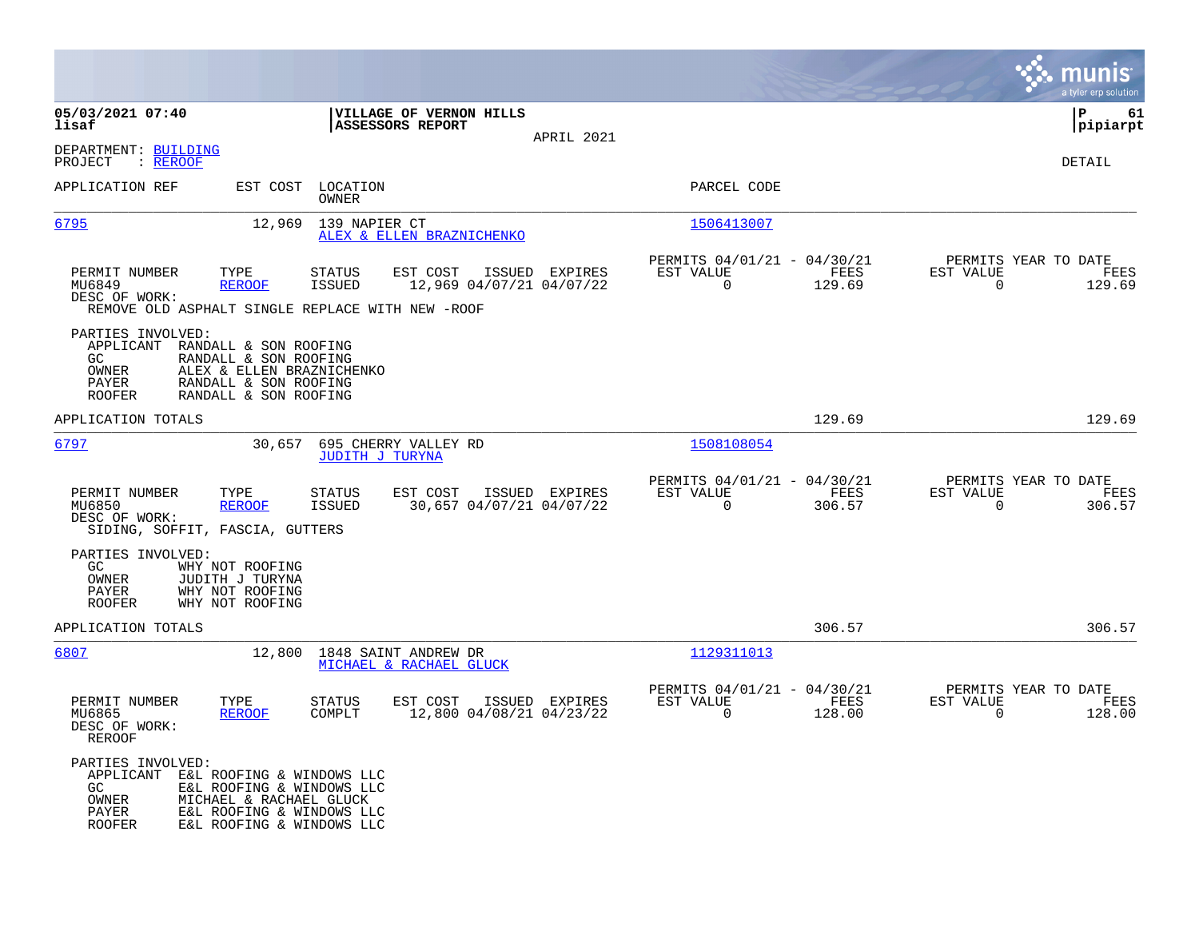**05/03/2021 07:40**
**lisaf**

**VILLAGE OF VERNON HILLS**
**ASSESSORS REPORT**

APRIL 2021

**P 61**
**pipiarpt**

DEPARTMENT: BUILDING
PROJECT : REROOF

DETAIL

| APPLICATION REF | EST COST | LOCATION / OWNER | PARCEL CODE |
|---|---|---|---|
| 6795 | 12,969 | 139 NAPIER CT / ALEX & ELLEN BRAZNICHENKO | 1506413007 |

| PERMIT NUMBER | TYPE | STATUS | EST COST | ISSUED | EXPIRES | PERMITS 04/01/21 - 04/30/21 EST VALUE | FEES | PERMITS YEAR TO DATE EST VALUE | FEES |
|---|---|---|---|---|---|---|---|---|---|
| MU6849 | REROOF | ISSUED | 12,969 | 04/07/21 | 04/07/22 | 0 | 129.69 | 0 | 129.69 |

DESC OF WORK:
REMOVE OLD ASPHALT SINGLE REPLACE WITH NEW -ROOF

PARTIES INVOLVED:
- APPLICANT RANDALL & SON ROOFING
- GC RANDALL & SON ROOFING
- OWNER ALEX & ELLEN BRAZNICHENKO
- PAYER RANDALL & SON ROOFING
- ROOFER RANDALL & SON ROOFING

APPLICATION TOTALS 129.69 129.69

| APPLICATION REF | EST COST | LOCATION / OWNER | PARCEL CODE |
|---|---|---|---|
| 6797 | 30,657 | 695 CHERRY VALLEY RD / JUDITH J TURYNA | 1508108054 |

| PERMIT NUMBER | TYPE | STATUS | EST COST | ISSUED | EXPIRES | PERMITS 04/01/21 - 04/30/21 EST VALUE | FEES | PERMITS YEAR TO DATE EST VALUE | FEES |
|---|---|---|---|---|---|---|---|---|---|
| MU6850 | REROOF | ISSUED | 30,657 | 04/07/21 | 04/07/22 | 0 | 306.57 | 0 | 306.57 |

DESC OF WORK:
SIDING, SOFFIT, FASCIA, GUTTERS

PARTIES INVOLVED:
- GC WHY NOT ROOFING
- OWNER JUDITH J TURYNA
- PAYER WHY NOT ROOFING
- ROOFER WHY NOT ROOFING

APPLICATION TOTALS 306.57 306.57

| APPLICATION REF | EST COST | LOCATION / OWNER | PARCEL CODE |
|---|---|---|---|
| 6807 | 12,800 | 1848 SAINT ANDREW DR / MICHAEL & RACHAEL GLUCK | 1129311013 |

| PERMIT NUMBER | TYPE | STATUS | EST COST | ISSUED | EXPIRES | PERMITS 04/01/21 - 04/30/21 EST VALUE | FEES | PERMITS YEAR TO DATE EST VALUE | FEES |
|---|---|---|---|---|---|---|---|---|---|
| MU6865 | REROOF | COMPLT | 12,800 | 04/08/21 | 04/23/22 | 0 | 128.00 | 0 | 128.00 |

DESC OF WORK:
REROOF

PARTIES INVOLVED:
- APPLICANT E&L ROOFING & WINDOWS LLC
- GC E&L ROOFING & WINDOWS LLC
- OWNER MICHAEL & RACHAEL GLUCK
- PAYER E&L ROOFING & WINDOWS LLC
- ROOFER E&L ROOFING & WINDOWS LLC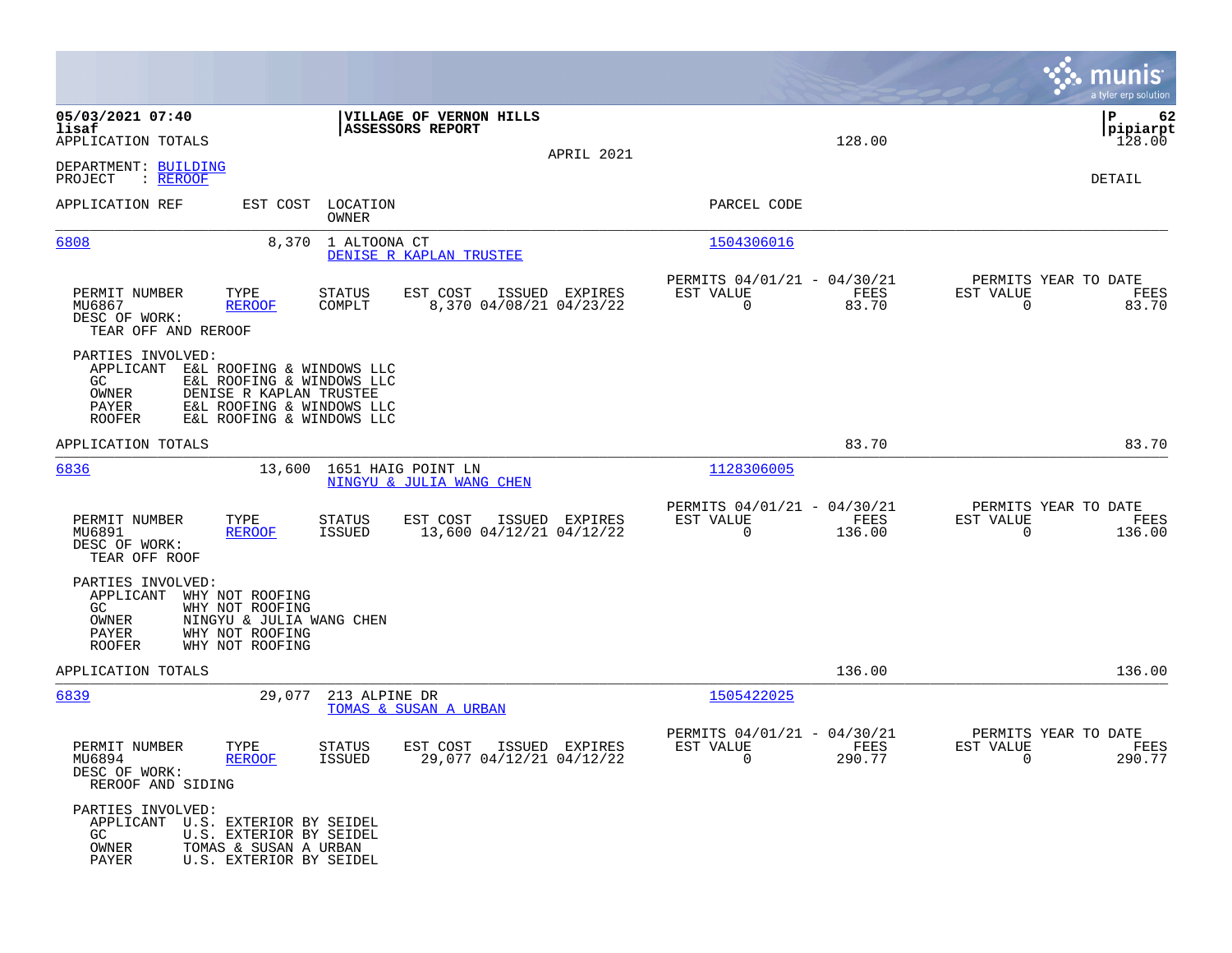05/03/2021 07:40
lisaf
APPLICATION TOTALS

**VILLAGE OF VERNON HILLS**
**ASSESSORS REPORT**

APRIL 2021

128.00 | P 62 pipiarpt 128.00

DEPARTMENT: BUILDING
PROJECT : REROOF

DETAIL

| APPLICATION REF | EST COST | LOCATION / OWNER | PARCEL CODE |
|---|---|---|---|
| 6808 | 8,370 | 1 ALTOONA CT / DENISE R KAPLAN TRUSTEE | 1504306016 |

| PERMIT NUMBER | TYPE | STATUS | EST COST | ISSUED | EXPIRES | PERMITS 04/01/21 - 04/30/21 EST VALUE | FEES | PERMITS YEAR TO DATE EST VALUE | FEES |
|---|---|---|---|---|---|---|---|---|---|
| MU6867 | REROOF | COMPLT | 8,370 | 04/08/21 | 04/23/22 | 0 | 83.70 | 0 | 83.70 |

DESC OF WORK:
TEAR OFF AND REROOF

PARTIES INVOLVED:
- APPLICANT E&L ROOFING & WINDOWS LLC
- GC E&L ROOFING & WINDOWS LLC
- OWNER DENISE R KAPLAN TRUSTEE
- PAYER E&L ROOFING & WINDOWS LLC
- ROOFER E&L ROOFING & WINDOWS LLC

APPLICATION TOTALS 83.70 83.70

| APPLICATION REF | EST COST | LOCATION / OWNER | PARCEL CODE |
|---|---|---|---|
| 6836 | 13,600 | 1651 HAIG POINT LN / NINGYU & JULIA WANG CHEN | 1128306005 |

| PERMIT NUMBER | TYPE | STATUS | EST COST | ISSUED | EXPIRES | PERMITS 04/01/21 - 04/30/21 EST VALUE | FEES | PERMITS YEAR TO DATE EST VALUE | FEES |
|---|---|---|---|---|---|---|---|---|---|
| MU6891 | REROOF | ISSUED | 13,600 | 04/12/21 | 04/12/22 | 0 | 136.00 | 0 | 136.00 |

DESC OF WORK:
TEAR OFF ROOF

PARTIES INVOLVED:
- APPLICANT WHY NOT ROOFING
- GC WHY NOT ROOFING
- OWNER NINGYU & JULIA WANG CHEN
- PAYER WHY NOT ROOFING
- ROOFER WHY NOT ROOFING

APPLICATION TOTALS 136.00 136.00

| APPLICATION REF | EST COST | LOCATION / OWNER | PARCEL CODE |
|---|---|---|---|
| 6839 | 29,077 | 213 ALPINE DR / TOMAS & SUSAN A URBAN | 1505422025 |

| PERMIT NUMBER | TYPE | STATUS | EST COST | ISSUED | EXPIRES | PERMITS 04/01/21 - 04/30/21 EST VALUE | FEES | PERMITS YEAR TO DATE EST VALUE | FEES |
|---|---|---|---|---|---|---|---|---|---|
| MU6894 | REROOF | ISSUED | 29,077 | 04/12/21 | 04/12/22 | 0 | 290.77 | 0 | 290.77 |

DESC OF WORK:
REROOF AND SIDING

PARTIES INVOLVED:
- APPLICANT U.S. EXTERIOR BY SEIDEL
- GC U.S. EXTERIOR BY SEIDEL
- OWNER TOMAS & SUSAN A URBAN
- PAYER U.S. EXTERIOR BY SEIDEL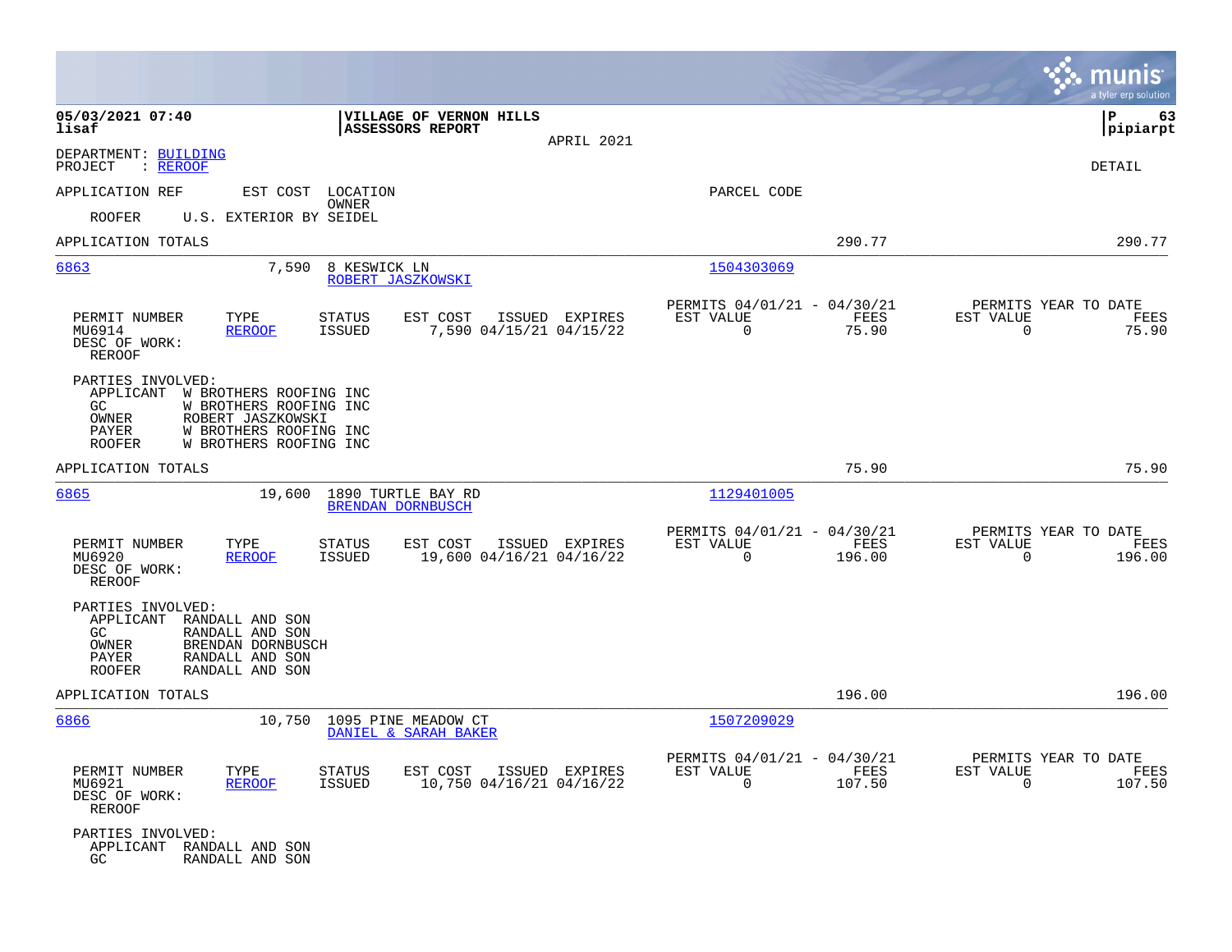05/03/2021 07:40
lisaf

VILLAGE OF VERNON HILLS
ASSESSORS REPORT

APRIL 2021

P 63
pipiarpt

DEPARTMENT: BUILDING
PROJECT : REROOF

DETAIL

APPLICATION REF | EST COST | LOCATION / OWNER | PARCEL CODE

ROOFER U.S. EXTERIOR BY SEIDEL

APPLICATION TOTALS 290.77 290.77

---

**6863** | 7,590 | 8 KESWICK LN / ROBERT JASZKOWSKI | 1504303069

| PERMIT NUMBER | TYPE | STATUS | EST COST | ISSUED | EXPIRES | PERMITS 04/01/21 - 04/30/21 EST VALUE | FEES | PERMITS YEAR TO DATE EST VALUE | FEES |
|---|---|---|---|---|---|---|---|---|---|
| MU6914 | REROOF | ISSUED | 7,590 | 04/15/21 | 04/15/22 | 0 | 75.90 | 0 | 75.90 |

DESC OF WORK:
REROOF

PARTIES INVOLVED:
- APPLICANT W BROTHERS ROOFING INC
- GC W BROTHERS ROOFING INC
- OWNER ROBERT JASZKOWSKI
- PAYER W BROTHERS ROOFING INC
- ROOFER W BROTHERS ROOFING INC

APPLICATION TOTALS 75.90 75.90

---

**6865** | 19,600 | 1890 TURTLE BAY RD / BRENDAN DORNBUSCH | 1129401005

| PERMIT NUMBER | TYPE | STATUS | EST COST | ISSUED | EXPIRES | PERMITS 04/01/21 - 04/30/21 EST VALUE | FEES | PERMITS YEAR TO DATE EST VALUE | FEES |
|---|---|---|---|---|---|---|---|---|---|
| MU6920 | REROOF | ISSUED | 19,600 | 04/16/21 | 04/16/22 | 0 | 196.00 | 0 | 196.00 |

DESC OF WORK:
REROOF

PARTIES INVOLVED:
- APPLICANT RANDALL AND SON
- GC RANDALL AND SON
- OWNER BRENDAN DORNBUSCH
- PAYER RANDALL AND SON
- ROOFER RANDALL AND SON

APPLICATION TOTALS 196.00 196.00

---

**6866** | 10,750 | 1095 PINE MEADOW CT / DANIEL & SARAH BAKER | 1507209029

| PERMIT NUMBER | TYPE | STATUS | EST COST | ISSUED | EXPIRES | PERMITS 04/01/21 - 04/30/21 EST VALUE | FEES | PERMITS YEAR TO DATE EST VALUE | FEES |
|---|---|---|---|---|---|---|---|---|---|
| MU6921 | REROOF | ISSUED | 10,750 | 04/16/21 | 04/16/22 | 0 | 107.50 | 0 | 107.50 |

DESC OF WORK:
REROOF

PARTIES INVOLVED:
- APPLICANT RANDALL AND SON
- GC RANDALL AND SON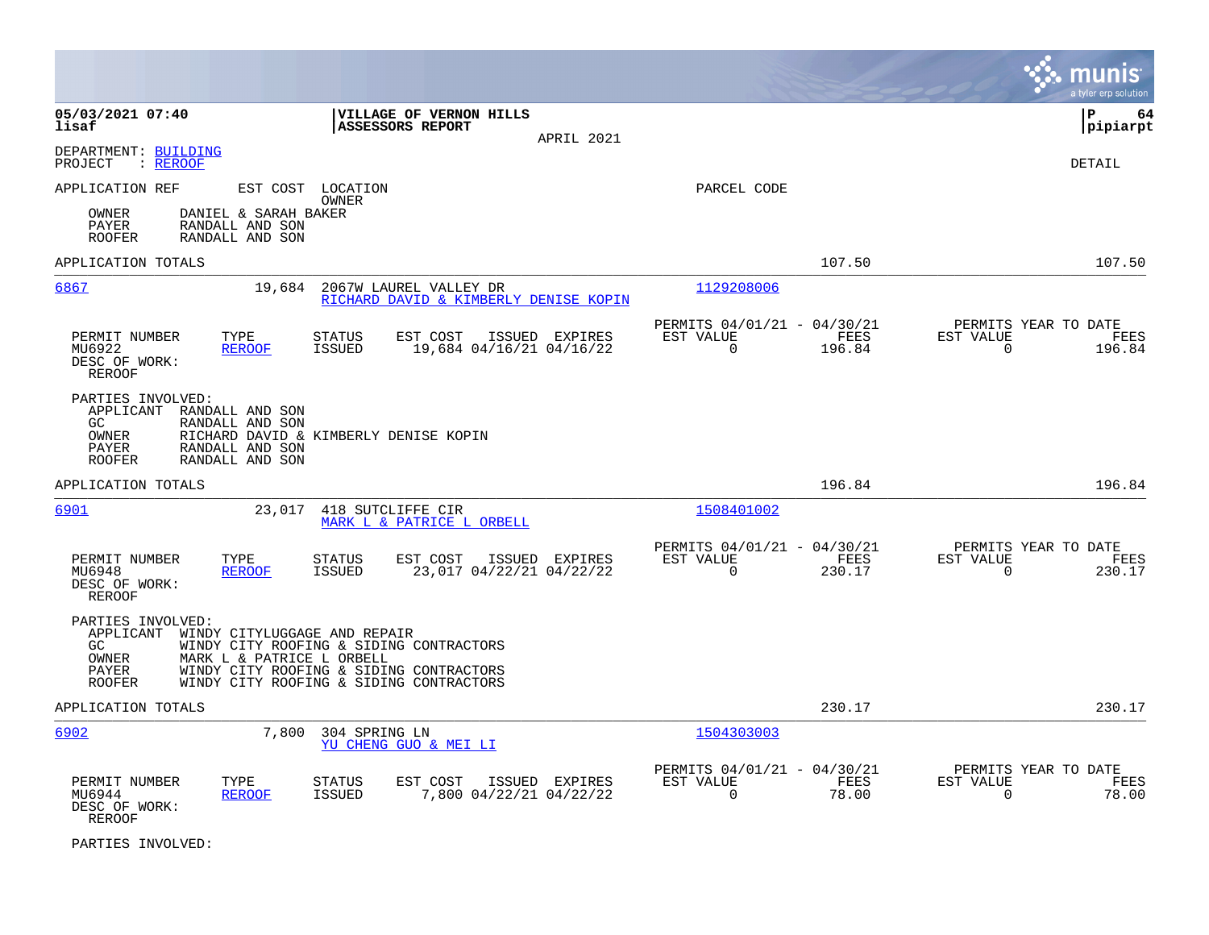05/03/2021 07:40
lisaf

**VILLAGE OF VERNON HILLS**
**ASSESSORS REPORT**

APRIL 2021

P 64
pipiarpt

DEPARTMENT: BUILDING
PROJECT : REROOF

DETAIL

APPLICATION REF    EST COST    LOCATION / OWNER    PARCEL CODE

OWNER    DANIEL & SARAH BAKER
PAYER    RANDALL AND SON
ROOFER    RANDALL AND SON

APPLICATION TOTALS    107.50    107.50

---

**6867**    19,684    2067W LAUREL VALLEY DR
RICHARD DAVID & KIMBERLY DENISE KOPIN    1129208006

| PERMIT NUMBER | TYPE | STATUS | EST COST | ISSUED | EXPIRES | PERMITS 04/01/21 - 04/30/21 EST VALUE | FEES | PERMITS YEAR TO DATE EST VALUE | FEES |
|---|---|---|---|---|---|---|---|---|---|
| MU6922 | REROOF | ISSUED | 19,684 | 04/16/21 | 04/16/22 | 0 | 196.84 | 0 | 196.84 |

DESC OF WORK:
REROOF

PARTIES INVOLVED:
APPLICANT    RANDALL AND SON
GC    RANDALL AND SON
OWNER    RICHARD DAVID & KIMBERLY DENISE KOPIN
PAYER    RANDALL AND SON
ROOFER    RANDALL AND SON

APPLICATION TOTALS    196.84    196.84

---

**6901**    23,017    418 SUTCLIFFE CIR
MARK L & PATRICE L ORBELL    1508401002

| PERMIT NUMBER | TYPE | STATUS | EST COST | ISSUED | EXPIRES | PERMITS 04/01/21 - 04/30/21 EST VALUE | FEES | PERMITS YEAR TO DATE EST VALUE | FEES |
|---|---|---|---|---|---|---|---|---|---|
| MU6948 | REROOF | ISSUED | 23,017 | 04/22/21 | 04/22/22 | 0 | 230.17 | 0 | 230.17 |

DESC OF WORK:
REROOF

PARTIES INVOLVED:
APPLICANT    WINDY CITYLUGGAGE AND REPAIR
GC    WINDY CITY ROOFING & SIDING CONTRACTORS
OWNER    MARK L & PATRICE L ORBELL
PAYER    WINDY CITY ROOFING & SIDING CONTRACTORS
ROOFER    WINDY CITY ROOFING & SIDING CONTRACTORS

APPLICATION TOTALS    230.17    230.17

---

**6902**    7,800    304 SPRING LN
YU CHENG GUO & MEI LI    1504303003

| PERMIT NUMBER | TYPE | STATUS | EST COST | ISSUED | EXPIRES | PERMITS 04/01/21 - 04/30/21 EST VALUE | FEES | PERMITS YEAR TO DATE EST VALUE | FEES |
|---|---|---|---|---|---|---|---|---|---|
| MU6944 | REROOF | ISSUED | 7,800 | 04/22/21 | 04/22/22 | 0 | 78.00 | 0 | 78.00 |

DESC OF WORK:
REROOF

PARTIES INVOLVED: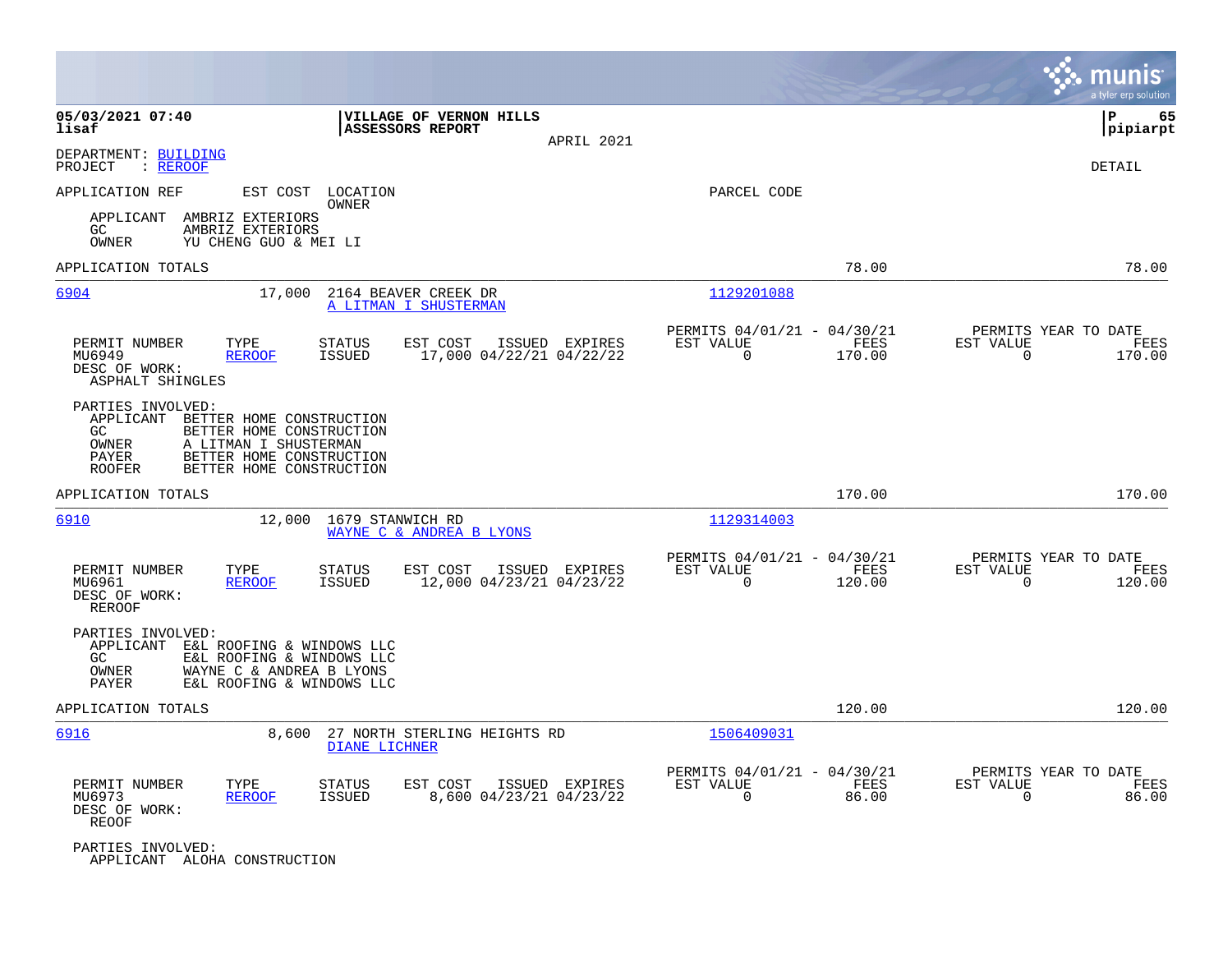05/03/2021 07:40
lisaf

**VILLAGE OF VERNON HILLS**
**ASSESSORS REPORT**

APRIL 2021

P 65
pipiarpt

DEPARTMENT: BUILDING
PROJECT : REROOF

DETAIL

APPLICATION REF | EST COST | LOCATION / OWNER | PARCEL CODE

APPLICANT AMBRIZ EXTERIORS
GC AMBRIZ EXTERIORS
OWNER YU CHENG GUO & MEI LI

APPLICATION TOTALS 78.00 78.00

---

**6904** | 17,000 | 2164 BEAVER CREEK DR | A LITMAN I SHUSTERMAN | 1129201088

| PERMIT NUMBER | TYPE | STATUS | EST COST | ISSUED | EXPIRES | PERMITS 04/01/21 - 04/30/21 EST VALUE | FEES | PERMITS YEAR TO DATE EST VALUE | FEES |
|---|---|---|---|---|---|---|---|---|---|
| MU6949 | REROOF | ISSUED | 17,000 | 04/22/21 | 04/22/22 | 0 | 170.00 | 0 | 170.00 |

DESC OF WORK:
ASPHALT SHINGLES

PARTIES INVOLVED:
APPLICANT BETTER HOME CONSTRUCTION
GC BETTER HOME CONSTRUCTION
OWNER A LITMAN I SHUSTERMAN
PAYER BETTER HOME CONSTRUCTION
ROOFER BETTER HOME CONSTRUCTION

APPLICATION TOTALS 170.00 170.00

---

**6910** | 12,000 | 1679 STANWICH RD | WAYNE C & ANDREA B LYONS | 1129314003

| PERMIT NUMBER | TYPE | STATUS | EST COST | ISSUED | EXPIRES | PERMITS 04/01/21 - 04/30/21 EST VALUE | FEES | PERMITS YEAR TO DATE EST VALUE | FEES |
|---|---|---|---|---|---|---|---|---|---|
| MU6961 | REROOF | ISSUED | 12,000 | 04/23/21 | 04/23/22 | 0 | 120.00 | 0 | 120.00 |

DESC OF WORK:
REROOF

PARTIES INVOLVED:
APPLICANT E&L ROOFING & WINDOWS LLC
GC E&L ROOFING & WINDOWS LLC
OWNER WAYNE C & ANDREA B LYONS
PAYER E&L ROOFING & WINDOWS LLC

APPLICATION TOTALS 120.00 120.00

---

**6916** | 8,600 | 27 NORTH STERLING HEIGHTS RD | DIANE LICHNER | 1506409031

| PERMIT NUMBER | TYPE | STATUS | EST COST | ISSUED | EXPIRES | PERMITS 04/01/21 - 04/30/21 EST VALUE | FEES | PERMITS YEAR TO DATE EST VALUE | FEES |
|---|---|---|---|---|---|---|---|---|---|
| MU6973 | REROOF | ISSUED | 8,600 | 04/23/21 | 04/23/22 | 0 | 86.00 | 0 | 86.00 |

DESC OF WORK:
REOOF

PARTIES INVOLVED:
APPLICANT ALOHA CONSTRUCTION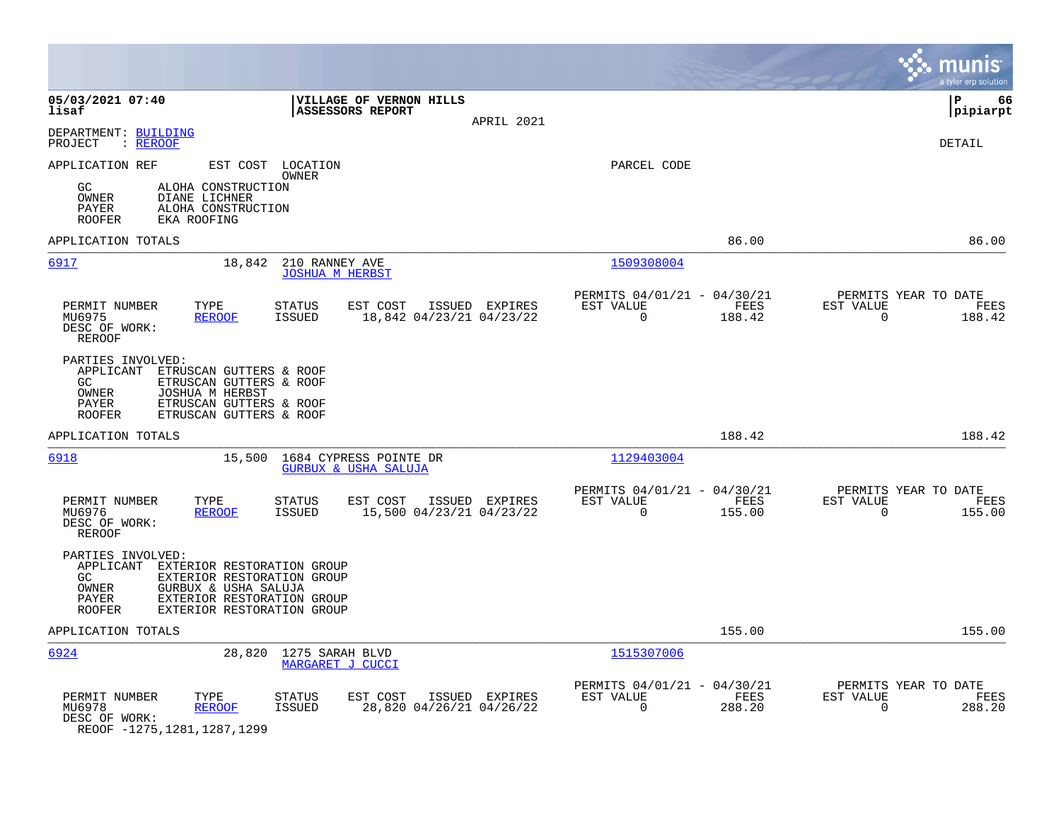05/03/2021 07:40
lisaf

**VILLAGE OF VERNON HILLS**
**ASSESSORS REPORT**

APRIL 2021

P 66
pipiarpt

DEPARTMENT: BUILDING
PROJECT : REROOF

DETAIL

APPLICATION REF | EST COST | LOCATION / OWNER | PARCEL CODE

GC ALOHA CONSTRUCTION
OWNER DIANE LICHNER
PAYER ALOHA CONSTRUCTION
ROOFER EKA ROOFING

APPLICATION TOTALS 86.00 86.00

---

**6917** 18,842 210 RANNEY AVE
JOSHUA M HERBST
PARCEL CODE: 1509308004

| PERMIT NUMBER | TYPE | STATUS | EST COST | ISSUED | EXPIRES | PERMITS 04/01/21 - 04/30/21 EST VALUE | FEES | PERMITS YEAR TO DATE EST VALUE | FEES |
|---|---|---|---|---|---|---|---|---|---|
| MU6975 | REROOF | ISSUED | 18,842 | 04/23/21 | 04/23/22 | 0 | 188.42 | 0 | 188.42 |

DESC OF WORK:
REROOF

PARTIES INVOLVED:
APPLICANT ETRUSCAN GUTTERS & ROOF
GC ETRUSCAN GUTTERS & ROOF
OWNER JOSHUA M HERBST
PAYER ETRUSCAN GUTTERS & ROOF
ROOFER ETRUSCAN GUTTERS & ROOF

APPLICATION TOTALS 188.42 188.42

---

**6918** 15,500 1684 CYPRESS POINTE DR
GURBUX & USHA SALUJA
PARCEL CODE: 1129403004

| PERMIT NUMBER | TYPE | STATUS | EST COST | ISSUED | EXPIRES | PERMITS 04/01/21 - 04/30/21 EST VALUE | FEES | PERMITS YEAR TO DATE EST VALUE | FEES |
|---|---|---|---|---|---|---|---|---|---|
| MU6976 | REROOF | ISSUED | 15,500 | 04/23/21 | 04/23/22 | 0 | 155.00 | 0 | 155.00 |

DESC OF WORK:
REROOF

PARTIES INVOLVED:
APPLICANT EXTERIOR RESTORATION GROUP
GC EXTERIOR RESTORATION GROUP
OWNER GURBUX & USHA SALUJA
PAYER EXTERIOR RESTORATION GROUP
ROOFER EXTERIOR RESTORATION GROUP

APPLICATION TOTALS 155.00 155.00

---

**6924** 28,820 1275 SARAH BLVD
MARGARET J CUCCI
PARCEL CODE: 1515307006

| PERMIT NUMBER | TYPE | STATUS | EST COST | ISSUED | EXPIRES | PERMITS 04/01/21 - 04/30/21 EST VALUE | FEES | PERMITS YEAR TO DATE EST VALUE | FEES |
|---|---|---|---|---|---|---|---|---|---|
| MU6978 | REROOF | ISSUED | 28,820 | 04/26/21 | 04/26/22 | 0 | 288.20 | 0 | 288.20 |

DESC OF WORK:
REOOF -1275,1281,1287,1299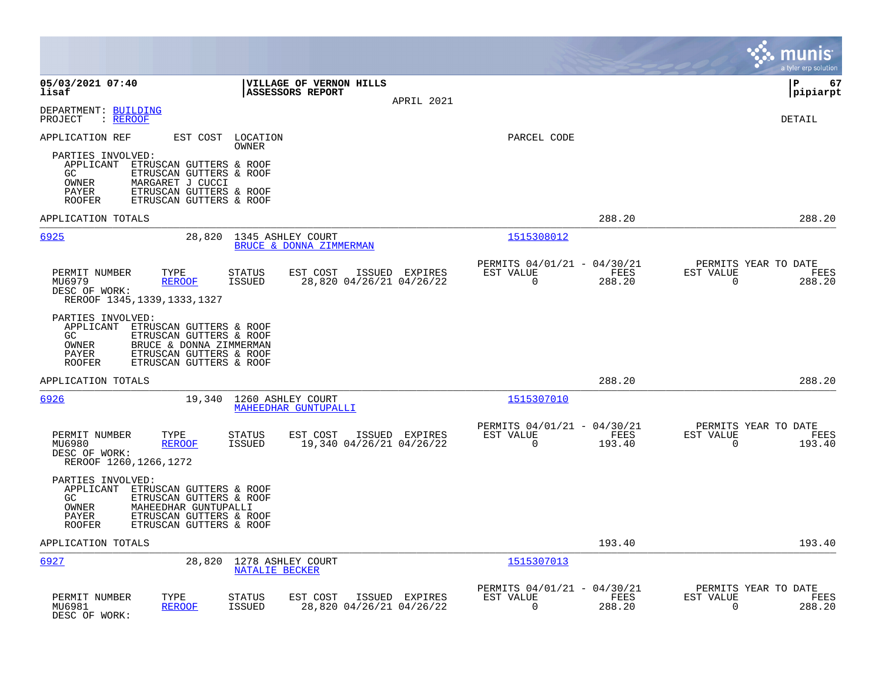05/03/2021 07:40 | VILLAGE OF VERNON HILLS | P 67
lisaf | ASSESSORS REPORT | pipiarpt
APRIL 2021

DEPARTMENT: BUILDING
PROJECT : REROOF

DETAIL

APPLICATION REF EST COST LOCATION PARCEL CODE
OWNER

PARTIES INVOLVED:
APPLICANT ETRUSCAN GUTTERS & ROOF
GC ETRUSCAN GUTTERS & ROOF
OWNER MARGARET J CUCCI
PAYER ETRUSCAN GUTTERS & ROOF
ROOFER ETRUSCAN GUTTERS & ROOF

APPLICATION TOTALS 288.20 288.20

---

6925 28,820 1345 ASHLEY COURT 1515308012
BRUCE & DONNA ZIMMERMAN

| PERMIT NUMBER | TYPE | STATUS | EST COST | ISSUED | EXPIRES | PERMITS 04/01/21 - 04/30/21 EST VALUE | FEES | PERMITS YEAR TO DATE EST VALUE | FEES |
|---|---|---|---|---|---|---|---|---|---|
| MU6979 | REROOF | ISSUED | 28,820 | 04/26/21 | 04/26/22 | 0 | 288.20 | 0 | 288.20 |

DESC OF WORK:
REROOF 1345,1339,1333,1327

PARTIES INVOLVED:
APPLICANT ETRUSCAN GUTTERS & ROOF
GC ETRUSCAN GUTTERS & ROOF
OWNER BRUCE & DONNA ZIMMERMAN
PAYER ETRUSCAN GUTTERS & ROOF
ROOFER ETRUSCAN GUTTERS & ROOF

APPLICATION TOTALS 288.20 288.20

---

6926 19,340 1260 ASHLEY COURT 1515307010
MAHEEDHAR GUNTUPALLI

| PERMIT NUMBER | TYPE | STATUS | EST COST | ISSUED | EXPIRES | PERMITS 04/01/21 - 04/30/21 EST VALUE | FEES | PERMITS YEAR TO DATE EST VALUE | FEES |
|---|---|---|---|---|---|---|---|---|---|
| MU6980 | REROOF | ISSUED | 19,340 | 04/26/21 | 04/26/22 | 0 | 193.40 | 0 | 193.40 |

DESC OF WORK:
REROOF 1260,1266,1272

PARTIES INVOLVED:
APPLICANT ETRUSCAN GUTTERS & ROOF
GC ETRUSCAN GUTTERS & ROOF
OWNER MAHEEDHAR GUNTUPALLI
PAYER ETRUSCAN GUTTERS & ROOF
ROOFER ETRUSCAN GUTTERS & ROOF

APPLICATION TOTALS 193.40 193.40

---

6927 28,820 1278 ASHLEY COURT 1515307013
NATALIE BECKER

| PERMIT NUMBER | TYPE | STATUS | EST COST | ISSUED | EXPIRES | PERMITS 04/01/21 - 04/30/21 EST VALUE | FEES | PERMITS YEAR TO DATE EST VALUE | FEES |
|---|---|---|---|---|---|---|---|---|---|
| MU6981 | REROOF | ISSUED | 28,820 | 04/26/21 | 04/26/22 | 0 | 288.20 | 0 | 288.20 |

DESC OF WORK: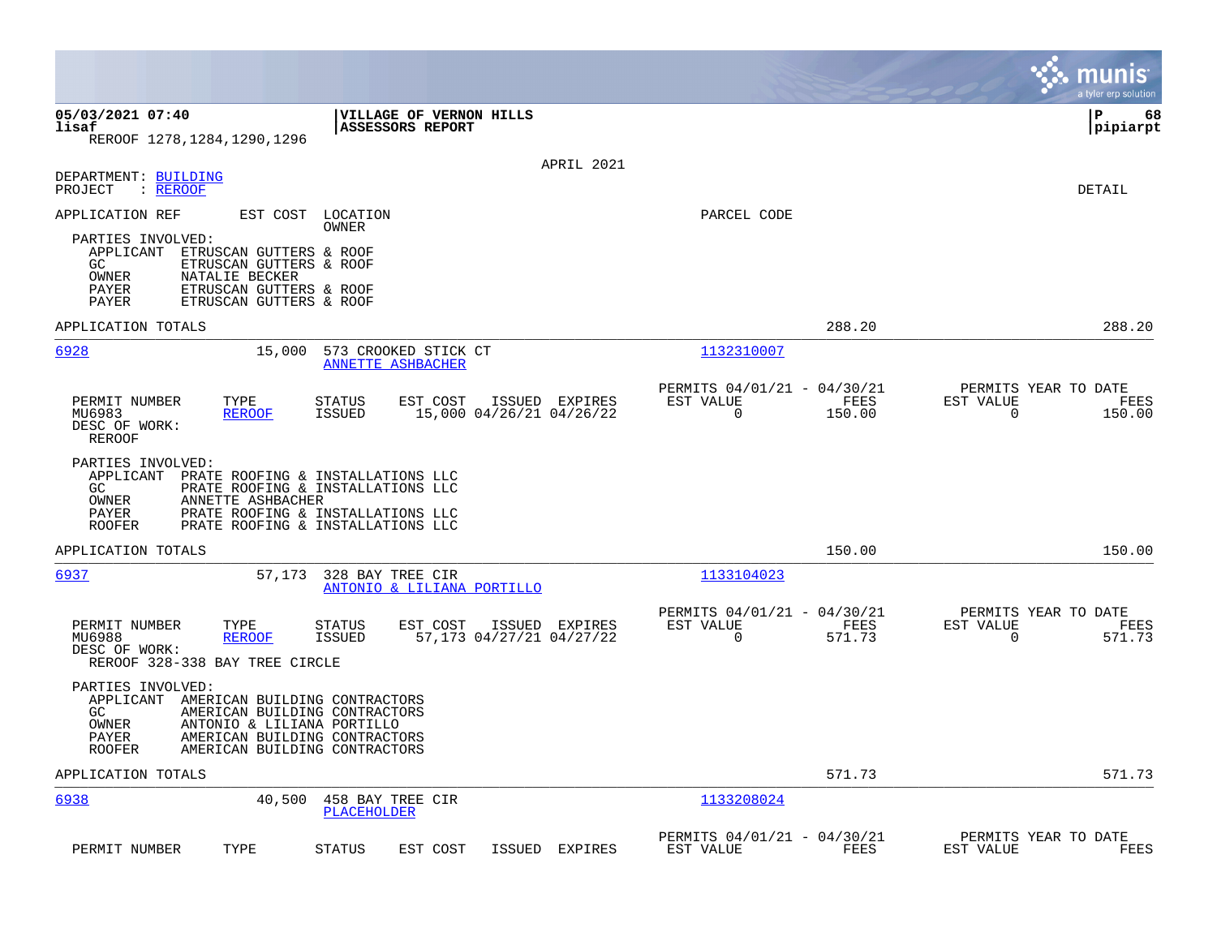**05/03/2021 07:40** | **VILLAGE OF VERNON HILLS** | **P 68**
**lisaf** | **ASSESSORS REPORT** | **pipiarpt**
REROOF 1278,1284,1290,1296

APRIL 2021

DEPARTMENT: BUILDING
PROJECT : REROOF

DETAIL

APPLICATION REF | EST COST | LOCATION / OWNER | PARCEL CODE

PARTIES INVOLVED:
- APPLICANT ETRUSCAN GUTTERS & ROOF
- GC ETRUSCAN GUTTERS & ROOF
- OWNER NATALIE BECKER
- PAYER ETRUSCAN GUTTERS & ROOF
- PAYER ETRUSCAN GUTTERS & ROOF

APPLICATION TOTALS 288.20 288.20

---

**6928** 15,000 573 CROOKED STICK CT — ANNETTE ASHBACHER — Parcel 1132310007

| PERMIT NUMBER | TYPE | STATUS | EST COST | ISSUED | EXPIRES | PERMITS 04/01/21 - 04/30/21 EST VALUE | FEES | PERMITS YEAR TO DATE EST VALUE | FEES |
|---|---|---|---|---|---|---|---|---|---|
| MU6983 | REROOF | ISSUED | 15,000 | 04/26/21 | 04/26/22 | 0 | 150.00 | 0 | 150.00 |

DESC OF WORK:
REROOF

PARTIES INVOLVED:
- APPLICANT PRATE ROOFING & INSTALLATIONS LLC
- GC PRATE ROOFING & INSTALLATIONS LLC
- OWNER ANNETTE ASHBACHER
- PAYER PRATE ROOFING & INSTALLATIONS LLC
- ROOFER PRATE ROOFING & INSTALLATIONS LLC

APPLICATION TOTALS 150.00 150.00

---

**6937** 57,173 328 BAY TREE CIR — ANTONIO & LILIANA PORTILLO — Parcel 1133104023

| PERMIT NUMBER | TYPE | STATUS | EST COST | ISSUED | EXPIRES | PERMITS 04/01/21 - 04/30/21 EST VALUE | FEES | PERMITS YEAR TO DATE EST VALUE | FEES |
|---|---|---|---|---|---|---|---|---|---|
| MU6988 | REROOF | ISSUED | 57,173 | 04/27/21 | 04/27/22 | 0 | 571.73 | 0 | 571.73 |

DESC OF WORK:
REROOF 328-338 BAY TREE CIRCLE

PARTIES INVOLVED:
- APPLICANT AMERICAN BUILDING CONTRACTORS
- GC AMERICAN BUILDING CONTRACTORS
- OWNER ANTONIO & LILIANA PORTILLO
- PAYER AMERICAN BUILDING CONTRACTORS
- ROOFER AMERICAN BUILDING CONTRACTORS

APPLICATION TOTALS 571.73 571.73

---

**6938** 40,500 458 BAY TREE CIR — PLACEHOLDER — Parcel 1133208024

| PERMIT NUMBER | TYPE | STATUS | EST COST | ISSUED | EXPIRES | PERMITS 04/01/21 - 04/30/21 EST VALUE | FEES | PERMITS YEAR TO DATE EST VALUE | FEES |
|---|---|---|---|---|---|---|---|---|---|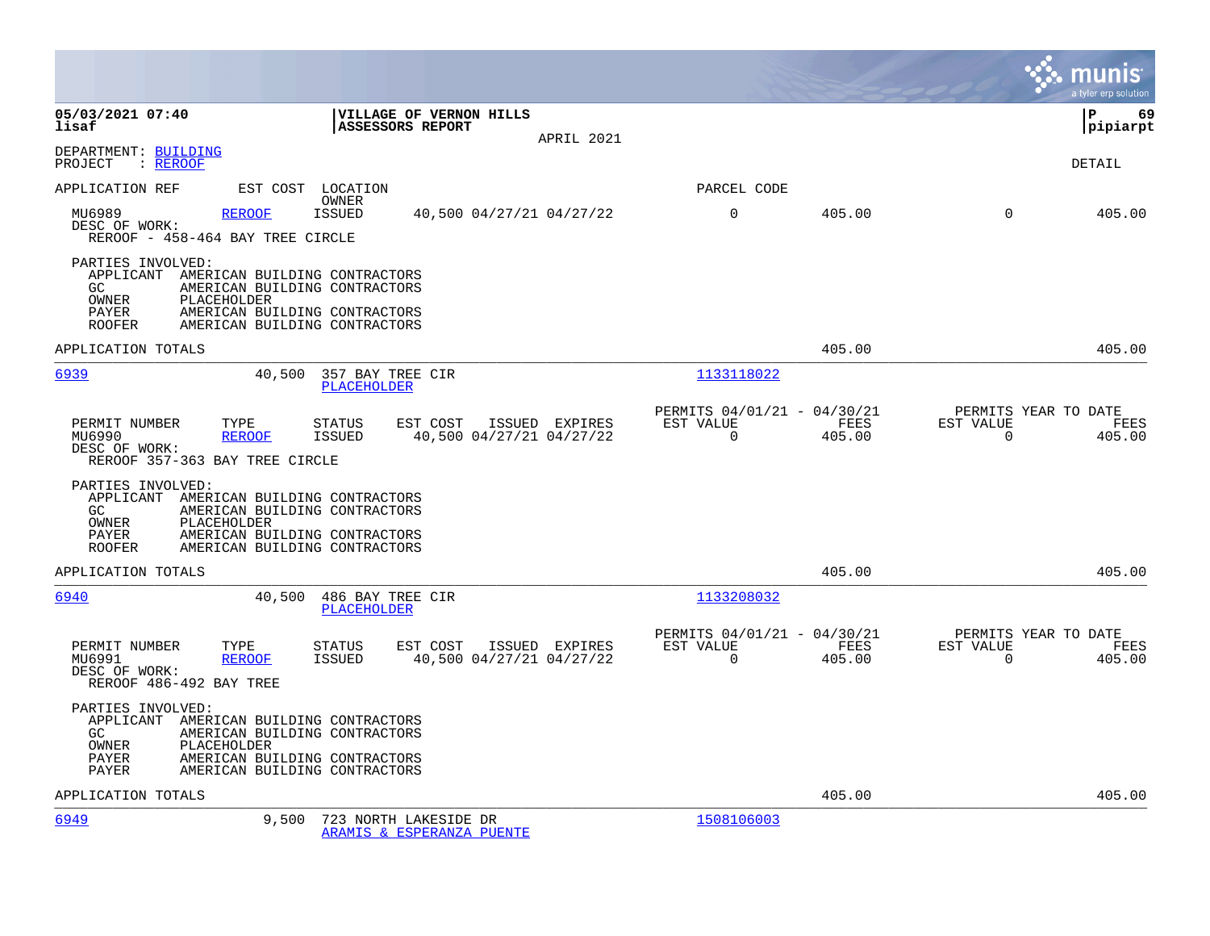**05/03/2021 07:40**
**lisaf**

**VILLAGE OF VERNON HILLS**
**ASSESSORS REPORT**
APRIL 2021

DEPARTMENT: BUILDING
PROJECT : REROOF

DETAIL

| APPLICATION REF | EST COST | LOCATION / OWNER | | PARCEL CODE | | | |
|---|---|---|---|---|---|---|---|
| MU6989 | REROOF | ISSUED | 40,500 04/27/21 04/27/22 | 0 | 405.00 | 0 | 405.00 |

DESC OF WORK:
REROOF - 458-464 BAY TREE CIRCLE

PARTIES INVOLVED:
- APPLICANT AMERICAN BUILDING CONTRACTORS
- GC AMERICAN BUILDING CONTRACTORS
- OWNER PLACEHOLDER
- PAYER AMERICAN BUILDING CONTRACTORS
- ROOFER AMERICAN BUILDING CONTRACTORS

APPLICATION TOTALS 405.00 405.00

---

**6939** 40,500 357 BAY TREE CIR — PLACEHOLDER — PARCEL CODE 1133118022

| PERMIT NUMBER | TYPE | STATUS | EST COST | ISSUED | EXPIRES | PERMITS 04/01/21 - 04/30/21 EST VALUE | FEES | PERMITS YEAR TO DATE EST VALUE | FEES |
|---|---|---|---|---|---|---|---|---|---|
| MU6990 | REROOF | ISSUED | 40,500 | 04/27/21 | 04/27/22 | 0 | 405.00 | 0 | 405.00 |

DESC OF WORK:
REROOF 357-363 BAY TREE CIRCLE

PARTIES INVOLVED:
- APPLICANT AMERICAN BUILDING CONTRACTORS
- GC AMERICAN BUILDING CONTRACTORS
- OWNER PLACEHOLDER
- PAYER AMERICAN BUILDING CONTRACTORS
- ROOFER AMERICAN BUILDING CONTRACTORS

APPLICATION TOTALS 405.00 405.00

---

**6940** 40,500 486 BAY TREE CIR — PLACEHOLDER — PARCEL CODE 1133208032

| PERMIT NUMBER | TYPE | STATUS | EST COST | ISSUED | EXPIRES | PERMITS 04/01/21 - 04/30/21 EST VALUE | FEES | PERMITS YEAR TO DATE EST VALUE | FEES |
|---|---|---|---|---|---|---|---|---|---|
| MU6991 | REROOF | ISSUED | 40,500 | 04/27/21 | 04/27/22 | 0 | 405.00 | 0 | 405.00 |

DESC OF WORK:
REROOF 486-492 BAY TREE

PARTIES INVOLVED:
- APPLICANT AMERICAN BUILDING CONTRACTORS
- GC AMERICAN BUILDING CONTRACTORS
- OWNER PLACEHOLDER
- PAYER AMERICAN BUILDING CONTRACTORS
- PAYER AMERICAN BUILDING CONTRACTORS

APPLICATION TOTALS 405.00 405.00

---

**6949** 9,500 723 NORTH LAKESIDE DR — ARAMIS & ESPERANZA PUENTE — PARCEL CODE 1508106003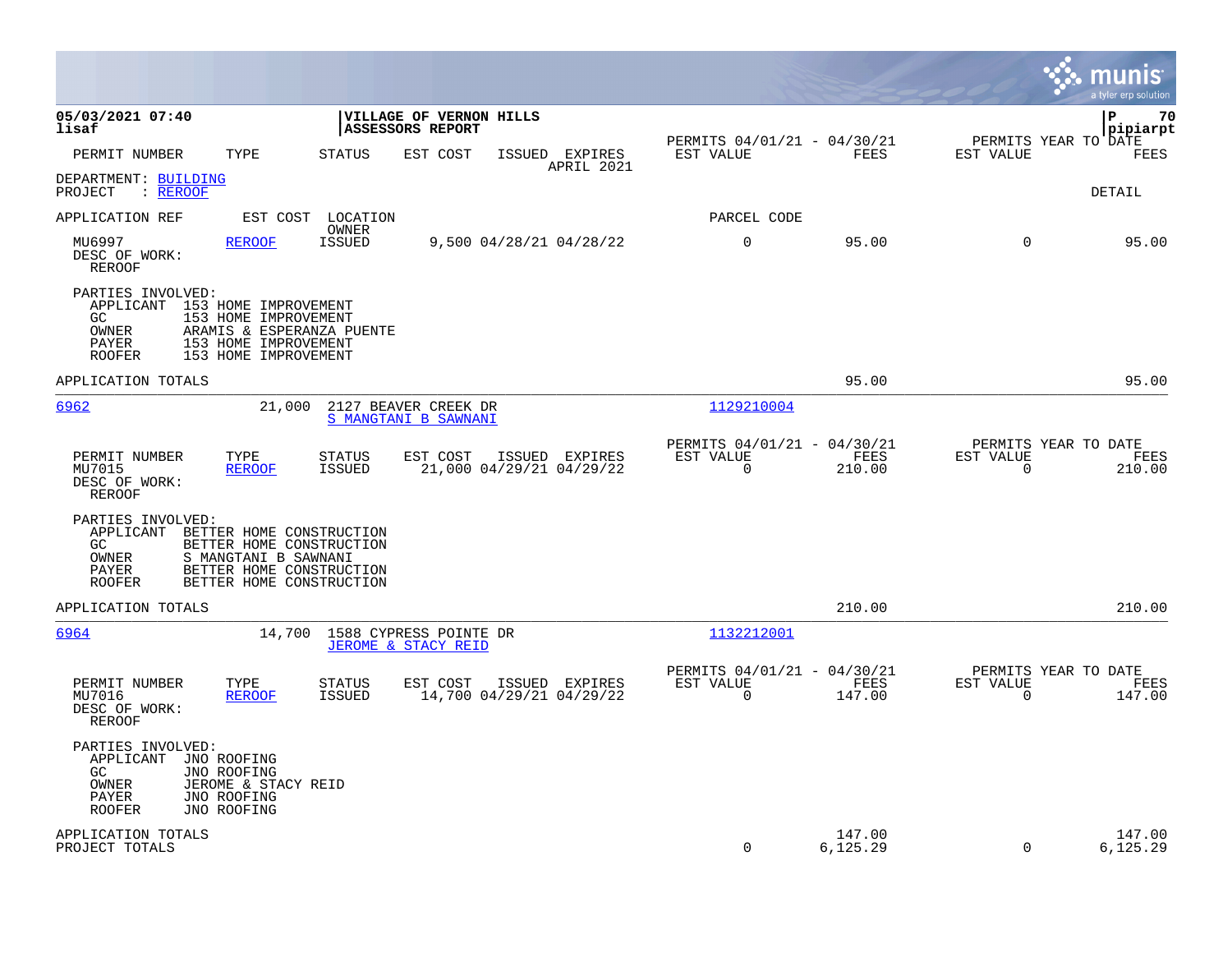**05/03/2021 07:40**
**lisaf**

**VILLAGE OF VERNON HILLS**
**ASSESSORS REPORT**

**pipiarpt**

| PERMIT NUMBER | TYPE | STATUS | EST COST | ISSUED | EXPIRES | PERMITS 04/01/21 - 04/30/21 EST VALUE | FEES | PERMITS YEAR TO DATE EST VALUE | FEES |
|---|---|---|---|---|---|---|---|---|---|
| | | | | | APRIL 2021 | | | | |

DEPARTMENT: BUILDING
PROJECT : REROOF

DETAIL

| APPLICATION REF | EST COST | LOCATION / OWNER | | | | PARCEL CODE | | | |
|---|---|---|---|---|---|---|---|---|---|
| MU6997 | REROOF | ISSUED | 9,500 | 04/28/21 | 04/28/22 | 0 | 95.00 | 0 | 95.00 |

DESC OF WORK:
REROOF

PARTIES INVOLVED:
- APPLICANT 153 HOME IMPROVEMENT
- GC 153 HOME IMPROVEMENT
- OWNER ARAMIS & ESPERANZA PUENTE
- PAYER 153 HOME IMPROVEMENT
- ROOFER 153 HOME IMPROVEMENT

APPLICATION TOTALS: 95.00 | 95.00

---

**6962** — 21,000 — 2127 BEAVER CREEK DR — S MANGTANI B SAWNANI — Parcel 1129210004

| PERMIT NUMBER | TYPE | STATUS | EST COST | ISSUED | EXPIRES | PERMITS 04/01/21 - 04/30/21 EST VALUE | FEES | PERMITS YEAR TO DATE EST VALUE | FEES |
|---|---|---|---|---|---|---|---|---|---|
| MU7015 | REROOF | ISSUED | 21,000 | 04/29/21 | 04/29/22 | 0 | 210.00 | 0 | 210.00 |

DESC OF WORK:
REROOF

PARTIES INVOLVED:
- APPLICANT BETTER HOME CONSTRUCTION
- GC BETTER HOME CONSTRUCTION
- OWNER S MANGTANI B SAWNANI
- PAYER BETTER HOME CONSTRUCTION
- ROOFER BETTER HOME CONSTRUCTION

APPLICATION TOTALS: 210.00 | 210.00

---

**6964** — 14,700 — 1588 CYPRESS POINTE DR — JEROME & STACY REID — Parcel 1132212001

| PERMIT NUMBER | TYPE | STATUS | EST COST | ISSUED | EXPIRES | PERMITS 04/01/21 - 04/30/21 EST VALUE | FEES | PERMITS YEAR TO DATE EST VALUE | FEES |
|---|---|---|---|---|---|---|---|---|---|
| MU7016 | REROOF | ISSUED | 14,700 | 04/29/21 | 04/29/22 | 0 | 147.00 | 0 | 147.00 |

DESC OF WORK:
REROOF

PARTIES INVOLVED:
- APPLICANT JNO ROOFING
- GC JNO ROOFING
- OWNER JEROME & STACY REID
- PAYER JNO ROOFING
- ROOFER JNO ROOFING

| | EST VALUE | FEES | YTD EST VALUE | YTD FEES |
|---|---|---|---|---|
| APPLICATION TOTALS | | 147.00 | | 147.00 |
| PROJECT TOTALS | 0 | 6,125.29 | 0 | 6,125.29 |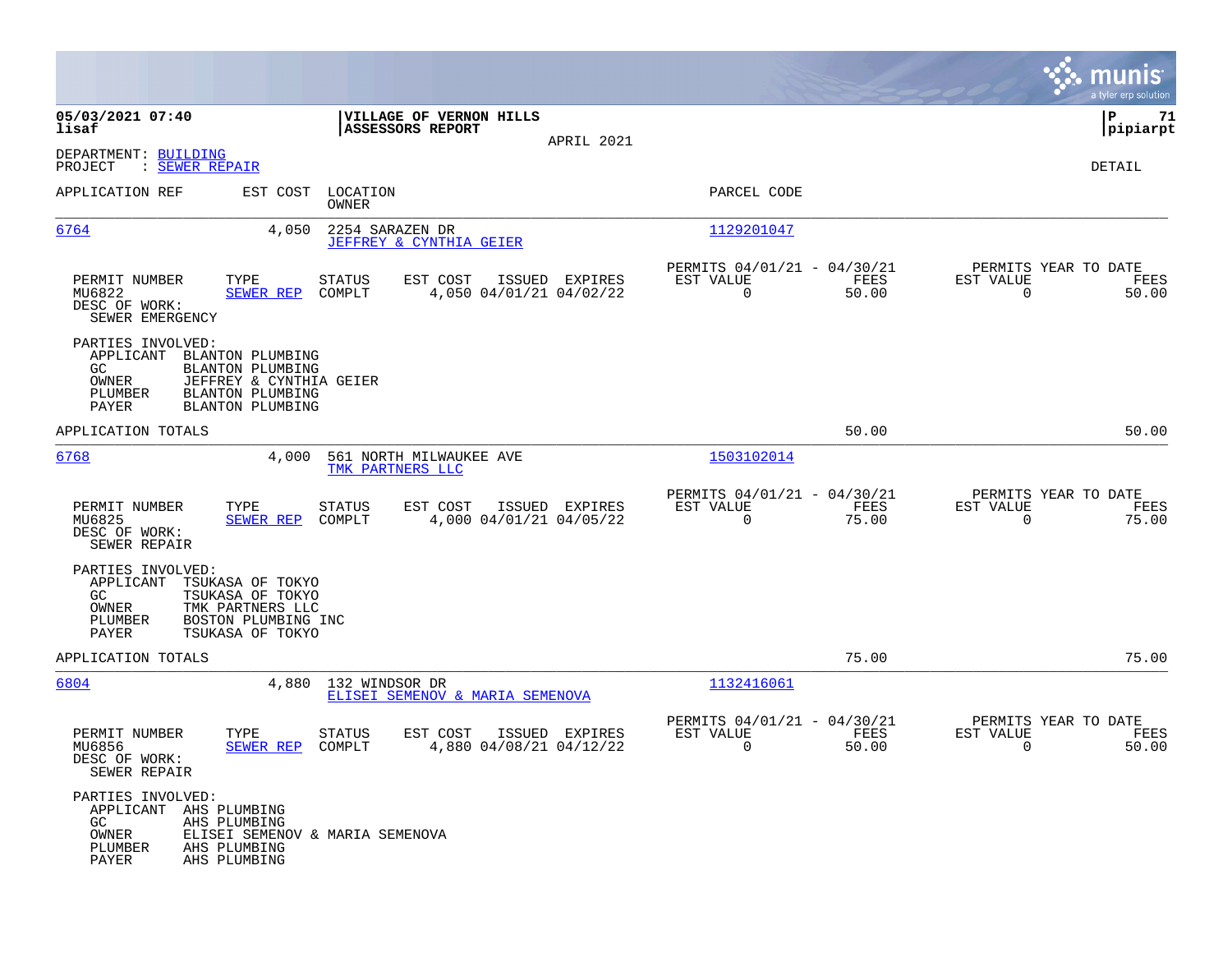**05/03/2021 07:40**
**lisaf**

**VILLAGE OF VERNON HILLS**
**ASSESSORS REPORT**

APRIL 2021

**P 71**
**pipiarpt**

DEPARTMENT: BUILDING
PROJECT : SEWER REPAIR

DETAIL

| APPLICATION REF | EST COST | LOCATION / OWNER | PARCEL CODE |
|---|---|---|---|
| 6764 | 4,050 | 2254 SARAZEN DR / JEFFREY & CYNTHIA GEIER | 1129201047 |

| PERMIT NUMBER | TYPE | STATUS | EST COST | ISSUED | EXPIRES | PERMITS 04/01/21 - 04/30/21 EST VALUE | FEES | PERMITS YEAR TO DATE EST VALUE | FEES |
|---|---|---|---|---|---|---|---|---|---|
| MU6822 | SEWER REP | COMPLT | 4,050 | 04/01/21 | 04/02/22 | 0 | 50.00 | 0 | 50.00 |

DESC OF WORK:
SEWER EMERGENCY

PARTIES INVOLVED:
- APPLICANT BLANTON PLUMBING
- GC BLANTON PLUMBING
- OWNER JEFFREY & CYNTHIA GEIER
- PLUMBER BLANTON PLUMBING
- PAYER BLANTON PLUMBING

APPLICATION TOTALS 50.00 50.00

| APPLICATION REF | EST COST | LOCATION / OWNER | PARCEL CODE |
|---|---|---|---|
| 6768 | 4,000 | 561 NORTH MILWAUKEE AVE / TMK PARTNERS LLC | 1503102014 |

| PERMIT NUMBER | TYPE | STATUS | EST COST | ISSUED | EXPIRES | PERMITS 04/01/21 - 04/30/21 EST VALUE | FEES | PERMITS YEAR TO DATE EST VALUE | FEES |
|---|---|---|---|---|---|---|---|---|---|
| MU6825 | SEWER REP | COMPLT | 4,000 | 04/01/21 | 04/05/22 | 0 | 75.00 | 0 | 75.00 |

DESC OF WORK:
SEWER REPAIR

PARTIES INVOLVED:
- APPLICANT TSUKASA OF TOKYO
- GC TSUKASA OF TOKYO
- OWNER TMK PARTNERS LLC
- PLUMBER BOSTON PLUMBING INC
- PAYER TSUKASA OF TOKYO

APPLICATION TOTALS 75.00 75.00

| APPLICATION REF | EST COST | LOCATION / OWNER | PARCEL CODE |
|---|---|---|---|
| 6804 | 4,880 | 132 WINDSOR DR / ELISEI SEMENOV & MARIA SEMENOVA | 1132416061 |

| PERMIT NUMBER | TYPE | STATUS | EST COST | ISSUED | EXPIRES | PERMITS 04/01/21 - 04/30/21 EST VALUE | FEES | PERMITS YEAR TO DATE EST VALUE | FEES |
|---|---|---|---|---|---|---|---|---|---|
| MU6856 | SEWER REP | COMPLT | 4,880 | 04/08/21 | 04/12/22 | 0 | 50.00 | 0 | 50.00 |

DESC OF WORK:
SEWER REPAIR

PARTIES INVOLVED:
- APPLICANT AHS PLUMBING
- GC AHS PLUMBING
- OWNER ELISEI SEMENOV & MARIA SEMENOVA
- PLUMBER AHS PLUMBING
- PAYER AHS PLUMBING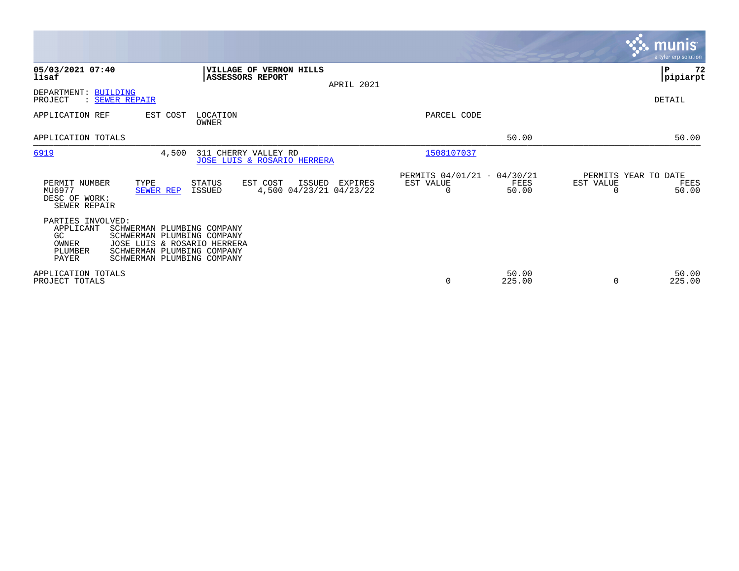**05/03/2021 07:40**
**lisaf**

**VILLAGE OF VERNON HILLS**
**ASSESSORS REPORT**

APRIL 2021

P 72
pipiarpt

DEPARTMENT: BUILDING
PROJECT : SEWER REPAIR

DETAIL

| APPLICATION REF | EST COST | LOCATION / OWNER | PARCEL CODE | | |
|---|---|---|---|---|---|
| APPLICATION TOTALS | | | | 50.00 | 50.00 |
| 6919 | 4,500 | 311 CHERRY VALLEY RD / JOSE LUIS & ROSARIO HERRERA | 1508107037 | | |

| PERMIT NUMBER | TYPE | STATUS | EST COST | ISSUED | EXPIRES | PERMITS 04/01/21 - 04/30/21 EST VALUE | FEES | PERMITS YEAR TO DATE EST VALUE | FEES |
|---|---|---|---|---|---|---|---|---|---|
| MU6977 | SEWER REP | ISSUED | 4,500 | 04/23/21 | 04/23/22 | 0 | 50.00 | 0 | 50.00 |

DESC OF WORK:
SEWER REPAIR

PARTIES INVOLVED:

| Role | Name |
|---|---|
| APPLICANT | SCHWERMAN PLUMBING COMPANY |
| GC | SCHWERMAN PLUMBING COMPANY |
| OWNER | JOSE LUIS & ROSARIO HERRERA |
| PLUMBER | SCHWERMAN PLUMBING COMPANY |
| PAYER | SCHWERMAN PLUMBING COMPANY |

| | EST VALUE | FEES | EST VALUE | FEES |
|---|---|---|---|---|
| APPLICATION TOTALS | | 50.00 | | 50.00 |
| PROJECT TOTALS | 0 | 225.00 | 0 | 225.00 |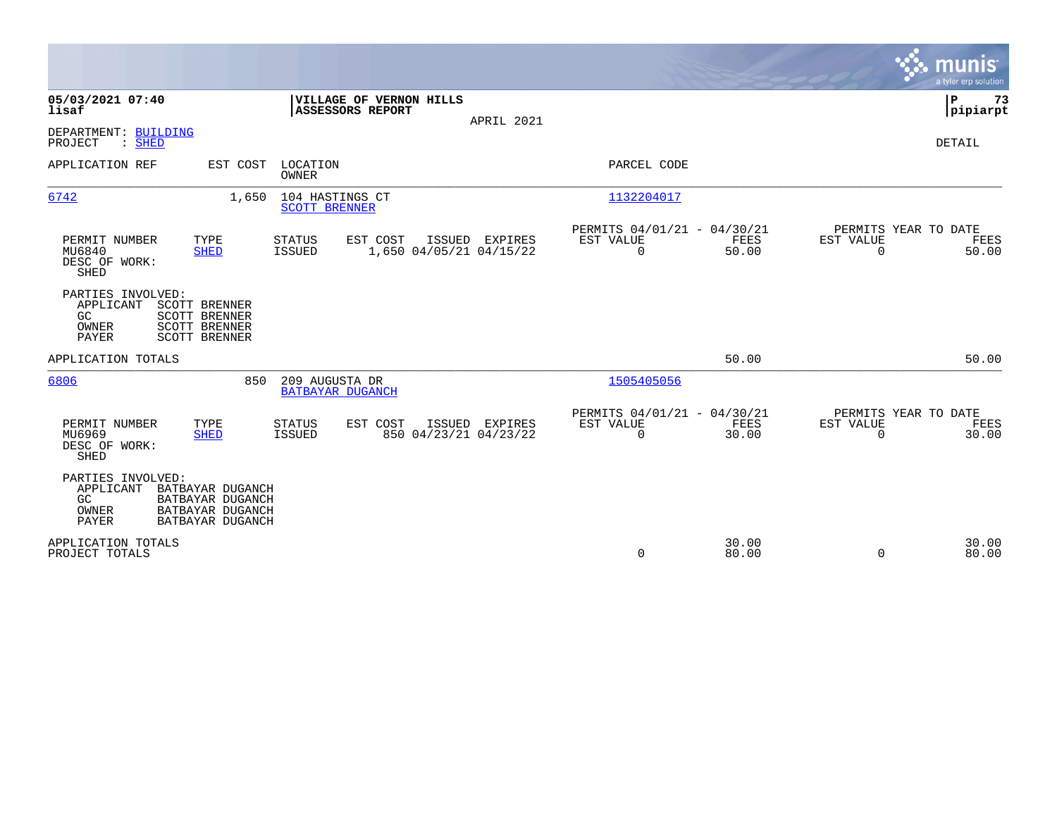**05/03/2021 07:40**
**lisaf**

**VILLAGE OF VERNON HILLS**
**ASSESSORS REPORT**

APRIL 2021

**P 73**
**pipiarpt**

DEPARTMENT: BUILDING
PROJECT : SHED

DETAIL

| APPLICATION REF | EST COST | LOCATION / OWNER | PARCEL CODE |
|---|---|---|---|
| 6742 | 1,650 | 104 HASTINGS CT / SCOTT BRENNER | 1132204017 |

| PERMIT NUMBER | TYPE | STATUS | EST COST | ISSUED | EXPIRES | PERMITS 04/01/21 - 04/30/21 EST VALUE | FEES | PERMITS YEAR TO DATE EST VALUE | FEES |
|---|---|---|---|---|---|---|---|---|---|
| MU6840 | SHED | ISSUED | 1,650 | 04/05/21 | 04/15/22 | 0 | 50.00 | 0 | 50.00 |

DESC OF WORK:
SHED

PARTIES INVOLVED:
- APPLICANT SCOTT BRENNER
- GC SCOTT BRENNER
- OWNER SCOTT BRENNER
- PAYER SCOTT BRENNER

APPLICATION TOTALS — 50.00 — 50.00

| APPLICATION REF | EST COST | LOCATION / OWNER | PARCEL CODE |
|---|---|---|---|
| 6806 | 850 | 209 AUGUSTA DR / BATBAYAR DUGANCH | 1505405056 |

| PERMIT NUMBER | TYPE | STATUS | EST COST | ISSUED | EXPIRES | PERMITS 04/01/21 - 04/30/21 EST VALUE | FEES | PERMITS YEAR TO DATE EST VALUE | FEES |
|---|---|---|---|---|---|---|---|---|---|
| MU6969 | SHED | ISSUED | 850 | 04/23/21 | 04/23/22 | 0 | 30.00 | 0 | 30.00 |

DESC OF WORK:
SHED

PARTIES INVOLVED:
- APPLICANT BATBAYAR DUGANCH
- GC BATBAYAR DUGANCH
- OWNER BATBAYAR DUGANCH
- PAYER BATBAYAR DUGANCH

| | EST VALUE | FEES | YTD EST VALUE | YTD FEES |
|---|---|---|---|---|
| APPLICATION TOTALS | | 30.00 | | 30.00 |
| PROJECT TOTALS | 0 | 80.00 | 0 | 80.00 |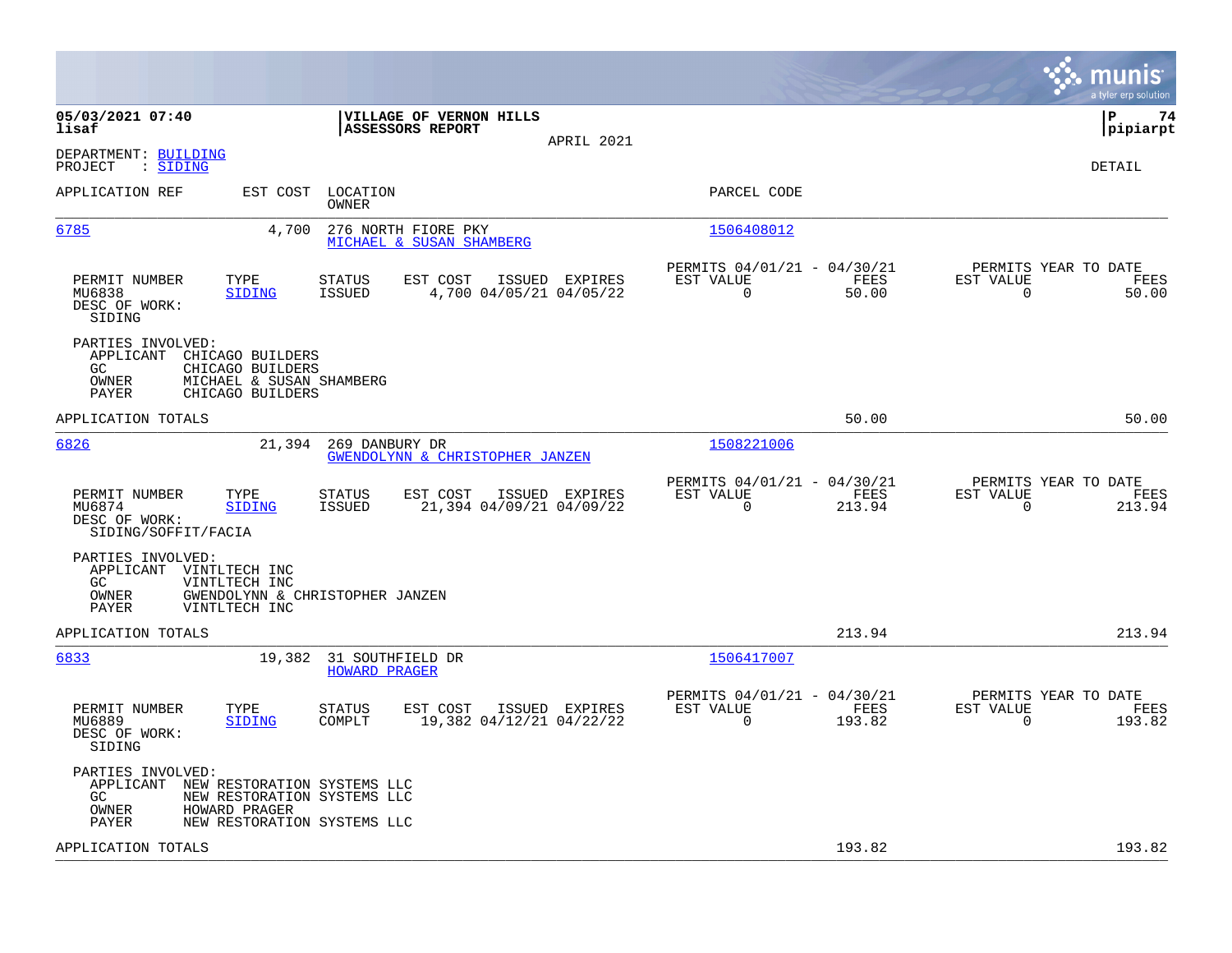**05/03/2021 07:40**
**lisaf**

**VILLAGE OF VERNON HILLS**
**ASSESSORS REPORT**
APRIL 2021

**P 74**
**pipiarpt**

DEPARTMENT: BUILDING
PROJECT : SIDING

DETAIL

| APPLICATION REF | EST COST | LOCATION / OWNER | PARCEL CODE |
|---|---|---|---|
| 6785 | 4,700 | 276 NORTH FIORE PKY / MICHAEL & SUSAN SHAMBERG | 1506408012 |

| PERMIT NUMBER | TYPE | STATUS | EST COST | ISSUED | EXPIRES | PERMITS 04/01/21 - 04/30/21 EST VALUE | FEES | PERMITS YEAR TO DATE EST VALUE | FEES |
|---|---|---|---|---|---|---|---|---|---|
| MU6838 | SIDING | ISSUED | 4,700 | 04/05/21 | 04/05/22 | 0 | 50.00 | 0 | 50.00 |

DESC OF WORK:
SIDING

PARTIES INVOLVED:
APPLICANT CHICAGO BUILDERS
GC CHICAGO BUILDERS
OWNER MICHAEL & SUSAN SHAMBERG
PAYER CHICAGO BUILDERS

APPLICATION TOTALS 50.00 50.00

| APPLICATION REF | EST COST | LOCATION / OWNER | PARCEL CODE |
|---|---|---|---|
| 6826 | 21,394 | 269 DANBURY DR / GWENDOLYNN & CHRISTOPHER JANZEN | 1508221006 |

| PERMIT NUMBER | TYPE | STATUS | EST COST | ISSUED | EXPIRES | PERMITS 04/01/21 - 04/30/21 EST VALUE | FEES | PERMITS YEAR TO DATE EST VALUE | FEES |
|---|---|---|---|---|---|---|---|---|---|
| MU6874 | SIDING | ISSUED | 21,394 | 04/09/21 | 04/09/22 | 0 | 213.94 | 0 | 213.94 |

DESC OF WORK:
SIDING/SOFFIT/FACIA

PARTIES INVOLVED:
APPLICANT VINTLTECH INC
GC VINTLTECH INC
OWNER GWENDOLYNN & CHRISTOPHER JANZEN
PAYER VINTLTECH INC

APPLICATION TOTALS 213.94 213.94

| APPLICATION REF | EST COST | LOCATION / OWNER | PARCEL CODE |
|---|---|---|---|
| 6833 | 19,382 | 31 SOUTHFIELD DR / HOWARD PRAGER | 1506417007 |

| PERMIT NUMBER | TYPE | STATUS | EST COST | ISSUED | EXPIRES | PERMITS 04/01/21 - 04/30/21 EST VALUE | FEES | PERMITS YEAR TO DATE EST VALUE | FEES |
|---|---|---|---|---|---|---|---|---|---|
| MU6889 | SIDING | COMPLT | 19,382 | 04/12/21 | 04/22/22 | 0 | 193.82 | 0 | 193.82 |

DESC OF WORK:
SIDING

PARTIES INVOLVED:
APPLICANT NEW RESTORATION SYSTEMS LLC
GC NEW RESTORATION SYSTEMS LLC
OWNER HOWARD PRAGER
PAYER NEW RESTORATION SYSTEMS LLC

APPLICATION TOTALS 193.82 193.82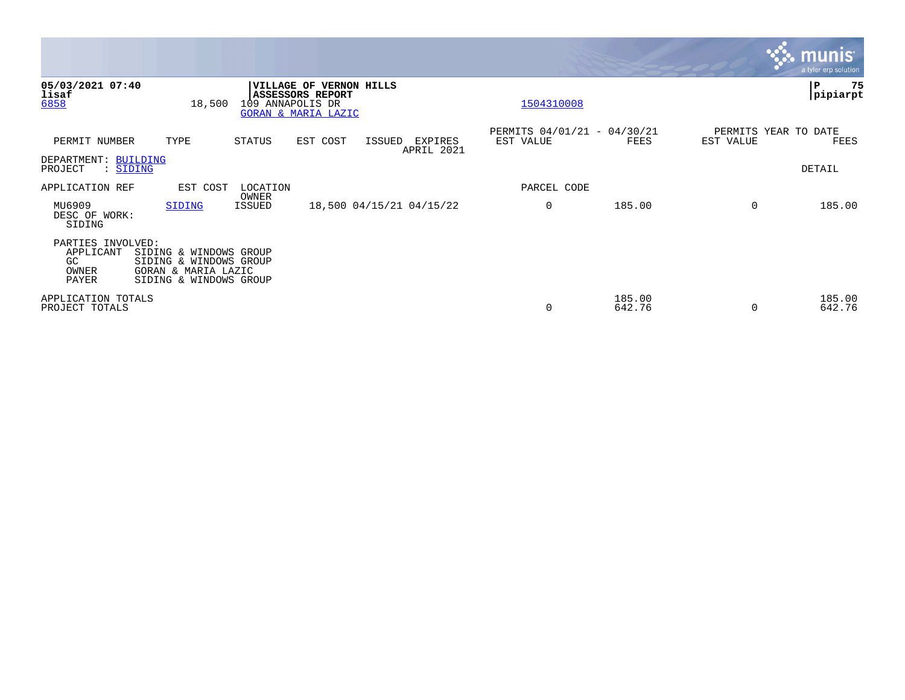**05/03/2021 07:40**
**lisaf**
6858 18,500

**VILLAGE OF VERNON HILLS**
**ASSESSORS REPORT**
109 ANNAPOLIS DR
GORAN & MARIA LAZIC

1504310008

**P 75**
**pipiarpt**

| PERMIT NUMBER | TYPE | STATUS | EST COST | ISSUED | EXPIRES | PERMITS 04/01/21 - 04/30/21 EST VALUE | FEES | PERMITS YEAR TO DATE EST VALUE | FEES |
|---|---|---|---|---|---|---|---|---|---|
| | | | | | APRIL 2021 | | | | |

DEPARTMENT: BUILDING
PROJECT : SIDING

DETAIL

| APPLICATION REF | EST COST | LOCATION / OWNER | | | | PARCEL CODE | | | |
|---|---|---|---|---|---|---|---|---|---|
| MU6909 | SIDING | ISSUED | 18,500 | 04/15/21 | 04/15/22 | 0 | 185.00 | 0 | 185.00 |

DESC OF WORK:
SIDING

PARTIES INVOLVED:
- APPLICANT SIDING & WINDOWS GROUP
- GC SIDING & WINDOWS GROUP
- OWNER GORAN & MARIA LAZIC
- PAYER SIDING & WINDOWS GROUP

| | EST VALUE | FEES | EST VALUE | FEES |
|---|---|---|---|---|
| APPLICATION TOTALS | | 185.00 | | 185.00 |
| PROJECT TOTALS | 0 | 642.76 | 0 | 642.76 |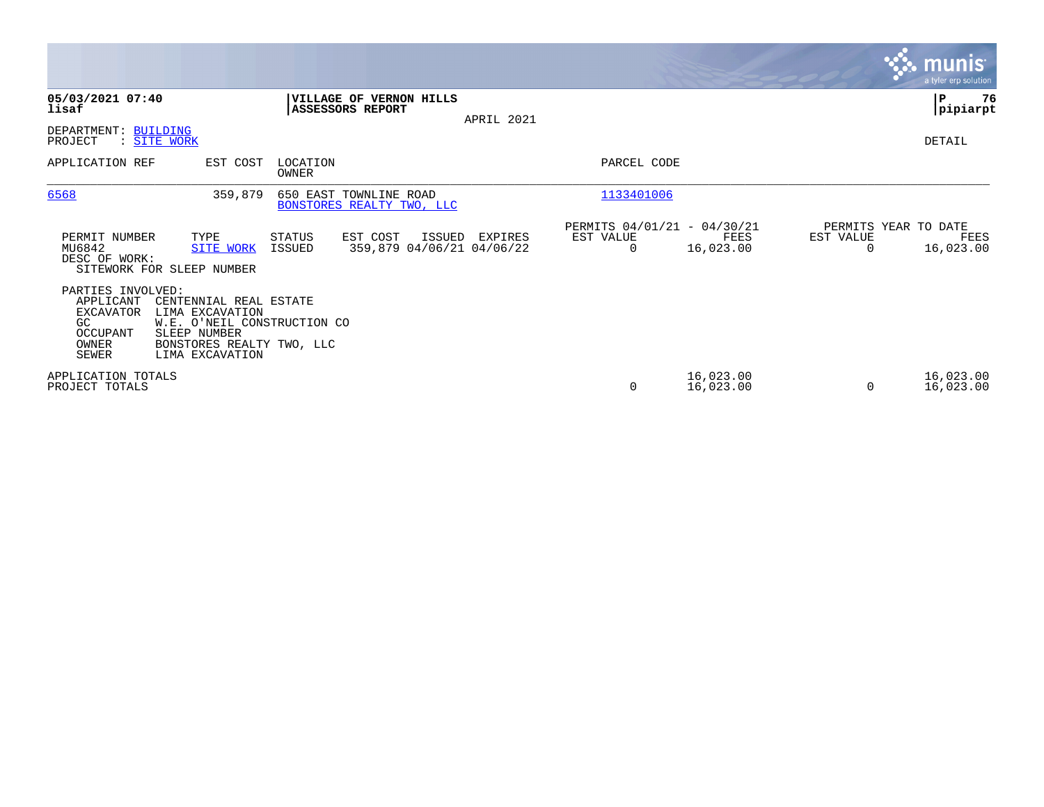**05/03/2021 07:40**
**lisaf**

**VILLAGE OF VERNON HILLS**
**ASSESSORS REPORT**

APRIL 2021

**pipiarpt**

DEPARTMENT: BUILDING
PROJECT : SITE WORK

DETAIL

| APPLICATION REF | EST COST | LOCATION / OWNER | PARCEL CODE |
|---|---|---|---|
| 6568 | 359,879 | 650 EAST TOWNLINE ROAD / BONSTORES REALTY TWO, LLC | 1133401006 |

| PERMIT NUMBER | TYPE | STATUS | EST COST | ISSUED | EXPIRES | PERMITS 04/01/21 - 04/30/21 EST VALUE | FEES | PERMITS YEAR TO DATE EST VALUE | FEES |
|---|---|---|---|---|---|---|---|---|---|
| MU6842 | SITE WORK | ISSUED | 359,879 | 04/06/21 | 04/06/22 | 0 | 16,023.00 | 0 | 16,023.00 |

DESC OF WORK:
SITEWORK FOR SLEEP NUMBER

PARTIES INVOLVED:

| | |
|---|---|
| APPLICANT | CENTENNIAL REAL ESTATE |
| EXCAVATOR | LIMA EXCAVATION |
| GC | W.E. O'NEIL CONSTRUCTION CO |
| OCCUPANT | SLEEP NUMBER |
| OWNER | BONSTORES REALTY TWO, LLC |
| SEWER | LIMA EXCAVATION |

| | EST VALUE | FEES | EST VALUE | FEES |
|---|---|---|---|---|
| APPLICATION TOTALS | | 16,023.00 | | 16,023.00 |
| PROJECT TOTALS | 0 | 16,023.00 | 0 | 16,023.00 |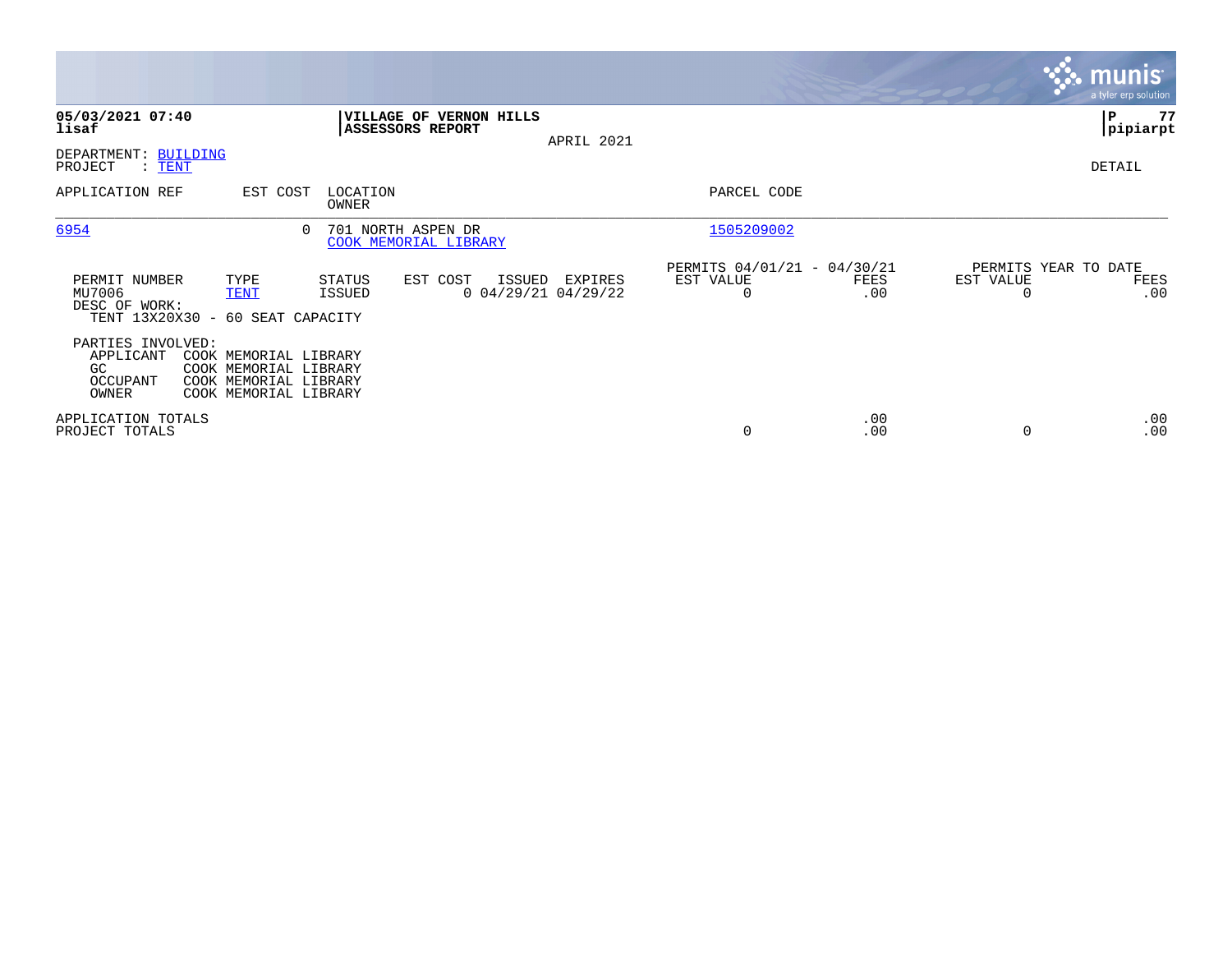**05/03/2021 07:40**
**lisaf**

**VILLAGE OF VERNON HILLS**
**ASSESSORS REPORT**

APRIL 2021

**P 77**
**pipiarpt**

DEPARTMENT: BUILDING
PROJECT : TENT

DETAIL

| APPLICATION REF | EST COST | LOCATION / OWNER | PARCEL CODE |
|---|---|---|---|
| 6954 | 0 | 701 NORTH ASPEN DR / COOK MEMORIAL LIBRARY | 1505209002 |

| PERMIT NUMBER | TYPE | STATUS | EST COST | ISSUED | EXPIRES | PERMITS 04/01/21 - 04/30/21 EST VALUE | FEES | PERMITS YEAR TO DATE EST VALUE | FEES |
|---|---|---|---|---|---|---|---|---|---|
| MU7006 | TENT | ISSUED | 0 | 04/29/21 | 04/29/22 | 0 | .00 | 0 | .00 |

DESC OF WORK:
TENT 13X20X30 - 60 SEAT CAPACITY

PARTIES INVOLVED:

| | |
|---|---|
| APPLICANT | COOK MEMORIAL LIBRARY |
| GC | COOK MEMORIAL LIBRARY |
| OCCUPANT | COOK MEMORIAL LIBRARY |
| OWNER | COOK MEMORIAL LIBRARY |

| | EST VALUE | FEES | YTD EST VALUE | YTD FEES |
|---|---|---|---|---|
| APPLICATION TOTALS | | .00 | | .00 |
| PROJECT TOTALS | 0 | .00 | 0 | .00 |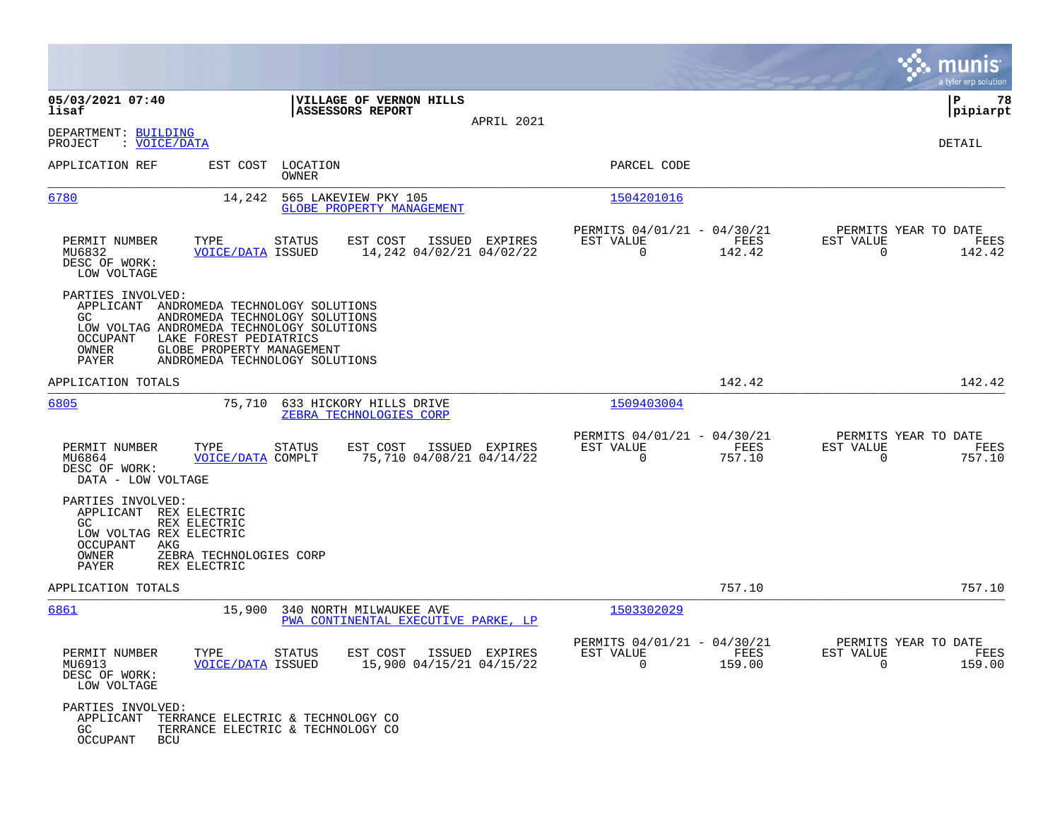**05/03/2021 07:40**
**lisaf**

**VILLAGE OF VERNON HILLS**
**ASSESSORS REPORT**

APRIL 2021

**P 78**
**pipiarpt**

DEPARTMENT: BUILDING
PROJECT : VOICE/DATA

DETAIL

| APPLICATION REF | EST COST | LOCATION / OWNER | PARCEL CODE |
|---|---|---|---|
| 6780 | 14,242 | 565 LAKEVIEW PKY 105 / GLOBE PROPERTY MANAGEMENT | 1504201016 |

| PERMIT NUMBER | TYPE | STATUS | EST COST | ISSUED | EXPIRES | PERMITS 04/01/21 - 04/30/21 EST VALUE | FEES | PERMITS YEAR TO DATE EST VALUE | FEES |
|---|---|---|---|---|---|---|---|---|---|
| MU6832 | VOICE/DATA | ISSUED | 14,242 | 04/02/21 | 04/02/22 | 0 | 142.42 | 0 | 142.42 |

DESC OF WORK:
LOW VOLTAGE

PARTIES INVOLVED:
- APPLICANT ANDROMEDA TECHNOLOGY SOLUTIONS
- GC ANDROMEDA TECHNOLOGY SOLUTIONS
- LOW VOLTAG ANDROMEDA TECHNOLOGY SOLUTIONS
- OCCUPANT LAKE FOREST PEDIATRICS
- OWNER GLOBE PROPERTY MANAGEMENT
- PAYER ANDROMEDA TECHNOLOGY SOLUTIONS

APPLICATION TOTALS 142.42 142.42

| APPLICATION REF | EST COST | LOCATION / OWNER | PARCEL CODE |
|---|---|---|---|
| 6805 | 75,710 | 633 HICKORY HILLS DRIVE / ZEBRA TECHNOLOGIES CORP | 1509403004 |

| PERMIT NUMBER | TYPE | STATUS | EST COST | ISSUED | EXPIRES | PERMITS 04/01/21 - 04/30/21 EST VALUE | FEES | PERMITS YEAR TO DATE EST VALUE | FEES |
|---|---|---|---|---|---|---|---|---|---|
| MU6864 | VOICE/DATA | COMPLT | 75,710 | 04/08/21 | 04/14/22 | 0 | 757.10 | 0 | 757.10 |

DESC OF WORK:
DATA - LOW VOLTAGE

PARTIES INVOLVED:
- APPLICANT REX ELECTRIC
- GC REX ELECTRIC
- LOW VOLTAG REX ELECTRIC
- OCCUPANT AKG
- OWNER ZEBRA TECHNOLOGIES CORP
- PAYER REX ELECTRIC

APPLICATION TOTALS 757.10 757.10

| APPLICATION REF | EST COST | LOCATION / OWNER | PARCEL CODE |
|---|---|---|---|
| 6861 | 15,900 | 340 NORTH MILWAUKEE AVE / PWA CONTINENTAL EXECUTIVE PARKE, LP | 1503302029 |

| PERMIT NUMBER | TYPE | STATUS | EST COST | ISSUED | EXPIRES | PERMITS 04/01/21 - 04/30/21 EST VALUE | FEES | PERMITS YEAR TO DATE EST VALUE | FEES |
|---|---|---|---|---|---|---|---|---|---|
| MU6913 | VOICE/DATA | ISSUED | 15,900 | 04/15/21 | 04/15/22 | 0 | 159.00 | 0 | 159.00 |

DESC OF WORK:
LOW VOLTAGE

PARTIES INVOLVED:
- APPLICANT TERRANCE ELECTRIC & TECHNOLOGY CO
- GC TERRANCE ELECTRIC & TECHNOLOGY CO
- OCCUPANT BCU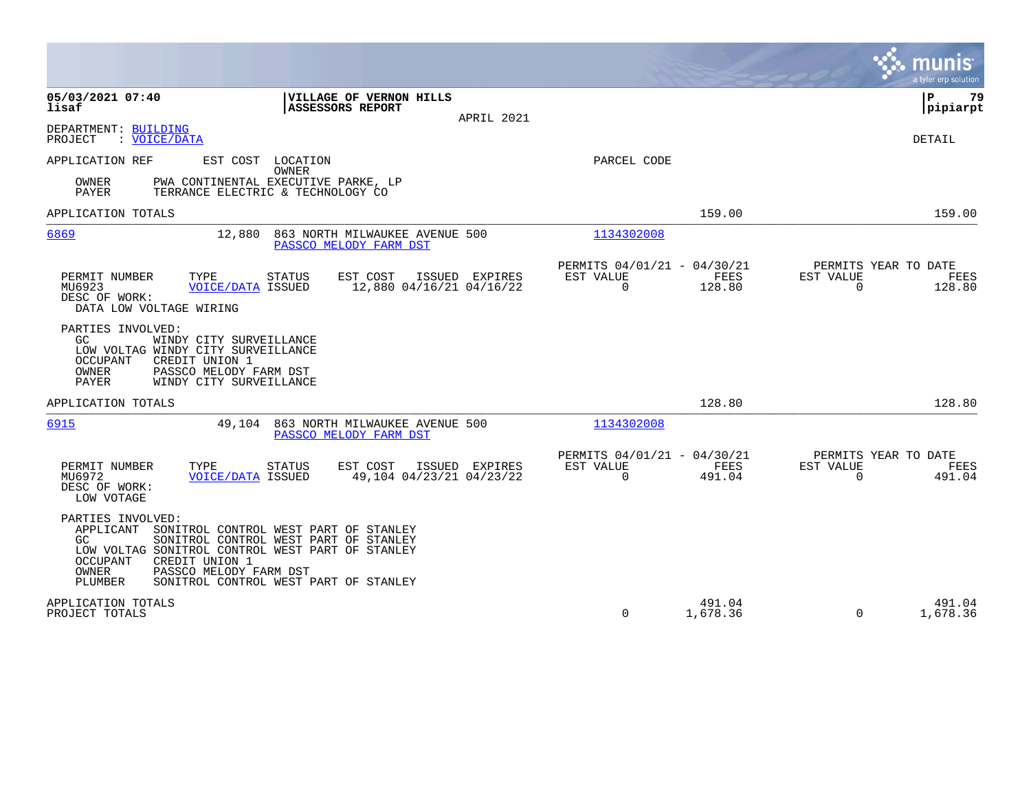**05/03/2021 07:40** | **VILLAGE OF VERNON HILLS** | **P 79**
**lisaf** | **ASSESSORS REPORT** | **pipiarpt**

APRIL 2021

DEPARTMENT: BUILDING
PROJECT : VOICE/DATA

DETAIL

APPLICATION REF    EST COST    LOCATION    OWNER    PARCEL CODE

OWNER    PWA CONTINENTAL EXECUTIVE PARKE, LP
PAYER    TERRANCE ELECTRIC & TECHNOLOGY CO

APPLICATION TOTALS    159.00    159.00

---

**6869**    12,880    863 NORTH MILWAUKEE AVENUE 500    PASSCO MELODY FARM DST    1134302008

| PERMIT NUMBER | TYPE | STATUS | EST COST | ISSUED | EXPIRES | PERMITS 04/01/21 - 04/30/21 EST VALUE | FEES | PERMITS YEAR TO DATE EST VALUE | FEES |
|---|---|---|---|---|---|---|---|---|---|
| MU6923 | VOICE/DATA | ISSUED | 12,880 | 04/16/21 | 04/16/22 | 0 | 128.80 | 0 | 128.80 |

DESC OF WORK:
DATA LOW VOLTAGE WIRING

PARTIES INVOLVED:
- GC    WINDY CITY SURVEILLANCE
- LOW VOLTAG    WINDY CITY SURVEILLANCE
- OCCUPANT    CREDIT UNION 1
- OWNER    PASSCO MELODY FARM DST
- PAYER    WINDY CITY SURVEILLANCE

APPLICATION TOTALS    128.80    128.80

---

**6915**    49,104    863 NORTH MILWAUKEE AVENUE 500    PASSCO MELODY FARM DST    1134302008

| PERMIT NUMBER | TYPE | STATUS | EST COST | ISSUED | EXPIRES | PERMITS 04/01/21 - 04/30/21 EST VALUE | FEES | PERMITS YEAR TO DATE EST VALUE | FEES |
|---|---|---|---|---|---|---|---|---|---|
| MU6972 | VOICE/DATA | ISSUED | 49,104 | 04/23/21 | 04/23/22 | 0 | 491.04 | 0 | 491.04 |

DESC OF WORK:
LOW VOTAGE

PARTIES INVOLVED:
- APPLICANT    SONITROL CONTROL WEST PART OF STANLEY
- GC    SONITROL CONTROL WEST PART OF STANLEY
- LOW VOLTAG    SONITROL CONTROL WEST PART OF STANLEY
- OCCUPANT    CREDIT UNION 1
- OWNER    PASSCO MELODY FARM DST
- PLUMBER    SONITROL CONTROL WEST PART OF STANLEY

| | EST VALUE | FEES | EST VALUE | FEES |
|---|---|---|---|---|
| APPLICATION TOTALS | | 491.04 | | 491.04 |
| PROJECT TOTALS | 0 | 1,678.36 | 0 | 1,678.36 |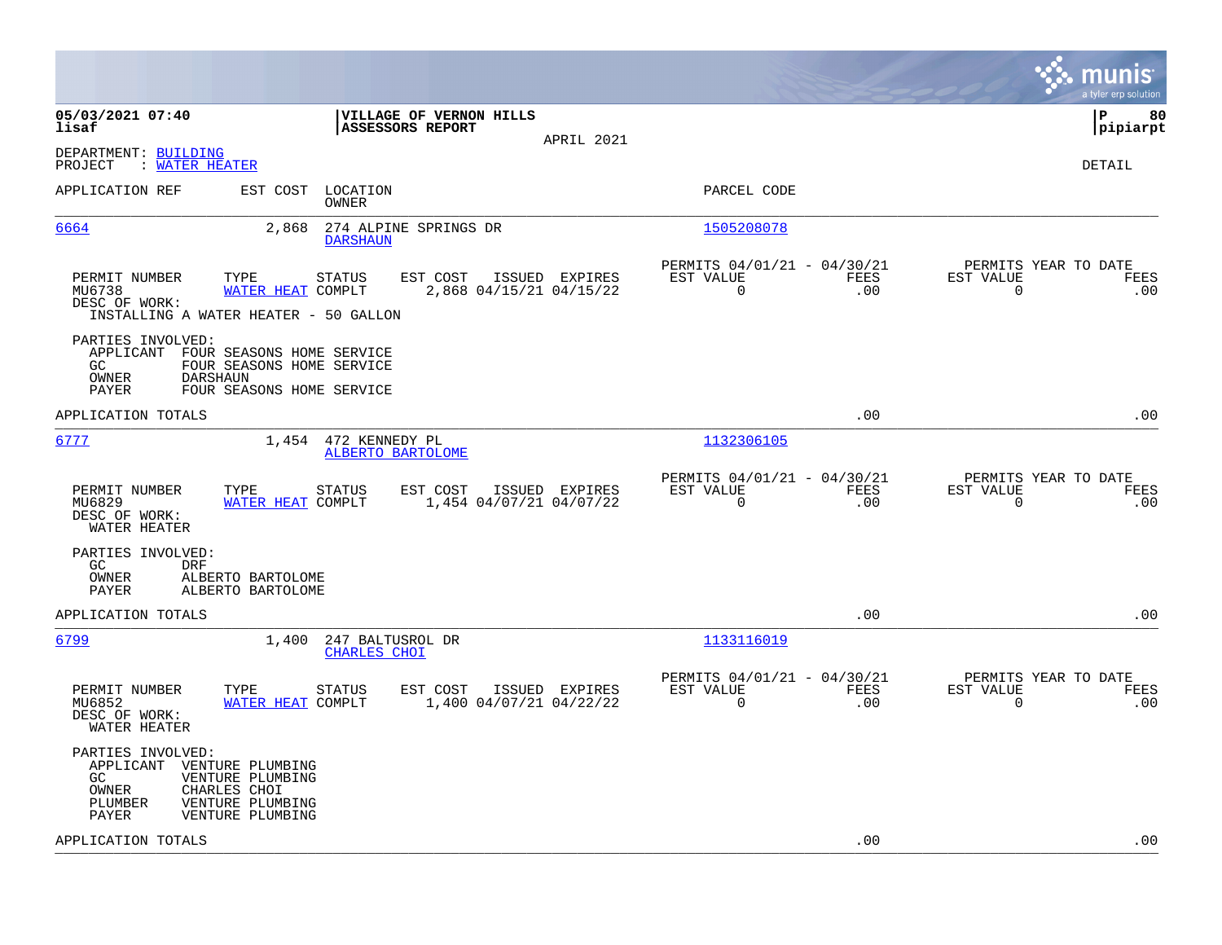**05/03/2021 07:40**
**lisaf**

**VILLAGE OF VERNON HILLS**
**ASSESSORS REPORT**

APRIL 2021

**P 80**
**pipiarpt**

DEPARTMENT: BUILDING
PROJECT : WATER HEATER

DETAIL

| APPLICATION REF | EST COST | LOCATION / OWNER | PARCEL CODE |
|---|---|---|---|
| 6664 | 2,868 | 274 ALPINE SPRINGS DR / DARSHAUN | 1505208078 |

| PERMIT NUMBER | TYPE | STATUS | EST COST | ISSUED | EXPIRES | PERMITS 04/01/21 - 04/30/21 EST VALUE | FEES | PERMITS YEAR TO DATE EST VALUE | FEES |
|---|---|---|---|---|---|---|---|---|---|
| MU6738 | WATER HEAT | COMPLT | 2,868 | 04/15/21 | 04/15/22 | 0 | .00 | 0 | .00 |

DESC OF WORK:
INSTALLING A WATER HEATER - 50 GALLON

PARTIES INVOLVED:
- APPLICANT FOUR SEASONS HOME SERVICE
- GC FOUR SEASONS HOME SERVICE
- OWNER DARSHAUN
- PAYER FOUR SEASONS HOME SERVICE

APPLICATION TOTALS .00 .00

| APPLICATION REF | EST COST | LOCATION / OWNER | PARCEL CODE |
|---|---|---|---|
| 6777 | 1,454 | 472 KENNEDY PL / ALBERTO BARTOLOME | 1132306105 |

| PERMIT NUMBER | TYPE | STATUS | EST COST | ISSUED | EXPIRES | PERMITS 04/01/21 - 04/30/21 EST VALUE | FEES | PERMITS YEAR TO DATE EST VALUE | FEES |
|---|---|---|---|---|---|---|---|---|---|
| MU6829 | WATER HEAT | COMPLT | 1,454 | 04/07/21 | 04/07/22 | 0 | .00 | 0 | .00 |

DESC OF WORK:
WATER HEATER

PARTIES INVOLVED:
- GC DRF
- OWNER ALBERTO BARTOLOME
- PAYER ALBERTO BARTOLOME

APPLICATION TOTALS .00 .00

| APPLICATION REF | EST COST | LOCATION / OWNER | PARCEL CODE |
|---|---|---|---|
| 6799 | 1,400 | 247 BALTUSROL DR / CHARLES CHOI | 1133116019 |

| PERMIT NUMBER | TYPE | STATUS | EST COST | ISSUED | EXPIRES | PERMITS 04/01/21 - 04/30/21 EST VALUE | FEES | PERMITS YEAR TO DATE EST VALUE | FEES |
|---|---|---|---|---|---|---|---|---|---|
| MU6852 | WATER HEAT | COMPLT | 1,400 | 04/07/21 | 04/22/22 | 0 | .00 | 0 | .00 |

DESC OF WORK:
WATER HEATER

PARTIES INVOLVED:
- APPLICANT VENTURE PLUMBING
- GC VENTURE PLUMBING
- OWNER CHARLES CHOI
- PLUMBER VENTURE PLUMBING
- PAYER VENTURE PLUMBING

APPLICATION TOTALS .00 .00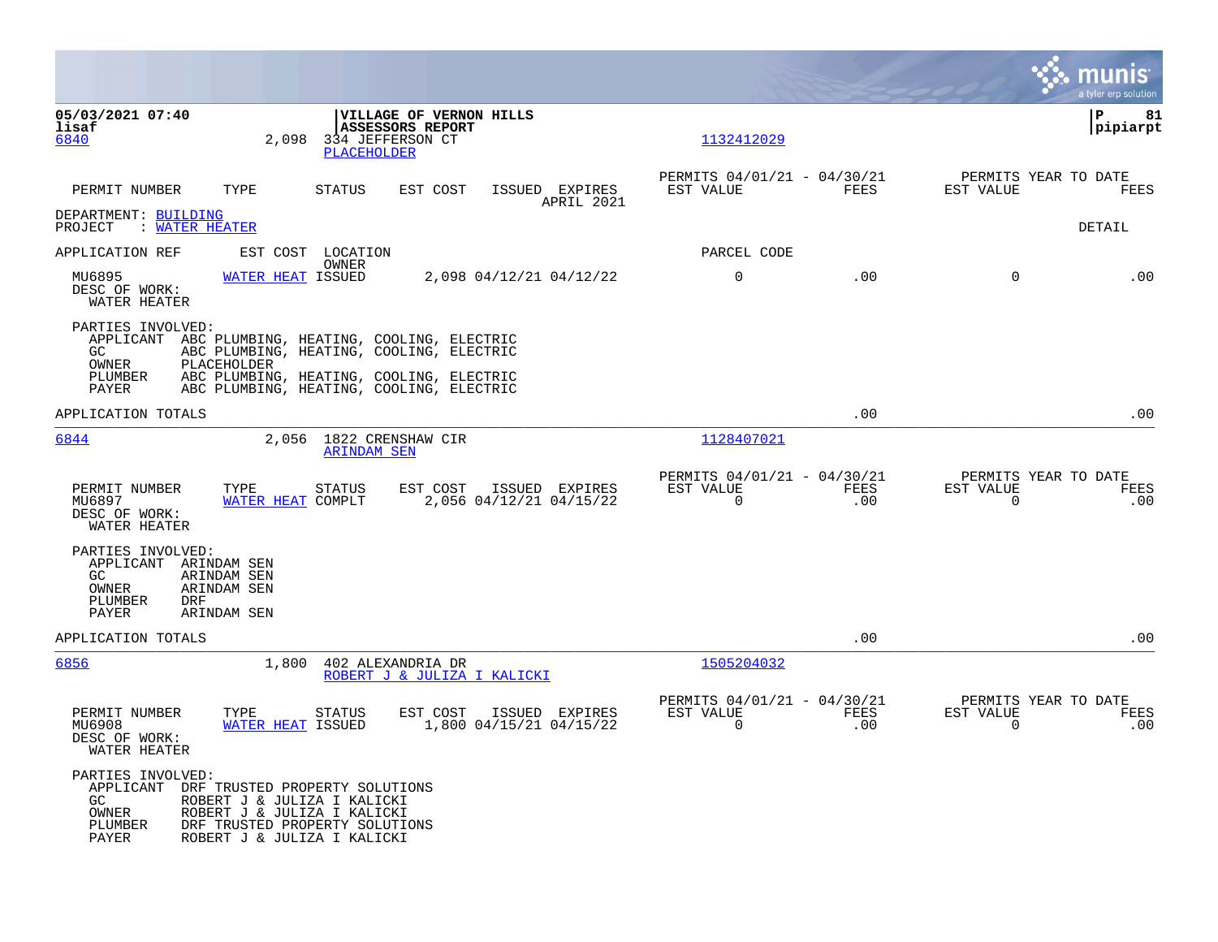05/03/2021 07:40 — lisaf

**VILLAGE OF VERNON HILLS**
**ASSESSORS REPORT**

P 81 — pipiarpt

---

**6840** — 2,098 — 334 JEFFERSON CT — PLACEHOLDER — 1132412029

| PERMIT NUMBER | TYPE | STATUS | EST COST | ISSUED | EXPIRES | PERMITS 04/01/21 - 04/30/21 EST VALUE | FEES | PERMITS YEAR TO DATE EST VALUE | FEES |
|---|---|---|---|---|---|---|---|---|---|
| | | | | | APRIL 2021 | | | | |

DEPARTMENT: BUILDING
PROJECT : WATER HEATER — DETAIL

| APPLICATION REF | EST COST | LOCATION / OWNER | | | | PARCEL CODE | | | |
|---|---|---|---|---|---|---|---|---|---|
| MU6895 | WATER HEAT | ISSUED | 2,098 | 04/12/21 | 04/12/22 | 0 | .00 | 0 | .00 |

DESC OF WORK:
WATER HEATER

PARTIES INVOLVED:
- APPLICANT ABC PLUMBING, HEATING, COOLING, ELECTRIC
- GC ABC PLUMBING, HEATING, COOLING, ELECTRIC
- OWNER PLACEHOLDER
- PLUMBER ABC PLUMBING, HEATING, COOLING, ELECTRIC
- PAYER ABC PLUMBING, HEATING, COOLING, ELECTRIC

APPLICATION TOTALS — .00 — .00

---

**6844** — 2,056 — 1822 CRENSHAW CIR — ARINDAM SEN — 1128407021

| PERMIT NUMBER | TYPE | STATUS | EST COST | ISSUED | EXPIRES | PERMITS 04/01/21 - 04/30/21 EST VALUE | FEES | PERMITS YEAR TO DATE EST VALUE | FEES |
|---|---|---|---|---|---|---|---|---|---|
| MU6897 | WATER HEAT | COMPLT | 2,056 | 04/12/21 | 04/15/22 | 0 | .00 | 0 | .00 |

DESC OF WORK:
WATER HEATER

PARTIES INVOLVED:
- APPLICANT ARINDAM SEN
- GC ARINDAM SEN
- OWNER ARINDAM SEN
- PLUMBER DRF
- PAYER ARINDAM SEN

APPLICATION TOTALS — .00 — .00

---

**6856** — 1,800 — 402 ALEXANDRIA DR — ROBERT J & JULIZA I KALICKI — 1505204032

| PERMIT NUMBER | TYPE | STATUS | EST COST | ISSUED | EXPIRES | PERMITS 04/01/21 - 04/30/21 EST VALUE | FEES | PERMITS YEAR TO DATE EST VALUE | FEES |
|---|---|---|---|---|---|---|---|---|---|
| MU6908 | WATER HEAT | ISSUED | 1,800 | 04/15/21 | 04/15/22 | 0 | .00 | 0 | .00 |

DESC OF WORK:
WATER HEATER

PARTIES INVOLVED:
- APPLICANT DRF TRUSTED PROPERTY SOLUTIONS
- GC ROBERT J & JULIZA I KALICKI
- OWNER ROBERT J & JULIZA I KALICKI
- PLUMBER DRF TRUSTED PROPERTY SOLUTIONS
- PAYER ROBERT J & JULIZA I KALICKI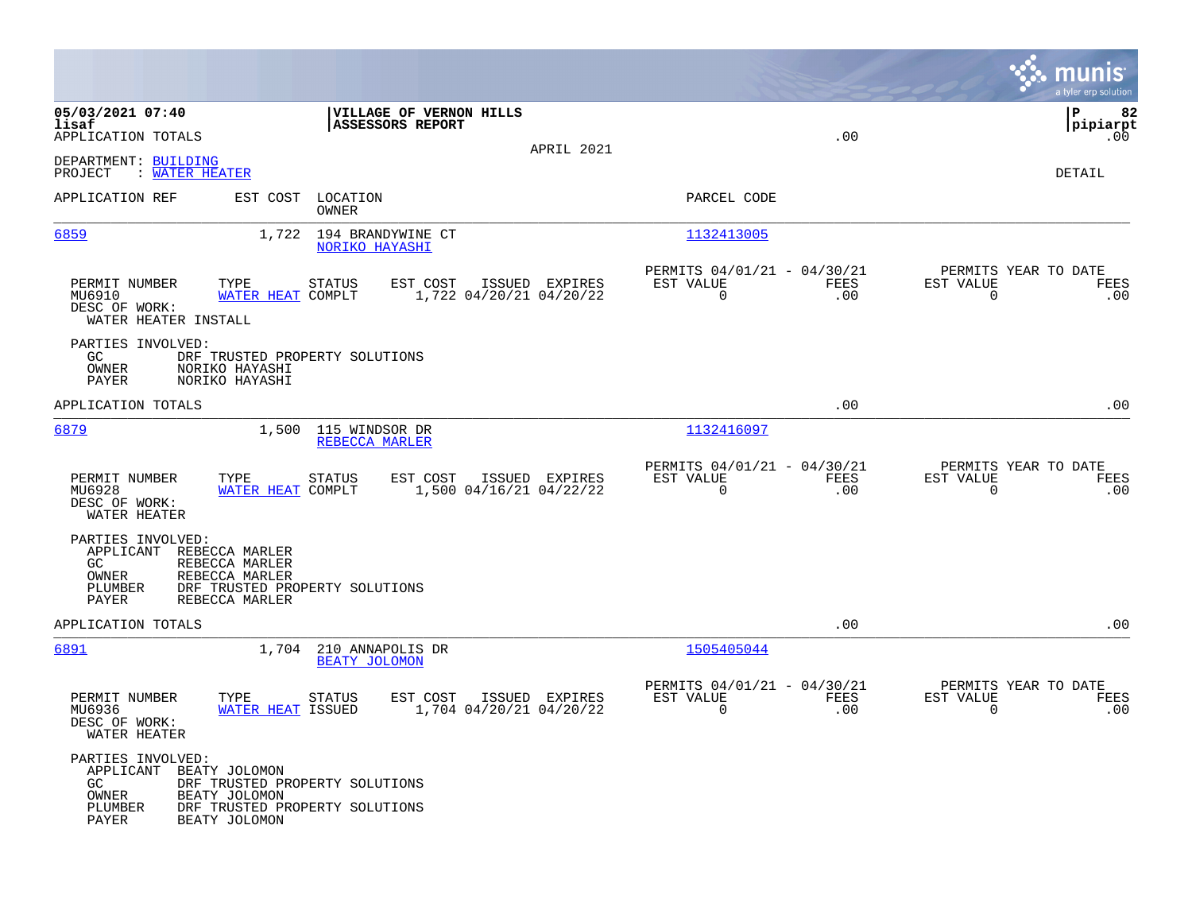**05/03/2021 07:40** | **VILLAGE OF VERNON HILLS** | **P 82**
**lisaf** | **ASSESSORS REPORT** | **pipiarpt**

APPLICATION TOTALS .00 .00

APRIL 2021

DEPARTMENT: BUILDING
PROJECT : WATER HEATER

DETAIL

| APPLICATION REF | EST COST | LOCATION / OWNER | PARCEL CODE |
|---|---|---|---|
| 6859 | 1,722 | 194 BRANDYWINE CT / NORIKO HAYASHI | 1132413005 |

| PERMIT NUMBER | TYPE | STATUS | EST COST | ISSUED | EXPIRES | PERMITS 04/01/21 - 04/30/21 EST VALUE | FEES | PERMITS YEAR TO DATE EST VALUE | FEES |
|---|---|---|---|---|---|---|---|---|---|
| MU6910 | WATER HEAT | COMPLT | 1,722 | 04/20/21 | 04/20/22 | 0 | .00 | 0 | .00 |

DESC OF WORK:
WATER HEATER INSTALL

PARTIES INVOLVED:
- GC: DRF TRUSTED PROPERTY SOLUTIONS
- OWNER: NORIKO HAYASHI
- PAYER: NORIKO HAYASHI

APPLICATION TOTALS .00 .00

| APPLICATION REF | EST COST | LOCATION / OWNER | PARCEL CODE |
|---|---|---|---|
| 6879 | 1,500 | 115 WINDSOR DR / REBECCA MARLER | 1132416097 |

| PERMIT NUMBER | TYPE | STATUS | EST COST | ISSUED | EXPIRES | PERMITS 04/01/21 - 04/30/21 EST VALUE | FEES | PERMITS YEAR TO DATE EST VALUE | FEES |
|---|---|---|---|---|---|---|---|---|---|
| MU6928 | WATER HEAT | COMPLT | 1,500 | 04/16/21 | 04/22/22 | 0 | .00 | 0 | .00 |

DESC OF WORK:
WATER HEATER

PARTIES INVOLVED:
- APPLICANT: REBECCA MARLER
- GC: REBECCA MARLER
- OWNER: REBECCA MARLER
- PLUMBER: DRF TRUSTED PROPERTY SOLUTIONS
- PAYER: REBECCA MARLER

APPLICATION TOTALS .00 .00

| APPLICATION REF | EST COST | LOCATION / OWNER | PARCEL CODE |
|---|---|---|---|
| 6891 | 1,704 | 210 ANNAPOLIS DR / BEATY JOLOMON | 1505405044 |

| PERMIT NUMBER | TYPE | STATUS | EST COST | ISSUED | EXPIRES | PERMITS 04/01/21 - 04/30/21 EST VALUE | FEES | PERMITS YEAR TO DATE EST VALUE | FEES |
|---|---|---|---|---|---|---|---|---|---|
| MU6936 | WATER HEAT | ISSUED | 1,704 | 04/20/21 | 04/20/22 | 0 | .00 | 0 | .00 |

DESC OF WORK:
WATER HEATER

PARTIES INVOLVED:
- APPLICANT: BEATY JOLOMON
- GC: DRF TRUSTED PROPERTY SOLUTIONS
- OWNER: BEATY JOLOMON
- PLUMBER: DRF TRUSTED PROPERTY SOLUTIONS
- PAYER: BEATY JOLOMON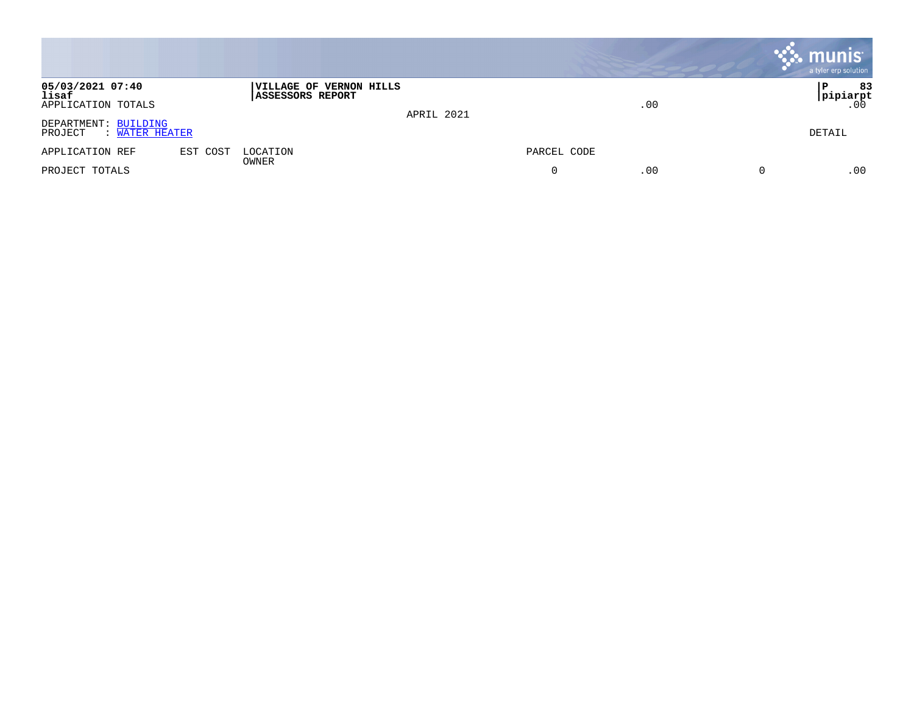05/03/2021 07:40 | VILLAGE OF VERNON HILLS | P 83
lisaf | ASSESSORS REPORT | pipiarpt

APPLICATION TOTALS .00 .00

APRIL 2021

DEPARTMENT: BUILDING
PROJECT : WATER HEATER

DETAIL

| APPLICATION REF | EST COST | LOCATION / OWNER | PARCEL CODE | | | |
|---|---|---|---|---|---|---|
| PROJECT TOTALS | | | 0 | .00 | 0 | .00 |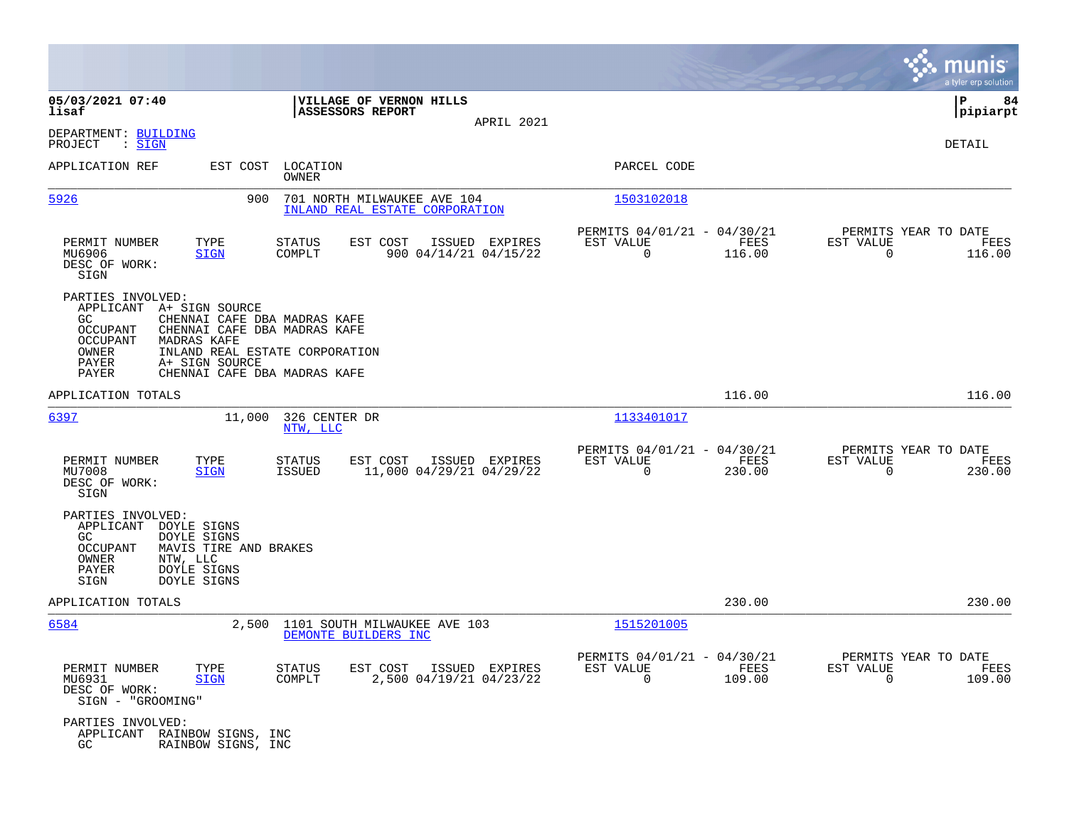**05/03/2021 07:40**
**lisaf**

**VILLAGE OF VERNON HILLS**
**ASSESSORS REPORT**

APRIL 2021

**P 84**
**pipiarpt**

DEPARTMENT: BUILDING
PROJECT : SIGN

DETAIL

| APPLICATION REF | EST COST | LOCATION / OWNER | PARCEL CODE |
|---|---|---|---|
| 5926 | 900 | 701 NORTH MILWAUKEE AVE 104 / INLAND REAL ESTATE CORPORATION | 1503102018 |

| PERMIT NUMBER | TYPE | STATUS | EST COST | ISSUED | EXPIRES | PERMITS 04/01/21 - 04/30/21 EST VALUE | FEES | PERMITS YEAR TO DATE EST VALUE | FEES |
|---|---|---|---|---|---|---|---|---|---|
| MU6906 | SIGN | COMPLT | 900 | 04/14/21 | 04/15/22 | 0 | 116.00 | 0 | 116.00 |

DESC OF WORK:
SIGN

PARTIES INVOLVED:

| | |
|---|---|
| APPLICANT | A+ SIGN SOURCE |
| GC | CHENNAI CAFE DBA MADRAS KAFE |
| OCCUPANT | CHENNAI CAFE DBA MADRAS KAFE |
| OCCUPANT | MADRAS KAFE |
| OWNER | INLAND REAL ESTATE CORPORATION |
| PAYER | A+ SIGN SOURCE |
| PAYER | CHENNAI CAFE DBA MADRAS KAFE |

APPLICATION TOTALS 116.00 116.00

| APPLICATION REF | EST COST | LOCATION / OWNER | PARCEL CODE |
|---|---|---|---|
| 6397 | 11,000 | 326 CENTER DR / NTW, LLC | 1133401017 |

| PERMIT NUMBER | TYPE | STATUS | EST COST | ISSUED | EXPIRES | PERMITS 04/01/21 - 04/30/21 EST VALUE | FEES | PERMITS YEAR TO DATE EST VALUE | FEES |
|---|---|---|---|---|---|---|---|---|---|
| MU7008 | SIGN | ISSUED | 11,000 | 04/29/21 | 04/29/22 | 0 | 230.00 | 0 | 230.00 |

DESC OF WORK:
SIGN

PARTIES INVOLVED:

| | |
|---|---|
| APPLICANT | DOYLE SIGNS |
| GC | DOYLE SIGNS |
| OCCUPANT | MAVIS TIRE AND BRAKES |
| OWNER | NTW, LLC |
| PAYER | DOYLE SIGNS |
| SIGN | DOYLE SIGNS |

APPLICATION TOTALS 230.00 230.00

| APPLICATION REF | EST COST | LOCATION / OWNER | PARCEL CODE |
|---|---|---|---|
| 6584 | 2,500 | 1101 SOUTH MILWAUKEE AVE 103 / DEMONTE BUILDERS INC | 1515201005 |

| PERMIT NUMBER | TYPE | STATUS | EST COST | ISSUED | EXPIRES | PERMITS 04/01/21 - 04/30/21 EST VALUE | FEES | PERMITS YEAR TO DATE EST VALUE | FEES |
|---|---|---|---|---|---|---|---|---|---|
| MU6931 | SIGN | COMPLT | 2,500 | 04/19/21 | 04/23/22 | 0 | 109.00 | 0 | 109.00 |

DESC OF WORK:
SIGN - "GROOMING"

PARTIES INVOLVED:

| | |
|---|---|
| APPLICANT | RAINBOW SIGNS, INC |
| GC | RAINBOW SIGNS, INC |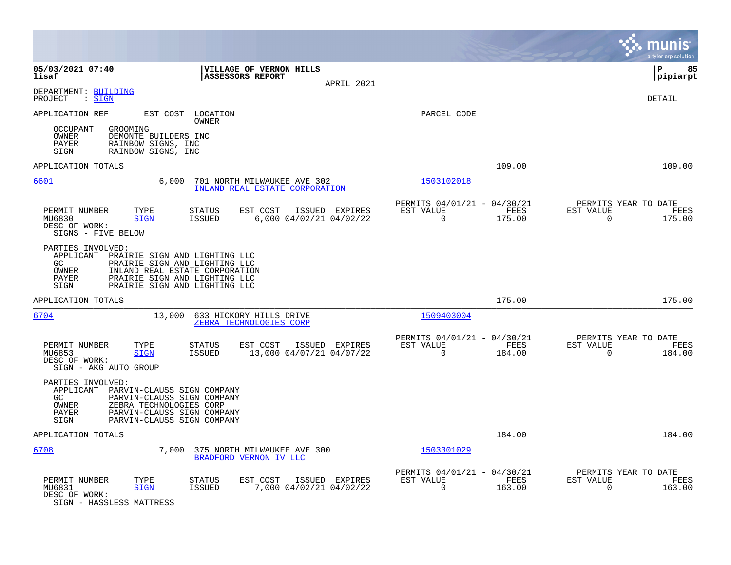05/03/2021 07:40 lisaf

**VILLAGE OF VERNON HILLS**
**ASSESSORS REPORT**
APRIL 2021

pipiarpt

DEPARTMENT: BUILDING
PROJECT : SIGN

DETAIL

APPLICATION REF    EST COST    LOCATION / OWNER    PARCEL CODE

OCCUPANT GROOMING
OWNER DEMONTE BUILDERS INC
PAYER RAINBOW SIGNS, INC
SIGN RAINBOW SIGNS, INC

APPLICATION TOTALS    109.00    109.00

---

**6601**    6,000    701 NORTH MILWAUKEE AVE 302    1503102018
INLAND REAL ESTATE CORPORATION

| PERMIT NUMBER | TYPE | STATUS | EST COST | ISSUED | EXPIRES | PERMITS 04/01/21 - 04/30/21 EST VALUE | FEES | PERMITS YEAR TO DATE EST VALUE | FEES |
|---|---|---|---|---|---|---|---|---|---|
| MU6830 | SIGN | ISSUED | 6,000 | 04/02/21 | 04/02/22 | 0 | 175.00 | 0 | 175.00 |

DESC OF WORK:
SIGNS - FIVE BELOW

PARTIES INVOLVED:
APPLICANT PRAIRIE SIGN AND LIGHTING LLC
GC PRAIRIE SIGN AND LIGHTING LLC
OWNER INLAND REAL ESTATE CORPORATION
PAYER PRAIRIE SIGN AND LIGHTING LLC
SIGN PRAIRIE SIGN AND LIGHTING LLC

APPLICATION TOTALS    175.00    175.00

---

**6704**    13,000    633 HICKORY HILLS DRIVE    1509403004
ZEBRA TECHNOLOGIES CORP

| PERMIT NUMBER | TYPE | STATUS | EST COST | ISSUED | EXPIRES | PERMITS 04/01/21 - 04/30/21 EST VALUE | FEES | PERMITS YEAR TO DATE EST VALUE | FEES |
|---|---|---|---|---|---|---|---|---|---|
| MU6853 | SIGN | ISSUED | 13,000 | 04/07/21 | 04/07/22 | 0 | 184.00 | 0 | 184.00 |

DESC OF WORK:
SIGN - AKG AUTO GROUP

PARTIES INVOLVED:
APPLICANT PARVIN-CLAUSS SIGN COMPANY
GC PARVIN-CLAUSS SIGN COMPANY
OWNER ZEBRA TECHNOLOGIES CORP
PAYER PARVIN-CLAUSS SIGN COMPANY
SIGN PARVIN-CLAUSS SIGN COMPANY

APPLICATION TOTALS    184.00    184.00

---

**6708**    7,000    375 NORTH MILWAUKEE AVE 300    1503301029
BRADFORD VERNON IV LLC

| PERMIT NUMBER | TYPE | STATUS | EST COST | ISSUED | EXPIRES | PERMITS 04/01/21 - 04/30/21 EST VALUE | FEES | PERMITS YEAR TO DATE EST VALUE | FEES |
|---|---|---|---|---|---|---|---|---|---|
| MU6831 | SIGN | ISSUED | 7,000 | 04/02/21 | 04/02/22 | 0 | 163.00 | 0 | 163.00 |

DESC OF WORK:
SIGN - HASSLESS MATTRESS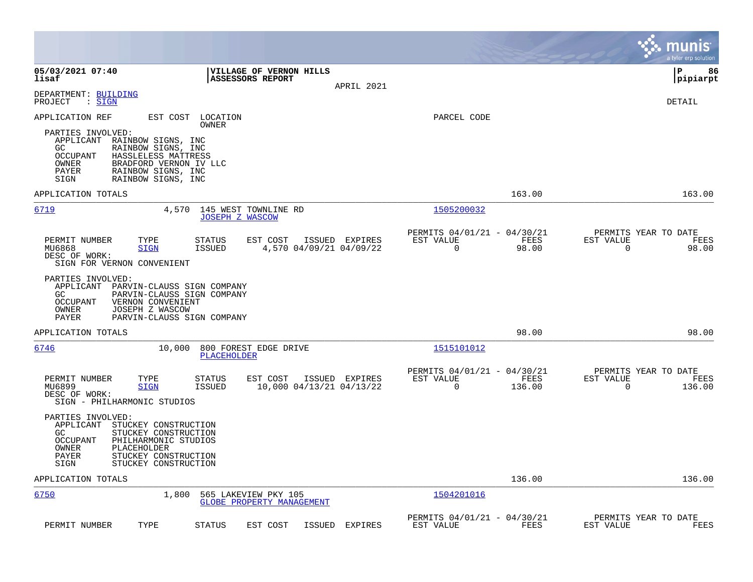DEPARTMENT: BUILDING
PROJECT : SIGN

DETAIL

APPLICATION REF EST COST LOCATION OWNER PARCEL CODE

PARTIES INVOLVED:
- APPLICANT RAINBOW SIGNS, INC
- GC RAINBOW SIGNS, INC
- OCCUPANT HASSLELESS MATTRESS
- OWNER BRADFORD VERNON IV LLC
- PAYER RAINBOW SIGNS, INC
- SIGN RAINBOW SIGNS, INC

APPLICATION TOTALS 163.00 163.00

---

**6719** 4,570 145 WEST TOWNLINE RD — JOSEPH Z WASCOW — 1505200032

| PERMIT NUMBER | TYPE | STATUS | EST COST | ISSUED | EXPIRES | PERMITS 04/01/21 - 04/30/21 EST VALUE | FEES | PERMITS YEAR TO DATE EST VALUE | FEES |
|---|---|---|---|---|---|---|---|---|---|
| MU6868 | SIGN | ISSUED | 4,570 | 04/09/21 | 04/09/22 | 0 | 98.00 | 0 | 98.00 |

DESC OF WORK:
SIGN FOR VERNON CONVENIENT

PARTIES INVOLVED:
- APPLICANT PARVIN-CLAUSS SIGN COMPANY
- GC PARVIN-CLAUSS SIGN COMPANY
- OCCUPANT VERNON CONVENIENT
- OWNER JOSEPH Z WASCOW
- PAYER PARVIN-CLAUSS SIGN COMPANY

APPLICATION TOTALS 98.00 98.00

---

**6746** 10,000 800 FOREST EDGE DRIVE — PLACEHOLDER — 1515101012

| PERMIT NUMBER | TYPE | STATUS | EST COST | ISSUED | EXPIRES | PERMITS 04/01/21 - 04/30/21 EST VALUE | FEES | PERMITS YEAR TO DATE EST VALUE | FEES |
|---|---|---|---|---|---|---|---|---|---|
| MU6899 | SIGN | ISSUED | 10,000 | 04/13/21 | 04/13/22 | 0 | 136.00 | 0 | 136.00 |

DESC OF WORK:
SIGN - PHILHARMONIC STUDIOS

PARTIES INVOLVED:
- APPLICANT STUCKEY CONSTRUCTION
- GC STUCKEY CONSTRUCTION
- OCCUPANT PHILHARMONIC STUDIOS
- OWNER PLACEHOLDER
- PAYER STUCKEY CONSTRUCTION
- SIGN STUCKEY CONSTRUCTION

APPLICATION TOTALS 136.00 136.00

---

**6750** 1,800 565 LAKEVIEW PKY 105 — GLOBE PROPERTY MANAGEMENT — 1504201016

| PERMIT NUMBER | TYPE | STATUS | EST COST | ISSUED | EXPIRES | PERMITS 04/01/21 - 04/30/21 EST VALUE | FEES | PERMITS YEAR TO DATE EST VALUE | FEES |
|---|---|---|---|---|---|---|---|---|---|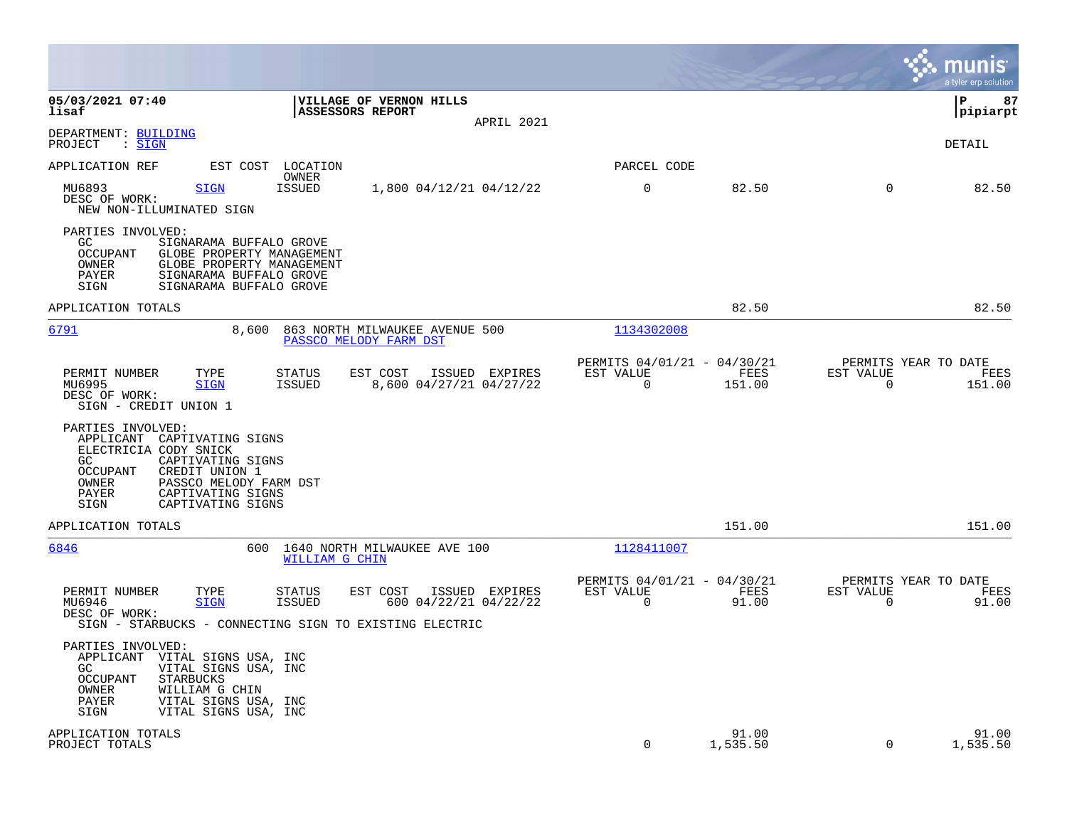**05/03/2021 07:40**
**lisaf**

**VILLAGE OF VERNON HILLS**
**ASSESSORS REPORT**
APRIL 2021

**P 87**
**pipiarpt**

DEPARTMENT: BUILDING
PROJECT : SIGN

DETAIL

| APPLICATION REF | EST COST | LOCATION / OWNER | | | PARCEL CODE | | | |
|---|---|---|---|---|---|---|---|---|
| MU6893 | SIGN | ISSUED | 1,800 04/12/21 04/12/22 | | 0 | 82.50 | 0 | 82.50 |

DESC OF WORK:
NEW NON-ILLUMINATED SIGN

PARTIES INVOLVED:
- GC: SIGNARAMA BUFFALO GROVE
- OCCUPANT: GLOBE PROPERTY MANAGEMENT
- OWNER: GLOBE PROPERTY MANAGEMENT
- PAYER: SIGNARAMA BUFFALO GROVE
- SIGN: SIGNARAMA BUFFALO GROVE

APPLICATION TOTALS — 82.50 — 82.50

---

**6791** — 8,600 — 863 NORTH MILWAUKEE AVENUE 500 — PASSCO MELODY FARM DST — 1134302008

| PERMIT NUMBER | TYPE | STATUS | EST COST | ISSUED | EXPIRES | PERMITS 04/01/21 - 04/30/21 EST VALUE | FEES | PERMITS YEAR TO DATE EST VALUE | FEES |
|---|---|---|---|---|---|---|---|---|---|
| MU6995 | SIGN | ISSUED | 8,600 | 04/27/21 | 04/27/22 | 0 | 151.00 | 0 | 151.00 |

DESC OF WORK:
SIGN - CREDIT UNION 1

PARTIES INVOLVED:
- APPLICANT: CAPTIVATING SIGNS
- ELECTRICIA: CODY SNICK
- GC: CAPTIVATING SIGNS
- OCCUPANT: CREDIT UNION 1
- OWNER: PASSCO MELODY FARM DST
- PAYER: CAPTIVATING SIGNS
- SIGN: CAPTIVATING SIGNS

APPLICATION TOTALS — 151.00 — 151.00

---

**6846** — 600 — 1640 NORTH MILWAUKEE AVE 100 — WILLIAM G CHIN — 1128411007

| PERMIT NUMBER | TYPE | STATUS | EST COST | ISSUED | EXPIRES | PERMITS 04/01/21 - 04/30/21 EST VALUE | FEES | PERMITS YEAR TO DATE EST VALUE | FEES |
|---|---|---|---|---|---|---|---|---|---|
| MU6946 | SIGN | ISSUED | 600 | 04/22/21 | 04/22/22 | 0 | 91.00 | 0 | 91.00 |

DESC OF WORK:
SIGN - STARBUCKS - CONNECTING SIGN TO EXISTING ELECTRIC

PARTIES INVOLVED:
- APPLICANT: VITAL SIGNS USA, INC
- GC: VITAL SIGNS USA, INC
- OCCUPANT: STARBUCKS
- OWNER: WILLIAM G CHIN
- PAYER: VITAL SIGNS USA, INC
- SIGN: VITAL SIGNS USA, INC

| | EST VALUE | FEES | EST VALUE | FEES |
|---|---|---|---|---|
| APPLICATION TOTALS | | 91.00 | | 91.00 |
| PROJECT TOTALS | 0 | 1,535.50 | 0 | 1,535.50 |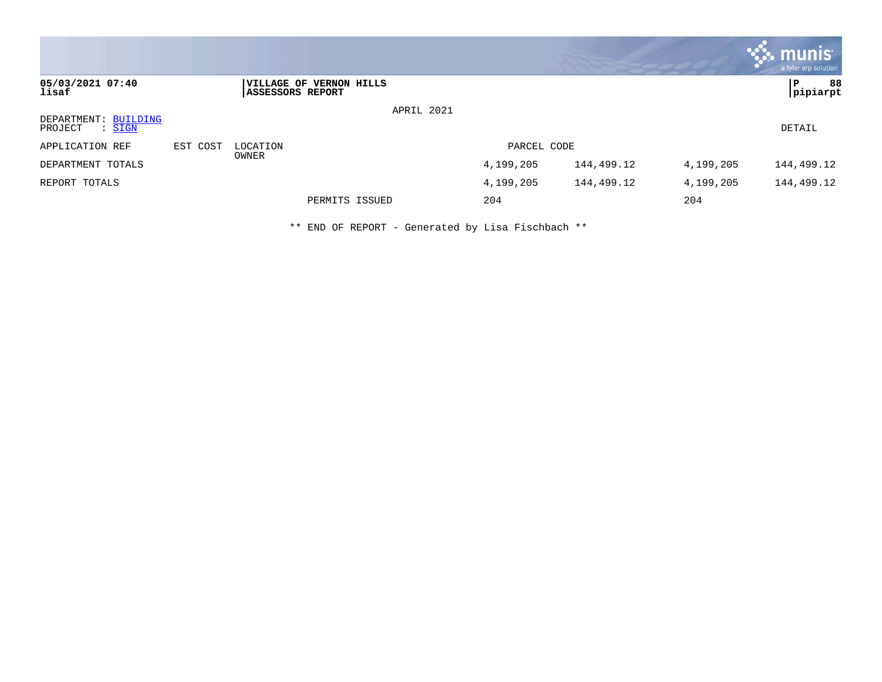**05/03/2021 07:40**
**lisaf**

**VILLAGE OF VERNON HILLS**
**ASSESSORS REPORT**

**P 88**
**pipiarpt**

APRIL 2021

DEPARTMENT: BUILDING
PROJECT : SIGN

DETAIL

| APPLICATION REF | EST COST | LOCATION<br>OWNER | | PARCEL CODE | | | |
|---|---|---|---|---|---|---|---|
| DEPARTMENT TOTALS | | | | 4,199,205 | 144,499.12 | 4,199,205 | 144,499.12 |
| REPORT TOTALS | | | | 4,199,205 | 144,499.12 | 4,199,205 | 144,499.12 |
| | | | PERMITS ISSUED | 204 | | 204 | |

** END OF REPORT - Generated by Lisa Fischbach **